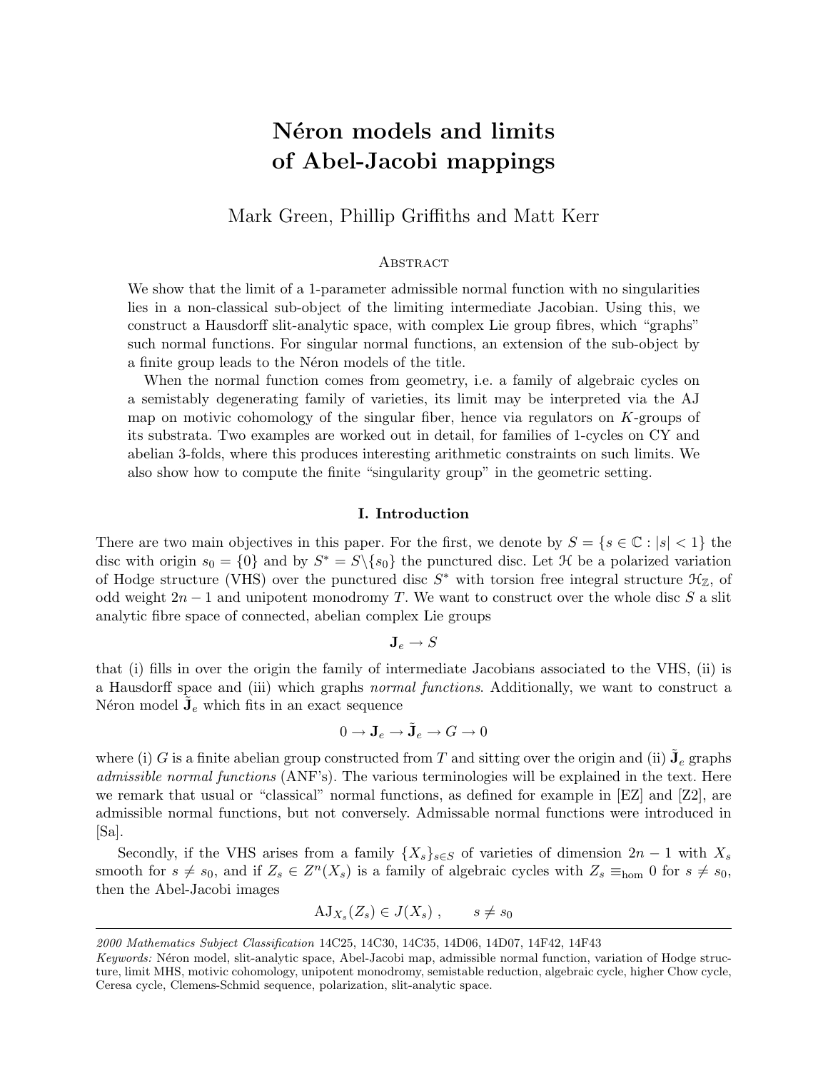# Néron models and limits of Abel-Jacobi mappings

Mark Green, Phillip Griffiths and Matt Kerr

## Abstract

We show that the limit of a 1-parameter admissible normal function with no singularities lies in a non-classical sub-object of the limiting intermediate Jacobian. Using this, we construct a Hausdorff slit-analytic space, with complex Lie group fibres, which "graphs" such normal functions. For singular normal functions, an extension of the sub-object by a finite group leads to the Néron models of the title.

When the normal function comes from geometry, i.e. a family of algebraic cycles on a semistably degenerating family of varieties, its limit may be interpreted via the AJ map on motivic cohomology of the singular fiber, hence via regulators on $K$-groups of its substrata. Two examples are worked out in detail, for families of 1-cycles on CY and abelian 3-folds, where this produces interesting arithmetic constraints on such limits. We also show how to compute the finite "singularity group" in the geometric setting.

## I. Introduction

There are two main objectives in this paper. For the first, we denote by $S = \{s \in \mathbb{C} : |s| < 1\}$ the disc with origin $s_0 = \{0\}$ and by $S^* = S \backslash \{s_0\}$ the punctured disc. Let $\mathcal{H}$ be a polarized variation of Hodge structure (VHS) over the punctured disc $S^*$ with torsion free integral structure $\mathcal{H}_{\mathbb{Z}}$, of odd weight $2n-1$ and unipotent monodromy $T$. We want to construct over the whole disc $S$ a slit analytic fibre space of connected, abelian complex Lie groups

$$\mathbf{J}_e \to S$$

that (i) fills in over the origin the family of intermediate Jacobians associated to the VHS, (ii) is a Hausdorff space and (iii) which graphs *normal functions*. Additionally, we want to construct a Néron model $\tilde{\mathbf{J}}_e$ which fits in an exact sequence

$$0 \to \mathbf{J}_e \to \tilde{\mathbf{J}}_e \to G \to 0$$

where (i) $G$ is a finite abelian group constructed from $T$ and sitting over the origin and (ii) $\tilde{\mathbf{J}}_e$ graphs *admissible normal functions* (ANF's). The various terminologies will be explained in the text. Here we remark that usual or "classical" normal functions, as defined for example in [EZ] and [Z2], are admissible normal functions, but not conversely. Admissable normal functions were introduced in [Sa].

Secondly, if the VHS arises from a family $\{X_s\}_{s \in S}$ of varieties of dimension $2n-1$ with $X_s$ smooth for $s \neq s_0$, and if $Z_s \in Z^n(X_s)$ is a family of algebraic cycles with $Z_s \equiv_{\text{hom}} 0$ for $s \neq s_0$, then the Abel-Jacobi images

$$\text{AJ}_{X_s}(Z_s) \in J(X_s) \, , \qquad s \neq s_0$$

*2000 Mathematics Subject Classification* 14C25, 14C30, 14C35, 14D06, 14D07, 14F42, 14F43

*Keywords:* Néron model, slit-analytic space, Abel-Jacobi map, admissible normal function, variation of Hodge structure, limit MHS, motivic cohomology, unipotent monodromy, semistable reduction, algebraic cycle, higher Chow cycle, Ceresa cycle, Clemens-Schmid sequence, polarization, slit-analytic space.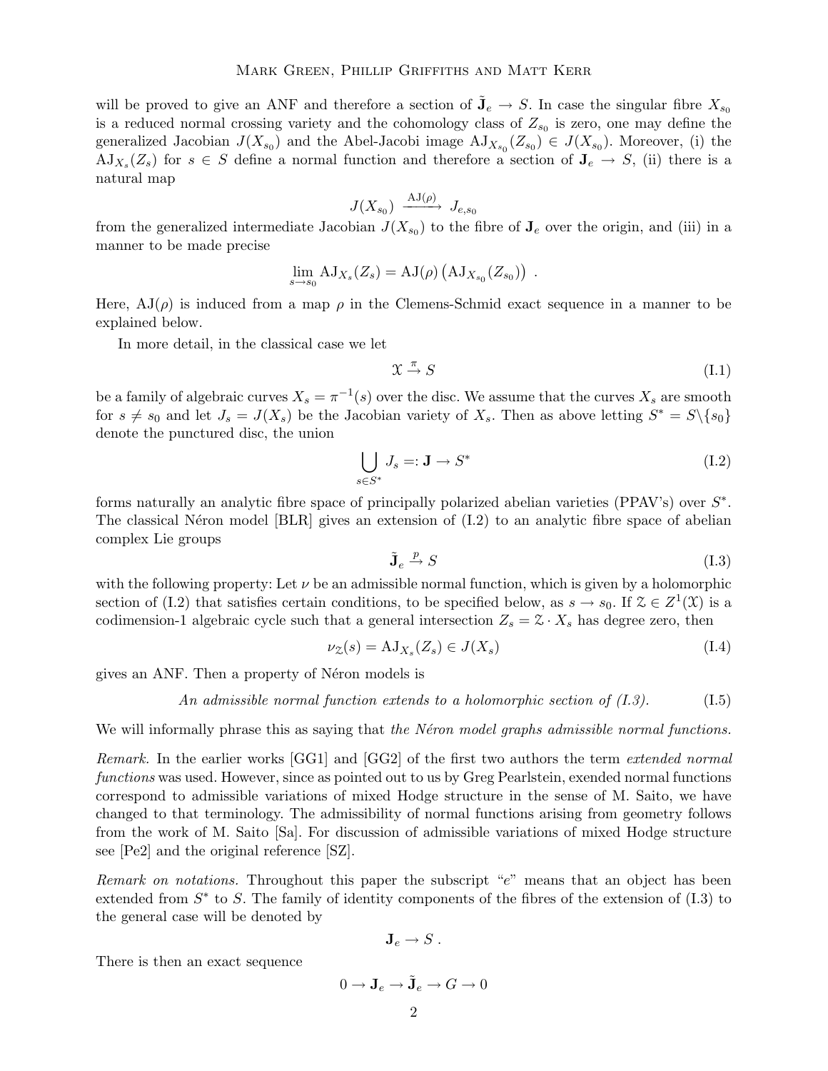will be proved to give an ANF and therefore a section of $\tilde{\mathbf{J}}_e \to S$. In case the singular fibre $X_{s_0}$ is a reduced normal crossing variety and the cohomology class of $Z_{s_0}$ is zero, one may define the generalized Jacobian $J(X_{s_0})$ and the Abel-Jacobi image $\mathrm{AJ}_{X_{s_0}}(Z_{s_0}) \in J(X_{s_0})$. Moreover, (i) the $\mathrm{AJ}_{X_s}(Z_s)$ for $s \in S$ define a normal function and therefore a section of $\mathbf{J}_e \to S$, (ii) there is a natural map

$$J(X_{s_0}) \xrightarrow{\mathrm{AJ}(\rho)} J_{e,s_0}$$

from the generalized intermediate Jacobian $J(X_{s_0})$ to the fibre of $\mathbf{J}_e$ over the origin, and (iii) in a manner to be made precise

$$\lim_{s \to s_0} \mathrm{AJ}_{X_s}(Z_s) = \mathrm{AJ}(\rho)\left(\mathrm{AJ}_{X_{s_0}}(Z_{s_0})\right) .$$

Here, $\mathrm{AJ}(\rho)$ is induced from a map $\rho$ in the Clemens-Schmid exact sequence in a manner to be explained below.

In more detail, in the classical case we let

$$\mathcal{X} \xrightarrow{\pi} S \tag{I.1}$$

be a family of algebraic curves $X_s = \pi^{-1}(s)$ over the disc. We assume that the curves $X_s$ are smooth for $s \neq s_0$ and let $J_s = J(X_s)$ be the Jacobian variety of $X_s$. Then as above letting $S^* = S \backslash \{s_0\}$ denote the punctured disc, the union

$$\bigcup_{s \in S^*} J_s =: \mathbf{J} \to S^* \tag{I.2}$$

forms naturally an analytic fibre space of principally polarized abelian varieties (PPAV's) over $S^*$. The classical Néron model [BLR] gives an extension of (I.2) to an analytic fibre space of abelian complex Lie groups

$$\tilde{\mathbf{J}}_e \xrightarrow{p} S \tag{I.3}$$

with the following property: Let $\nu$ be an admissible normal function, which is given by a holomorphic section of (I.2) that satisfies certain conditions, to be specified below, as $s \to s_0$. If $\mathcal{Z} \in Z^1(\mathcal{X})$ is a codimension-1 algebraic cycle such that a general intersection $Z_s = \mathcal{Z} \cdot X_s$ has degree zero, then

$$\nu_{\mathcal{Z}}(s) = \mathrm{AJ}_{X_s}(Z_s) \in J(X_s) \tag{I.4}$$

gives an ANF. Then a property of Néron models is

$$\textit{An admissible normal function extends to a holomorphic section of (I.3).} \tag{I.5}$$

We will informally phrase this as saying that *the Néron model graphs admissible normal functions.*

*Remark.* In the earlier works [GG1] and [GG2] of the first two authors the term *extended normal functions* was used. However, since as pointed out to us by Greg Pearlstein, exended normal functions correspond to admissible variations of mixed Hodge structure in the sense of M. Saito, we have changed to that terminology. The admissibility of normal functions arising from geometry follows from the work of M. Saito [Sa]. For discussion of admissible variations of mixed Hodge structure see [Pe2] and the original reference [SZ].

*Remark on notations.* Throughout this paper the subscript "$e$" means that an object has been extended from $S^*$ to $S$. The family of identity components of the fibres of the extension of (I.3) to the general case will be denoted by

$$\mathbf{J}_e \to S .$$

There is then an exact sequence

$$0 \to \mathbf{J}_e \to \tilde{\mathbf{J}}_e \to G \to 0$$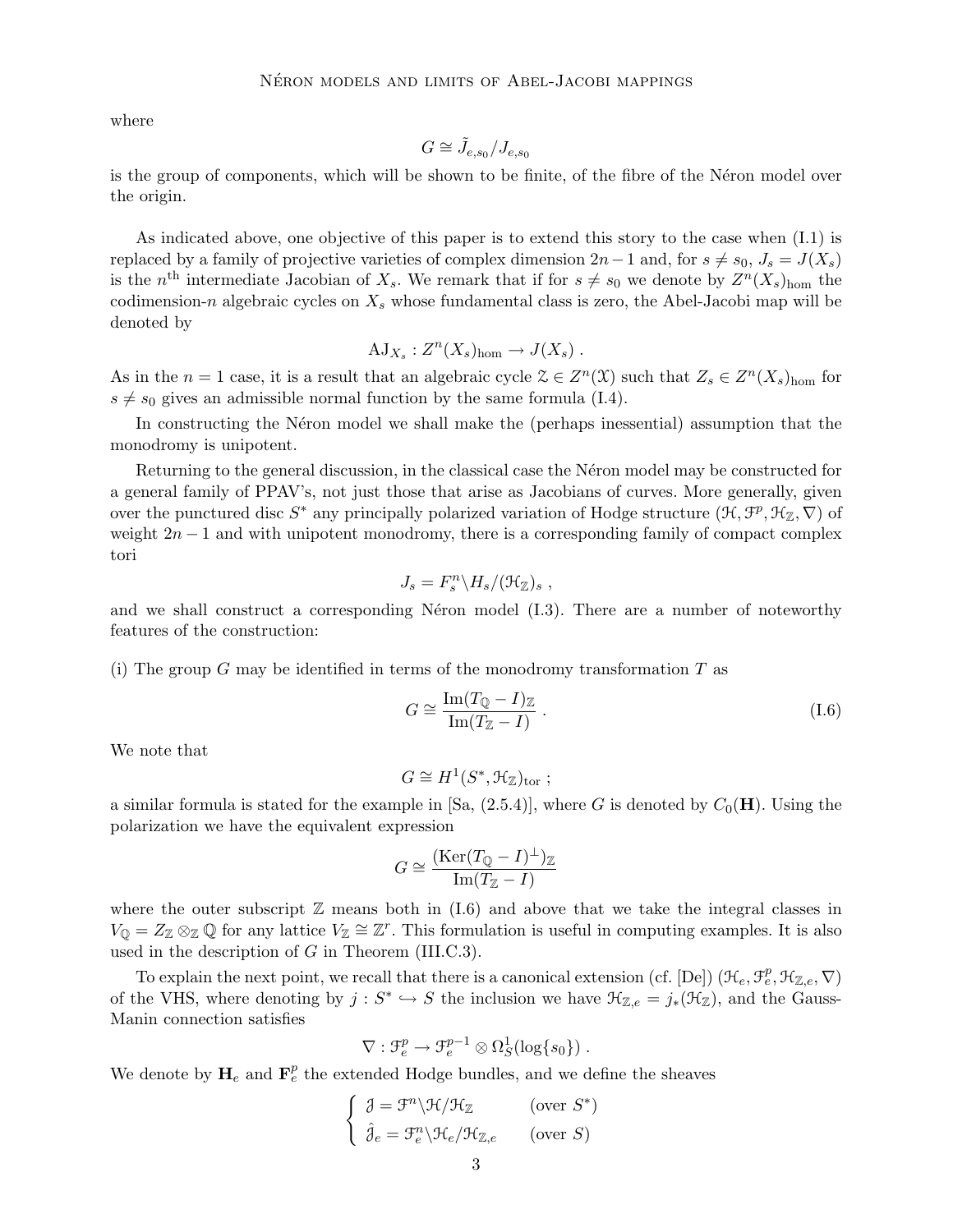where

$$G \cong \tilde{J}_{e,s_0}/J_{e,s_0}$$

is the group of components, which will be shown to be finite, of the fibre of the Néron model over the origin.

As indicated above, one objective of this paper is to extend this story to the case when (I.1) is replaced by a family of projective varieties of complex dimension $2n-1$ and, for $s \neq s_0$, $J_s = J(X_s)$ is the $n^{\text{th}}$ intermediate Jacobian of $X_s$. We remark that if for $s \neq s_0$ we denote by $Z^n(X_s)_{\text{hom}}$ the codimension-$n$ algebraic cycles on $X_s$ whose fundamental class is zero, the Abel-Jacobi map will be denoted by

$$\mathrm{AJ}_{X_s} : Z^n(X_s)_{\text{hom}} \to J(X_s) \ .$$

As in the $n=1$ case, it is a result that an algebraic cycle $\mathcal{Z} \in Z^n(\mathcal{X})$ such that $Z_s \in Z^n(X_s)_{\text{hom}}$ for $s \neq s_0$ gives an admissible normal function by the same formula (I.4).

In constructing the Néron model we shall make the (perhaps inessential) assumption that the monodromy is unipotent.

Returning to the general discussion, in the classical case the Néron model may be constructed for a general family of PPAV's, not just those that arise as Jacobians of curves. More generally, given over the punctured disc $S^*$ any principally polarized variation of Hodge structure $(\mathcal{H}, \mathcal{F}^p, \mathcal{H}_{\mathbb{Z}}, \nabla)$ of weight $2n-1$ and with unipotent monodromy, there is a corresponding family of compact complex tori

$$J_s = F^n_s \backslash H_s / (\mathcal{H}_{\mathbb{Z}})_s \ ,$$

and we shall construct a corresponding Néron model (I.3). There are a number of noteworthy features of the construction:

(i) The group $G$ may be identified in terms of the monodromy transformation $T$ as

$$G \cong \frac{\mathrm{Im}(T_{\mathbb{Q}} - I)_{\mathbb{Z}}}{\mathrm{Im}(T_{\mathbb{Z}} - I)} \ . \tag{I.6}$$

We note that

$$G \cong H^1(S^*, \mathcal{H}_{\mathbb{Z}})_{\text{tor}} \ ;$$

a similar formula is stated for the example in [Sa, (2.5.4)], where $G$ is denoted by $C_0(\mathbf{H})$. Using the polarization we have the equivalent expression

$$G \cong \frac{(\mathrm{Ker}(T_{\mathbb{Q}} - I)^{\perp})_{\mathbb{Z}}}{\mathrm{Im}(T_{\mathbb{Z}} - I)}$$

where the outer subscript $\mathbb{Z}$ means both in (I.6) and above that we take the integral classes in $V_{\mathbb{Q}} = Z_{\mathbb{Z}} \otimes_{\mathbb{Z}} \mathbb{Q}$ for any lattice $V_{\mathbb{Z}} \cong \mathbb{Z}^r$. This formulation is useful in computing examples. It is also used in the description of $G$ in Theorem (III.C.3).

To explain the next point, we recall that there is a canonical extension (cf. [De]) $(\mathcal{H}_e, \mathcal{F}^p_e, \mathcal{H}_{\mathbb{Z},e}, \nabla)$ of the VHS, where denoting by $j : S^* \hookrightarrow S$ the inclusion we have $\mathcal{H}_{\mathbb{Z},e} = j_*(\mathcal{H}_{\mathbb{Z}})$, and the Gauss-Manin connection satisfies

$$\nabla : \mathcal{F}^p_e \to \mathcal{F}^{p-1}_e \otimes \Omega^1_S(\log\{s_0\}) \ .$$

We denote by $\mathbf{H}_e$ and $\mathbf{F}^p_e$ the extended Hodge bundles, and we define the sheaves

$$\begin{cases} \mathcal{J} = \mathcal{F}^n \backslash \mathcal{H} / \mathcal{H}_{\mathbb{Z}} & \text{(over } S^*) \\ \hat{\mathcal{J}}_e = \mathcal{F}^n_e \backslash \mathcal{H}_e / \mathcal{H}_{\mathbb{Z},e} & \text{(over } S) \end{cases}$$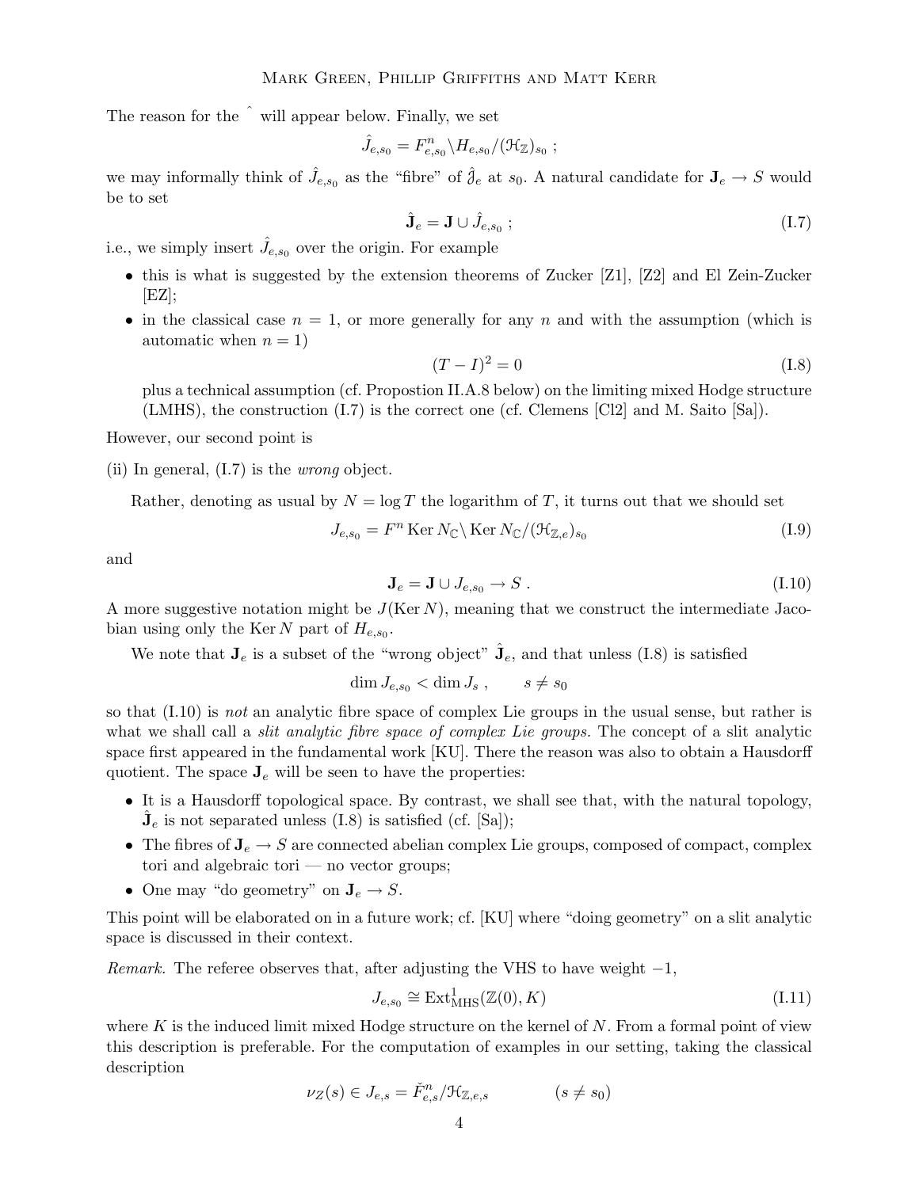The reason for the $\hat{}$ will appear below. Finally, we set

$$\hat{J}_{e,s_0} = F^n_{e,s_0} \backslash H_{e,s_0} / (\mathcal{H}_{\mathbb{Z}})_{s_0} \ ;$$

we may informally think of $\hat{J}_{e,s_0}$ as the "fibre" of $\hat{\mathcal{J}}_e$ at $s_0$. A natural candidate for $\mathbf{J}_e \to S$ would be to set

$$\hat{\mathbf{J}}_e = \mathbf{J} \cup \hat{J}_{e,s_0} \ ; \tag{I.7}$$

i.e., we simply insert $\hat{J}_{e,s_0}$ over the origin. For example

- this is what is suggested by the extension theorems of Zucker [Z1], [Z2] and El Zein-Zucker [EZ];
- in the classical case $n = 1$, or more generally for any $n$ and with the assumption (which is automatic when $n = 1$)

$$(T - I)^2 = 0 \tag{I.8}$$

  plus a technical assumption (cf. Propostion II.A.8 below) on the limiting mixed Hodge structure (LMHS), the construction (I.7) is the correct one (cf. Clemens [Cl2] and M. Saito [Sa]).

However, our second point is

(ii) In general, (I.7) is the *wrong* object.

Rather, denoting as usual by $N = \log T$ the logarithm of $T$, it turns out that we should set

$$J_{e,s_0} = F^n \operatorname{Ker} N_{\mathbb{C}} \backslash \operatorname{Ker} N_{\mathbb{C}} / (\mathcal{H}_{\mathbb{Z},e})_{s_0} \tag{I.9}$$

and

$$\mathbf{J}_e = \mathbf{J} \cup J_{e,s_0} \to S \ . \tag{I.10}$$

A more suggestive notation might be $J(\operatorname{Ker} N)$, meaning that we construct the intermediate Jacobian using only the $\operatorname{Ker} N$ part of $H_{e,s_0}$.

We note that $\mathbf{J}_e$ is a subset of the "wrong object" $\hat{\mathbf{J}}_e$, and that unless (I.8) is satisfied

$$\dim J_{e,s_0} < \dim J_s \ , \qquad s \neq s_0$$

so that (I.10) is *not* an analytic fibre space of complex Lie groups in the usual sense, but rather is what we shall call a *slit analytic fibre space of complex Lie groups.* The concept of a slit analytic space first appeared in the fundamental work [KU]. There the reason was also to obtain a Hausdorff quotient. The space $\mathbf{J}_e$ will be seen to have the properties:

- It is a Hausdorff topological space. By contrast, we shall see that, with the natural topology, $\hat{\mathbf{J}}_e$ is not separated unless (I.8) is satisfied (cf. [Sa]);
- The fibres of $\mathbf{J}_e \to S$ are connected abelian complex Lie groups, composed of compact, complex tori and algebraic tori — no vector groups;
- One may "do geometry" on $\mathbf{J}_e \to S$.

This point will be elaborated on in a future work; cf. [KU] where "doing geometry" on a slit analytic space is discussed in their context.

*Remark.* The referee observes that, after adjusting the VHS to have weight $-1$,

$$J_{e,s_0} \cong \operatorname{Ext}^1_{\mathrm{MHS}}(\mathbb{Z}(0), K) \tag{I.11}$$

where $K$ is the induced limit mixed Hodge structure on the kernel of $N$. From a formal point of view this description is preferable. For the computation of examples in our setting, taking the classical description

$$\nu_Z(s) \in J_{e,s} = \check{F}^n_{e,s} / \mathcal{H}_{\mathbb{Z},e,s} \qquad\qquad (s \neq s_0)$$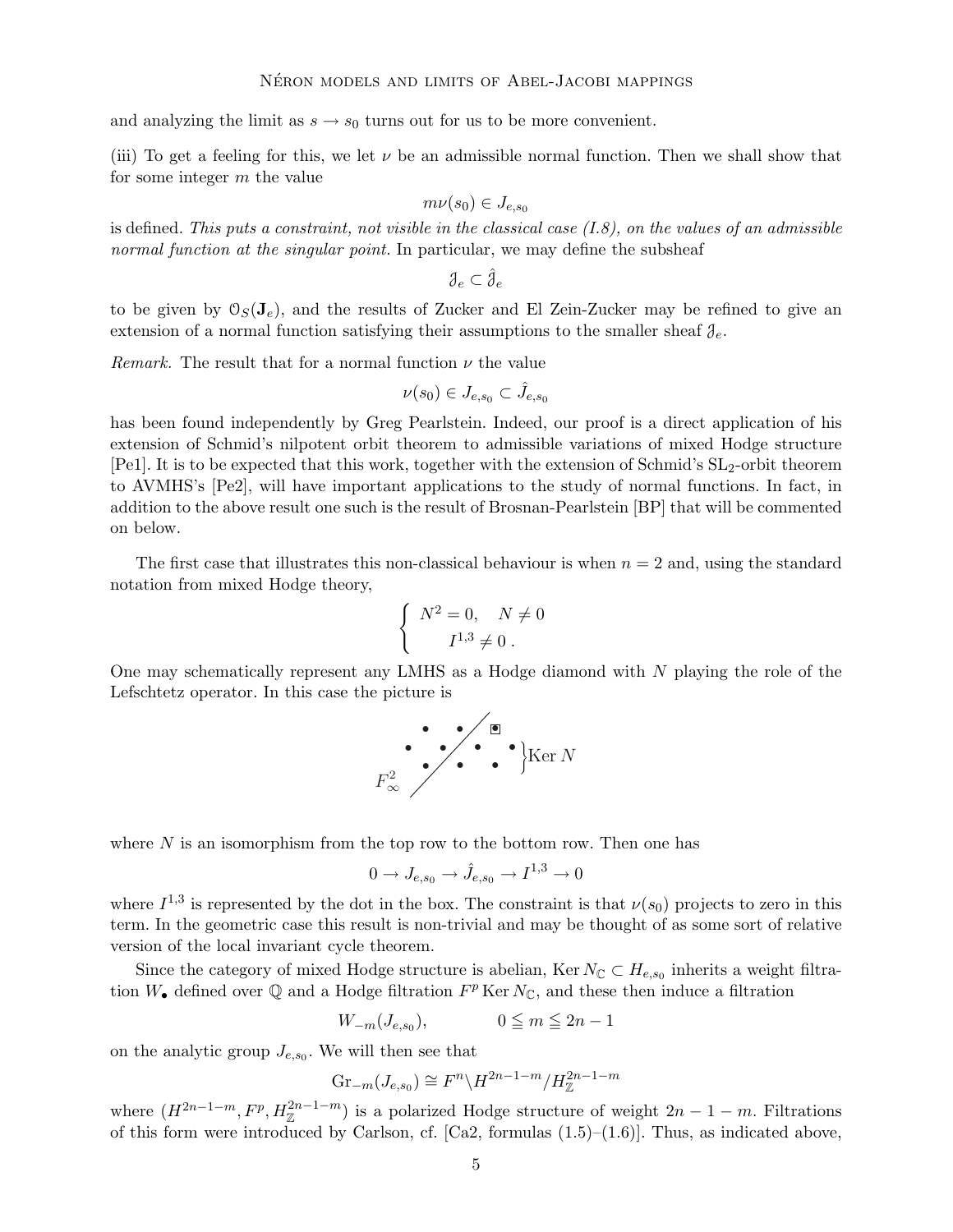and analyzing the limit as $s \to s_0$ turns out for us to be more convenient.

(iii) To get a feeling for this, we let $\nu$ be an admissible normal function. Then we shall show that for some integer $m$ the value

$$m\nu(s_0) \in J_{e,s_0}$$

is defined. *This puts a constraint, not visible in the classical case (I.8), on the values of an admissible normal function at the singular point.* In particular, we may define the subsheaf

$$\mathcal{J}_e \subset \hat{\mathcal{J}}_e$$

to be given by $\mathcal{O}_S(\mathbf{J}_e)$, and the results of Zucker and El Zein-Zucker may be refined to give an extension of a normal function satisfying their assumptions to the smaller sheaf $\mathcal{J}_e$.

*Remark.* The result that for a normal function $\nu$ the value

$$\nu(s_0) \in J_{e,s_0} \subset \hat{J}_{e,s_0}$$

has been found independently by Greg Pearlstein. Indeed, our proof is a direct application of his extension of Schmid's nilpotent orbit theorem to admissible variations of mixed Hodge structure [Pe1]. It is to be expected that this work, together with the extension of Schmid's $\mathrm{SL}_2$-orbit theorem to AVMHS's [Pe2], will have important applications to the study of normal functions. In fact, in addition to the above result one such is the result of Brosnan-Pearlstein [BP] that will be commented on below.

The first case that illustrates this non-classical behaviour is when $n = 2$ and, using the standard notation from mixed Hodge theory,

$$\begin{cases} N^2 = 0, \quad N \neq 0 \\ \quad I^{1,3} \neq 0 \,. \end{cases}$$

One may schematically represent any LMHS as a Hodge diamond with $N$ playing the role of the Lefschetz operator. In this case the picture is

$F^2_\infty$ } Ker $N$

where $N$ is an isomorphism from the top row to the bottom row. Then one has

$$0 \to J_{e,s_0} \to \hat{J}_{e,s_0} \to I^{1,3} \to 0$$

where $I^{1,3}$ is represented by the dot in the box. The constraint is that $\nu(s_0)$ projects to zero in this term. In the geometric case this result is non-trivial and may be thought of as some sort of relative version of the local invariant cycle theorem.

Since the category of mixed Hodge structure is abelian, $\operatorname{Ker} N_{\mathbb{C}} \subset H_{e,s_0}$ inherits a weight filtration $W_\bullet$ defined over $\mathbb{Q}$ and a Hodge filtration $F^p \operatorname{Ker} N_{\mathbb{C}}$, and these then induce a filtration

$$W_{-m}(J_{e,s_0}), \qquad\qquad 0 \leqq m \leqq 2n-1$$

on the analytic group $J_{e,s_0}$. We will then see that

$$\operatorname{Gr}_{-m}(J_{e,s_0}) \cong F^n \backslash H^{2n-1-m} / H^{2n-1-m}_{\mathbb{Z}}$$

where $(H^{2n-1-m}, F^p, H^{2n-1-m}_{\mathbb{Z}})$ is a polarized Hodge structure of weight $2n-1-m$. Filtrations of this form were introduced by Carlson, cf. [Ca2, formulas (1.5)–(1.6)]. Thus, as indicated above,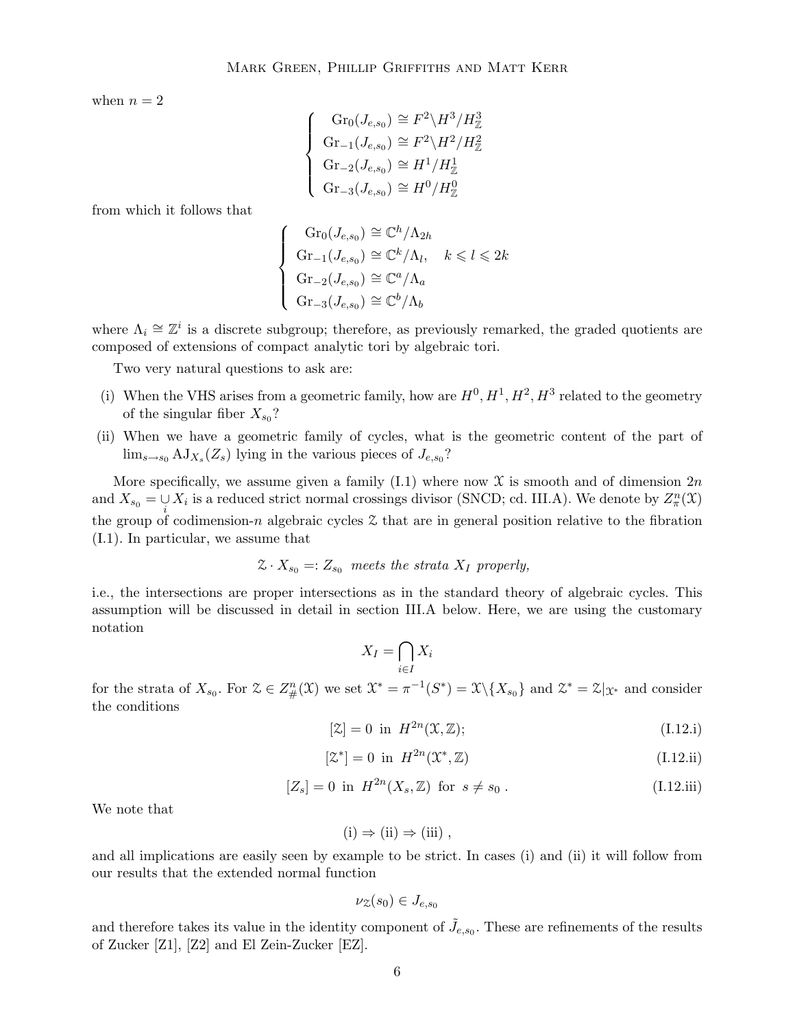when $n = 2$

$$
\begin{cases}
\quad \mathrm{Gr}_0(J_{e,s_0}) \cong F^2 \backslash H^3 / H^3_{\mathbb{Z}} \\
\mathrm{Gr}_{-1}(J_{e,s_0}) \cong F^2 \backslash H^2 / H^2_{\mathbb{Z}} \\
\mathrm{Gr}_{-2}(J_{e,s_0}) \cong H^1 / H^1_{\mathbb{Z}} \\
\mathrm{Gr}_{-3}(J_{e,s_0}) \cong H^0 / H^0_{\mathbb{Z}}
\end{cases}
$$

from which it follows that

$$
\begin{cases}
\quad \mathrm{Gr}_0(J_{e,s_0}) \cong \mathbb{C}^h / \Lambda_{2h} \\
\mathrm{Gr}_{-1}(J_{e,s_0}) \cong \mathbb{C}^k / \Lambda_l, \quad k \leqslant l \leqslant 2k \\
\mathrm{Gr}_{-2}(J_{e,s_0}) \cong \mathbb{C}^a / \Lambda_a \\
\mathrm{Gr}_{-3}(J_{e,s_0}) \cong \mathbb{C}^b / \Lambda_b
\end{cases}
$$

where $\Lambda_i \cong \mathbb{Z}^i$ is a discrete subgroup; therefore, as previously remarked, the graded quotients are composed of extensions of compact analytic tori by algebraic tori.

Two very natural questions to ask are:

(i) When the VHS arises from a geometric family, how are $H^0, H^1, H^2, H^3$ related to the geometry of the singular fiber $X_{s_0}$?

(ii) When we have a geometric family of cycles, what is the geometric content of the part of $\lim_{s \to s_0} \mathrm{AJ}_{X_s}(Z_s)$ lying in the various pieces of $J_{e,s_0}$?

More specifically, we assume given a family (I.1) where now $\mathcal{X}$ is smooth and of dimension $2n$ and $X_{s_0} = \underset{i}{\cup} X_i$ is a reduced strict normal crossings divisor (SNCD; cd. III.A). We denote by $Z^n_\pi(\mathcal{X})$ the group of codimension-$n$ algebraic cycles $\mathcal{Z}$ that are in general position relative to the fibration (I.1). In particular, we assume that

$$\mathcal{Z} \cdot X_{s_0} =: Z_{s_0} \ \textit{meets the strata } X_I \textit{ properly,}$$

i.e., the intersections are proper intersections as in the standard theory of algebraic cycles. This assumption will be discussed in detail in section III.A below. Here, we are using the customary notation

$$X_I = \bigcap_{i \in I} X_i$$

for the strata of $X_{s_0}$. For $\mathcal{Z} \in Z^n_\#(\mathcal{X})$ we set $\mathcal{X}^* = \pi^{-1}(S^*) = \mathcal{X} \backslash \{X_{s_0}\}$ and $\mathcal{Z}^* = \mathcal{Z}|_{\mathcal{X}^*}$ and consider the conditions

$$[\mathcal{Z}] = 0 \ \text{ in } \ H^{2n}(\mathcal{X}, \mathbb{Z}); \tag{I.12.i}$$

$$[\mathcal{Z}^*] = 0 \ \text{ in } \ H^{2n}(\mathcal{X}^*, \mathbb{Z}) \tag{I.12.ii}$$

$$[Z_s] = 0 \ \text{ in } \ H^{2n}(X_s, \mathbb{Z}) \ \text{ for } \ s \neq s_0\,. \tag{I.12.iii}$$

We note that

$$\text{(i)} \Rightarrow \text{(ii)} \Rightarrow \text{(iii)}\ ,$$

and all implications are easily seen by example to be strict. In cases (i) and (ii) it will follow from our results that the extended normal function

$$\nu_{\mathcal{Z}}(s_0) \in J_{e,s_0}$$

and therefore takes its value in the identity component of $\tilde{J}_{e,s_0}$. These are refinements of the results of Zucker [Z1], [Z2] and El Zein-Zucker [EZ].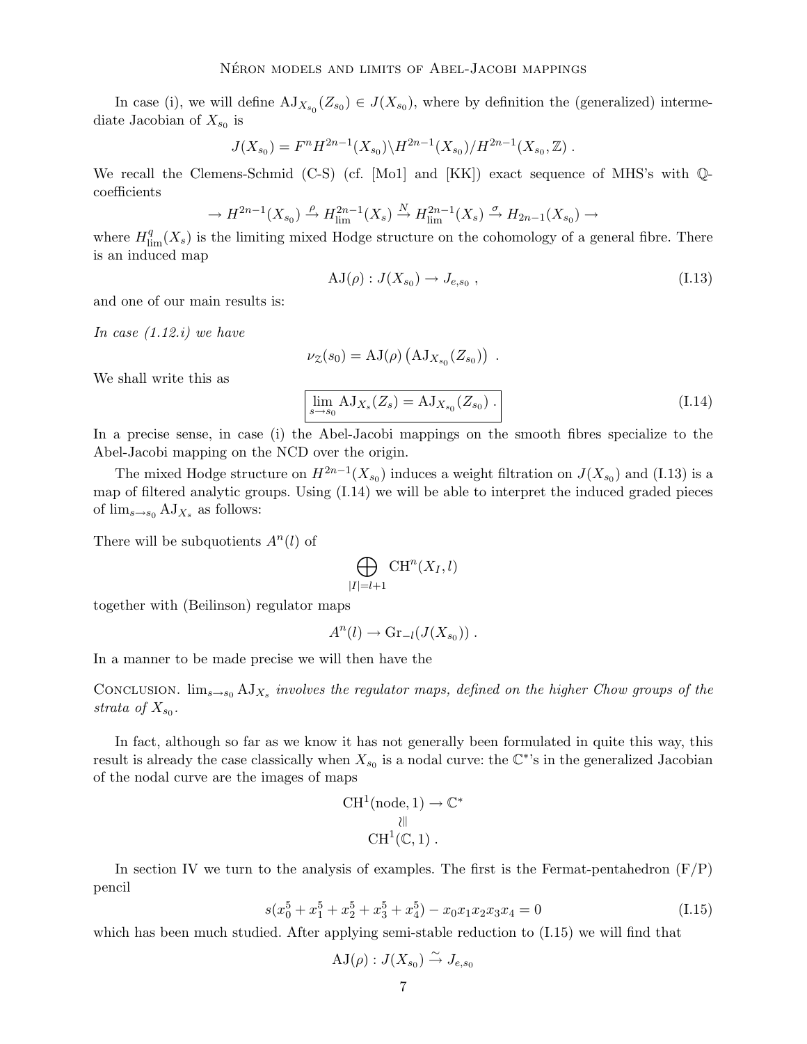In case (i), we will define $\mathrm{AJ}_{X_{s_0}}(Z_{s_0}) \in J(X_{s_0})$, where by definition the (generalized) intermediate Jacobian of $X_{s_0}$ is

$$J(X_{s_0}) = F^n H^{2n-1}(X_{s_0}) \backslash H^{2n-1}(X_{s_0}) / H^{2n-1}(X_{s_0}, \mathbb{Z}) .$$

We recall the Clemens-Schmid (C-S) (cf. [Mo1] and [KK]) exact sequence of MHS's with $\mathbb{Q}$-coefficients

$$\to H^{2n-1}(X_{s_0}) \xrightarrow{\rho} H^{2n-1}_{\lim}(X_s) \xrightarrow{N} H^{2n-1}_{\lim}(X_s) \xrightarrow{\sigma} H_{2n-1}(X_{s_0}) \to$$

where $H^q_{\lim}(X_s)$ is the limiting mixed Hodge structure on the cohomology of a general fibre. There is an induced map

$$\mathrm{AJ}(\rho) : J(X_{s_0}) \to J_{e,s_0} , \tag{I.13}$$

and one of our main results is:

*In case (1.12.i) we have*

$$\nu_{\mathfrak{Z}}(s_0) = \mathrm{AJ}(\rho)\left(\mathrm{AJ}_{X_{s_0}}(Z_{s_0})\right) .$$

We shall write this as

$$\boxed{\lim_{s \to s_0} \mathrm{AJ}_{X_s}(Z_s) = \mathrm{AJ}_{X_{s_0}}(Z_{s_0}) .} \tag{I.14}$$

In a precise sense, in case (i) the Abel-Jacobi mappings on the smooth fibres specialize to the Abel-Jacobi mapping on the NCD over the origin.

The mixed Hodge structure on $H^{2n-1}(X_{s_0})$ induces a weight filtration on $J(X_{s_0})$ and (I.13) is a map of filtered analytic groups. Using (I.14) we will be able to interpret the induced graded pieces of $\lim_{s\to s_0} \mathrm{AJ}_{X_s}$ as follows:

There will be subquotients $A^n(l)$ of

$$\bigoplus_{|I|=l+1} \mathrm{CH}^n(X_I, l)$$

together with (Beilinson) regulator maps

$$A^n(l) \to \mathrm{Gr}_{-l}(J(X_{s_0})) .$$

In a manner to be made precise we will then have the

Conclusion. *$\lim_{s\to s_0} \mathrm{AJ}_{X_s}$ involves the regulator maps, defined on the higher Chow groups of the strata of $X_{s_0}$.*

In fact, although so far as we know it has not generally been formulated in quite this way, this result is already the case classically when $X_{s_0}$ is a nodal curve: the $\mathbb{C}^*$'s in the generalized Jacobian of the nodal curve are the images of maps

$$\begin{array}{c} \mathrm{CH}^1(\mathrm{node}, 1) \to \mathbb{C}^* \\ \wr\Vert \\ \mathrm{CH}^1(\mathbb{C}, 1) . \end{array}$$

In section IV we turn to the analysis of examples. The first is the Fermat-pentahedron (F/P) pencil

$$s(x_0^5 + x_1^5 + x_2^5 + x_3^5 + x_4^5) - x_0 x_1 x_2 x_3 x_4 = 0 \tag{I.15}$$

which has been much studied. After applying semi-stable reduction to (I.15) we will find that

$$\mathrm{AJ}(\rho) : J(X_{s_0}) \xrightarrow{\sim} J_{e,s_0}$$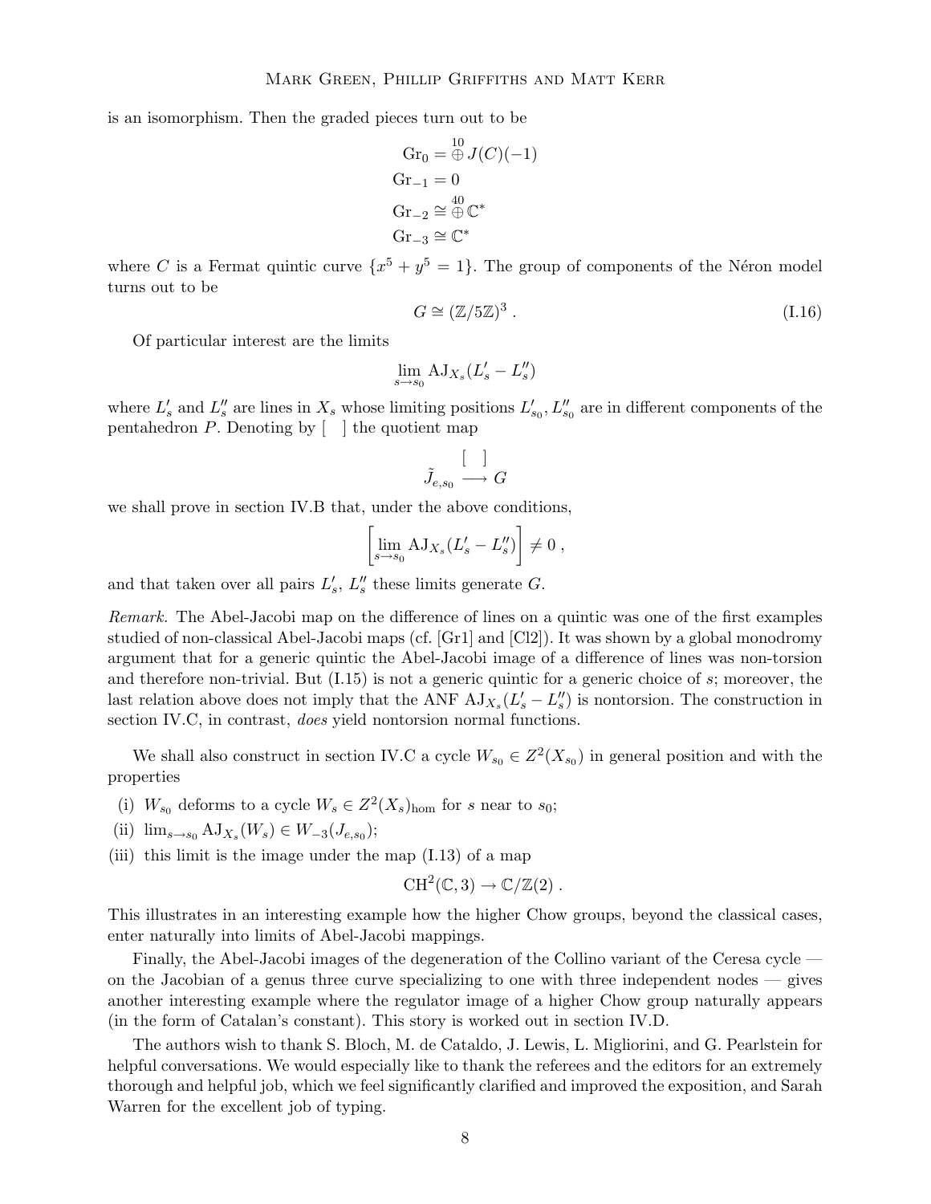is an isomorphism. Then the graded pieces turn out to be

$$\begin{aligned}
\mathrm{Gr}_0 &= \overset{10}{\oplus} J(C)(-1) \\
\mathrm{Gr}_{-1} &= 0 \\
\mathrm{Gr}_{-2} &\cong \overset{40}{\oplus} \mathbb{C}^* \\
\mathrm{Gr}_{-3} &\cong \mathbb{C}^*
\end{aligned}$$

where $C$ is a Fermat quintic curve $\{x^5 + y^5 = 1\}$. The group of components of the Néron model turns out to be

$$G \cong (\mathbb{Z}/5\mathbb{Z})^3 \, . \tag{I.16}$$

Of particular interest are the limits

$$\lim_{s \to s_0} \mathrm{AJ}_{X_s}(L'_s - L''_s)$$

where $L'_s$ and $L''_s$ are lines in $X_s$ whose limiting positions $L'_{s_0}, L''_{s_0}$ are in different components of the pentahedron $P$. Denoting by $[\quad]$ the quotient map

$$\tilde{J}_{e,s_0} \overset{[\quad]}{\longrightarrow} G$$

we shall prove in section IV.B that, under the above conditions,

$$\left[\lim_{s \to s_0} \mathrm{AJ}_{X_s}(L'_s - L''_s)\right] \neq 0 \, ,$$

and that taken over all pairs $L'_s$, $L''_s$ these limits generate $G$.

*Remark.* The Abel-Jacobi map on the difference of lines on a quintic was one of the first examples studied of non-classical Abel-Jacobi maps (cf. [Gr1] and [Cl2]). It was shown by a global monodromy argument that for a generic quintic the Abel-Jacobi image of a difference of lines was non-torsion and therefore non-trivial. But (I.15) is not a generic quintic for a generic choice of $s$; moreover, the last relation above does not imply that the ANF $\mathrm{AJ}_{X_s}(L'_s - L''_s)$ is nontorsion. The construction in section IV.C, in contrast, *does* yield nontorsion normal functions.

We shall also construct in section IV.C a cycle $W_{s_0} \in Z^2(X_{s_0})$ in general position and with the properties

(i) $W_{s_0}$ deforms to a cycle $W_s \in Z^2(X_s)_{\mathrm{hom}}$ for $s$ near to $s_0$;

(ii) $\lim_{s \to s_0} \mathrm{AJ}_{X_s}(W_s) \in W_{-3}(J_{e,s_0})$;

(iii) this limit is the image under the map (I.13) of a map

$$\mathrm{CH}^2(\mathbb{C}, 3) \to \mathbb{C}/\mathbb{Z}(2) \, .$$

This illustrates in an interesting example how the higher Chow groups, beyond the classical cases, enter naturally into limits of Abel-Jacobi mappings.

Finally, the Abel-Jacobi images of the degeneration of the Collino variant of the Ceresa cycle — on the Jacobian of a genus three curve specializing to one with three independent nodes — gives another interesting example where the regulator image of a higher Chow group naturally appears (in the form of Catalan's constant). This story is worked out in section IV.D.

The authors wish to thank S. Bloch, M. de Cataldo, J. Lewis, L. Migliorini, and G. Pearlstein for helpful conversations. We would especially like to thank the referees and the editors for an extremely thorough and helpful job, which we feel significantly clarified and improved the exposition, and Sarah Warren for the excellent job of typing.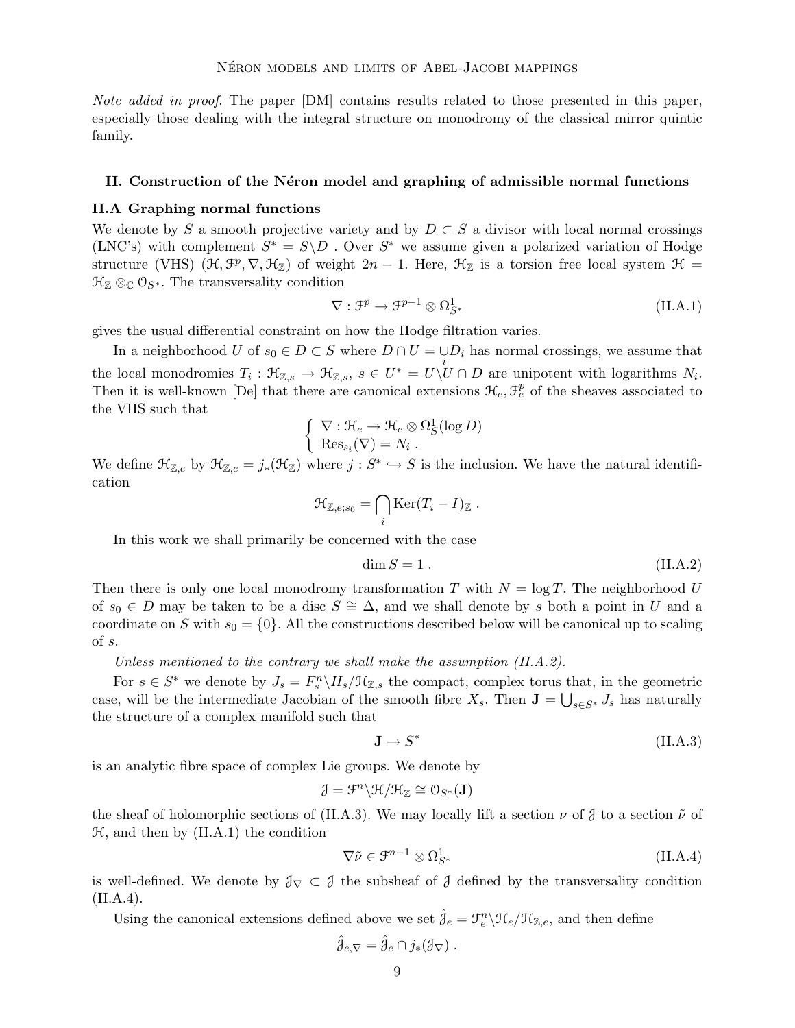*Note added in proof.* The paper [DM] contains results related to those presented in this paper, especially those dealing with the integral structure on monodromy of the classical mirror quintic family.

## II. Construction of the Néron model and graphing of admissible normal functions

### II.A Graphing normal functions

We denote by $S$ a smooth projective variety and by $D \subset S$ a divisor with local normal crossings (LNC's) with complement $S^* = S \backslash D$ . Over $S^*$ we assume given a polarized variation of Hodge structure (VHS) $(\mathcal{H}, \mathcal{F}^p, \nabla, \mathcal{H}_{\mathbb{Z}})$ of weight $2n-1$. Here, $\mathcal{H}_{\mathbb{Z}}$ is a torsion free local system $\mathcal{H} = \mathcal{H}_{\mathbb{Z}} \otimes_{\mathbb{C}} \mathcal{O}_{S^*}$. The transversality condition

$$\nabla : \mathcal{F}^p \to \mathcal{F}^{p-1} \otimes \Omega^1_{S^*} \tag{II.A.1}$$

gives the usual differential constraint on how the Hodge filtration varies.

In a neighborhood $U$ of $s_0 \in D \subset S$ where $D \cap U = \underset{i}{\cup} D_i$ has normal crossings, we assume that the local monodromies $T_i : \mathcal{H}_{\mathbb{Z},s} \to \mathcal{H}_{\mathbb{Z},s}$, $s \in U^* = U \backslash U \cap D$ are unipotent with logarithms $N_i$. Then it is well-known [De] that there are canonical extensions $\mathcal{H}_e, \mathcal{F}^p_e$ of the sheaves associated to the VHS such that

$$\begin{cases} \nabla : \mathcal{H}_e \to \mathcal{H}_e \otimes \Omega^1_S(\log D) \\ \operatorname{Res}_{s_i}(\nabla) = N_i \, . \end{cases}$$

We define $\mathcal{H}_{\mathbb{Z},e}$ by $\mathcal{H}_{\mathbb{Z},e} = j_*(\mathcal{H}_{\mathbb{Z}})$ where $j : S^* \hookrightarrow S$ is the inclusion. We have the natural identification

$$\mathcal{H}_{\mathbb{Z},e;s_0} = \bigcap_i \operatorname{Ker}(T_i - I)_{\mathbb{Z}} \, .$$

In this work we shall primarily be concerned with the case

$$\dim S = 1 \, . \tag{II.A.2}$$

Then there is only one local monodromy transformation $T$ with $N = \log T$. The neighborhood $U$ of $s_0 \in D$ may be taken to be a disc $S \cong \Delta$, and we shall denote by $s$ both a point in $U$ and a coordinate on $S$ with $s_0 = \{0\}$. All the constructions described below will be canonical up to scaling of $s$.

*Unless mentioned to the contrary we shall make the assumption (II.A.2).*

For $s \in S^*$ we denote by $J_s = F^n_s \backslash H_s / \mathcal{H}_{\mathbb{Z},s}$ the compact, complex torus that, in the geometric case, will be the intermediate Jacobian of the smooth fibre $X_s$. Then $\mathbf{J} = \bigcup_{s \in S^*} J_s$ has naturally the structure of a complex manifold such that

$$\mathbf{J} \to S^* \tag{II.A.3}$$

is an analytic fibre space of complex Lie groups. We denote by

$$\mathcal{J} = \mathcal{F}^n \backslash \mathcal{H} / \mathcal{H}_{\mathbb{Z}} \cong \mathcal{O}_{S^*}(\mathbf{J})$$

the sheaf of holomorphic sections of (II.A.3). We may locally lift a section $\nu$ of $\mathcal{J}$ to a section $\tilde{\nu}$ of $\mathcal{H}$, and then by (II.A.1) the condition

$$\nabla \tilde{\nu} \in \mathcal{F}^{n-1} \otimes \Omega^1_{S^*} \tag{II.A.4}$$

is well-defined. We denote by $\mathcal{J}_\nabla \subset \mathcal{J}$ the subsheaf of $\mathcal{J}$ defined by the transversality condition (II.A.4).

Using the canonical extensions defined above we set $\hat{\mathcal{J}}_e = \mathcal{F}^n_e \backslash \mathcal{H}_e / \mathcal{H}_{\mathbb{Z},e}$, and then define

$$\hat{\mathcal{J}}_{e,\nabla} = \hat{\mathcal{J}}_e \cap j_*(\mathcal{J}_\nabla) \, .$$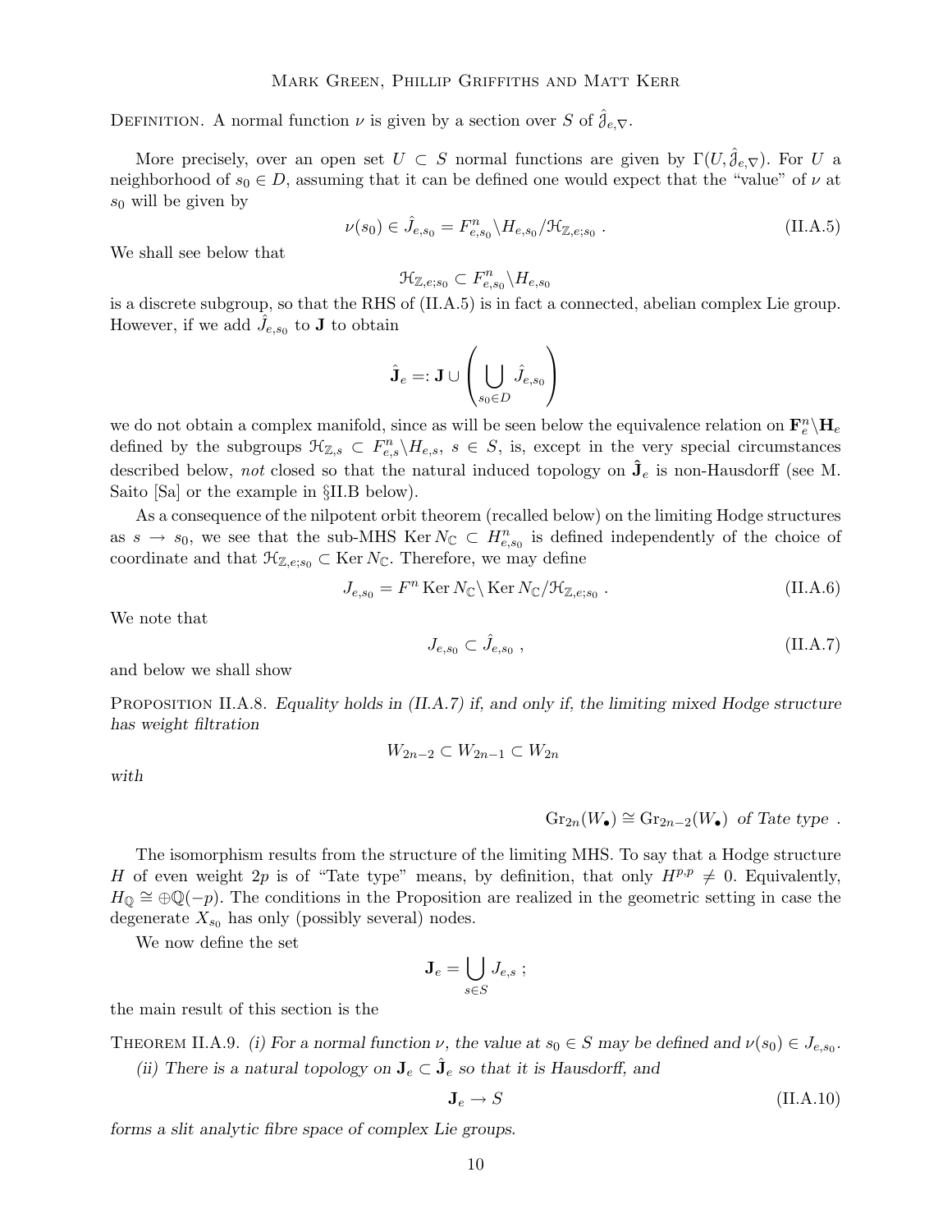Definition. A normal function $\nu$ is given by a section over $S$ of $\hat{\mathcal{J}}_{e,\nabla}$.

More precisely, over an open set $U \subset S$ normal functions are given by $\Gamma(U, \hat{\mathcal{J}}_{e,\nabla})$. For $U$ a neighborhood of $s_0 \in D$, assuming that it can be defined one would expect that the "value" of $\nu$ at $s_0$ will be given by

$$\nu(s_0) \in \hat{J}_{e,s_0} = F^n_{e,s_0} \backslash H_{e,s_0} / \mathcal{H}_{\mathbb{Z},e;s_0} \,. \tag{II.A.5}$$

We shall see below that

$$\mathcal{H}_{\mathbb{Z},e;s_0} \subset F^n_{e,s_0} \backslash H_{e,s_0}$$

is a discrete subgroup, so that the RHS of (II.A.5) is in fact a connected, abelian complex Lie group. However, if we add $\hat{J}_{e,s_0}$ to $\mathbf{J}$ to obtain

$$\hat{\mathbf{J}}_e =: \mathbf{J} \cup \left( \bigcup_{s_0 \in D} \hat{J}_{e,s_0} \right)$$

we do not obtain a complex manifold, since as will be seen below the equivalence relation on $\mathbf{F}^n_e \backslash \mathbf{H}_e$ defined by the subgroups $\mathcal{H}_{\mathbb{Z},s} \subset F^n_{e,s} \backslash H_{e,s}$, $s \in S$, is, except in the very special circumstances described below, *not* closed so that the natural induced topology on $\hat{\mathbf{J}}_e$ is non-Hausdorff (see M. Saito [Sa] or the example in §II.B below).

As a consequence of the nilpotent orbit theorem (recalled below) on the limiting Hodge structures as $s \to s_0$, we see that the sub-MHS $\operatorname{Ker} N_{\mathbb{C}} \subset H^n_{e,s_0}$ is defined independently of the choice of coordinate and that $\mathcal{H}_{\mathbb{Z},e;s_0} \subset \operatorname{Ker} N_{\mathbb{C}}$. Therefore, we may define

$$J_{e,s_0} = F^n \operatorname{Ker} N_{\mathbb{C}} \backslash \operatorname{Ker} N_{\mathbb{C}} / \mathcal{H}_{\mathbb{Z},e;s_0} \,. \tag{II.A.6}$$

We note that

$$J_{e,s_0} \subset \hat{J}_{e,s_0} \,, \tag{II.A.7}$$

and below we shall show

Proposition II.A.8. *Equality holds in (II.A.7) if, and only if, the limiting mixed Hodge structure has weight filtration*

$$W_{2n-2} \subset W_{2n-1} \subset W_{2n}$$

*with*

$$\operatorname{Gr}_{2n}(W_\bullet) \cong \operatorname{Gr}_{2n-2}(W_\bullet) \text{ of Tate type} \,.$$

The isomorphism results from the structure of the limiting MHS. To say that a Hodge structure $H$ of even weight $2p$ is of "Tate type" means, by definition, that only $H^{p,p} \neq 0$. Equivalently, $H_{\mathbb{Q}} \cong \oplus \mathbb{Q}(-p)$. The conditions in the Proposition are realized in the geometric setting in case the degenerate $X_{s_0}$ has only (possibly several) nodes.

We now define the set

$$\mathbf{J}_e = \bigcup_{s \in S} J_{e,s} \,;$$

the main result of this section is the

Theorem II.A.9. *(i) For a normal function $\nu$, the value at $s_0 \in S$ may be defined and $\nu(s_0) \in J_{e,s_0}$.*

*(ii) There is a natural topology on $\mathbf{J}_e \subset \hat{\mathbf{J}}_e$ so that it is Hausdorff, and*

$$\mathbf{J}_e \to S \tag{II.A.10}$$

*forms a slit analytic fibre space of complex Lie groups.*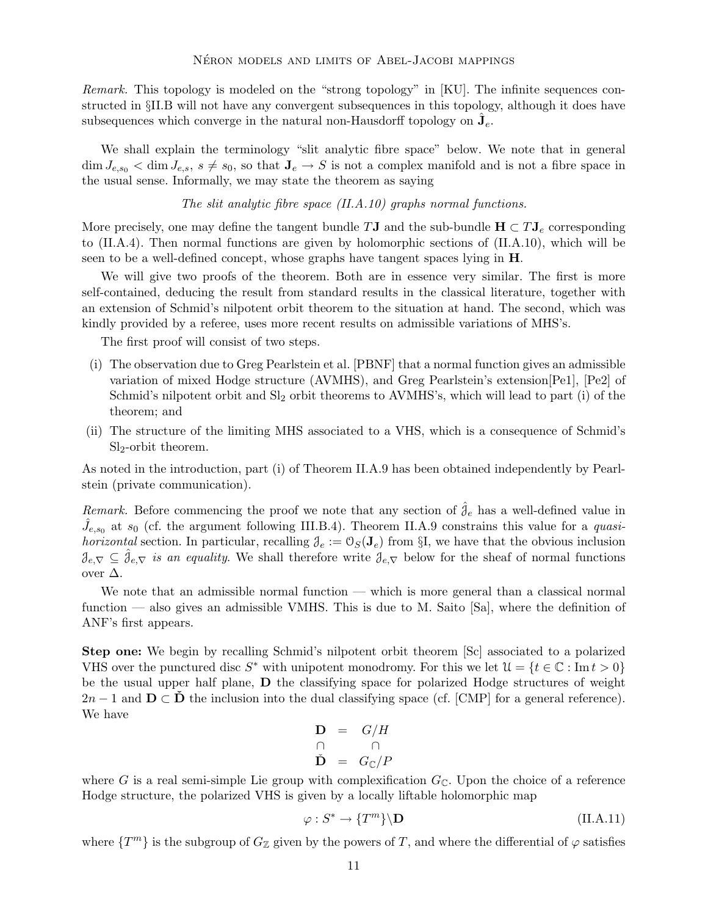*Remark.* This topology is modeled on the "strong topology" in [KU]. The infinite sequences constructed in §II.B will not have any convergent subsequences in this topology, although it does have subsequences which converge in the natural non-Hausdorff topology on $\hat{\mathbf{J}}_e$.

We shall explain the terminology "slit analytic fibre space" below. We note that in general $\dim J_{e,s_0} < \dim J_{e,s}$, $s \neq s_0$, so that $\mathbf{J}_e \to S$ is not a complex manifold and is not a fibre space in the usual sense. Informally, we may state the theorem as saying

*The slit analytic fibre space (II.A.10) graphs normal functions.*

More precisely, one may define the tangent bundle $T\mathbf{J}$ and the sub-bundle $\mathbf{H} \subset T\mathbf{J}_e$ corresponding to (II.A.4). Then normal functions are given by holomorphic sections of (II.A.10), which will be seen to be a well-defined concept, whose graphs have tangent spaces lying in $\mathbf{H}$.

We will give two proofs of the theorem. Both are in essence very similar. The first is more self-contained, deducing the result from standard results in the classical literature, together with an extension of Schmid's nilpotent orbit theorem to the situation at hand. The second, which was kindly provided by a referee, uses more recent results on admissible variations of MHS's.

The first proof will consist of two steps.

- (i) The observation due to Greg Pearlstein et al. [PBNF] that a normal function gives an admissible variation of mixed Hodge structure (AVMHS), and Greg Pearlstein's extension[Pe1], [Pe2] of Schmid's nilpotent orbit and $\mathrm{Sl}_2$ orbit theorems to AVMHS's, which will lead to part (i) of the theorem; and
- (ii) The structure of the limiting MHS associated to a VHS, which is a consequence of Schmid's $\mathrm{Sl}_2$-orbit theorem.

As noted in the introduction, part (i) of Theorem II.A.9 has been obtained independently by Pearlstein (private communication).

*Remark.* Before commencing the proof we note that any section of $\hat{\mathcal{J}}_e$ has a well-defined value in $\hat{J}_{e,s_0}$ at $s_0$ (cf. the argument following III.B.4). Theorem II.A.9 constrains this value for a *quasi-horizontal* section. In particular, recalling $\mathcal{J}_e := \mathcal{O}_S(\mathbf{J}_e)$ from §I, we have that the obvious inclusion $\mathcal{J}_{e,\nabla} \subseteq \hat{\mathcal{J}}_{e,\nabla}$ *is an equality*. We shall therefore write $\mathcal{J}_{e,\nabla}$ below for the sheaf of normal functions over $\Delta$.

We note that an admissible normal function — which is more general than a classical normal function — also gives an admissible VMHS. This is due to M. Saito [Sa], where the definition of ANF's first appears.

**Step one:** We begin by recalling Schmid's nilpotent orbit theorem [Sc] associated to a polarized VHS over the punctured disc $S^*$ with unipotent monodromy. For this we let $\mathcal{U} = \{t \in \mathbb{C} : \operatorname{Im} t > 0\}$ be the usual upper half plane, $\mathbf{D}$ the classifying space for polarized Hodge structures of weight $2n-1$ and $\mathbf{D} \subset \check{\mathbf{D}}$ the inclusion into the dual classifying space (cf. [CMP] for a general reference). We have

$$\begin{array}{ccc} \mathbf{D} & = & G/H \\ \cap & & \cap \\ \check{\mathbf{D}} & = & G_{\mathbb{C}}/P \end{array}$$

where $G$ is a real semi-simple Lie group with complexification $G_{\mathbb{C}}$. Upon the choice of a reference Hodge structure, the polarized VHS is given by a locally liftable holomorphic map

$$\varphi : S^* \to \{T^m\}\backslash \mathbf{D} \tag{II.A.11}$$

where $\{T^m\}$ is the subgroup of $G_{\mathbb{Z}}$ given by the powers of $T$, and where the differential of $\varphi$ satisfies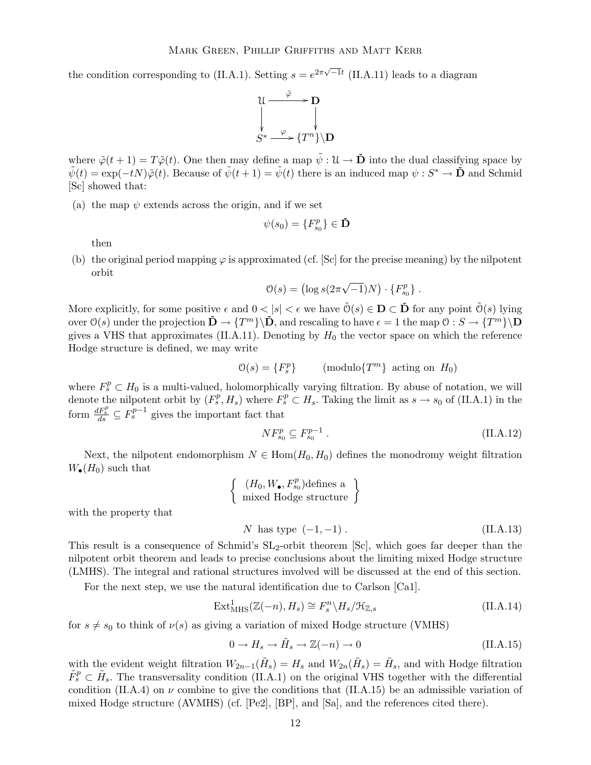the condition corresponding to (II.A.1). Setting $s = e^{2\pi\sqrt{-1}t}$ (II.A.11) leads to a diagram

$$\begin{array}{ccc} \mathcal{U} & \xrightarrow{\tilde{\varphi}} & \mathbf{D} \\ \downarrow & & \downarrow \\ S^* & \xrightarrow{\varphi} & \{T^n\}\backslash\mathbf{D} \end{array}$$

where $\tilde{\varphi}(t+1) = T\tilde{\varphi}(t)$. One then may define a map $\tilde{\psi} : \mathcal{U} \to \check{\mathbf{D}}$ into the dual classifying space by $\tilde{\psi}(t) = \exp(-tN)\tilde{\varphi}(t)$. Because of $\tilde{\psi}(t+1) = \tilde{\psi}(t)$ there is an induced map $\psi : S^* \to \check{\mathbf{D}}$ and Schmid [Sc] showed that:

(a) the map $\psi$ extends across the origin, and if we set

$$\psi(s_0) = \{F^p_{s_0}\} \in \check{\mathbf{D}}$$

then

(b) the original period mapping $\varphi$ is approximated (cf. [Sc] for the precise meaning) by the nilpotent orbit

$$\mathcal{O}(s) = \left(\log s(2\pi\sqrt{-1})N\right) \cdot \{F^p_{s_0}\} \,.$$

More explicitly, for some positive $\epsilon$ and $0 < |s| < \epsilon$ we have $\tilde{\mathcal{O}}(s) \in \mathbf{D} \subset \check{\mathbf{D}}$ for any point $\tilde{\mathcal{O}}(s)$ lying over $\mathcal{O}(s)$ under the projection $\check{\mathbf{D}} \to \{T^m\}\backslash\check{\mathbf{D}}$, and rescaling to have $\epsilon = 1$ the map $\mathcal{O} : S \to \{T^m\}\backslash\mathbf{D}$ gives a VHS that approximates (II.A.11). Denoting by $H_0$ the vector space on which the reference Hodge structure is defined, we may write

$$\mathcal{O}(s) = \{F^p_s\} \qquad (\text{modulo}\{T^m\} \text{ acting on } H_0)$$

where $F^p_s \subset H_0$ is a multi-valued, holomorphically varying filtration. By abuse of notation, we will denote the nilpotent orbit by $(F^p_s, H_s)$ where $F^p_s \subset H_s$. Taking the limit as $s \to s_0$ of (II.A.1) in the form $\frac{dF^p_s}{ds} \subseteq F^{p-1}_s$ gives the important fact that

$$NF^p_{s_0} \subseteq F^{p-1}_{s_0} \,. \tag{II.A.12}$$

Next, the nilpotent endomorphism $N \in \mathrm{Hom}(H_0, H_0)$ defines the monodromy weight filtration $W_\bullet(H_0)$ such that

$$\left\{ \begin{array}{c} (H_0, W_\bullet, F^p_{s_0}) \text{defines a} \\ \text{mixed Hodge structure} \end{array} \right\}$$

with the property that

$$N \text{ has type } (-1,-1) \,. \tag{II.A.13}$$

This result is a consequence of Schmid's $\mathrm{SL}_2$-orbit theorem [Sc], which goes far deeper than the nilpotent orbit theorem and leads to precise conclusions about the limiting mixed Hodge structure (LMHS). The integral and rational structures involved will be discussed at the end of this section.

For the next step, we use the natural identification due to Carlson [Ca1].

$$\mathrm{Ext}^1_{\mathrm{MHS}}(\mathbb{Z}(-n), H_s) \cong F^n_s\backslash H_s/\mathcal{H}_{\mathbb{Z},s} \tag{II.A.14}$$

for $s \neq s_0$ to think of $\nu(s)$ as giving a variation of mixed Hodge structure (VMHS)

$$0 \to H_s \to \tilde{H}_s \to \mathbb{Z}(-n) \to 0 \tag{II.A.15}$$

with the evident weight filtration $W_{2n-1}(\tilde{H}_s) = H_s$ and $W_{2n}(\tilde{H}_s) = \tilde{H}_s$, and with Hodge filtration $\tilde{F}^p_s \subset \tilde{H}_s$. The transversality condition (II.A.1) on the original VHS together with the differential condition (II.A.4) on $\nu$ combine to give the conditions that (II.A.15) be an admissible variation of mixed Hodge structure (AVMHS) (cf. [Pe2], [BP], and [Sa], and the references cited there).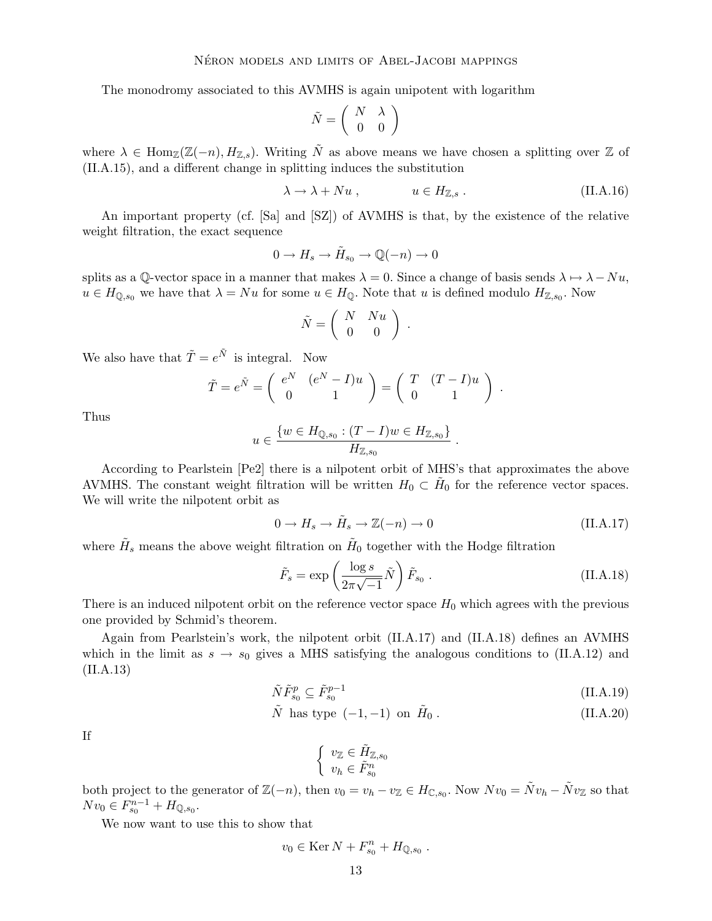The monodromy associated to this AVMHS is again unipotent with logarithm

$$\tilde{N} = \begin{pmatrix} N & \lambda \\ 0 & 0 \end{pmatrix}$$

where $\lambda \in \mathrm{Hom}_{\mathbb{Z}}(\mathbb{Z}(-n), H_{\mathbb{Z},s})$. Writing $\tilde{N}$ as above means we have chosen a splitting over $\mathbb{Z}$ of (II.A.15), and a different change in splitting induces the substitution

$$\lambda \to \lambda + Nu \,, \qquad\qquad u \in H_{\mathbb{Z},s} \,. \tag{II.A.16}$$

An important property (cf. [Sa] and [SZ]) of AVMHS is that, by the existence of the relative weight filtration, the exact sequence

$$0 \to H_s \to \tilde{H}_{s_0} \to \mathbb{Q}(-n) \to 0$$

splits as a $\mathbb{Q}$-vector space in a manner that makes $\lambda = 0$. Since a change of basis sends $\lambda \mapsto \lambda - Nu$, $u \in H_{\mathbb{Q},s_0}$ we have that $\lambda = Nu$ for some $u \in H_{\mathbb{Q}}$. Note that $u$ is defined modulo $H_{\mathbb{Z},s_0}$. Now

$$\tilde{N} = \begin{pmatrix} N & Nu \\ 0 & 0 \end{pmatrix} .$$

We also have that $\tilde{T} = e^{\tilde{N}}$ is integral. Now

$$\tilde{T} = e^{\tilde{N}} = \begin{pmatrix} e^N & (e^N - I)u \\ 0 & 1 \end{pmatrix} = \begin{pmatrix} T & (T - I)u \\ 0 & 1 \end{pmatrix} .$$

Thus

$$u \in \frac{\{w \in H_{\mathbb{Q},s_0} : (T - I)w \in H_{\mathbb{Z},s_0}\}}{H_{\mathbb{Z},s_0}} .$$

According to Pearlstein [Pe2] there is a nilpotent orbit of MHS's that approximates the above AVMHS. The constant weight filtration will be written $H_0 \subset \tilde{H}_0$ for the reference vector spaces. We will write the nilpotent orbit as

$$0 \to H_s \to \tilde{H}_s \to \mathbb{Z}(-n) \to 0 \tag{II.A.17}$$

where $\tilde{H}_s$ means the above weight filtration on $\tilde{H}_0$ together with the Hodge filtration

$$\tilde{F}_s = \exp\left(\frac{\log s}{2\pi\sqrt{-1}}\tilde{N}\right)\tilde{F}_{s_0} \,. \tag{II.A.18}$$

There is an induced nilpotent orbit on the reference vector space $H_0$ which agrees with the previous one provided by Schmid's theorem.

Again from Pearlstein's work, the nilpotent orbit (II.A.17) and (II.A.18) defines an AVMHS which in the limit as $s \to s_0$ gives a MHS satisfying the analogous conditions to (II.A.12) and (II.A.13)

$$\tilde{N}\tilde{F}^p_{s_0} \subseteq \tilde{F}^{p-1}_{s_0} \tag{II.A.19}$$

$$\tilde{N} \text{ has type } (-1,-1) \text{ on } \tilde{H}_0 \,. \tag{II.A.20}$$

If

$$\begin{cases} v_{\mathbb{Z}} \in \tilde{H}_{\mathbb{Z},s_0} \\ v_h \in \tilde{F}^n_{s_0} \end{cases}$$

both project to the generator of $\mathbb{Z}(-n)$, then $v_0 = v_h - v_{\mathbb{Z}} \in H_{\mathbb{C},s_0}$. Now $Nv_0 = \tilde{N}v_h - \tilde{N}v_{\mathbb{Z}}$ so that $Nv_0 \in F^{n-1}_{s_0} + H_{\mathbb{Q},s_0}$.

We now want to use this to show that

$$v_0 \in \operatorname{Ker} N + F^n_{s_0} + H_{\mathbb{Q},s_0} \,.$$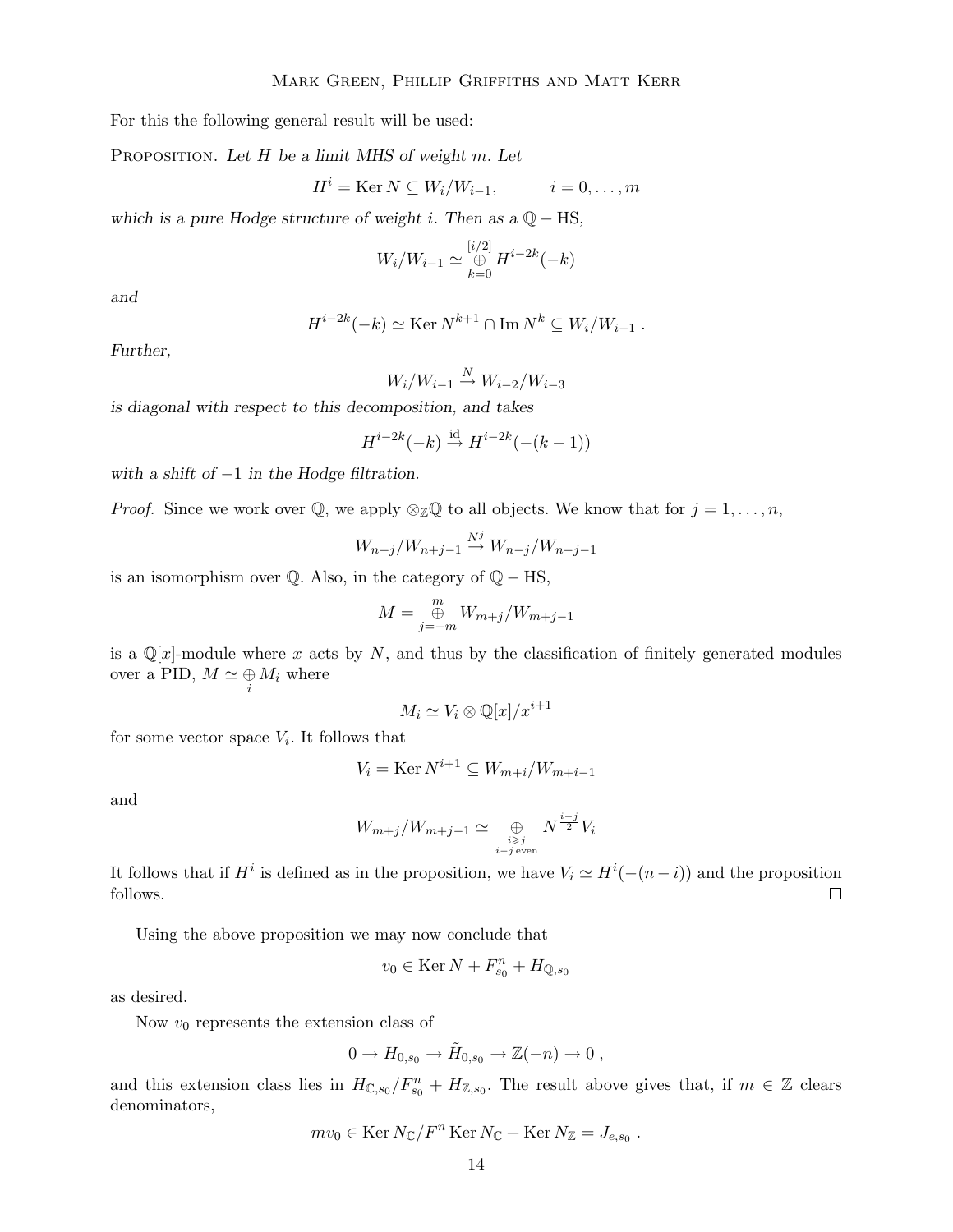For this the following general result will be used:

Proposition. *Let $H$ be a limit MHS of weight $m$. Let*

$$H^i = \operatorname{Ker} N \subseteq W_i/W_{i-1}, \qquad i = 0, \ldots, m$$

*which is a pure Hodge structure of weight $i$. Then as a $\mathbb{Q}-\mathrm{HS}$,*

$$W_i/W_{i-1} \simeq \overset{[i/2]}{\underset{k=0}{\oplus}} H^{i-2k}(-k)$$

*and*

$$H^{i-2k}(-k) \simeq \operatorname{Ker} N^{k+1} \cap \operatorname{Im} N^k \subseteq W_i/W_{i-1}\ .$$

*Further,*

$$W_i/W_{i-1} \xrightarrow{N} W_{i-2}/W_{i-3}$$

*is diagonal with respect to this decomposition, and takes*

$$H^{i-2k}(-k) \xrightarrow{\mathrm{id}} H^{i-2k}(-(k-1))$$

*with a shift of $-1$ in the Hodge filtration.*

*Proof.* Since we work over $\mathbb{Q}$, we apply $\otimes_{\mathbb{Z}}\mathbb{Q}$ to all objects. We know that for $j = 1, \ldots, n$,

$$W_{n+j}/W_{n+j-1} \xrightarrow{N^j} W_{n-j}/W_{n-j-1}$$

is an isomorphism over $\mathbb{Q}$. Also, in the category of $\mathbb{Q}-\mathrm{HS}$,

$$M = \overset{m}{\underset{j=-m}{\oplus}} W_{m+j}/W_{m+j-1}$$

is a $\mathbb{Q}[x]$-module where $x$ acts by $N$, and thus by the classification of finitely generated modules over a PID, $M \simeq \underset{i}{\oplus} M_i$ where

$$M_i \simeq V_i \otimes \mathbb{Q}[x]/x^{i+1}$$

for some vector space $V_i$. It follows that

$$V_i = \operatorname{Ker} N^{i+1} \subseteq W_{m+i}/W_{m+i-1}$$

and

$$W_{m+j}/W_{m+j-1} \simeq \underset{\substack{i \geqslant j \\ i-j \text{ even}}}{\oplus} N^{\frac{i-j}{2}} V_i$$

It follows that if $H^i$ is defined as in the proposition, we have $V_i \simeq H^i(-(n-i))$ and the proposition follows. $\square$

Using the above proposition we may now conclude that

$$v_0 \in \operatorname{Ker} N + F^n_{s_0} + H_{\mathbb{Q},s_0}$$

as desired.

Now $v_0$ represents the extension class of

$$0 \to H_{0,s_0} \to \tilde{H}_{0,s_0} \to \mathbb{Z}(-n) \to 0\ ,$$

and this extension class lies in $H_{\mathbb{C},s_0}/F^n_{s_0} + H_{\mathbb{Z},s_0}$. The result above gives that, if $m \in \mathbb{Z}$ clears denominators,

$$mv_0 \in \operatorname{Ker} N_{\mathbb{C}}/F^n \operatorname{Ker} N_{\mathbb{C}} + \operatorname{Ker} N_{\mathbb{Z}} = J_{e,s_0}\ .$$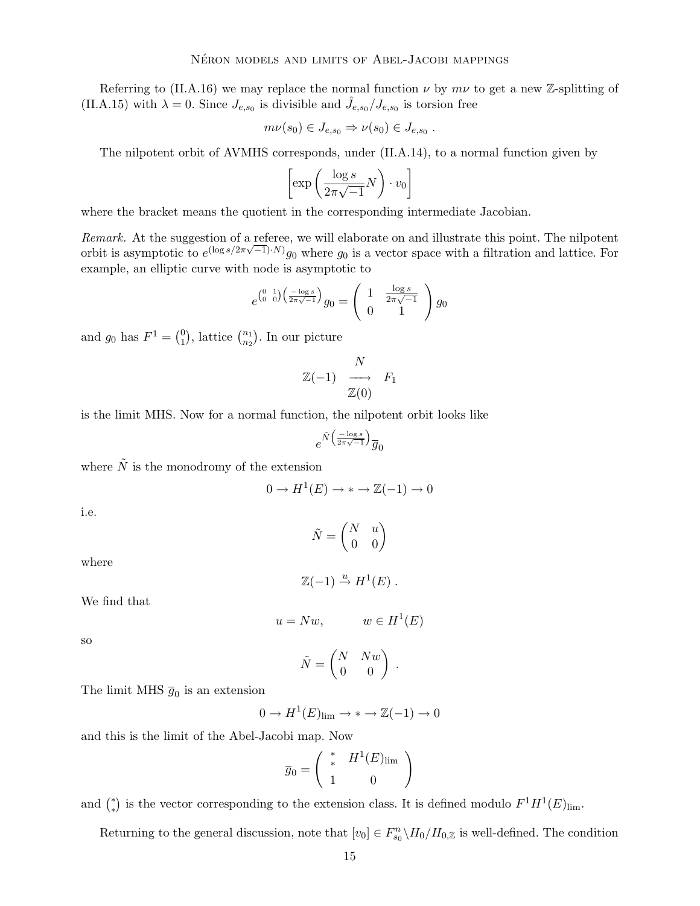Referring to (II.A.16) we may replace the normal function $\nu$ by $m\nu$ to get a new $\mathbb{Z}$-splitting of (II.A.15) with $\lambda = 0$. Since $J_{e,s_0}$ is divisible and $\hat{J}_{e,s_0}/J_{e,s_0}$ is torsion free

$$m\nu(s_0) \in J_{e,s_0} \Rightarrow \nu(s_0) \in J_{e,s_0} \ .$$

The nilpotent orbit of AVMHS corresponds, under (II.A.14), to a normal function given by

$$\left[\exp\left(\frac{\log s}{2\pi\sqrt{-1}} N\right) \cdot v_0\right]$$

where the bracket means the quotient in the corresponding intermediate Jacobian.

*Remark.* At the suggestion of a referee, we will elaborate on and illustrate this point. The nilpotent orbit is asymptotic to $e^{(\log s/2\pi\sqrt{-1})\cdot N)} g_0$ where $g_0$ is a vector space with a filtration and lattice. For example, an elliptic curve with node is asymptotic to

$$e^{\left(\begin{smallmatrix} 0 & 1 \\ 0 & 0 \end{smallmatrix}\right)\left(\frac{-\log s}{2\pi\sqrt{-1}}\right)} g_0 = \begin{pmatrix} 1 & \frac{\log s}{2\pi\sqrt{-1}} \\ 0 & 1 \end{pmatrix} g_0$$

and $g_0$ has $F^1 = \binom{0}{1}$, lattice $\binom{n_1}{n_2}$. In our picture

$$\begin{array}{ccc} & N & \\ \mathbb{Z}(-1) & \longrightarrow & F_1 \\ & \mathbb{Z}(0) & \end{array}$$

is the limit MHS. Now for a normal function, the nilpotent orbit looks like

$$e^{\tilde{N}\left(\frac{-\log s}{2\pi\sqrt{-1}}\right)} \overline{g}_0$$

where $\tilde{N}$ is the monodromy of the extension

$$0 \to H^1(E) \to * \to \mathbb{Z}(-1) \to 0$$

i.e.

$$\tilde{N} = \begin{pmatrix} N & u \\ 0 & 0 \end{pmatrix}$$

where

$$\mathbb{Z}(-1) \xrightarrow{u} H^1(E) \ .$$

We find that

$$u = Nw, \qquad w \in H^1(E)$$

so

$$\tilde{N} = \begin{pmatrix} N & Nw \\ 0 & 0 \end{pmatrix} \ .$$

The limit MHS $\overline{g}_0$ is an extension

$$0 \to H^1(E)_{\lim} \to * \to \mathbb{Z}(-1) \to 0$$

and this is the limit of the Abel-Jacobi map. Now

$$\overline{g}_0 = \begin{pmatrix} \begin{smallmatrix} * \\ * \end{smallmatrix} & H^1(E)_{\lim} \\ 1 & 0 \end{pmatrix}$$

and $\binom{*}{*}$ is the vector corresponding to the extension class. It is defined modulo $F^1H^1(E)_{\lim}$.

Returning to the general discussion, note that $[v_0] \in F^n_{s_0}\backslash H_0/H_{0,\mathbb{Z}}$ is well-defined. The condition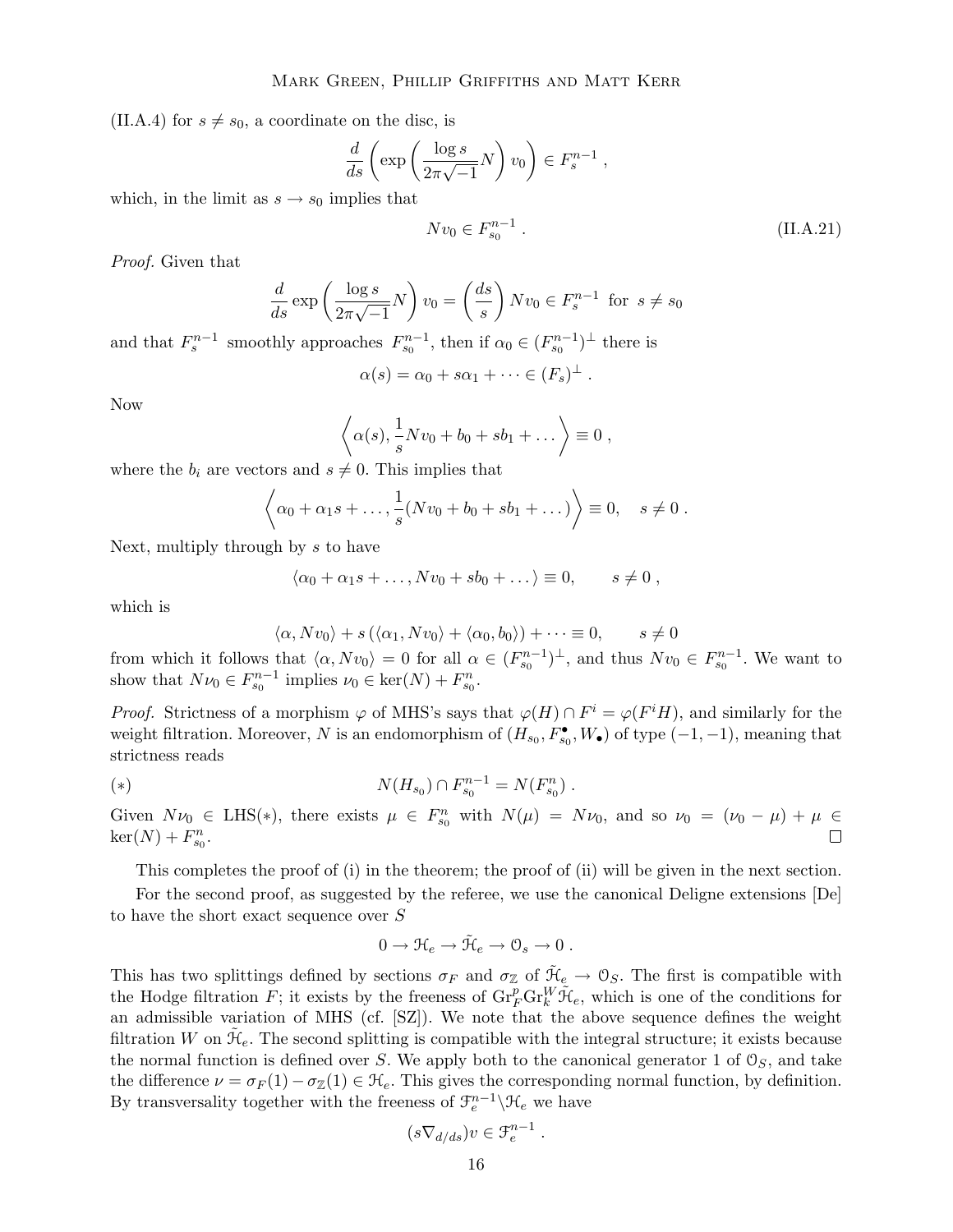(II.A.4) for $s \neq s_0$, a coordinate on the disc, is

$$\frac{d}{ds}\left(\exp\left(\frac{\log s}{2\pi\sqrt{-1}}N\right)v_0\right) \in F_s^{n-1}\ ,$$

which, in the limit as $s \to s_0$ implies that

$$Nv_0 \in F_{s_0}^{n-1}\ . \tag{II.A.21}$$

*Proof.* Given that

$$\frac{d}{ds}\exp\left(\frac{\log s}{2\pi\sqrt{-1}}N\right)v_0 = \left(\frac{ds}{s}\right)Nv_0 \in F_s^{n-1} \text{ for } s \neq s_0$$

and that $F_s^{n-1}$ smoothly approaches $F_{s_0}^{n-1}$, then if $\alpha_0 \in (F_{s_0}^{n-1})^{\perp}$ there is

$$\alpha(s) = \alpha_0 + s\alpha_1 + \cdots \in (F_s)^{\perp}\ .$$

Now

$$\left\langle \alpha(s), \frac{1}{s}Nv_0 + b_0 + sb_1 + \dots \right\rangle \equiv 0\ ,$$

where the $b_i$ are vectors and $s \neq 0$. This implies that

$$\left\langle \alpha_0 + \alpha_1 s + \dots, \frac{1}{s}(Nv_0 + b_0 + sb_1 + \dots)\right\rangle \equiv 0, \quad s \neq 0\ .$$

Next, multiply through by $s$ to have

$$\langle \alpha_0 + \alpha_1 s + \dots, Nv_0 + sb_0 + \dots\rangle \equiv 0, \qquad s \neq 0\ ,$$

which is

$$\langle \alpha, Nv_0\rangle + s\left(\langle \alpha_1, Nv_0\rangle + \langle \alpha_0, b_0\rangle\right) + \cdots \equiv 0, \qquad s \neq 0$$

from which it follows that $\langle \alpha, Nv_0\rangle = 0$ for all $\alpha \in (F_{s_0}^{n-1})^{\perp}$, and thus $Nv_0 \in F_{s_0}^{n-1}$. We want to show that $N\nu_0 \in F_{s_0}^{n-1}$ implies $\nu_0 \in \ker(N) + F_{s_0}^n$.

*Proof.* Strictness of a morphism $\varphi$ of MHS's says that $\varphi(H) \cap F^i = \varphi(F^i H)$, and similarly for the weight filtration. Moreover, $N$ is an endomorphism of $(H_{s_0}, F_{s_0}^{\bullet}, W_{\bullet})$ of type $(-1,-1)$, meaning that strictness reads

$$(*) \qquad\qquad N(H_{s_0}) \cap F_{s_0}^{n-1} = N(F_{s_0}^n)\ .$$

Given $N\nu_0 \in \mathrm{LHS}(*)$, there exists $\mu \in F_{s_0}^n$ with $N(\mu) = N\nu_0$, and so $\nu_0 = (\nu_0 - \mu) + \mu \in \ker(N) + F_{s_0}^n$. $\square$

This completes the proof of (i) in the theorem; the proof of (ii) will be given in the next section.

For the second proof, as suggested by the referee, we use the canonical Deligne extensions [De] to have the short exact sequence over $S$

$$0 \to \mathcal{H}_e \to \tilde{\mathcal{H}}_e \to \mathcal{O}_s \to 0\ .$$

This has two splittings defined by sections $\sigma_F$ and $\sigma_{\mathbb{Z}}$ of $\tilde{\mathcal{H}}_e \to \mathcal{O}_S$. The first is compatible with the Hodge filtration $F$; it exists by the freeness of $\mathrm{Gr}_F^p \mathrm{Gr}_k^W \tilde{\mathcal{H}}_e$, which is one of the conditions for an admissible variation of MHS (cf. [SZ]). We note that the above sequence defines the weight filtration $W$ on $\tilde{\mathcal{H}}_e$. The second splitting is compatible with the integral structure; it exists because the normal function is defined over $S$. We apply both to the canonical generator 1 of $\mathcal{O}_S$, and take the difference $\nu = \sigma_F(1) - \sigma_{\mathbb{Z}}(1) \in \mathcal{H}_e$. This gives the corresponding normal function, by definition. By transversality together with the freeness of $\mathcal{F}_e^{n-1}\backslash\mathcal{H}_e$ we have

$$(s\nabla_{d/ds})v \in \mathcal{F}_e^{n-1}\ .$$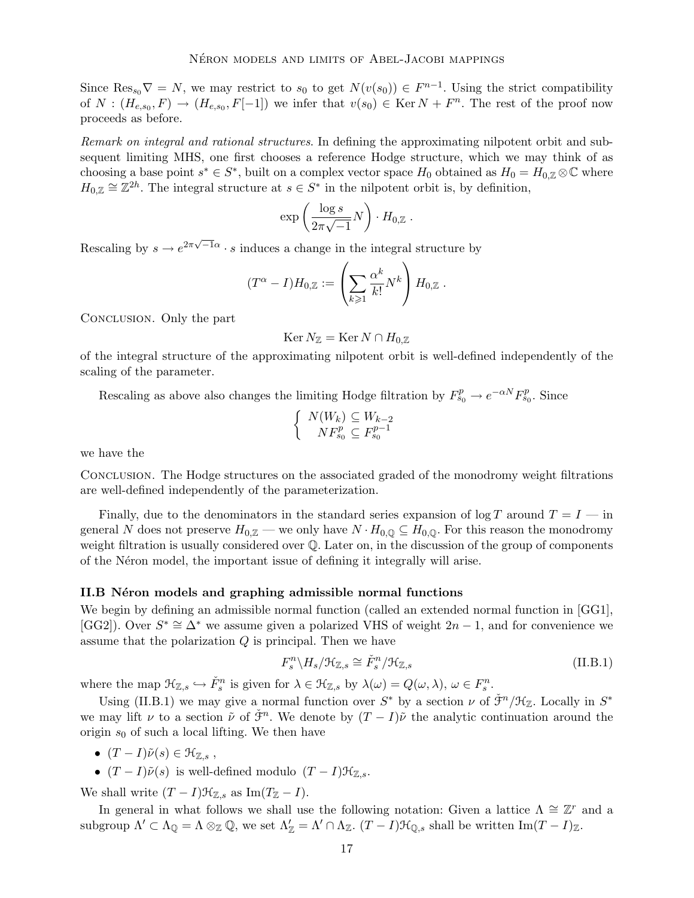Since $\operatorname{Res}_{s_0}\nabla = N$, we may restrict to $s_0$ to get $N(v(s_0)) \in F^{n-1}$. Using the strict compatibility of $N : (H_{e,s_0}, F) \to (H_{e,s_0}, F[-1])$ we infer that $v(s_0) \in \operatorname{Ker} N + F^n$. The rest of the proof now proceeds as before.

*Remark on integral and rational structures.* In defining the approximating nilpotent orbit and subsequent limiting MHS, one first chooses a reference Hodge structure, which we may think of as choosing a base point $s^* \in S^*$, built on a complex vector space $H_0$ obtained as $H_0 = H_{0,\mathbb{Z}} \otimes \mathbb{C}$ where $H_{0,\mathbb{Z}} \cong \mathbb{Z}^{2h}$. The integral structure at $s \in S^*$ in the nilpotent orbit is, by definition,

$$\exp\left(\frac{\log s}{2\pi\sqrt{-1}} N\right) \cdot H_{0,\mathbb{Z}}\ .$$

Rescaling by $s \to e^{2\pi\sqrt{-1}\alpha} \cdot s$ induces a change in the integral structure by

$$(T^{\alpha} - I)H_{0,\mathbb{Z}} := \left(\sum_{k \geqslant 1} \frac{\alpha^k}{k!} N^k\right) H_{0,\mathbb{Z}}\ .$$

Conclusion. Only the part

$$\operatorname{Ker} N_{\mathbb{Z}} = \operatorname{Ker} N \cap H_{0,\mathbb{Z}}$$

of the integral structure of the approximating nilpotent orbit is well-defined independently of the scaling of the parameter.

Rescaling as above also changes the limiting Hodge filtration by $F^p_{s_0} \to e^{-\alpha N} F^p_{s_0}$. Since

$$\begin{cases} N(W_k) \subseteq W_{k-2} \\ N F^p_{s_0} \subseteq F^{p-1}_{s_0} \end{cases}$$

we have the

Conclusion. The Hodge structures on the associated graded of the monodromy weight filtrations are well-defined independently of the parameterization.

Finally, due to the denominators in the standard series expansion of $\log T$ around $T = I$ — in general $N$ does not preserve $H_{0,\mathbb{Z}}$ — we only have $N \cdot H_{0,\mathbb{Q}} \subseteq H_{0,\mathbb{Q}}$. For this reason the monodromy weight filtration is usually considered over $\mathbb{Q}$. Later on, in the discussion of the group of components of the Néron model, the important issue of defining it integrally will arise.

### II.B Néron models and graphing admissible normal functions

We begin by defining an admissible normal function (called an extended normal function in [GG1], [GG2]). Over $S^* \cong \Delta^*$ we assume given a polarized VHS of weight $2n-1$, and for convenience we assume that the polarization $Q$ is principal. Then we have

$$F^n_s \backslash H_s / \mathcal{H}_{\mathbb{Z},s} \cong \check{F}^n_s / \mathcal{H}_{\mathbb{Z},s} \tag{II.B.1}$$

where the map $\mathcal{H}_{\mathbb{Z},s} \hookrightarrow \check{F}^n_s$ is given for $\lambda \in \mathcal{H}_{\mathbb{Z},s}$ by $\lambda(\omega) = Q(\omega, \lambda)$, $\omega \in F^n_s$.

Using (II.B.1) we may give a normal function over $S^*$ by a section $\nu$ of $\check{\mathcal{F}}^n / \mathcal{H}_{\mathbb{Z}}$. Locally in $S^*$ we may lift $\nu$ to a section $\tilde{\nu}$ of $\check{\mathcal{F}}^n$. We denote by $(T - I)\tilde{\nu}$ the analytic continuation around the origin $s_0$ of such a local lifting. We then have

- $(T - I)\tilde{\nu}(s) \in \mathcal{H}_{\mathbb{Z},s}$ ,
- $(T - I)\tilde{\nu}(s)$ is well-defined modulo $(T - I)\mathcal{H}_{\mathbb{Z},s}$.

We shall write $(T - I)\mathcal{H}_{\mathbb{Z},s}$ as $\operatorname{Im}(T_{\mathbb{Z}} - I)$.

In general in what follows we shall use the following notation: Given a lattice $\Lambda \cong \mathbb{Z}^r$ and a subgroup $\Lambda' \subset \Lambda_{\mathbb{Q}} = \Lambda \otimes_{\mathbb{Z}} \mathbb{Q}$, we set $\Lambda'_{\mathbb{Z}} = \Lambda' \cap \Lambda_{\mathbb{Z}}$. $(T - I)\mathcal{H}_{\mathbb{Q},s}$ shall be written $\operatorname{Im}(T - I)_{\mathbb{Z}}$.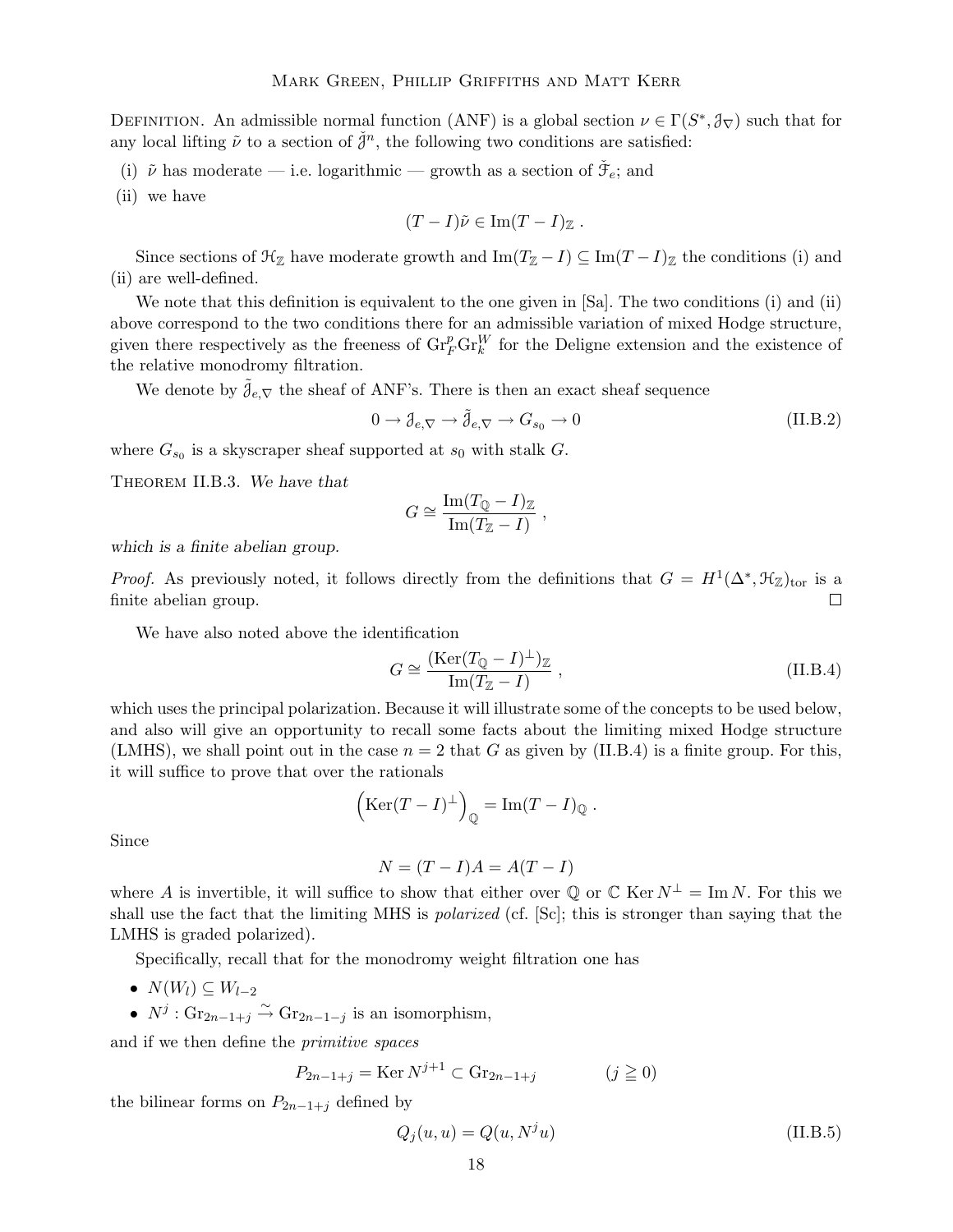DEFINITION. An admissible normal function (ANF) is a global section $\nu \in \Gamma(S^*, \mathcal{J}_\nabla)$ such that for any local lifting $\tilde{\nu}$ to a section of $\check{\mathcal{J}}^n$, the following two conditions are satisfied:

(i) $\tilde{\nu}$ has moderate — i.e. logarithmic — growth as a section of $\check{\mathcal{F}}_e$; and

(ii) we have

$$(T - I)\tilde{\nu} \in \operatorname{Im}(T - I)_{\mathbb{Z}} \,.$$

Since sections of $\mathcal{H}_{\mathbb{Z}}$ have moderate growth and $\operatorname{Im}(T_{\mathbb{Z}} - I) \subseteq \operatorname{Im}(T - I)_{\mathbb{Z}}$ the conditions (i) and (ii) are well-defined.

We note that this definition is equivalent to the one given in [Sa]. The two conditions (i) and (ii) above correspond to the two conditions there for an admissible variation of mixed Hodge structure, given there respectively as the freeness of $\operatorname{Gr}_F^p \operatorname{Gr}_k^W$ for the Deligne extension and the existence of the relative monodromy filtration.

We denote by $\tilde{\mathcal{J}}_{e,\nabla}$ the sheaf of ANF's. There is then an exact sheaf sequence

$$0 \to \mathcal{J}_{e,\nabla} \to \tilde{\mathcal{J}}_{e,\nabla} \to G_{s_0} \to 0 \tag{II.B.2}$$

where $G_{s_0}$ is a skyscraper sheaf supported at $s_0$ with stalk $G$.

THEOREM II.B.3. *We have that*

$$G \cong \frac{\operatorname{Im}(T_{\mathbb{Q}} - I)_{\mathbb{Z}}}{\operatorname{Im}(T_{\mathbb{Z}} - I)} \,,$$

*which is a finite abelian group.*

*Proof.* As previously noted, it follows directly from the definitions that $G = H^1(\Delta^*, \mathcal{H}_{\mathbb{Z}})_{\text{tor}}$ is a finite abelian group. □

We have also noted above the identification

$$G \cong \frac{(\operatorname{Ker}(T_{\mathbb{Q}} - I)^{\perp})_{\mathbb{Z}}}{\operatorname{Im}(T_{\mathbb{Z}} - I)} \,, \tag{II.B.4}$$

which uses the principal polarization. Because it will illustrate some of the concepts to be used below, and also will give an opportunity to recall some facts about the limiting mixed Hodge structure (LMHS), we shall point out in the case $n = 2$ that $G$ as given by (II.B.4) is a finite group. For this, it will suffice to prove that over the rationals

$$\left(\operatorname{Ker}(T - I)^{\perp}\right)_{\mathbb{Q}} = \operatorname{Im}(T - I)_{\mathbb{Q}} \,.$$

Since

$$N = (T - I)A = A(T - I)$$

where $A$ is invertible, it will suffice to show that either over $\mathbb{Q}$ or $\mathbb{C}$ $\operatorname{Ker} N^{\perp} = \operatorname{Im} N$. For this we shall use the fact that the limiting MHS is *polarized* (cf. [Sc]; this is stronger than saying that the LMHS is graded polarized).

Specifically, recall that for the monodromy weight filtration one has

- $N(W_l) \subseteq W_{l-2}$
- $N^j : \operatorname{Gr}_{2n-1+j} \xrightarrow{\sim} \operatorname{Gr}_{2n-1-j}$ is an isomorphism,

and if we then define the *primitive spaces*

$$P_{2n-1+j} = \operatorname{Ker} N^{j+1} \subset \operatorname{Gr}_{2n-1+j} \qquad\qquad (j \geqq 0)$$

the bilinear forms on $P_{2n-1+j}$ defined by

$$Q_j(u, u) = Q(u, N^j u) \tag{II.B.5}$$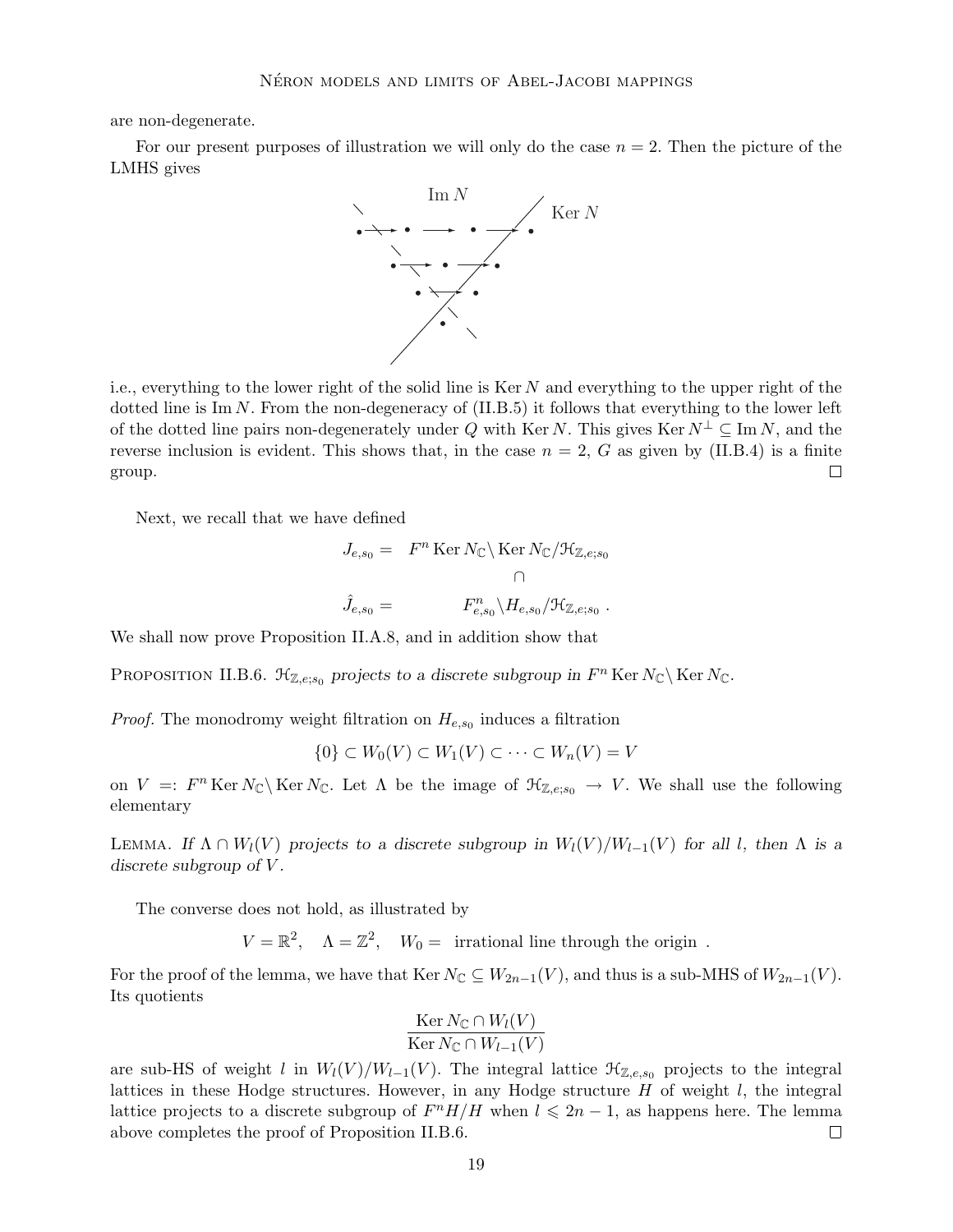are non-degenerate.

For our present purposes of illustration we will only do the case $n = 2$. Then the picture of the LMHS gives

i.e., everything to the lower right of the solid line is $\operatorname{Ker} N$ and everything to the upper right of the dotted line is $\operatorname{Im} N$. From the non-degeneracy of (II.B.5) it follows that everything to the lower left of the dotted line pairs non-degenerately under $Q$ with $\operatorname{Ker} N$. This gives $\operatorname{Ker} N^{\perp} \subseteq \operatorname{Im} N$, and the reverse inclusion is evident. This shows that, in the case $n = 2$, $G$ as given by (II.B.4) is a finite group. □

Next, we recall that we have defined

$$\begin{aligned} J_{e,s_0} &= \quad F^n \operatorname{Ker} N_{\mathbb{C}} \backslash \operatorname{Ker} N_{\mathbb{C}} / \mathcal{H}_{\mathbb{Z},e;s_0} \\ & \qquad\qquad\qquad\qquad \cap \\ \hat{J}_{e,s_0} &= \qquad\qquad F^n_{e,s_0} \backslash H_{e,s_0} / \mathcal{H}_{\mathbb{Z},e;s_0} \ . \end{aligned}$$

We shall now prove Proposition II.A.8, and in addition show that

Proposition II.B.6. *$\mathcal{H}_{\mathbb{Z},e;s_0}$ projects to a discrete subgroup in $F^n \operatorname{Ker} N_{\mathbb{C}} \backslash \operatorname{Ker} N_{\mathbb{C}}$.*

*Proof.* The monodromy weight filtration on $H_{e,s_0}$ induces a filtration

$$\{0\} \subset W_0(V) \subset W_1(V) \subset \cdots \subset W_n(V) = V$$

on $V =: F^n \operatorname{Ker} N_{\mathbb{C}} \backslash \operatorname{Ker} N_{\mathbb{C}}$. Let $\Lambda$ be the image of $\mathcal{H}_{\mathbb{Z},e;s_0} \to V$. We shall use the following elementary

Lemma. *If $\Lambda \cap W_l(V)$ projects to a discrete subgroup in $W_l(V)/W_{l-1}(V)$ for all $l$, then $\Lambda$ is a discrete subgroup of $V$.*

The converse does not hold, as illustrated by

$$V = \mathbb{R}^2, \quad \Lambda = \mathbb{Z}^2, \quad W_0 = \text{ irrational line through the origin } .$$

For the proof of the lemma, we have that $\operatorname{Ker} N_{\mathbb{C}} \subseteq W_{2n-1}(V)$, and thus is a sub-MHS of $W_{2n-1}(V)$. Its quotients

$$\frac{\operatorname{Ker} N_{\mathbb{C}} \cap W_l(V)}{\operatorname{Ker} N_{\mathbb{C}} \cap W_{l-1}(V)}$$

are sub-HS of weight $l$ in $W_l(V)/W_{l-1}(V)$. The integral lattice $\mathcal{H}_{\mathbb{Z},e,s_0}$ projects to the integral lattices in these Hodge structures. However, in any Hodge structure $H$ of weight $l$, the integral lattice projects to a discrete subgroup of $F^n H/H$ when $l \leqslant 2n-1$, as happens here. The lemma above completes the proof of Proposition II.B.6. □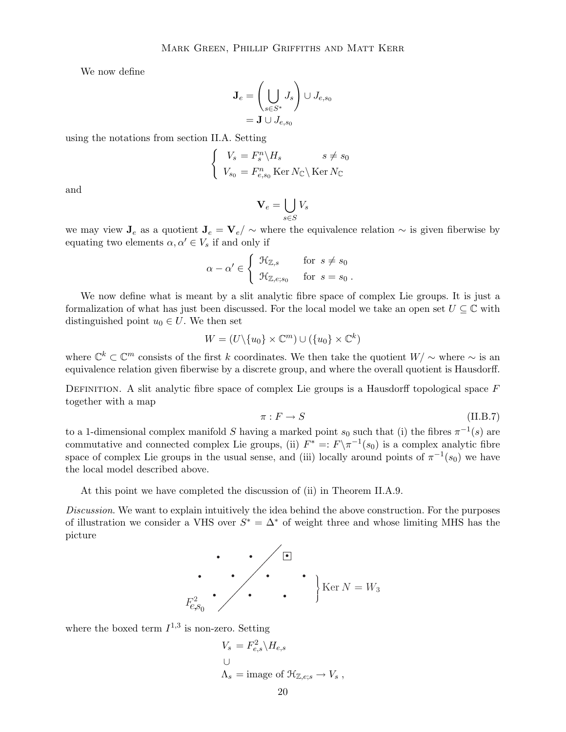We now define

$$
\begin{aligned}
\mathbf{J}_e &= \left( \bigcup_{s \in S^*} J_s \right) \cup J_{e,s_0} \\
&= \mathbf{J} \cup J_{e,s_0}
\end{aligned}
$$

using the notations from section II.A. Setting

$$
\begin{cases}
V_s = F^n_s \backslash H_s & s \neq s_0 \\
V_{s_0} = F^n_{e,s_0} \operatorname{Ker} N_{\mathbb{C}} \backslash \operatorname{Ker} N_{\mathbb{C}}
\end{cases}
$$

and

$$
\mathbf{V}_e = \bigcup_{s \in S} V_s
$$

we may view $\mathbf{J}_e$ as a quotient $\mathbf{J}_e = \mathbf{V}_e / \sim$ where the equivalence relation $\sim$ is given fiberwise by equating two elements $\alpha, \alpha' \in V_s$ if and only if

$$
\alpha - \alpha' \in \begin{cases} \mathcal{H}_{\mathbb{Z},s} & \text{for } s \neq s_0 \\ \mathcal{H}_{\mathbb{Z},e;s_0} & \text{for } s = s_0 \,. \end{cases}
$$

We now define what is meant by a slit analytic fibre space of complex Lie groups. It is just a formalization of what has just been discussed. For the local model we take an open set $U \subseteq \mathbb{C}$ with distinguished point $u_0 \in U$. We then set

$$
W = (U \backslash \{u_0\} \times \mathbb{C}^m) \cup (\{u_0\} \times \mathbb{C}^k)
$$

where $\mathbb{C}^k \subset \mathbb{C}^m$ consists of the first $k$ coordinates. We then take the quotient $W/\sim$ where $\sim$ is an equivalence relation given fiberwise by a discrete group, and where the overall quotient is Hausdorff.

Definition. A slit analytic fibre space of complex Lie groups is a Hausdorff topological space $F$ together with a map

$$
\pi : F \to S \tag{II.B.7}
$$

to a 1-dimensional complex manifold $S$ having a marked point $s_0$ such that (i) the fibres $\pi^{-1}(s)$ are commutative and connected complex Lie groups, (ii) $F^* =: F \backslash \pi^{-1}(s_0)$ is a complex analytic fibre space of complex Lie groups in the usual sense, and (iii) locally around points of $\pi^{-1}(s_0)$ we have the local model described above.

At this point we have completed the discussion of (ii) in Theorem II.A.9.

*Discussion.* We want to explain intuitively the idea behind the above construction. For the purposes of illustration we consider a VHS over $S^* = \Delta^*$ of weight three and whose limiting MHS has the picture

$$
\begin{array}{cccc}
\bullet & \bullet & & \boxed{\bullet} \\
\bullet & \bullet & \bullet & \bullet \\
\bullet & \bullet & \bullet &
\end{array}
\quad \Big\} \operatorname{Ker} N = W_3
$$

($F^2_{e,s_0}$ indicated by the diagonal line.)

where the boxed term $I^{1,3}$ is non-zero. Setting

$$
\begin{aligned}
V_s &= F^2_{e,s} \backslash H_{e,s} \\
&\cup \\
\Lambda_s &= \text{image of } \mathcal{H}_{\mathbb{Z},e;s} \to V_s \,,
\end{aligned}
$$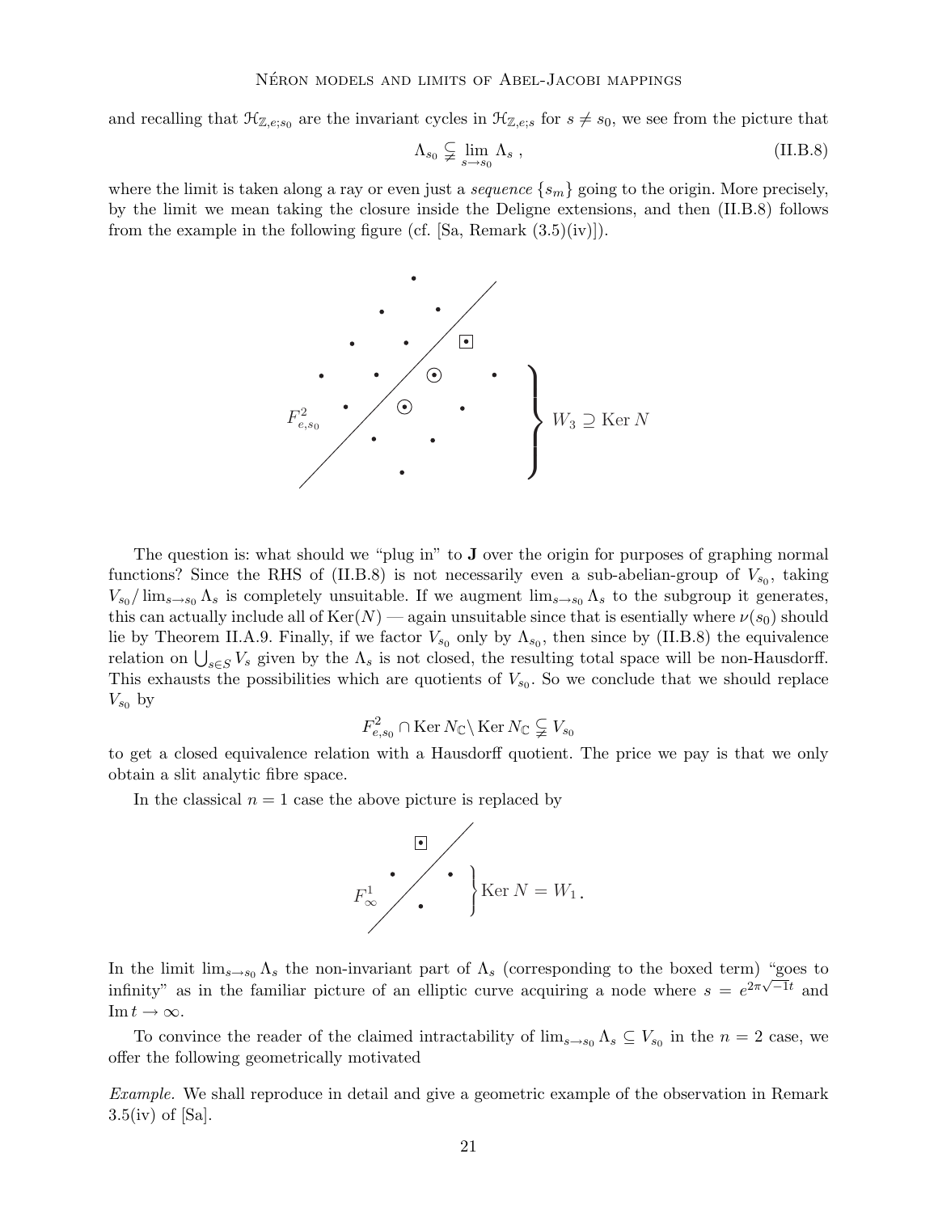and recalling that $\mathcal{H}_{\mathbb{Z},e;s_0}$ are the invariant cycles in $\mathcal{H}_{\mathbb{Z},e;s}$ for $s \neq s_0$, we see from the picture that

$$\Lambda_{s_0} \subsetneqq \lim_{s \to s_0} \Lambda_s \,, \tag{II.B.8}$$

where the limit is taken along a ray or even just a *sequence* $\{s_m\}$ going to the origin. More precisely, by the limit we mean taking the closure inside the Deligne extensions, and then (II.B.8) follows from the example in the following figure (cf. [Sa, Remark (3.5)(iv)]).

$F^2_{e,s_0}$ $\quad W_3 \supseteq \operatorname{Ker} N$

The question is: what should we "plug in" to $\mathbf{J}$ over the origin for purposes of graphing normal functions? Since the RHS of (II.B.8) is not necessarily even a sub-abelian-group of $V_{s_0}$, taking $V_{s_0}/\lim_{s\to s_0}\Lambda_s$ is completely unsuitable. If we augment $\lim_{s\to s_0}\Lambda_s$ to the subgroup it generates, this can actually include all of $\operatorname{Ker}(N)$ — again unsuitable since that is esentially where $\nu(s_0)$ should lie by Theorem II.A.9. Finally, if we factor $V_{s_0}$ only by $\Lambda_{s_0}$, then since by (II.B.8) the equivalence relation on $\bigcup_{s\in S} V_s$ given by the $\Lambda_s$ is not closed, the resulting total space will be non-Hausdorff. This exhausts the possibilities which are quotients of $V_{s_0}$. So we conclude that we should replace $V_{s_0}$ by

$$F^2_{e,s_0} \cap \operatorname{Ker} N_{\mathbb{C}} \backslash \operatorname{Ker} N_{\mathbb{C}} \subsetneqq V_{s_0}$$

to get a closed equivalence relation with a Hausdorff quotient. The price we pay is that we only obtain a slit analytic fibre space.

In the classical $n = 1$ case the above picture is replaced by

$F^1_\infty$ $\quad \operatorname{Ker} N = W_1\,.$

In the limit $\lim_{s\to s_0}\Lambda_s$ the non-invariant part of $\Lambda_s$ (corresponding to the boxed term) "goes to infinity" as in the familiar picture of an elliptic curve acquiring a node where $s = e^{2\pi\sqrt{-1}t}$ and $\operatorname{Im} t \to \infty$.

To convince the reader of the claimed intractability of $\lim_{s\to s_0}\Lambda_s \subseteq V_{s_0}$ in the $n = 2$ case, we offer the following geometrically motivated

*Example.* We shall reproduce in detail and give a geometric example of the observation in Remark 3.5(iv) of [Sa].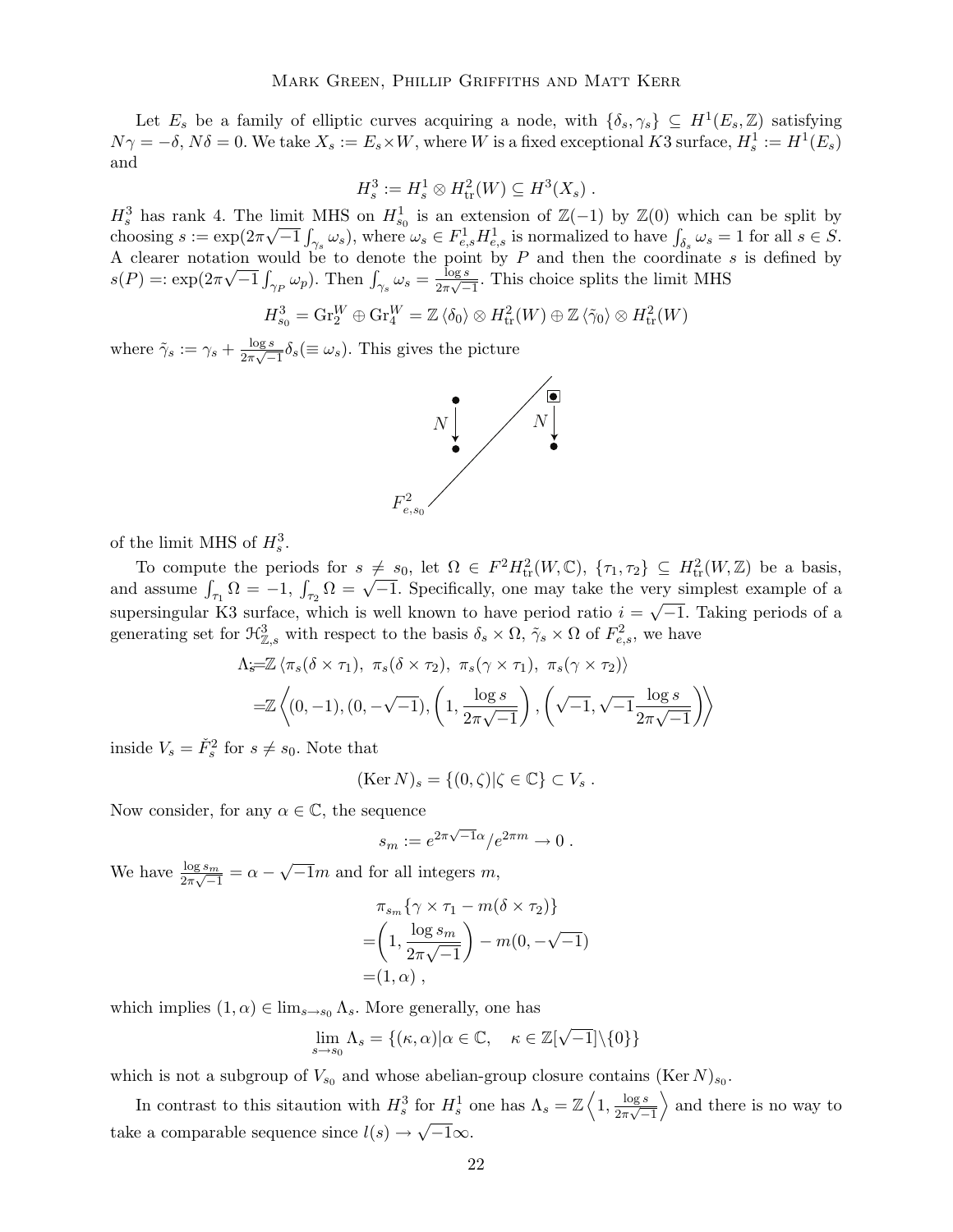Let $E_s$ be a family of elliptic curves acquiring a node, with $\{\delta_s, \gamma_s\} \subseteq H^1(E_s, \mathbb{Z})$ satisfying $N\gamma = -\delta$, $N\delta = 0$. We take $X_s := E_s \times W$, where $W$ is a fixed exceptional $K3$ surface, $H^1_s := H^1(E_s)$ and

$$H^3_s := H^1_s \otimes H^2_{\mathrm{tr}}(W) \subseteq H^3(X_s)\ .$$

$H^3_s$ has rank 4. The limit MHS on $H^1_{s_0}$ is an extension of $\mathbb{Z}(-1)$ by $\mathbb{Z}(0)$ which can be split by choosing $s := \exp(2\pi\sqrt{-1}\int_{\gamma_s}\omega_s)$, where $\omega_s \in F^1_{e,s}H^1_{e,s}$ is normalized to have $\int_{\delta_s}\omega_s = 1$ for all $s \in S$. A clearer notation would be to denote the point by $P$ and then the coordinate $s$ is defined by $s(P) =: \exp(2\pi\sqrt{-1}\int_{\gamma_P}\omega_p)$. Then $\int_{\gamma_s}\omega_s = \frac{\log s}{2\pi\sqrt{-1}}$. This choice splits the limit MHS

$$H^3_{s_0} = \mathrm{Gr}^W_2 \oplus \mathrm{Gr}^W_4 = \mathbb{Z}\langle\delta_0\rangle \otimes H^2_{\mathrm{tr}}(W) \oplus \mathbb{Z}\langle\tilde{\gamma}_0\rangle \otimes H^2_{\mathrm{tr}}(W)$$

where $\tilde{\gamma}_s := \gamma_s + \frac{\log s}{2\pi\sqrt{-1}}\delta_s (\equiv \omega_s)$. This gives the picture

[Diagram: two vertical arrows labeled $N$, each from a dot to a dot below it; the right upper dot is boxed; a diagonal line labeled $F^2_{e,s_0}$ separates them.]

of the limit MHS of $H^3_s$.

To compute the periods for $s \neq s_0$, let $\Omega \in F^2H^2_{\mathrm{tr}}(W, \mathbb{C})$, $\{\tau_1, \tau_2\} \subseteq H^2_{\mathrm{tr}}(W, \mathbb{Z})$ be a basis, and assume $\int_{\tau_1}\Omega = -1$, $\int_{\tau_2}\Omega = \sqrt{-1}$. Specifically, one may take the very simplest example of a supersingular K3 surface, which is well known to have period ratio $i = \sqrt{-1}$. Taking periods of a generating set for $\mathcal{H}^3_{\mathbb{Z},s}$ with respect to the basis $\delta_s \times \Omega$, $\tilde{\gamma}_s \times \Omega$ of $F^2_{e,s}$, we have

$$\begin{aligned}\Lambda_s =& \mathbb{Z}\left\langle \pi_s(\delta\times\tau_1),\ \pi_s(\delta\times\tau_2),\ \pi_s(\gamma\times\tau_1),\ \pi_s(\gamma\times\tau_2)\right\rangle \\ =& \mathbb{Z}\left\langle (0,-1), (0,-\sqrt{-1}), \left(1, \frac{\log s}{2\pi\sqrt{-1}}\right), \left(\sqrt{-1}, \sqrt{-1}\frac{\log s}{2\pi\sqrt{-1}}\right)\right\rangle\end{aligned}$$

inside $V_s = \check{F}^2_s$ for $s \neq s_0$. Note that

$$(\mathrm{Ker}\, N)_s = \{(0, \zeta) | \zeta \in \mathbb{C}\} \subset V_s\ .$$

Now consider, for any $\alpha \in \mathbb{C}$, the sequence

$$s_m := e^{2\pi\sqrt{-1}\alpha}/e^{2\pi m} \to 0\ .$$

We have $\frac{\log s_m}{2\pi\sqrt{-1}} = \alpha - \sqrt{-1}m$ and for all integers $m$,

$$\begin{aligned}&\pi_{s_m}\{\gamma\times\tau_1 - m(\delta\times\tau_2)\} \\ =& \left(1, \frac{\log s_m}{2\pi\sqrt{-1}}\right) - m(0, -\sqrt{-1}) \\ =& (1, \alpha)\ ,\end{aligned}$$

which implies $(1, \alpha) \in \lim_{s\to s_0}\Lambda_s$. More generally, one has

$$\lim_{s\to s_0}\Lambda_s = \{(\kappa, \alpha) | \alpha \in \mathbb{C},\quad \kappa \in \mathbb{Z}[\sqrt{-1}]\backslash\{0\}\}$$

which is not a subgroup of $V_{s_0}$ and whose abelian-group closure contains $(\mathrm{Ker}\, N)_{s_0}$.

In contrast to this sitaution with $H^3_s$ for $H^1_s$ one has $\Lambda_s = \mathbb{Z}\left\langle 1, \frac{\log s}{2\pi\sqrt{-1}}\right\rangle$ and there is no way to take a comparable sequence since $l(s) \to \sqrt{-1}\infty$.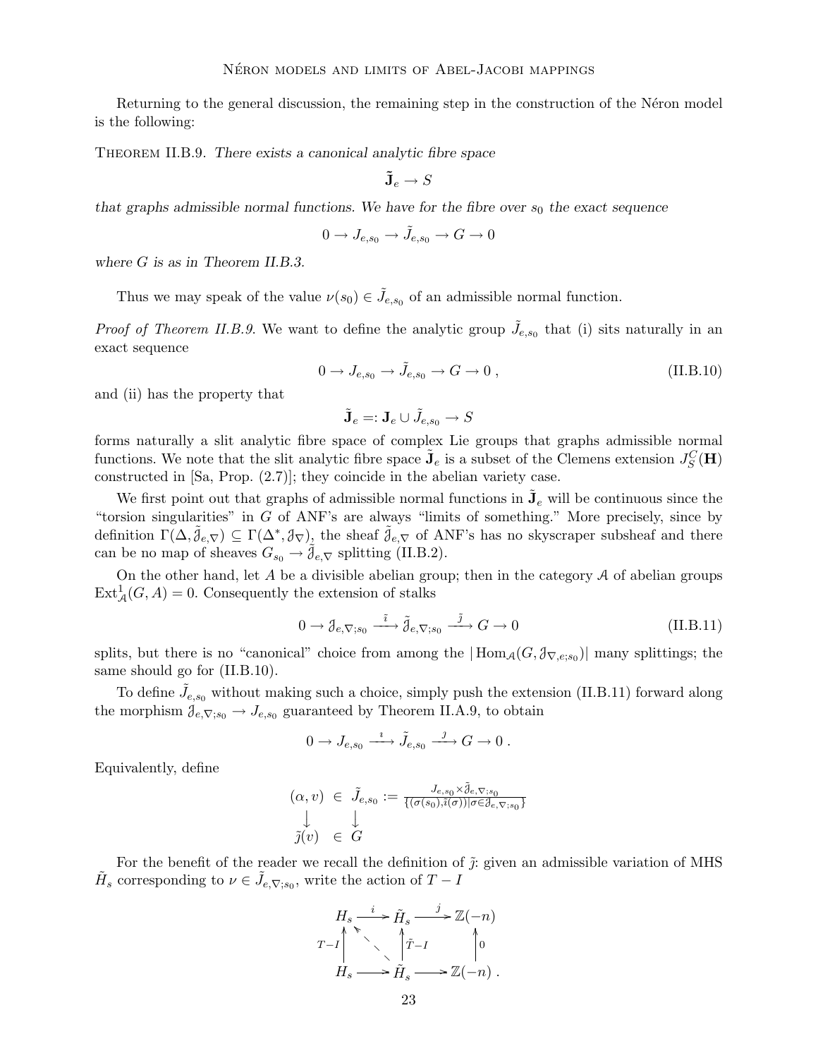Returning to the general discussion, the remaining step in the construction of the Néron model is the following:

THEOREM II.B.9. *There exists a canonical analytic fibre space*

$$\tilde{\mathbf{J}}_e \to S$$

*that graphs admissible normal functions. We have for the fibre over $s_0$ the exact sequence*

$$0 \to J_{e,s_0} \to \tilde{J}_{e,s_0} \to G \to 0$$

*where $G$ is as in Theorem II.B.3.*

Thus we may speak of the value $\nu(s_0) \in \tilde{J}_{e,s_0}$ of an admissible normal function.

*Proof of Theorem II.B.9.* We want to define the analytic group $\tilde{J}_{e,s_0}$ that (i) sits naturally in an exact sequence

$$0 \to J_{e,s_0} \to \tilde{J}_{e,s_0} \to G \to 0\,, \tag{II.B.10}$$

and (ii) has the property that

$$\tilde{\mathbf{J}}_e =: \mathbf{J}_e \cup \tilde{J}_{e,s_0} \to S$$

forms naturally a slit analytic fibre space of complex Lie groups that graphs admissible normal functions. We note that the slit analytic fibre space $\tilde{\mathbf{J}}_e$ is a subset of the Clemens extension $J_S^C(\mathbf{H})$ constructed in [Sa, Prop. (2.7)]; they coincide in the abelian variety case.

We first point out that graphs of admissible normal functions in $\tilde{\mathbf{J}}_e$ will be continuous since the "torsion singularities" in $G$ of ANF's are always "limits of something." More precisely, since by definition $\Gamma(\Delta, \tilde{\mathcal{J}}_{e,\nabla}) \subseteq \Gamma(\Delta^*, \mathcal{J}_\nabla)$, the sheaf $\tilde{\mathcal{J}}_{e,\nabla}$ of ANF's has no skyscraper subsheaf and there can be no map of sheaves $G_{s_0} \to \tilde{\mathcal{J}}_{e,\nabla}$ splitting (II.B.2).

On the other hand, let $A$ be a divisible abelian group; then in the category $\mathcal{A}$ of abelian groups $\mathrm{Ext}^1_{\mathcal{A}}(G, A) = 0$. Consequently the extension of stalks

$$0 \to \mathcal{J}_{e,\nabla;s_0} \xrightarrow{\;\tilde{\imath}\;} \tilde{\mathcal{J}}_{e,\nabla;s_0} \xrightarrow{\;\tilde{\jmath}\;} G \to 0 \tag{II.B.11}$$

splits, but there is no "canonical" choice from among the $|\operatorname{Hom}_{\mathcal{A}}(G, \mathcal{J}_{\nabla,e;s_0})|$ many splittings; the same should go for (II.B.10).

To define $\tilde{J}_{e,s_0}$ without making such a choice, simply push the extension (II.B.11) forward along the morphism $\mathcal{J}_{e,\nabla;s_0} \to J_{e,s_0}$ guaranteed by Theorem II.A.9, to obtain

$$0 \to J_{e,s_0} \xrightarrow{\;\imath\;} \tilde{J}_{e,s_0} \xrightarrow{\;\jmath\;} G \to 0\,.$$

Equivalently, define

$$\begin{array}{ccl} (\alpha, v) & \in & \tilde{J}_{e,s_0} := \frac{J_{e,s_0} \times \tilde{\mathcal{J}}_{e,\nabla;s_0}}{\{(\sigma(s_0), \tilde{\imath}(\sigma)) \mid \sigma \in \mathcal{J}_{e,\nabla;s_0}\}} \\ \downarrow & & \downarrow \\ \tilde{\jmath}(v) & \in & G \end{array}$$

For the benefit of the reader we recall the definition of $\tilde{\jmath}$: given an admissible variation of MHS $\tilde{H}_s$ corresponding to $\nu \in \tilde{J}_{e,\nabla;s_0}$, write the action of $T - I$

$$\begin{array}{ccccc} H_s & \xrightarrow{\;i\;} & \tilde{H}_s & \xrightarrow{\;j\;} & \mathbb{Z}(-n) \\ {\scriptstyle T-I}\uparrow & \nwarrow & \uparrow{\scriptstyle \tilde{T}-I} & & \uparrow{\scriptstyle 0} \\ H_s & \longrightarrow & \tilde{H}_s & \longrightarrow & \mathbb{Z}(-n)\,. \end{array}$$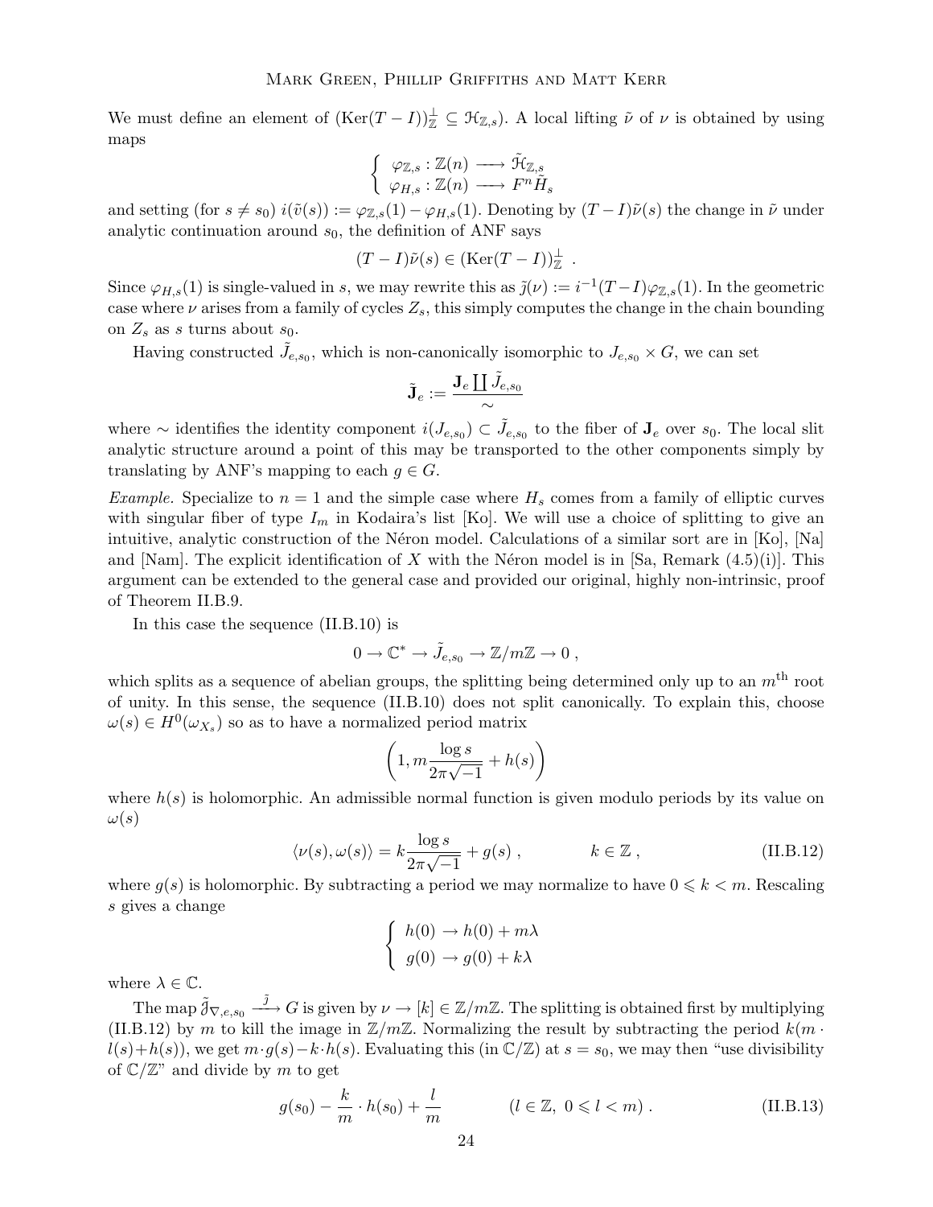We must define an element of $(\mathrm{Ker}(T-I))^{\perp}_{\mathbb{Z}} \subseteq \mathcal{H}_{\mathbb{Z},s})$. A local lifting $\tilde{\nu}$ of $\nu$ is obtained by using maps

$$\begin{cases} \varphi_{\mathbb{Z},s} : \mathbb{Z}(n) \longrightarrow \tilde{\mathcal{H}}_{\mathbb{Z},s} \\ \varphi_{H,s} : \mathbb{Z}(n) \longrightarrow F^n \tilde{H}_s \end{cases}$$

and setting (for $s \neq s_0$) $i(\tilde{v}(s)) := \varphi_{\mathbb{Z},s}(1) - \varphi_{H,s}(1)$. Denoting by $(T-I)\tilde{\nu}(s)$ the change in $\tilde{\nu}$ under analytic continuation around $s_0$, the definition of ANF says

$$(T-I)\tilde{\nu}(s) \in (\mathrm{Ker}(T-I))^{\perp}_{\mathbb{Z}} \ .$$

Since $\varphi_{H,s}(1)$ is single-valued in $s$, we may rewrite this as $\tilde{\jmath}(\nu) := i^{-1}(T-I)\varphi_{\mathbb{Z},s}(1)$. In the geometric case where $\nu$ arises from a family of cycles $Z_s$, this simply computes the change in the chain bounding on $Z_s$ as $s$ turns about $s_0$.

Having constructed $\tilde{J}_{e,s_0}$, which is non-canonically isomorphic to $J_{e,s_0} \times G$, we can set

$$\tilde{\mathbf{J}}_e := \frac{\mathbf{J}_e \coprod \tilde{J}_{e,s_0}}{\sim}$$

where $\sim$ identifies the identity component $i(J_{e,s_0}) \subset \tilde{J}_{e,s_0}$ to the fiber of $\mathbf{J}_e$ over $s_0$. The local slit analytic structure around a point of this may be transported to the other components simply by translating by ANF's mapping to each $g \in G$.

*Example.* Specialize to $n = 1$ and the simple case where $H_s$ comes from a family of elliptic curves with singular fiber of type $I_m$ in Kodaira's list [Ko]. We will use a choice of splitting to give an intuitive, analytic construction of the Néron model. Calculations of a similar sort are in [Ko], [Na] and [Nam]. The explicit identification of $X$ with the Néron model is in [Sa, Remark (4.5)(i)]. This argument can be extended to the general case and provided our original, highly non-intrinsic, proof of Theorem II.B.9.

In this case the sequence (II.B.10) is

$$0 \to \mathbb{C}^* \to \tilde{J}_{e,s_0} \to \mathbb{Z}/m\mathbb{Z} \to 0 \ ,$$

which splits as a sequence of abelian groups, the splitting being determined only up to an $m^{\text{th}}$ root of unity. In this sense, the sequence (II.B.10) does not split canonically. To explain this, choose $\omega(s) \in H^0(\omega_{X_s})$ so as to have a normalized period matrix

$$\left(1, m\frac{\log s}{2\pi\sqrt{-1}} + h(s)\right)$$

where $h(s)$ is holomorphic. An admissible normal function is given modulo periods by its value on $\omega(s)$

$$\langle \nu(s), \omega(s) \rangle = k\frac{\log s}{2\pi\sqrt{-1}} + g(s) \ , \qquad\qquad k \in \mathbb{Z} \ , \tag{II.B.12}$$

where $g(s)$ is holomorphic. By subtracting a period we may normalize to have $0 \leqslant k < m$. Rescaling $s$ gives a change

$$\begin{cases} h(0) \to h(0) + m\lambda \\ g(0) \to g(0) + k\lambda \end{cases}$$

where $\lambda \in \mathbb{C}$.

The map $\tilde{\mathcal{J}}_{\nabla,e,s_0} \xrightarrow{\tilde{\jmath}} G$ is given by $\nu \to [k] \in \mathbb{Z}/m\mathbb{Z}$. The splitting is obtained first by multiplying (II.B.12) by $m$ to kill the image in $\mathbb{Z}/m\mathbb{Z}$. Normalizing the result by subtracting the period $k(m \cdot l(s) + h(s))$, we get $m \cdot g(s) - k \cdot h(s)$. Evaluating this (in $\mathbb{C}/\mathbb{Z}$) at $s = s_0$, we may then "use divisibility of $\mathbb{C}/\mathbb{Z}$" and divide by $m$ to get

$$g(s_0) - \frac{k}{m} \cdot h(s_0) + \frac{l}{m} \qquad\qquad (l \in \mathbb{Z},\ 0 \leqslant l < m) \ . \tag{II.B.13}$$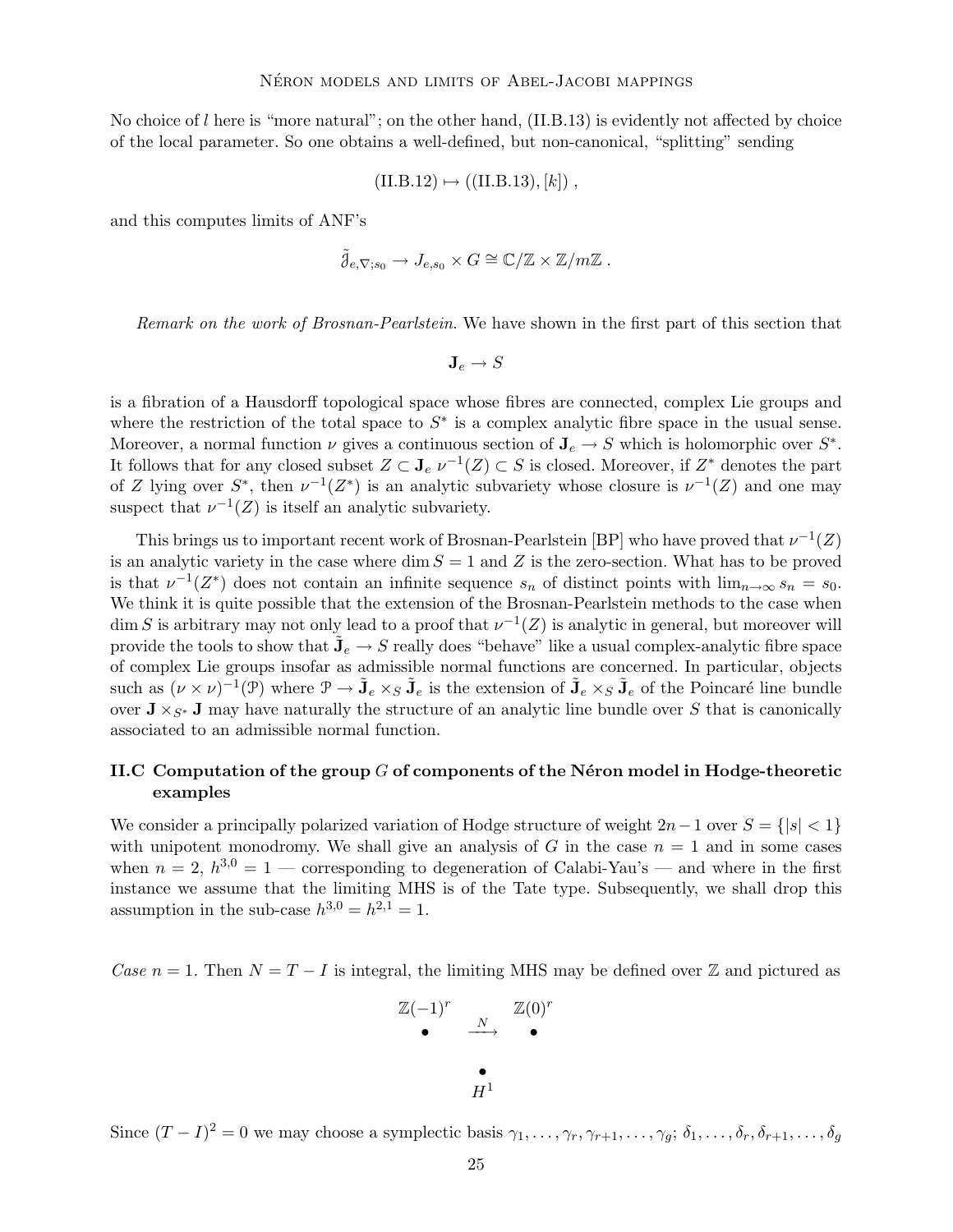No choice of $l$ here is "more natural"; on the other hand, (II.B.13) is evidently not affected by choice of the local parameter. So one obtains a well-defined, but non-canonical, "splitting" sending

$$
\text{(II.B.12)} \mapsto (\text{(II.B.13)}, [k]) ,
$$

and this computes limits of ANF's

$$
\tilde{\mathfrak{J}}_{e,\nabla;s_0} \to J_{e,s_0} \times G \cong \mathbb{C}/\mathbb{Z} \times \mathbb{Z}/m\mathbb{Z} .
$$

*Remark on the work of Brosnan-Pearlstein.* We have shown in the first part of this section that

$$
\mathbf{J}_e \to S
$$

is a fibration of a Hausdorff topological space whose fibres are connected, complex Lie groups and where the restriction of the total space to $S^*$ is a complex analytic fibre space in the usual sense. Moreover, a normal function $\nu$ gives a continuous section of $\mathbf{J}_e \to S$ which is holomorphic over $S^*$. It follows that for any closed subset $Z \subset \mathbf{J}_e$ $\nu^{-1}(Z) \subset S$ is closed. Moreover, if $Z^*$ denotes the part of $Z$ lying over $S^*$, then $\nu^{-1}(Z^*)$ is an analytic subvariety whose closure is $\nu^{-1}(Z)$ and one may suspect that $\nu^{-1}(Z)$ is itself an analytic subvariety.

This brings us to important recent work of Brosnan-Pearlstein [BP] who have proved that $\nu^{-1}(Z)$ is an analytic variety in the case where $\dim S = 1$ and $Z$ is the zero-section. What has to be proved is that $\nu^{-1}(Z^*)$ does not contain an infinite sequence $s_n$ of distinct points with $\lim_{n\to\infty} s_n = s_0$. We think it is quite possible that the extension of the Brosnan-Pearlstein methods to the case when $\dim S$ is arbitrary may not only lead to a proof that $\nu^{-1}(Z)$ is analytic in general, but moreover will provide the tools to show that $\tilde{\mathbf{J}}_e \to S$ really does "behave" like a usual complex-analytic fibre space of complex Lie groups insofar as admissible normal functions are concerned. In particular, objects such as $(\nu \times \nu)^{-1}(\mathcal{P})$ where $\mathcal{P} \to \tilde{\mathbf{J}}_e \times_S \tilde{\mathbf{J}}_e$ is the extension of $\tilde{\mathbf{J}}_e \times_S \tilde{\mathbf{J}}_e$ of the Poincaré line bundle over $\mathbf{J} \times_{S^*} \mathbf{J}$ may have naturally the structure of an analytic line bundle over $S$ that is canonically associated to an admissible normal function.

## II.C Computation of the group $G$ of components of the Néron model in Hodge-theoretic examples

We consider a principally polarized variation of Hodge structure of weight $2n-1$ over $S = \{|s| < 1\}$ with unipotent monodromy. We shall give an analysis of $G$ in the case $n = 1$ and in some cases when $n = 2$, $h^{3,0} = 1$ — corresponding to degeneration of Calabi-Yau's — and where in the first instance we assume that the limiting MHS is of the Tate type. Subsequently, we shall drop this assumption in the sub-case $h^{3,0} = h^{2,1} = 1$.

*Case $n = 1$.* Then $N = T - I$ is integral, the limiting MHS may be defined over $\mathbb{Z}$ and pictured as

$$
\begin{array}{ccc}
\mathbb{Z}(-1)^r & & \mathbb{Z}(0)^r \\
\bullet & \xrightarrow{N} & \bullet \\
& & \\
& \bullet & \\
& H^1 &
\end{array}
$$

Since $(T-I)^2 = 0$ we may choose a symplectic basis $\gamma_1, \dots, \gamma_r, \gamma_{r+1}, \dots, \gamma_g$; $\delta_1, \dots, \delta_r, \delta_{r+1}, \dots, \delta_g$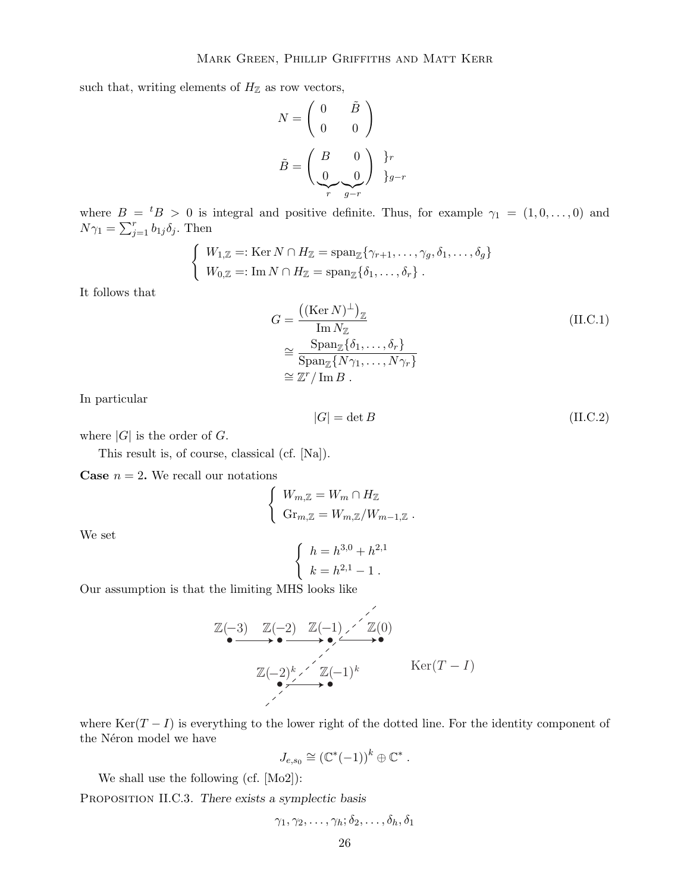such that, writing elements of $H_{\mathbb{Z}}$ as row vectors,

$$N = \begin{pmatrix} 0 & \tilde{B} \\ 0 & 0 \end{pmatrix}$$

$$\tilde{B} = \begin{pmatrix} B & 0 \\ \underbrace{0}_{r} & \underbrace{0}_{g-r} \end{pmatrix} \begin{matrix} \}r \\ \}g-r \end{matrix}$$

where $B = {}^tB > 0$ is integral and positive definite. Thus, for example $\gamma_1 = (1, 0, \dots, 0)$ and $N\gamma_1 = \sum_{j=1}^{r} b_{1j}\delta_j$. Then

$$\begin{cases} W_{1,\mathbb{Z}} =: \operatorname{Ker} N \cap H_{\mathbb{Z}} = \operatorname{span}_{\mathbb{Z}}\{\gamma_{r+1}, \dots, \gamma_g, \delta_1, \dots, \delta_g\} \\ W_{0,\mathbb{Z}} =: \operatorname{Im} N \cap H_{\mathbb{Z}} = \operatorname{span}_{\mathbb{Z}}\{\delta_1, \dots, \delta_r\} \,. \end{cases}$$

It follows that

$$\begin{aligned} G &= \frac{\left((\operatorname{Ker} N)^{\perp}\right)_{\mathbb{Z}}}{\operatorname{Im} N_{\mathbb{Z}}} \\ &\cong \frac{\operatorname{Span}_{\mathbb{Z}}\{\delta_1, \dots, \delta_r\}}{\operatorname{Span}_{\mathbb{Z}}\{N\gamma_1, \dots, N\gamma_r\}} \\ &\cong \mathbb{Z}^r / \operatorname{Im} B \,. \end{aligned} \tag{II.C.1}$$

In particular

$$|G| = \det B \tag{II.C.2}$$

where $|G|$ is the order of $G$.

This result is, of course, classical (cf. [Na]).

**Case** $n = 2$**.** We recall our notations

$$\begin{cases} W_{m,\mathbb{Z}} = W_m \cap H_{\mathbb{Z}} \\ \operatorname{Gr}_{m,\mathbb{Z}} = W_{m,\mathbb{Z}} / W_{m-1,\mathbb{Z}} \,. \end{cases}$$

We set

$$\begin{cases} h = h^{3,0} + h^{2,1} \\ k = h^{2,1} - 1 \,. \end{cases}$$

Our assumption is that the limiting MHS looks like

$$\begin{array}{ccccccc} \mathbb{Z}(-3) & & \mathbb{Z}(-2) & & \mathbb{Z}(-1) & & \mathbb{Z}(0) \\ \bullet & \longrightarrow & \bullet & \longrightarrow & \bullet & \longrightarrow & \bullet \\ & & \mathbb{Z}(-2)^k & & \mathbb{Z}(-1)^k & & \\ & & \bullet & \longrightarrow & \bullet & & \end{array} \qquad \operatorname{Ker}(T - I)$$

where $\operatorname{Ker}(T - I)$ is everything to the lower right of the dotted line. For the identity component of the Néron model we have

$$J_{e,s_0} \cong \left(\mathbb{C}^*(-1)\right)^k \oplus \mathbb{C}^* \,.$$

We shall use the following (cf. [Mo2]):

Proposition II.C.3. *There exists a symplectic basis*

$$\gamma_1, \gamma_2, \dots, \gamma_h; \delta_2, \dots, \delta_h, \delta_1$$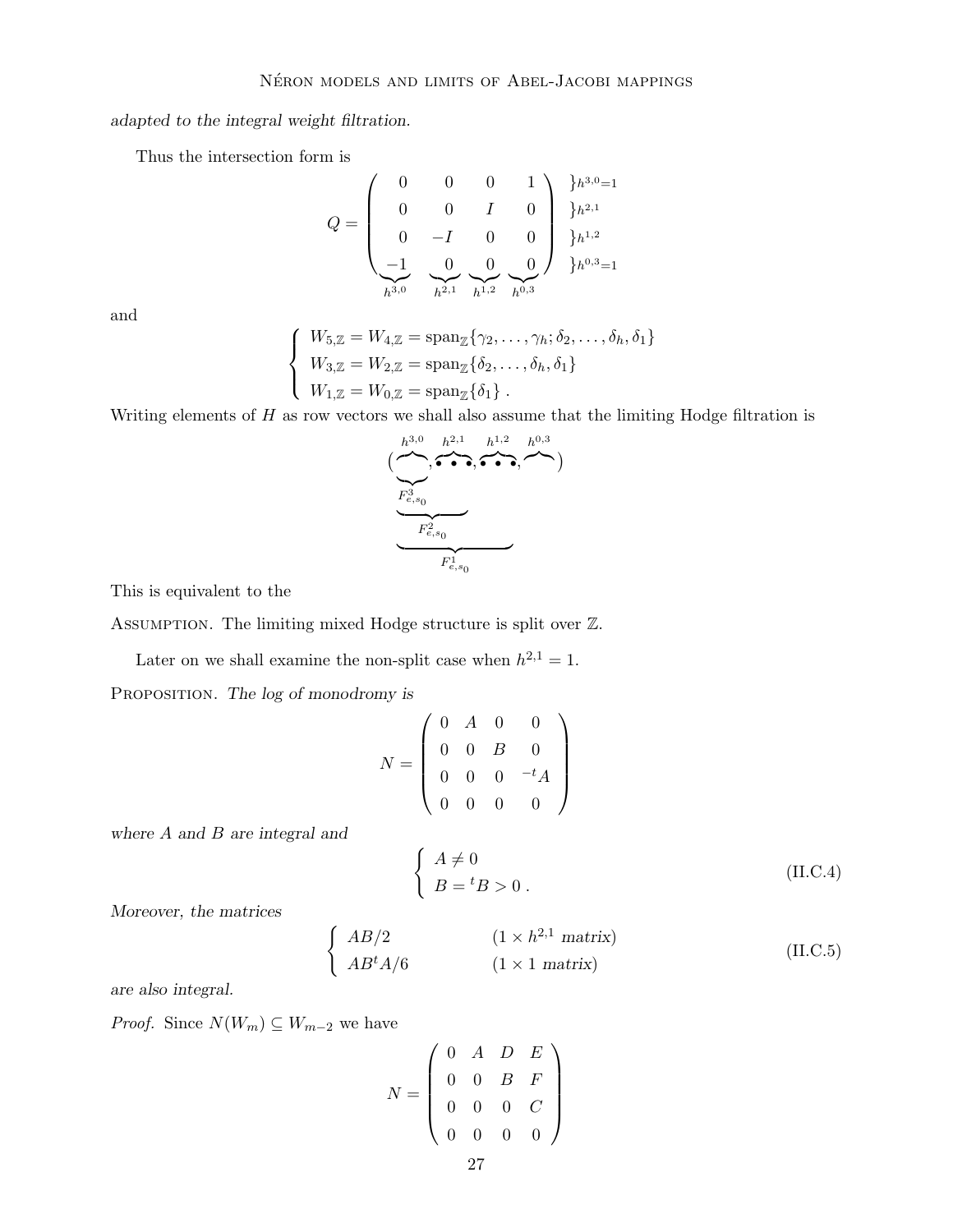*adapted to the integral weight filtration.*

Thus the intersection form is

$$Q = \begin{pmatrix} 0 & 0 & 0 & 1 \\ 0 & 0 & I & 0 \\ 0 & -I & 0 & 0 \\ \underbrace{-1}_{h^{3,0}} & \underbrace{0}_{h^{2,1}} & \underbrace{0}_{h^{1,2}} & \underbrace{0}_{h^{0,3}} \end{pmatrix} \begin{matrix} \}h^{3,0}=1 \\ \}h^{2,1} \\ \}h^{1,2} \\ \}h^{0,3}=1 \end{matrix}$$

and

$$\begin{cases} W_{5,\mathbb{Z}} = W_{4,\mathbb{Z}} = \operatorname{span}_{\mathbb{Z}}\{\gamma_2, \dots, \gamma_h; \delta_2, \dots, \delta_h, \delta_1\} \\ W_{3,\mathbb{Z}} = W_{2,\mathbb{Z}} = \operatorname{span}_{\mathbb{Z}}\{\delta_2, \dots, \delta_h, \delta_1\} \\ W_{1,\mathbb{Z}} = W_{0,\mathbb{Z}} = \operatorname{span}_{\mathbb{Z}}\{\delta_1\}\,. \end{cases}$$

Writing elements of $H$ as row vectors we shall also assume that the limiting Hodge filtration is

$$(\overbrace{\quad}^{h^{3,0}}, \overbrace{\bullet\bullet\bullet}^{h^{2,1}}, \overbrace{\bullet\bullet\bullet}^{h^{1,2}}, \overbrace{\quad}^{h^{0,3}})$$

with $F^3_{e,s_0}$ consisting of the first block ($h^{3,0}$), $F^2_{e,s_0}$ of the first two blocks ($h^{3,0}, h^{2,1}$), and $F^1_{e,s_0}$ of the first three blocks ($h^{3,0}, h^{2,1}, h^{1,2}$).

This is equivalent to the

Assumption. The limiting mixed Hodge structure is split over $\mathbb{Z}$.

Later on we shall examine the non-split case when $h^{2,1} = 1$.

Proposition. *The log of monodromy is*

$$N = \begin{pmatrix} 0 & A & 0 & 0 \\ 0 & 0 & B & 0 \\ 0 & 0 & 0 & -{}^tA \\ 0 & 0 & 0 & 0 \end{pmatrix}$$

*where $A$ and $B$ are integral and*

$$\begin{cases} A \neq 0 \\ B = {}^tB > 0\,. \end{cases} \tag{II.C.4}$$

*Moreover, the matrices*

$$\begin{cases} AB/2 & (1 \times h^{2,1} \text{ matrix}) \\ AB{}^tA/6 & (1 \times 1 \text{ matrix}) \end{cases} \tag{II.C.5}$$

*are also integral.*

*Proof.* Since $N(W_m) \subseteq W_{m-2}$ we have

$$N = \begin{pmatrix} 0 & A & D & E \\ 0 & 0 & B & F \\ 0 & 0 & 0 & C \\ 0 & 0 & 0 & 0 \end{pmatrix}$$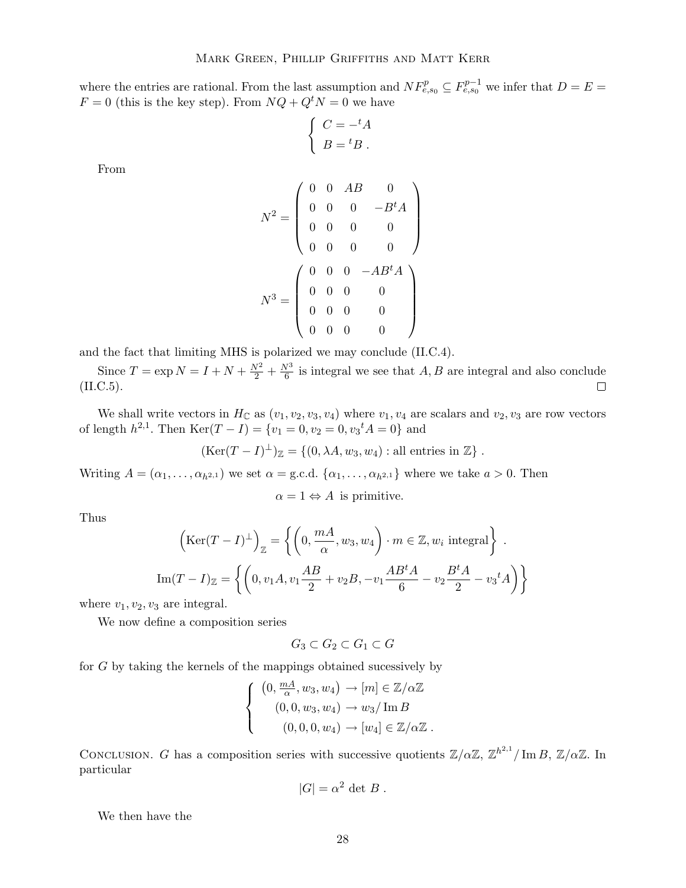where the entries are rational. From the last assumption and $NF^p_{e,s_0} \subseteq F^{p-1}_{e,s_0}$ we infer that $D = E = F = 0$ (this is the key step). From $NQ + Q^t N = 0$ we have

$$\begin{cases} C = -{}^t A \\ B = {}^t B \,. \end{cases}$$

From

$$N^2 = \begin{pmatrix} 0 & 0 & AB & 0 \\ 0 & 0 & 0 & -B^t A \\ 0 & 0 & 0 & 0 \\ 0 & 0 & 0 & 0 \end{pmatrix}$$

$$N^3 = \begin{pmatrix} 0 & 0 & 0 & -AB^t A \\ 0 & 0 & 0 & 0 \\ 0 & 0 & 0 & 0 \\ 0 & 0 & 0 & 0 \end{pmatrix}$$

and the fact that limiting MHS is polarized we may conclude (II.C.4).

Since $T = \exp N = I + N + \frac{N^2}{2} + \frac{N^3}{6}$ is integral we see that $A, B$ are integral and also conclude (II.C.5). $\square$

We shall write vectors in $H_{\mathbb{C}}$ as $(v_1, v_2, v_3, v_4)$ where $v_1, v_4$ are scalars and $v_2, v_3$ are row vectors of length $h^{2,1}$. Then $\operatorname{Ker}(T - I) = \{v_1 = 0, v_2 = 0, v_3{}^t A = 0\}$ and

$$(\operatorname{Ker}(T-I)^{\perp})_{\mathbb{Z}} = \{(0, \lambda A, w_3, w_4) : \text{all entries in } \mathbb{Z}\} \,.$$

Writing $A = (\alpha_1, \dots, \alpha_{h^{2,1}})$ we set $\alpha = \text{g.c.d. } \{\alpha_1, \dots, \alpha_{h^{2,1}}\}$ where we take $a > 0$. Then

$$\alpha = 1 \Leftrightarrow A \text{ is primitive.}$$

Thus

$$\left(\operatorname{Ker}(T-I)^{\perp}\right)_{\mathbb{Z}} = \left\{ \left(0, \frac{mA}{\alpha}, w_3, w_4\right) \cdot m \in \mathbb{Z}, w_i \text{ integral} \right\} \,.$$

$$\operatorname{Im}(T-I)_{\mathbb{Z}} = \left\{ \left(0, v_1 A, v_1 \frac{AB}{2} + v_2 B, -v_1 \frac{AB^t A}{6} - v_2 \frac{B^t A}{2} - v_3{}^t A\right) \right\}$$

where $v_1, v_2, v_3$ are integral.

We now define a composition series

$$G_3 \subset G_2 \subset G_1 \subset G$$

for $G$ by taking the kernels of the mappings obtained sucessively by

$$\begin{cases} \left(0, \frac{mA}{\alpha}, w_3, w_4\right) \to [m] \in \mathbb{Z}/\alpha\mathbb{Z} \\ (0, 0, w_3, w_4) \to w_3 / \operatorname{Im} B \\ (0, 0, 0, w_4) \to [w_4] \in \mathbb{Z}/\alpha\mathbb{Z} \,. \end{cases}$$

Conclusion. $G$ has a composition series with successive quotients $\mathbb{Z}/\alpha\mathbb{Z}$, $\mathbb{Z}^{h^{2,1}} / \operatorname{Im} B$, $\mathbb{Z}/\alpha\mathbb{Z}$. In particular

$$|G| = \alpha^2 \det B \,.$$

We then have the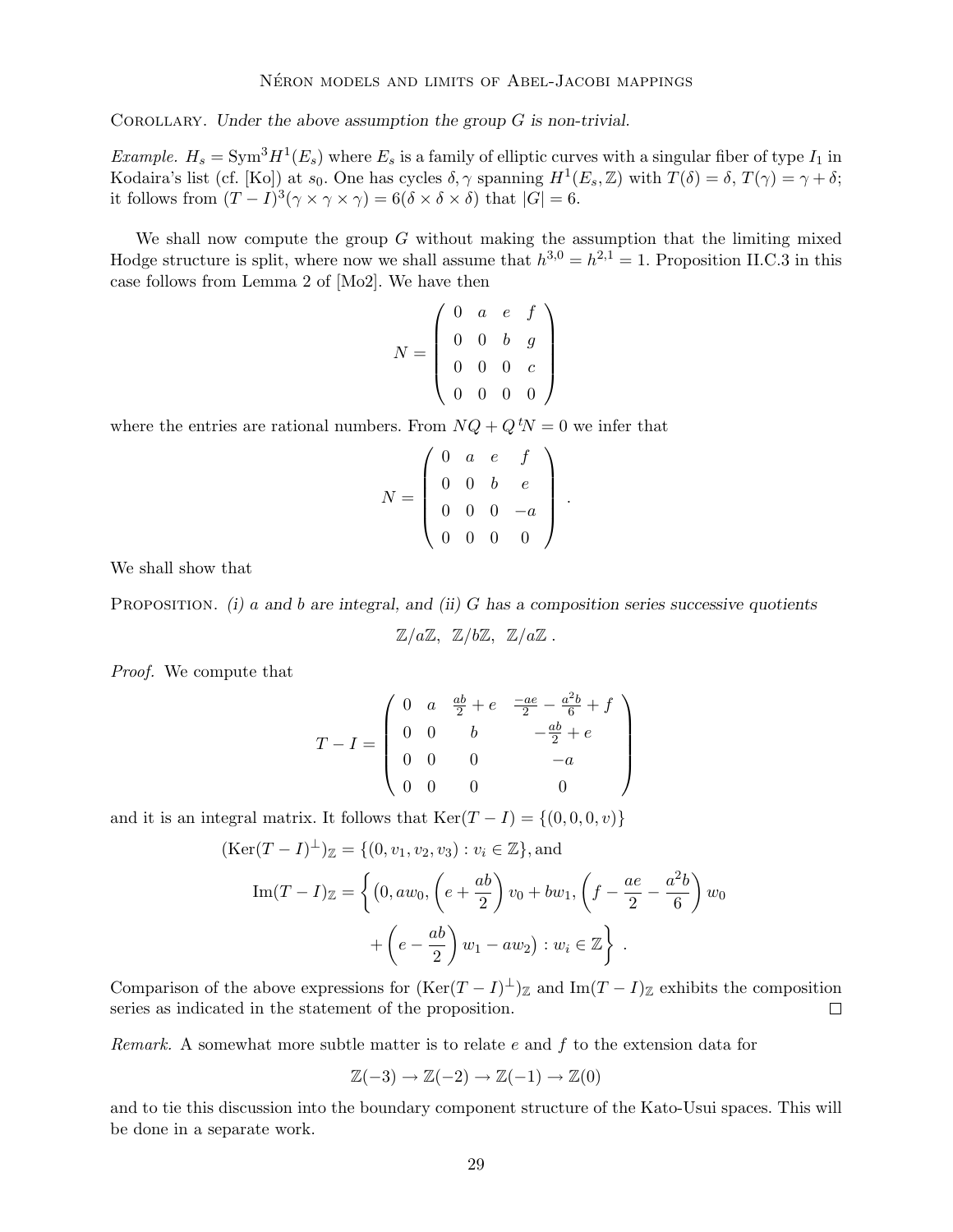Corollary. *Under the above assumption the group $G$ is non-trivial.*

*Example.* $H_s = \mathrm{Sym}^3 H^1(E_s)$ where $E_s$ is a family of elliptic curves with a singular fiber of type $I_1$ in Kodaira's list (cf. [Ko]) at $s_0$. One has cycles $\delta, \gamma$ spanning $H^1(E_s, \mathbb{Z})$ with $T(\delta) = \delta$, $T(\gamma) = \gamma + \delta$; it follows from $(T-I)^3(\gamma \times \gamma \times \gamma) = 6(\delta \times \delta \times \delta)$ that $|G| = 6$.

We shall now compute the group $G$ without making the assumption that the limiting mixed Hodge structure is split, where now we shall assume that $h^{3,0} = h^{2,1} = 1$. Proposition II.C.3 in this case follows from Lemma 2 of [Mo2]. We have then

$$N = \begin{pmatrix} 0 & a & e & f \\ 0 & 0 & b & g \\ 0 & 0 & 0 & c \\ 0 & 0 & 0 & 0 \end{pmatrix}$$

where the entries are rational numbers. From $NQ + Q\,{}^tN = 0$ we infer that

$$N = \begin{pmatrix} 0 & a & e & f \\ 0 & 0 & b & e \\ 0 & 0 & 0 & -a \\ 0 & 0 & 0 & 0 \end{pmatrix} .$$

We shall show that

Proposition. *(i) $a$ and $b$ are integral, and (ii) $G$ has a composition series successive quotients*

$$\mathbb{Z}/a\mathbb{Z}, \ \ \mathbb{Z}/b\mathbb{Z}, \ \ \mathbb{Z}/a\mathbb{Z} .$$

*Proof.* We compute that

$$T - I = \begin{pmatrix} 0 & a & \frac{ab}{2} + e & \frac{-ae}{2} - \frac{a^2 b}{6} + f \\ 0 & 0 & b & -\frac{ab}{2} + e \\ 0 & 0 & 0 & -a \\ 0 & 0 & 0 & 0 \end{pmatrix}$$

and it is an integral matrix. It follows that $\mathrm{Ker}(T-I) = \{(0,0,0,v)\}$

$$\begin{aligned} (\mathrm{Ker}(T-I)^{\perp})_{\mathbb{Z}} &= \{(0, v_1, v_2, v_3) : v_i \in \mathbb{Z}\}, \text{and} \\ \mathrm{Im}(T-I)_{\mathbb{Z}} &= \left\{ \left(0, a w_0, \left(e + \frac{ab}{2}\right) v_0 + b w_1, \left(f - \frac{ae}{2} - \frac{a^2 b}{6}\right) w_0 \right. \right. \\ &\qquad \left. \left. + \left(e - \frac{ab}{2}\right) w_1 - a w_2 \right) : w_i \in \mathbb{Z} \right\} . \end{aligned}$$

Comparison of the above expressions for $(\mathrm{Ker}(T-I)^{\perp})_{\mathbb{Z}}$ and $\mathrm{Im}(T-I)_{\mathbb{Z}}$ exhibits the composition series as indicated in the statement of the proposition. $\square$

*Remark.* A somewhat more subtle matter is to relate $e$ and $f$ to the extension data for

$$\mathbb{Z}(-3) \to \mathbb{Z}(-2) \to \mathbb{Z}(-1) \to \mathbb{Z}(0)$$

and to tie this discussion into the boundary component structure of the Kato-Usui spaces. This will be done in a separate work.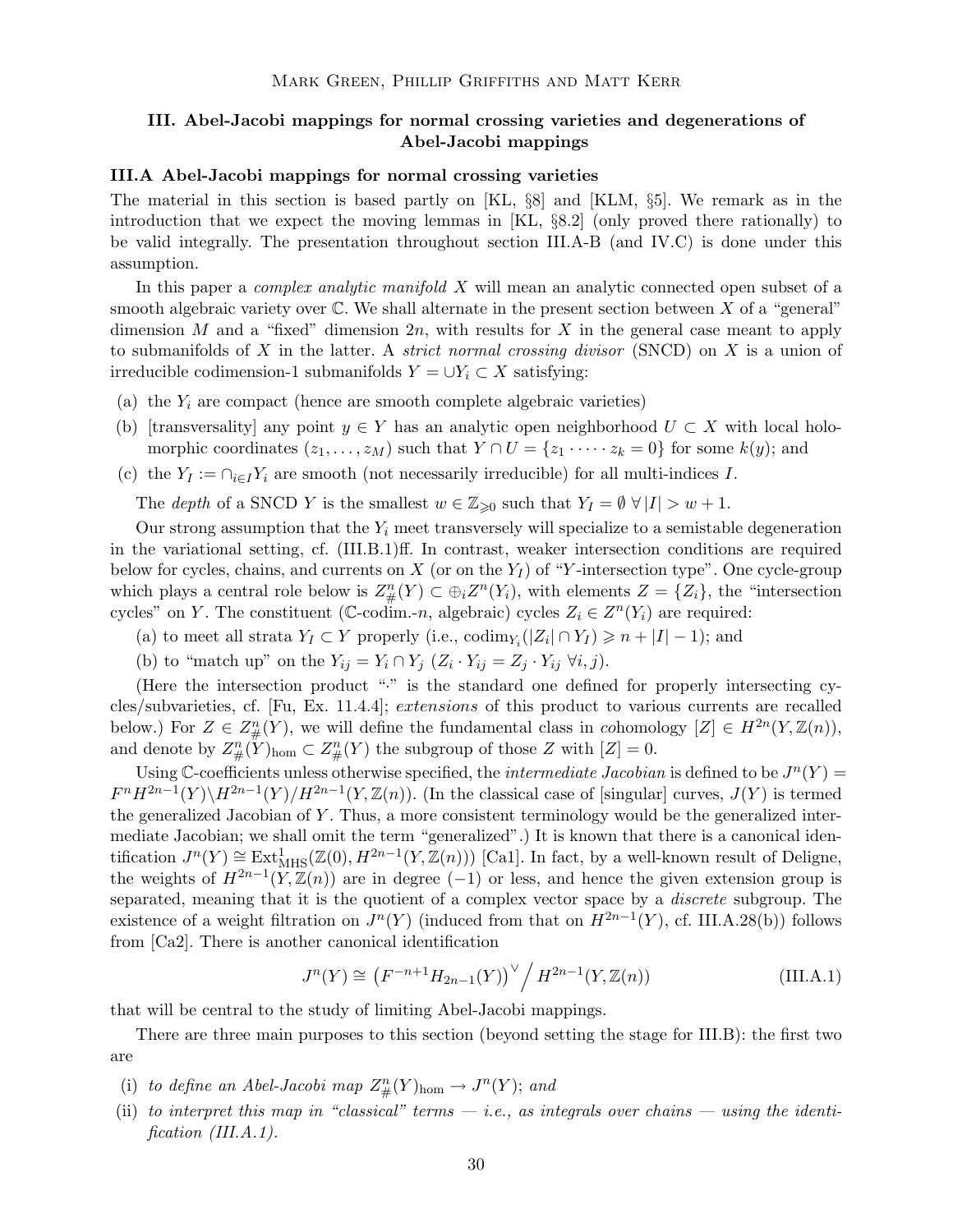## III. Abel-Jacobi mappings for normal crossing varieties and degenerations of Abel-Jacobi mappings

### III.A Abel-Jacobi mappings for normal crossing varieties

The material in this section is based partly on [KL, §8] and [KLM, §5]. We remark as in the introduction that we expect the moving lemmas in [KL, §8.2] (only proved there rationally) to be valid integrally. The presentation throughout section III.A-B (and IV.C) is done under this assumption.

In this paper a *complex analytic manifold* $X$ will mean an analytic connected open subset of a smooth algebraic variety over $\mathbb{C}$. We shall alternate in the present section between $X$ of a "general" dimension $M$ and a "fixed" dimension $2n$, with results for $X$ in the general case meant to apply to submanifolds of $X$ in the latter. A *strict normal crossing divisor* (SNCD) on $X$ is a union of irreducible codimension-1 submanifolds $Y = \cup Y_i \subset X$ satisfying:

(a) the $Y_i$ are compact (hence are smooth complete algebraic varieties)

(b) [transversality] any point $y \in Y$ has an analytic open neighborhood $U \subset X$ with local holomorphic coordinates $(z_1, \ldots, z_M)$ such that $Y \cap U = \{z_1 \cdot \cdots \cdot z_k = 0\}$ for some $k(y)$; and

(c) the $Y_I := \cap_{i \in I} Y_i$ are smooth (not necessarily irreducible) for all multi-indices $I$.

The *depth* of a SNCD $Y$ is the smallest $w \in \mathbb{Z}_{\geqslant 0}$ such that $Y_I = \emptyset \; \forall \, |I| > w+1$.

Our strong assumption that the $Y_i$ meet transversely will specialize to a semistable degeneration in the variational setting, cf. (III.B.1)ff. In contrast, weaker intersection conditions are required below for cycles, chains, and currents on $X$ (or on the $Y_I$) of "$Y$-intersection type". One cycle-group which plays a central role below is $Z^n_{\#}(Y) \subset \oplus_i Z^n(Y_i)$, with elements $Z = \{Z_i\}$, the "intersection cycles" on $Y$. The constituent ($\mathbb{C}$-codim.-$n$, algebraic) cycles $Z_i \in Z^n(Y_i)$ are required:

(a) to meet all strata $Y_I \subset Y$ properly (i.e., $\mathrm{codim}_{Y_i}(|Z_i| \cap Y_I) \geqslant n + |I| - 1$); and

(b) to "match up" on the $Y_{ij} = Y_i \cap Y_j$ ($Z_i \cdot Y_{ij} = Z_j \cdot Y_{ij} \; \forall i, j$).

(Here the intersection product "$\cdot$" is the standard one defined for properly intersecting cycles/subvarieties, cf. [Fu, Ex. 11.4.4]; *extensions* of this product to various currents are recalled below.) For $Z \in Z^n_{\#}(Y)$, we will define the fundamental class in *co*homology $[Z] \in H^{2n}(Y, \mathbb{Z}(n))$, and denote by $Z^n_{\#}(Y)_{\mathrm{hom}} \subset Z^n_{\#}(Y)$ the subgroup of those $Z$ with $[Z] = 0$.

Using $\mathbb{C}$-coefficients unless otherwise specified, the *intermediate Jacobian* is defined to be $J^n(Y) = F^n H^{2n-1}(Y) \backslash H^{2n-1}(Y) / H^{2n-1}(Y, \mathbb{Z}(n))$. (In the classical case of [singular] curves, $J(Y)$ is termed the generalized Jacobian of $Y$. Thus, a more consistent terminology would be the generalized intermediate Jacobian; we shall omit the term "generalized".) It is known that there is a canonical identification $J^n(Y) \cong \mathrm{Ext}^1_{\mathrm{MHS}}(\mathbb{Z}(0), H^{2n-1}(Y, \mathbb{Z}(n)))$ [Ca1]. In fact, by a well-known result of Deligne, the weights of $H^{2n-1}(Y, \mathbb{Z}(n))$ are in degree $(-1)$ or less, and hence the given extension group is separated, meaning that it is the quotient of a complex vector space by a *discrete* subgroup. The existence of a weight filtration on $J^n(Y)$ (induced from that on $H^{2n-1}(Y)$, cf. III.A.28(b)) follows from [Ca2]. There is another canonical identification

$$J^n(Y) \cong \left(F^{-n+1} H_{2n-1}(Y)\right)^{\vee} \Big/ H^{2n-1}(Y, \mathbb{Z}(n)) \tag{III.A.1}$$

that will be central to the study of limiting Abel-Jacobi mappings.

There are three main purposes to this section (beyond setting the stage for III.B): the first two are

(i) *to define an Abel-Jacobi map $Z^n_{\#}(Y)_{\mathrm{hom}} \to J^n(Y)$; and*

(ii) *to interpret this map in "classical" terms — i.e., as integrals over chains — using the identification (III.A.1).*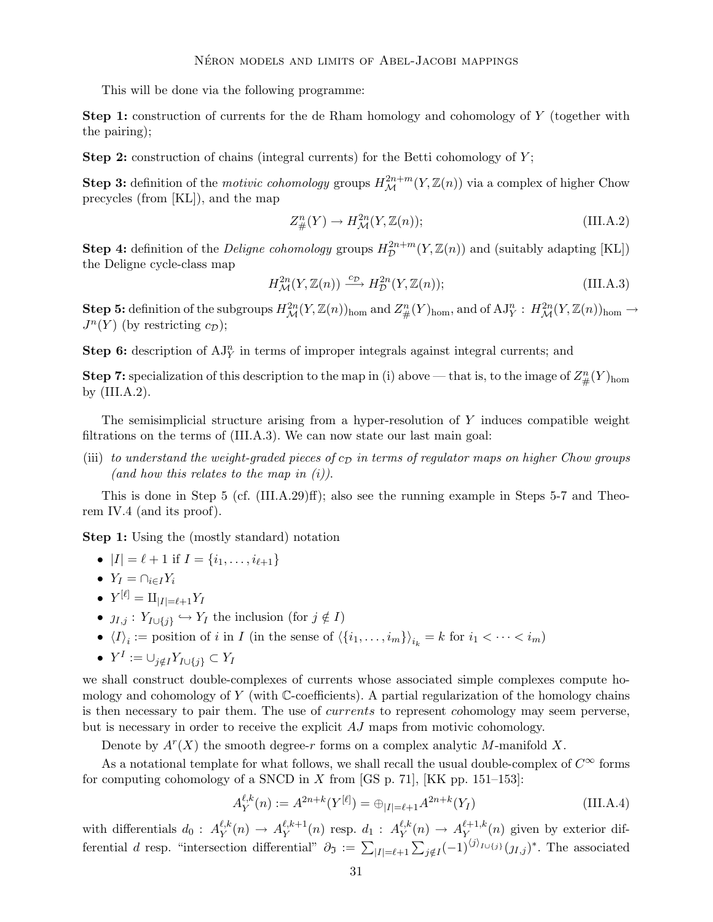This will be done via the following programme:

**Step 1:** construction of currents for the de Rham homology and cohomology of $Y$ (together with the pairing);

**Step 2:** construction of chains (integral currents) for the Betti cohomology of $Y$;

**Step 3:** definition of the *motivic cohomology* groups $H^{2n+m}_{\mathcal{M}}(Y,\mathbb{Z}(n))$ via a complex of higher Chow precycles (from [KL]), and the map

$$Z^n_{\#}(Y) \to H^{2n}_{\mathcal{M}}(Y,\mathbb{Z}(n)); \tag{III.A.2}$$

**Step 4:** definition of the *Deligne cohomology* groups $H^{2n+m}_{\mathcal{D}}(Y,\mathbb{Z}(n))$ and (suitably adapting [KL]) the Deligne cycle-class map

$$H^{2n}_{\mathcal{M}}(Y,\mathbb{Z}(n)) \xrightarrow{c_{\mathcal{D}}} H^{2n}_{\mathcal{D}}(Y,\mathbb{Z}(n)); \tag{III.A.3}$$

**Step 5:** definition of the subgroups $H^{2n}_{\mathcal{M}}(Y,\mathbb{Z}(n))_{\text{hom}}$ and $Z^n_{\#}(Y)_{\text{hom}}$, and of $\mathrm{AJ}^n_Y : H^{2n}_{\mathcal{M}}(Y,\mathbb{Z}(n))_{\text{hom}} \to J^n(Y)$ (by restricting $c_{\mathcal{D}}$);

**Step 6:** description of $\mathrm{AJ}^n_Y$ in terms of improper integrals against integral currents; and

**Step 7:** specialization of this description to the map in (i) above — that is, to the image of $Z^n_{\#}(Y)_{\text{hom}}$ by (III.A.2).

The semisimplicial structure arising from a hyper-resolution of $Y$ induces compatible weight filtrations on the terms of (III.A.3). We can now state our last main goal:

(iii) *to understand the weight-graded pieces of $c_{\mathcal{D}}$ in terms of regulator maps on higher Chow groups (and how this relates to the map in (i)).*

This is done in Step 5 (cf. (III.A.29)ff); also see the running example in Steps 5-7 and Theorem IV.4 (and its proof).

**Step 1:** Using the (mostly standard) notation

- $|I| = \ell + 1$ if $I = \{i_1, \ldots, i_{\ell+1}\}$
- $Y_I = \cap_{i\in I} Y_i$
- $Y^{[\ell]} = \amalg_{|I|=\ell+1} Y_I$
- $\jmath_{I,j} : Y_{I\cup\{j\}} \hookrightarrow Y_I$ the inclusion (for $j \notin I$)
- $\langle I\rangle_i :=$ position of $i$ in $I$ (in the sense of $\langle\{i_1,\ldots,i_m\}\rangle_{i_k} = k$ for $i_1 < \cdots < i_m$)
- $Y^I := \cup_{j\notin I} Y_{I\cup\{j\}} \subset Y_I$

we shall construct double-complexes of currents whose associated simple complexes compute homology and cohomology of $Y$ (with $\mathbb{C}$-coefficients). A partial regularization of the homology chains is then necessary to pair them. The use of *currents* to represent *co*homology may seem perverse, but is necessary in order to receive the explicit $AJ$ maps from motivic cohomology.

Denote by $A^r(X)$ the smooth degree-$r$ forms on a complex analytic $M$-manifold $X$.

As a notational template for what follows, we shall recall the usual double-complex of $C^\infty$ forms for computing cohomology of a SNCD in $X$ from [GS p. 71], [KK pp. 151–153]:

$$A^{\ell,k}_Y(n) := A^{2n+k}(Y^{[\ell]}) = \oplus_{|I|=\ell+1} A^{2n+k}(Y_I) \tag{III.A.4}$$

with differentials $d_0 : A^{\ell,k}_Y(n) \to A^{\ell,k+1}_Y(n)$ resp. $d_1 : A^{\ell,k}_Y(n) \to A^{\ell+1,k}_Y(n)$ given by exterior differential $d$ resp. "intersection differential" $\partial_{\mathfrak{I}} := \sum_{|I|=\ell+1}\sum_{j\notin I}(-1)^{\langle j\rangle_{I\cup\{j\}}}(\jmath_{I,j})^*$. The associated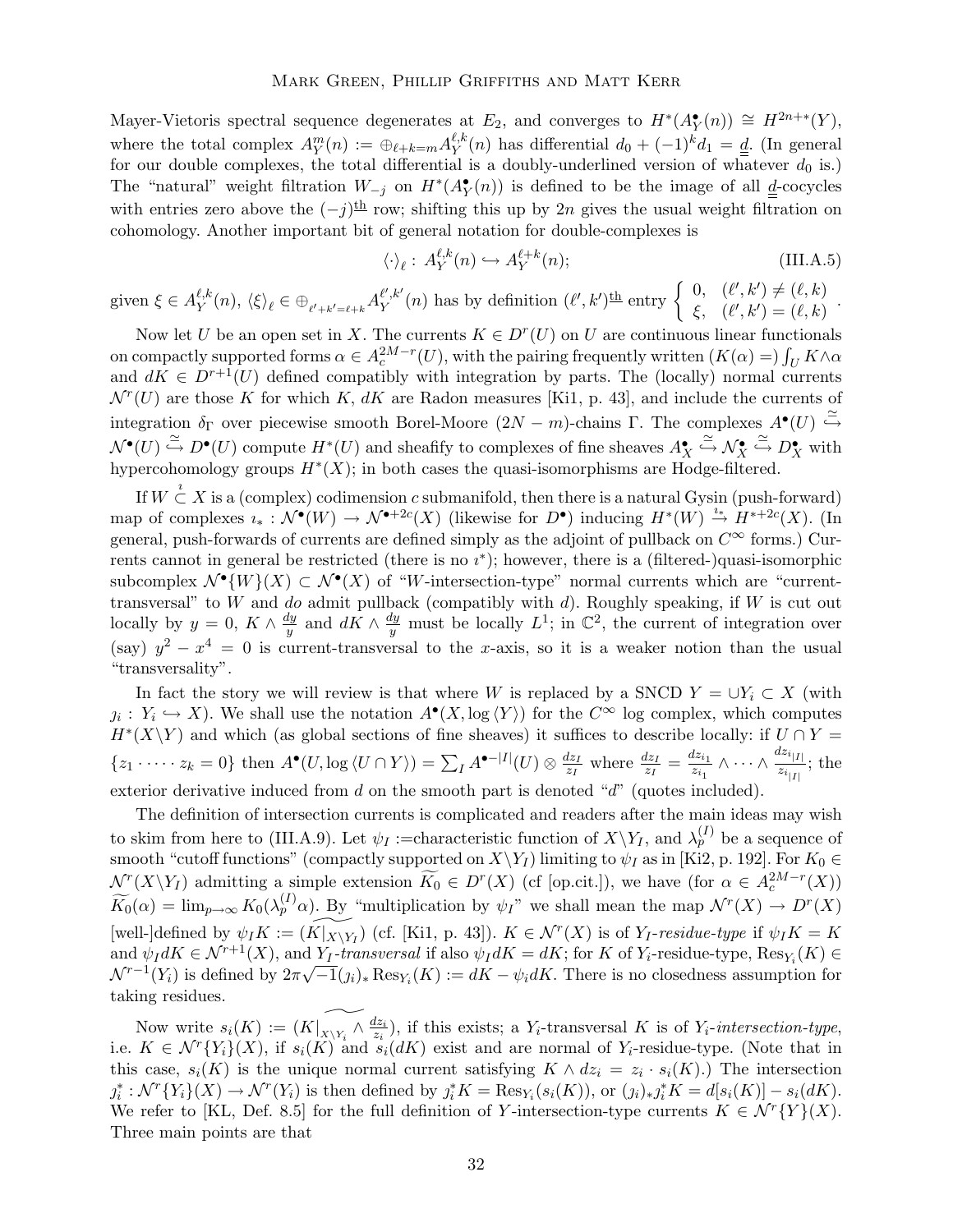Mayer-Vietoris spectral sequence degenerates at $E_2$, and converges to $H^*(A^\bullet_Y(n)) \cong H^{2n+*}(Y)$, where the total complex $A^m_Y(n) := \oplus_{\ell+k=m} A^{\ell,k}_Y(n)$ has differential $d_0 + (-1)^k d_1 = \underline{\underline{d}}$. (In general for our double complexes, the total differential is a doubly-underlined version of whatever $d_0$ is.) The "natural" weight filtration $W_{-j}$ on $H^*(A^\bullet_Y(n))$ is defined to be the image of all $\underline{\underline{d}}$-cocycles with entries zero above the $(-j)^{\underline{\text{th}}}$ row; shifting this up by $2n$ gives the usual weight filtration on cohomology. Another important bit of general notation for double-complexes is

$$\langle \cdot \rangle_\ell : \, A^{\ell,k}_Y(n) \hookrightarrow A^{\ell+k}_Y(n); \tag{III.A.5}$$

given $\xi \in A^{\ell,k}_Y(n)$, $\langle \xi \rangle_\ell \in \oplus_{\ell'+k'=\ell+k} A^{\ell',k'}_Y(n)$ has by definition $(\ell',k')^{\underline{\text{th}}}$ entry $\begin{cases} 0, & (\ell',k') \neq (\ell,k) \\ \xi, & (\ell',k') = (\ell,k) \end{cases}$.

Now let $U$ be an open set in $X$. The currents $K \in D^r(U)$ on $U$ are continuous linear functionals on compactly supported forms $\alpha \in A^{2M-r}_c(U)$, with the pairing frequently written $(K(\alpha) =) \int_U K \wedge \alpha$ and $dK \in D^{r+1}(U)$ defined compatibly with integration by parts. The (locally) normal currents $\mathcal{N}^r(U)$ are those $K$ for which $K$, $dK$ are Radon measures [Ki1, p. 43], and include the currents of integration $\delta_\Gamma$ over piecewise smooth Borel-Moore $(2N-m)$-chains $\Gamma$. The complexes $A^\bullet(U) \overset{\simeq}{\hookrightarrow} \mathcal{N}^\bullet(U) \overset{\simeq}{\hookrightarrow} D^\bullet(U)$ compute $H^*(U)$ and sheafify to complexes of fine sheaves $A^\bullet_X \overset{\simeq}{\hookrightarrow} \mathcal{N}^\bullet_X \overset{\simeq}{\hookrightarrow} D^\bullet_X$ with hypercohomology groups $H^*(X)$; in both cases the quasi-isomorphisms are Hodge-filtered.

If $W \overset{\imath}{\subset} X$ is a (complex) codimension $c$ submanifold, then there is a natural Gysin (push-forward) map of complexes $\imath_* : \mathcal{N}^\bullet(W) \to \mathcal{N}^{\bullet+2c}(X)$ (likewise for $D^\bullet$) inducing $H^*(W) \overset{\imath_*}{\to} H^{*+2c}(X)$. (In general, push-forwards of currents are defined simply as the adjoint of pullback on $C^\infty$ forms.) Currents cannot in general be restricted (there is no $\imath^*$); however, there is a (filtered-)quasi-isomorphic subcomplex $\mathcal{N}^\bullet\{W\}(X) \subset \mathcal{N}^\bullet(X)$ of "$W$-intersection-type" normal currents which are "current-transversal" to $W$ and *do* admit pullback (compatibly with $d$). Roughly speaking, if $W$ is cut out locally by $y = 0$, $K \wedge \frac{dy}{y}$ and $dK \wedge \frac{dy}{y}$ must be locally $L^1$; in $\mathbb{C}^2$, the current of integration over (say) $y^2 - x^4 = 0$ is current-transversal to the $x$-axis, so it is a weaker notion than the usual "transversality".

In fact the story we will review is that where $W$ is replaced by a SNCD $Y = \cup Y_i \subset X$ (with $\jmath_i : Y_i \hookrightarrow X$). We shall use the notation $A^\bullet(X, \log\langle Y \rangle)$ for the $C^\infty$ log complex, which computes $H^*(X \backslash Y)$ and which (as global sections of fine sheaves) it suffices to describe locally: if $U \cap Y = \{z_1 \cdot \cdots \cdot z_k = 0\}$ then $A^\bullet(U, \log\langle U \cap Y \rangle) = \sum_I A^{\bullet-|I|}(U) \otimes \frac{dz_I}{z_I}$ where $\frac{dz_I}{z_I} = \frac{dz_{i_1}}{z_{i_1}} \wedge \cdots \wedge \frac{dz_{i_{|I|}}}{z_{i_{|I|}}}$; the exterior derivative induced from $d$ on the smooth part is denoted "$d$" (quotes included).

The definition of intersection currents is complicated and readers after the main ideas may wish to skim from here to (III.A.9). Let $\psi_I :=$characteristic function of $X \backslash Y_I$, and $\lambda^{(I)}_p$ be a sequence of smooth "cutoff functions" (compactly supported on $X \backslash Y_I$) limiting to $\psi_I$ as in [Ki2, p. 192]. For $K_0 \in \mathcal{N}^r(X \backslash Y_I)$ admitting a simple extension $\widetilde{K_0} \in D^r(X)$ (cf [op.cit.]), we have (for $\alpha \in A^{2M-r}_c(X)$) $\widetilde{K_0}(\alpha) = \lim_{p\to\infty} K_0(\lambda^{(I)}_p \alpha)$. By "multiplication by $\psi_I$" we shall mean the map $\mathcal{N}^r(X) \to D^r(X)$ [well-]defined by $\psi_I K := \widetilde{(K|_{X\backslash Y_I})}$ (cf. [Ki1, p. 43]). $K \in \mathcal{N}^r(X)$ is of *$Y_I$-residue-type* if $\psi_I K = K$ and $\psi_I dK \in \mathcal{N}^{r+1}(X)$, and *$Y_I$-transversal* if also $\psi_I dK = dK$; for $K$ of $Y_i$-residue-type, $\text{Res}_{Y_i}(K) \in \mathcal{N}^{r-1}(Y_i)$ is defined by $2\pi\sqrt{-1}(\jmath_i)_* \text{Res}_{Y_i}(K) := dK - \psi_i dK$. There is no closedness assumption for taking residues.

Now write $s_i(K) := \widetilde{(K|_{X\backslash Y_i} \wedge \frac{dz_i}{z_i})}$, if this exists; a $Y_i$-transversal $K$ is of *$Y_i$-intersection-type*, i.e. $K \in \mathcal{N}^r\{Y_i\}(X)$, if $s_i(K)$ and $s_i(dK)$ exist and are normal of $Y_i$-residue-type. (Note that in this case, $s_i(K)$ is the unique normal current satisfying $K \wedge dz_i = z_i \cdot s_i(K)$.) The intersection $\jmath_i^* : \mathcal{N}^r\{Y_i\}(X) \to \mathcal{N}^r(Y_i)$ is then defined by $\jmath_i^* K = \text{Res}_{Y_i}(s_i(K))$, or $(\jmath_i)_* \jmath_i^* K = d[s_i(K)] - s_i(dK)$. We refer to [KL, Def. 8.5] for the full definition of $Y$-intersection-type currents $K \in \mathcal{N}^r\{Y\}(X)$. Three main points are that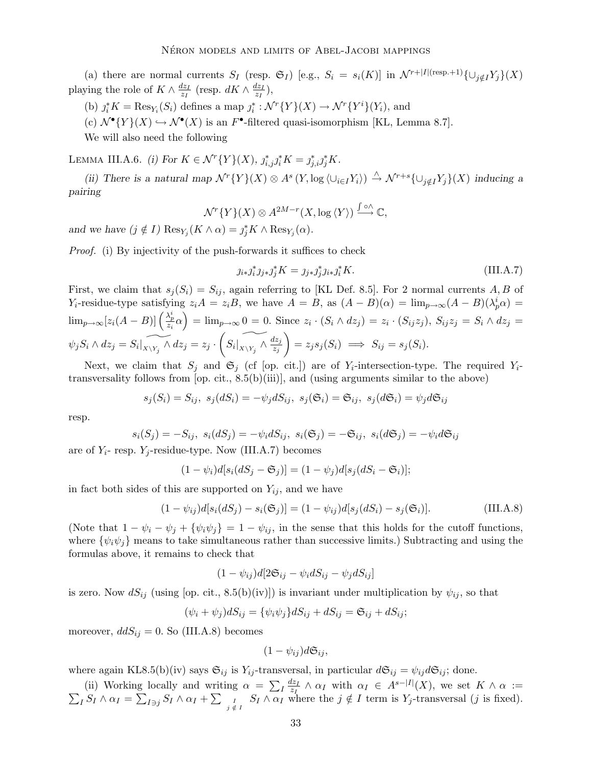(a) there are normal currents $S_I$ (resp. $\mathfrak{S}_I$) [e.g., $S_i = s_i(K)$] in $\mathcal{N}^{r+|I|(\text{resp.}+1)}\{\cup_{j\notin I} Y_j\}(X)$ playing the role of $K \wedge \frac{dz_I}{z_I}$ (resp. $dK \wedge \frac{dz_I}{z_I}$),

(b) $\jmath_i^* K = \text{Res}_{Y_i}(S_i)$ defines a map $\jmath_i^* : \mathcal{N}^r\{Y\}(X) \to \mathcal{N}^r\{Y^i\}(Y_i)$, and

(c) $\mathcal{N}^\bullet\{Y\}(X) \hookrightarrow \mathcal{N}^\bullet(X)$ is an $F^\bullet$-filtered quasi-isomorphism [KL, Lemma 8.7].

We will also need the following

Lemma III.A.6. *(i) For $K \in \mathcal{N}^r\{Y\}(X)$, $\jmath_{i,j}^*\jmath_i^* K = \jmath_{j,i}^*\jmath_j^* K$.*

*(ii) There is a natural map $\mathcal{N}^r\{Y\}(X) \otimes A^s(Y, \log\langle \cup_{i\in I} Y_i\rangle) \xrightarrow{\wedge} \mathcal{N}^{r+s}\{\cup_{j\notin I} Y_j\}(X)$ inducing a pairing*

$$\mathcal{N}^r\{Y\}(X) \otimes A^{2M-r}(X, \log\langle Y\rangle) \xrightarrow{\int \circ \wedge} \mathbb{C},$$

*and we have ($j \notin I$) $\text{Res}_{Y_j}(K \wedge \alpha) = \jmath_j^* K \wedge \text{Res}_{Y_j}(\alpha)$.*

*Proof.* (i) By injectivity of the push-forwards it suffices to check

$$\jmath_{i*}\jmath_i^*\jmath_{j*}\jmath_j^* K = \jmath_{j*}\jmath_j^*\jmath_{i*}\jmath_i^* K. \tag{III.A.7}$$

First, we claim that $s_j(S_i) = S_{ij}$, again referring to [KL Def. 8.5]. For 2 normal currents $A, B$ of $Y_i$-residue-type satisfying $z_i A = z_i B$, we have $A = B$, as $(A-B)(\alpha) = \lim_{p\to\infty}(A-B)(\lambda_p^i \alpha) = \lim_{p\to\infty}[z_i(A-B)]\left(\frac{\lambda_p^i}{z_i}\alpha\right) = \lim_{p\to\infty} 0 = 0$. Since $z_i \cdot (S_i \wedge dz_j) = z_i \cdot (S_{ij} z_j)$, $S_{ij} z_j = S_i \wedge dz_j = \psi_j S_i \wedge dz_j = \widetilde{S_i|_{X\setminus Y_j}} \wedge dz_j = z_j \cdot \left(\widetilde{S_i|_{X\setminus Y_j} \wedge \frac{dz_j}{z_j}}\right) = z_j s_j(S_i) \implies S_{ij} = s_j(S_i)$.

Next, we claim that $S_j$ and $\mathfrak{S}_j$ (cf [op. cit.]) are of $Y_i$-intersection-type. The required $Y_i$-transversality follows from [op. cit., 8.5(b)(iii)], and (using arguments similar to the above)

$$s_j(S_i) = S_{ij},\ s_j(dS_i) = -\psi_j dS_{ij},\ s_j(\mathfrak{S}_i) = \mathfrak{S}_{ij},\ s_j(d\mathfrak{S}_i) = \psi_j d\mathfrak{S}_{ij}$$

resp.

$$s_i(S_j) = -S_{ij},\ s_i(dS_j) = -\psi_i dS_{ij},\ s_i(\mathfrak{S}_j) = -\mathfrak{S}_{ij},\ s_i(d\mathfrak{S}_j) = -\psi_i d\mathfrak{S}_{ij}$$

are of $Y_i$- resp. $Y_j$-residue-type. Now (III.A.7) becomes

$$(1-\psi_i)d[s_i(dS_j - \mathfrak{S}_j)] = (1-\psi_j)d[s_j(dS_i - \mathfrak{S}_i)];$$

in fact both sides of this are supported on $Y_{ij}$, and we have

$$(1-\psi_{ij})d[s_i(dS_j) - s_i(\mathfrak{S}_j)] = (1-\psi_{ij})d[s_j(dS_i) - s_j(\mathfrak{S}_i)]. \tag{III.A.8}$$

(Note that $1 - \psi_i - \psi_j + \{\psi_i\psi_j\} = 1 - \psi_{ij}$, in the sense that this holds for the cutoff functions, where $\{\psi_i\psi_j\}$ means to take simultaneous rather than successive limits.) Subtracting and using the formulas above, it remains to check that

$$(1-\psi_{ij})d[2\mathfrak{S}_{ij} - \psi_i dS_{ij} - \psi_j dS_{ij}]$$

is zero. Now $dS_{ij}$ (using [op. cit., 8.5(b)(iv)]) is invariant under multiplication by $\psi_{ij}$, so that

$$(\psi_i + \psi_j)dS_{ij} = \{\psi_i\psi_j\}dS_{ij} + dS_{ij} = \mathfrak{S}_{ij} + dS_{ij};$$

moreover, $ddS_{ij} = 0$. So (III.A.8) becomes

$$(1-\psi_{ij})d\mathfrak{S}_{ij},$$

where again KL8.5(b)(iv) says $\mathfrak{S}_{ij}$ is $Y_{ij}$-transversal, in particular $d\mathfrak{S}_{ij} = \psi_{ij} d\mathfrak{S}_{ij}$; done.

(ii) Working locally and writing $\alpha = \sum_I \frac{dz_I}{z_I} \wedge \alpha_I$ with $\alpha_I \in A^{s-|I|}(X)$, we set $K \wedge \alpha := \sum_I S_I \wedge \alpha_I = \sum_{I\ni j} S_I \wedge \alpha_I + \sum_{\substack{I \\ j\notin I}} S_I \wedge \alpha_I$ where the $j \notin I$ term is $Y_j$-transversal ($j$ is fixed).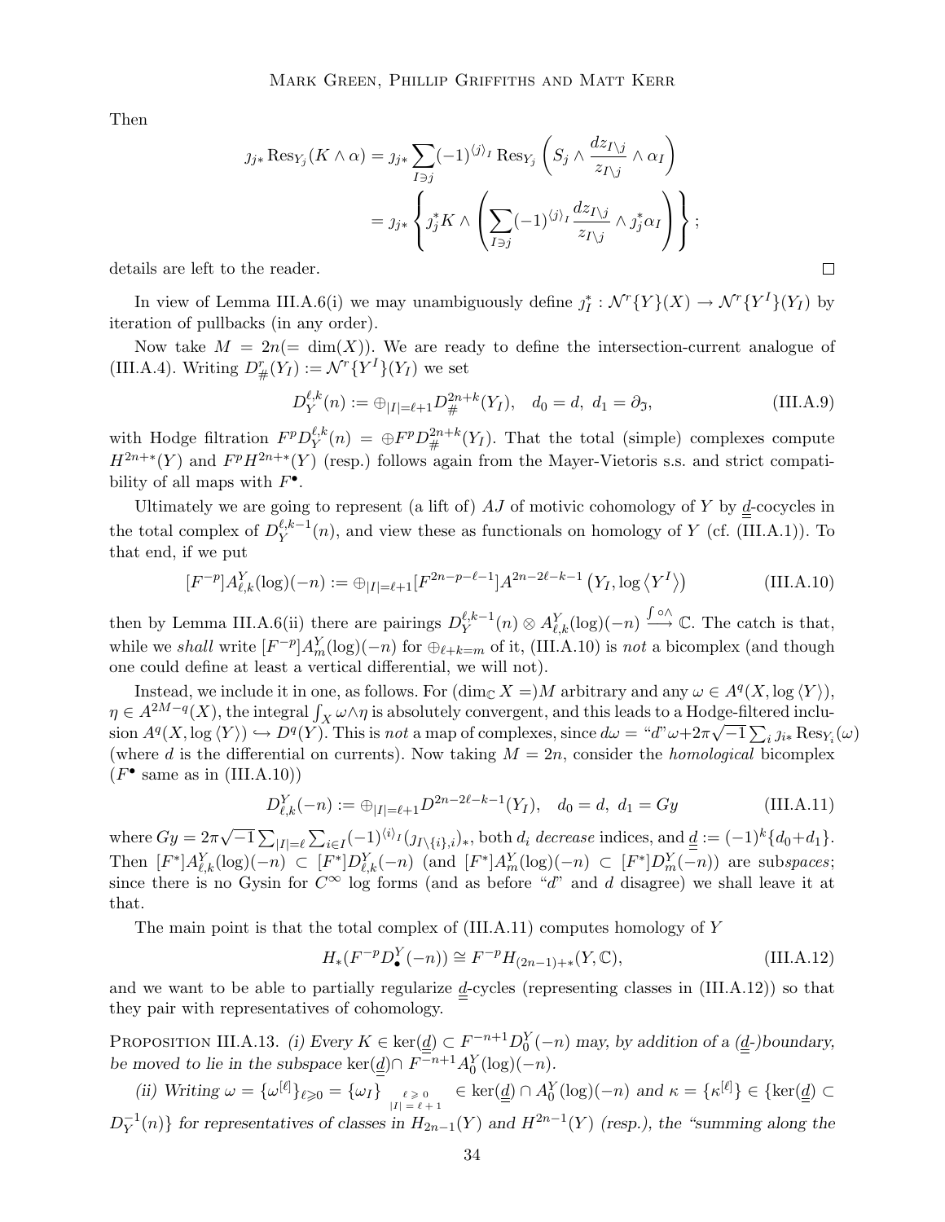Then

$$\jmath_{j*}\operatorname{Res}_{Y_j}(K\wedge\alpha)=\jmath_{j*}\sum_{I\ni j}(-1)^{\langle j\rangle_I}\operatorname{Res}_{Y_j}\left(S_j\wedge\frac{dz_{I\setminus j}}{z_{I\setminus j}}\wedge\alpha_I\right)$$

$$=\jmath_{j*}\left\{\jmath_j^*K\wedge\left(\sum_{I\ni j}(-1)^{\langle j\rangle_I}\frac{dz_{I\setminus j}}{z_{I\setminus j}}\wedge\jmath_j^*\alpha_I\right)\right\};$$

details are left to the reader. □

In view of Lemma III.A.6(i) we may unambiguously define $\jmath_I^*:\mathcal{N}^r\{Y\}(X)\to\mathcal{N}^r\{Y^I\}(Y_I)$ by iteration of pullbacks (in any order).

Now take $M=2n(=\dim(X))$. We are ready to define the intersection-current analogue of (III.A.4). Writing $D^r_{\#}(Y_I):=\mathcal{N}^r\{Y^I\}(Y_I)$ we set

$$D_Y^{\ell,k}(n):=\oplus_{|I|=\ell+1}D_{\#}^{2n+k}(Y_I),\quad d_0=d,\ d_1=\partial_{\mathfrak{I}},\tag{III.A.9}$$

with Hodge filtration $F^pD_Y^{\ell,k}(n)=\oplus F^pD_{\#}^{2n+k}(Y_I)$. That the total (simple) complexes compute $H^{2n+*}(Y)$ and $F^pH^{2n+*}(Y)$ (resp.) follows again from the Mayer-Vietoris s.s. and strict compatibility of all maps with $F^\bullet$.

Ultimately we are going to represent (a lift of) $AJ$ of motivic cohomology of $Y$ by $\underline{\underline{d}}$-cocycles in the total complex of $D_Y^{\ell,k-1}(n)$, and view these as functionals on homology of $Y$ (cf. (III.A.1)). To that end, if we put

$$[F^{-p}]A^Y_{\ell,k}(\log)(-n):=\oplus_{|I|=\ell+1}[F^{2n-p-\ell-1}]A^{2n-2\ell-k-1}\left(Y_I,\log\left\langle Y^I\right\rangle\right)\tag{III.A.10}$$

then by Lemma III.A.6(ii) there are pairings $D_Y^{\ell,k-1}(n)\otimes A^Y_{\ell,k}(\log)(-n)\xrightarrow{\int\circ\wedge}\mathbb{C}$. The catch is that, while we *shall* write $[F^{-p}]A^Y_m(\log)(-n)$ for $\oplus_{\ell+k=m}$ of it, (III.A.10) is *not* a bicomplex (and though one could define at least a vertical differential, we will not).

Instead, we include it in one, as follows. For $(\dim_{\mathbb{C}}X=)M$ arbitrary and any $\omega\in A^q(X,\log\langle Y\rangle)$, $\eta\in A^{2M-q}(X)$, the integral $\int_X\omega\wedge\eta$ is absolutely convergent, and this leads to a Hodge-filtered inclusion $A^q(X,\log\langle Y\rangle)\hookrightarrow D^q(Y)$. This is *not* a map of complexes, since $d\omega=$ "$d$"$\omega+2\pi\sqrt{-1}\sum_i\jmath_{i*}\operatorname{Res}_{Y_i}(\omega)$ (where $d$ is the differential on currents). Now taking $M=2n$, consider the *homological* bicomplex ($F^\bullet$ same as in (III.A.10))

$$D^Y_{\ell,k}(-n):=\oplus_{|I|=\ell+1}D^{2n-2\ell-k-1}(Y_I),\quad d_0=d,\ d_1=Gy\tag{III.A.11}$$

where $Gy=2\pi\sqrt{-1}\sum_{|I|=\ell}\sum_{i\in I}(-1)^{\langle i\rangle_I}(\jmath_{I\setminus\{i\},i})_*$, both $d_i$ *decrease* indices, and $\underline{\underline{d}}:=(-1)^k\{d_0+d_1\}$. Then $[F^*]A^Y_{\ell,k}(\log)(-n)\subset[F^*]D^Y_{\ell,k}(-n)$ (and $[F^*]A^Y_m(\log)(-n)\subset[F^*]D^Y_m(-n)$) are sub*spaces*; since there is no Gysin for $C^\infty$ log forms (and as before "$d$" and $d$ disagree) we shall leave it at that.

The main point is that the total complex of (III.A.11) computes homology of $Y$

$$H_*(F^{-p}D^Y_\bullet(-n))\cong F^{-p}H_{(2n-1)+*}(Y,\mathbb{C}),\tag{III.A.12}$$

and we want to be able to partially regularize $\underline{\underline{d}}$-cycles (representing classes in (III.A.12)) so that they pair with representatives of cohomology.

Proposition III.A.13. *(i) Every $K\in\ker(\underline{\underline{d}})\subset F^{-n+1}D^Y_0(-n)$ may, by addition of a ($\underline{\underline{d}}$-)boundary, be moved to lie in the subspace $\ker(\underline{\underline{d}})\cap F^{-n+1}A^Y_0(\log)(-n)$.*

*(ii) Writing $\omega=\{\omega^{[\ell]}\}_{\ell\geqslant0}=\{\omega_I\}_{\substack{\ell\geqslant0\\|I|=\ell+1}}\in\ker(\underline{\underline{d}})\cap A^Y_0(\log)(-n)$ and $\kappa=\{\kappa^{[\ell]}\}\in\{\ker(\underline{\underline{d}})\subset D_Y^{-1}(n)\}$ for representatives of classes in $H_{2n-1}(Y)$ and $H^{2n-1}(Y)$ (resp.), the "summing along the*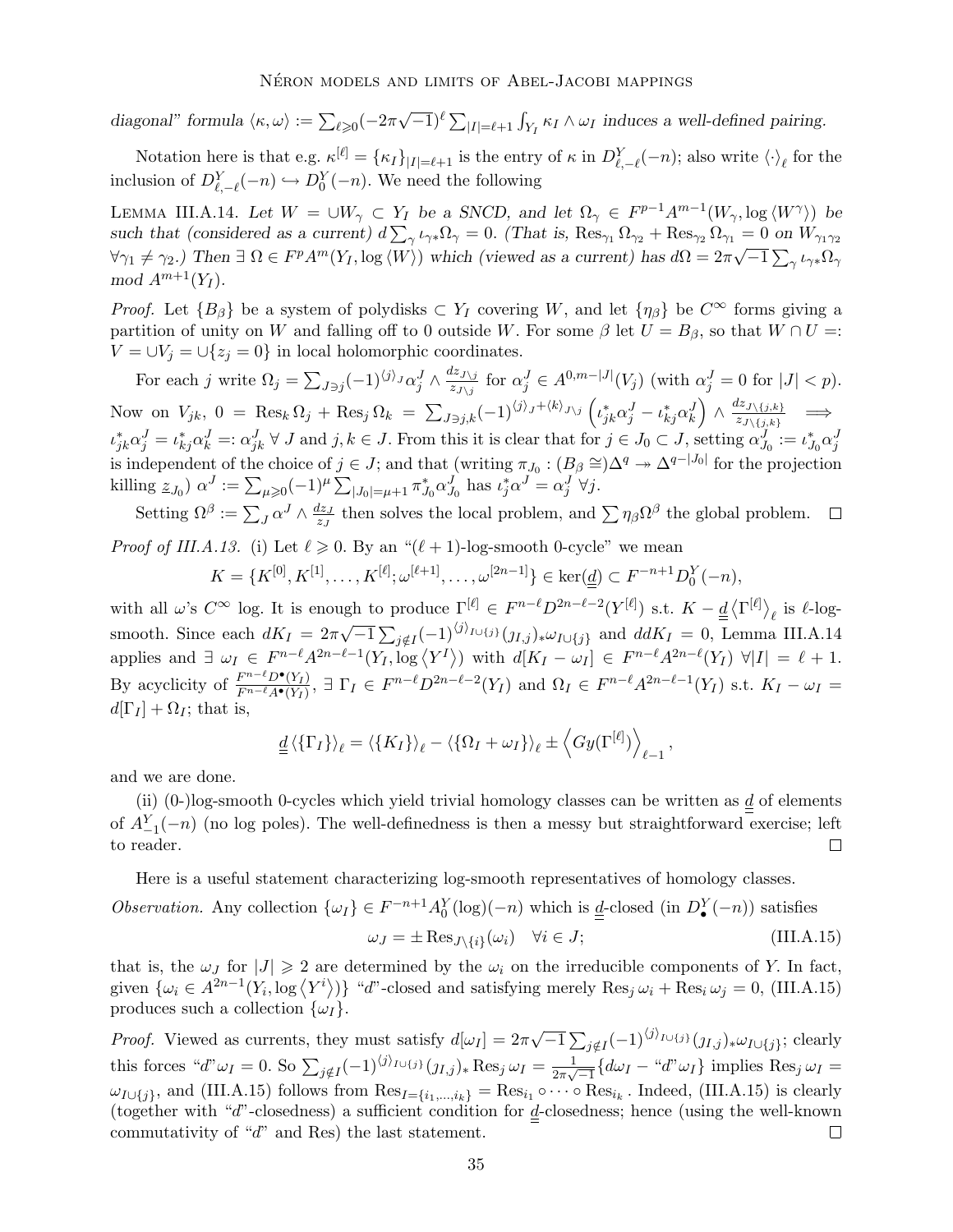*diagonal" formula* $\langle \kappa, \omega \rangle := \sum_{\ell \geqslant 0} (-2\pi\sqrt{-1})^\ell \sum_{|I|=\ell+1} \int_{Y_I} \kappa_I \wedge \omega_I$ *induces a well-defined pairing.*

Notation here is that e.g. $\kappa^{[\ell]} = \{\kappa_I\}_{|I|=\ell+1}$ is the entry of $\kappa$ in $D^Y_{\ell,-\ell}(-n)$; also write $\langle \cdot \rangle_\ell$ for the inclusion of $D^Y_{\ell,-\ell}(-n) \hookrightarrow D^Y_0(-n)$. We need the following

Lemma III.A.14. *Let $W = \cup W_\gamma \subset Y_I$ be a SNCD, and let $\Omega_\gamma \in F^{p-1}A^{m-1}(W_\gamma, \log\langle W^\gamma \rangle)$ be such that (considered as a current) $d \sum_\gamma \iota_{\gamma *}\Omega_\gamma = 0$. (That is, $\mathrm{Res}_{\gamma_1} \Omega_{\gamma_2} + \mathrm{Res}_{\gamma_2} \Omega_{\gamma_1} = 0$ on $W_{\gamma_1 \gamma_2}$ $\forall \gamma_1 \neq \gamma_2$.) Then $\exists\ \Omega \in F^p A^m(Y_I, \log\langle W \rangle)$ which (viewed as a current) has $d\Omega = 2\pi\sqrt{-1} \sum_\gamma \iota_{\gamma *}\Omega_\gamma$ mod $A^{m+1}(Y_I)$.*

*Proof.* Let $\{B_\beta\}$ be a system of polydisks $\subset Y_I$ covering $W$, and let $\{\eta_\beta\}$ be $C^\infty$ forms giving a partition of unity on $W$ and falling off to 0 outside $W$. For some $\beta$ let $U = B_\beta$, so that $W \cap U =: V = \cup V_j = \cup \{z_j = 0\}$ in local holomorphic coordinates.

For each $j$ write $\Omega_j = \sum_{J \ni j} (-1)^{\langle j \rangle_J} \alpha^J_j \wedge \frac{dz_{J \setminus j}}{z_{J \setminus j}}$ for $\alpha^J_j \in A^{0,m-|J|}(V_j)$ (with $\alpha^J_j = 0$ for $|J| < p$). Now on $V_{jk}$, $0 = \mathrm{Res}_k \Omega_j + \mathrm{Res}_j \Omega_k = \sum_{J \ni j,k} (-1)^{\langle j \rangle_J + \langle k \rangle_{J \setminus j}} \left( \iota^*_{jk}\alpha^J_j - \iota^*_{kj}\alpha^J_k \right) \wedge \frac{dz_{J \setminus \{j,k\}}}{z_{J \setminus \{j,k\}}} \implies \iota^*_{jk}\alpha^J_j = \iota^*_{kj}\alpha^J_k =: \alpha^J_{jk}\ \forall\ J$ and $j,k \in J$. From this it is clear that for $j \in J_0 \subset J$, setting $\alpha^J_{J_0} := \iota^*_{J_0}\alpha^J_j$ is independent of the choice of $j \in J$; and that (writing $\pi_{J_0} : (B_\beta \cong)\Delta^q \twoheadrightarrow \Delta^{q-|J_0|}$ for the projection killing $\underline{z}_{J_0}$) $\alpha^J := \sum_{\mu \geqslant 0} (-1)^\mu \sum_{|J_0| = \mu+1} \pi^*_{J_0}\alpha^J_{J_0}$ has $\iota^*_j \alpha^J = \alpha^J_j\ \forall j$.

Setting $\Omega^\beta := \sum_J \alpha^J \wedge \frac{dz_J}{z_J}$ then solves the local problem, and $\sum \eta_\beta \Omega^\beta$ the global problem. $\square$

*Proof of III.A.13.* (i) Let $\ell \geqslant 0$. By an "$(\ell+1)$-log-smooth 0-cycle" we mean

$$K = \{K^{[0]}, K^{[1]}, \ldots, K^{[\ell]}; \omega^{[\ell+1]}, \ldots, \omega^{[2n-1]}\} \in \ker(\underline{\underline{d}}) \subset F^{-n+1}D^Y_0(-n),$$

with all $\omega$'s $C^\infty$ log. It is enough to produce $\Gamma^{[\ell]} \in F^{n-\ell}D^{2n-\ell-2}(Y^{[\ell]})$ s.t. $K - \underline{\underline{d}}\langle \Gamma^{[\ell]} \rangle_\ell$ is $\ell$-log-smooth. Since each $dK_I = 2\pi\sqrt{-1}\sum_{j \notin I} (-1)^{\langle j \rangle_{I \cup \{j\}}} (\jmath_{I,j})_* \omega_{I \cup \{j\}}$ and $ddK_I = 0$, Lemma III.A.14 applies and $\exists\ \omega_I \in F^{n-\ell}A^{2n-\ell-1}(Y_I, \log\langle Y^I \rangle)$ with $d[K_I - \omega_I] \in F^{n-\ell}A^{2n-\ell}(Y_I)\ \forall |I| = \ell+1$. By acyclicity of $\frac{F^{n-\ell}D^\bullet(Y_I)}{F^{n-\ell}A^\bullet(Y_I)}$, $\exists\ \Gamma_I \in F^{n-\ell}D^{2n-\ell-2}(Y_I)$ and $\Omega_I \in F^{n-\ell}A^{2n-\ell-1}(Y_I)$ s.t. $K_I - \omega_I = d[\Gamma_I] + \Omega_I$; that is,

$$\underline{\underline{d}}\,\langle \{\Gamma_I\} \rangle_\ell = \langle \{K_I\} \rangle_\ell - \langle \{\Omega_I + \omega_I\} \rangle_\ell \pm \left\langle Gy(\Gamma^{[\ell]}) \right\rangle_{\ell-1},$$

and we are done.

(ii) (0-)log-smooth 0-cycles which yield trivial homology classes can be written as $\underline{\underline{d}}$ of elements of $A^Y_{-1}(-n)$ (no log poles). The well-definedness is then a messy but straightforward exercise; left to reader. $\square$

Here is a useful statement characterizing log-smooth representatives of homology classes.

*Observation.* Any collection $\{\omega_I\} \in F^{-n+1}A^Y_0(\log)(-n)$ which is $\underline{\underline{d}}$-closed (in $D^Y_\bullet(-n)$) satisfies

$$\omega_J = \pm\,\mathrm{Res}_{J \setminus \{i\}}(\omega_i) \quad \forall i \in J; \tag{III.A.15}$$

that is, the $\omega_J$ for $|J| \geqslant 2$ are determined by the $\omega_i$ on the irreducible components of $Y$. In fact, given $\{\omega_i \in A^{2n-1}(Y_i, \log\langle Y^i \rangle)\}$ "$d$"-closed and satisfying merely $\mathrm{Res}_j \omega_i + \mathrm{Res}_i \omega_j = 0$, (III.A.15) produces such a collection $\{\omega_I\}$.

*Proof.* Viewed as currents, they must satisfy $d[\omega_I] = 2\pi\sqrt{-1}\sum_{j \notin I} (-1)^{\langle j \rangle_{I \cup \{j\}}} (\jmath_{I,j})_* \omega_{I \cup \{j\}}$; clearly this forces "$d$"$\omega_I = 0$. So $\sum_{j \notin I} (-1)^{\langle j \rangle_{I \cup \{j\}}} (\jmath_{I,j})_* \mathrm{Res}_j \omega_I = \frac{1}{2\pi\sqrt{-1}}\{d\omega_I - \text{"}d\text{"}\omega_I\}$ implies $\mathrm{Res}_j \omega_I = \omega_{I \cup \{j\}}$, and (III.A.15) follows from $\mathrm{Res}_{I = \{i_1, \ldots, i_k\}} = \mathrm{Res}_{i_1} \circ \cdots \circ \mathrm{Res}_{i_k}$. Indeed, (III.A.15) is clearly (together with "$d$"-closedness) a sufficient condition for $\underline{\underline{d}}$-closedness; hence (using the well-known commutativity of "$d$" and Res) the last statement. $\square$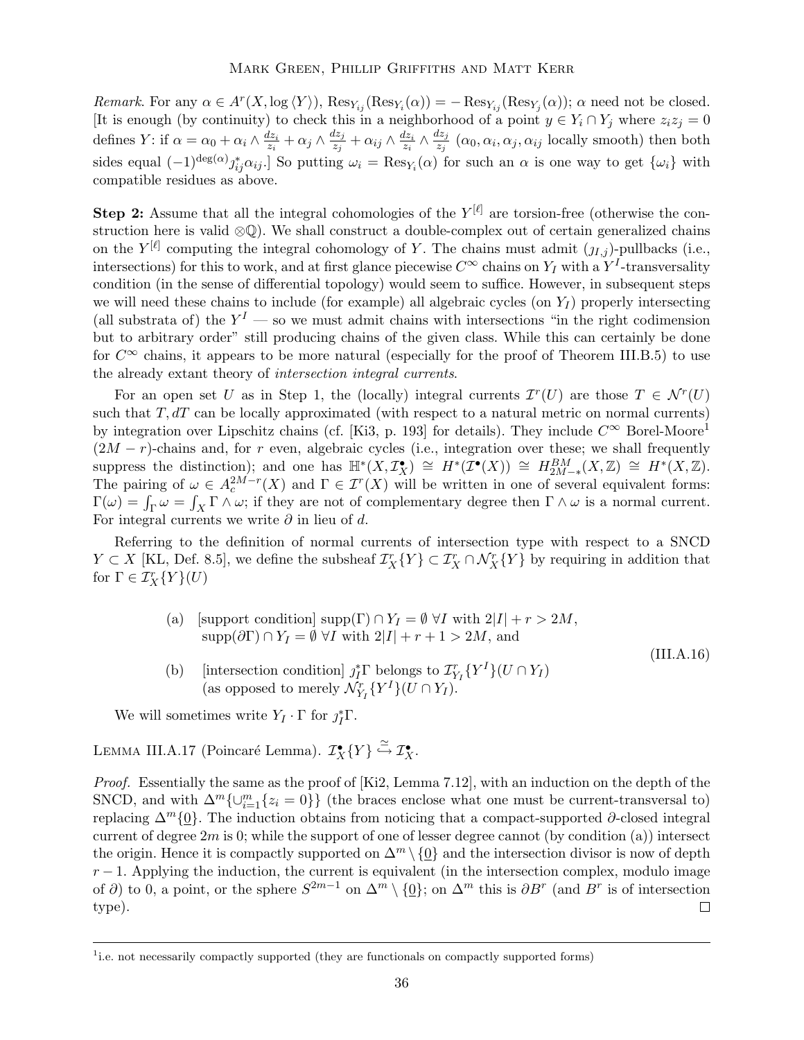*Remark.* For any $\alpha \in A^r(X, \log\langle Y\rangle)$, $\mathrm{Res}_{Y_{ij}}(\mathrm{Res}_{Y_i}(\alpha)) = -\mathrm{Res}_{Y_{ij}}(\mathrm{Res}_{Y_j}(\alpha))$; $\alpha$ need not be closed. [It is enough (by continuity) to check this in a neighborhood of a point $y \in Y_i \cap Y_j$ where $z_i z_j = 0$ defines $Y$: if $\alpha = \alpha_0 + \alpha_i \wedge \frac{dz_i}{z_i} + \alpha_j \wedge \frac{dz_j}{z_j} + \alpha_{ij} \wedge \frac{dz_i}{z_i} \wedge \frac{dz_j}{z_j}$ ($\alpha_0, \alpha_i, \alpha_j, \alpha_{ij}$ locally smooth) then both sides equal $(-1)^{\deg(\alpha)} \jmath_{ij}^* \alpha_{ij}$.] So putting $\omega_i = \mathrm{Res}_{Y_i}(\alpha)$ for such an $\alpha$ is one way to get $\{\omega_i\}$ with compatible residues as above.

**Step 2:** Assume that all the integral cohomologies of the $Y^{[\ell]}$ are torsion-free (otherwise the construction here is valid $\otimes\mathbb{Q}$). We shall construct a double-complex out of certain generalized chains on the $Y^{[\ell]}$ computing the integral cohomology of $Y$. The chains must admit $(\jmath_{I,j})$-pullbacks (i.e., intersections) for this to work, and at first glance piecewise $C^\infty$ chains on $Y_I$ with a $Y^I$-transversality condition (in the sense of differential topology) would seem to suffice. However, in subsequent steps we will need these chains to include (for example) all algebraic cycles (on $Y_I$) properly intersecting (all substrata of) the $Y^I$ — so we must admit chains with intersections "in the right codimension but to arbitrary order" still producing chains of the given class. While this can certainly be done for $C^\infty$ chains, it appears to be more natural (especially for the proof of Theorem III.B.5) to use the already extant theory of *intersection integral currents*.

For an open set $U$ as in Step 1, the (locally) integral currents $\mathcal{I}^r(U)$ are those $T \in \mathcal{N}^r(U)$ such that $T, dT$ can be locally approximated (with respect to a natural metric on normal currents) by integration over Lipschitz chains (cf. [Ki3, p. 193] for details). They include $C^\infty$ Borel-Moore[1] $(2M-r)$-chains and, for $r$ even, algebraic cycles (i.e., integration over these; we shall frequently suppress the distinction); and one has $\mathbb{H}^*(X, \mathcal{I}_X^\bullet) \cong H^*(\mathcal{I}^\bullet(X)) \cong H^{BM}_{2M-*}(X,\mathbb{Z}) \cong H^*(X,\mathbb{Z})$. The pairing of $\omega \in A_c^{2M-r}(X)$ and $\Gamma \in \mathcal{I}^r(X)$ will be written in one of several equivalent forms: $\Gamma(\omega) = \int_\Gamma \omega = \int_X \Gamma \wedge \omega$; if they are not of complementary degree then $\Gamma \wedge \omega$ is a normal current. For integral currents we write $\partial$ in lieu of $d$.

Referring to the definition of normal currents of intersection type with respect to a SNCD $Y \subset X$ [KL, Def. 8.5], we define the subsheaf $\mathcal{I}_X^r\{Y\} \subset \mathcal{I}_X^r \cap \mathcal{N}_X^r\{Y\}$ by requiring in addition that for $\Gamma \in \mathcal{I}_X^r\{Y\}(U)$

$$
\begin{array}{ll}
\text{(a)} & \text{[support condition] } \mathrm{supp}(\Gamma) \cap Y_I = \emptyset \ \forall I \text{ with } 2|I| + r > 2M, \\
& \mathrm{supp}(\partial\Gamma) \cap Y_I = \emptyset \ \forall I \text{ with } 2|I| + r + 1 > 2M, \text{ and} \\
\text{(b)} & \text{[intersection condition] } \jmath_I^*\Gamma \text{ belongs to } \mathcal{I}_{Y_I}^r\{Y^I\}(U \cap Y_I) \\
& \text{(as opposed to merely } \mathcal{N}_{Y_I}^r\{Y^I\}(U \cap Y_I)).
\end{array}
\tag{III.A.16}
$$

We will sometimes write $Y_I \cdot \Gamma$ for $\jmath_I^*\Gamma$.

Lemma III.A.17 (Poincaré Lemma). $\mathcal{I}_X^\bullet\{Y\} \overset{\simeq}{\hookrightarrow} \mathcal{I}_X^\bullet$.

*Proof.* Essentially the same as the proof of [Ki2, Lemma 7.12], with an induction on the depth of the SNCD, and with $\Delta^m\{\cup_{i=1}^m \{z_i = 0\}\}$ (the braces enclose what one must be current-transversal to) replacing $\Delta^m\{\underline{0}\}$. The induction obtains from noticing that a compact-supported $\partial$-closed integral current of degree $2m$ is 0; while the support of one of lesser degree cannot (by condition (a)) intersect the origin. Hence it is compactly supported on $\Delta^m \setminus \{\underline{0}\}$ and the intersection divisor is now of depth $r-1$. Applying the induction, the current is equivalent (in the intersection complex, modulo image of $\partial$) to 0, a point, or the sphere $S^{2m-1}$ on $\Delta^m \setminus \{\underline{0}\}$; on $\Delta^m$ this is $\partial B^r$ (and $B^r$ is of intersection type). $\square$

---

[1] i.e. not necessarily compactly supported (they are functionals on compactly supported forms)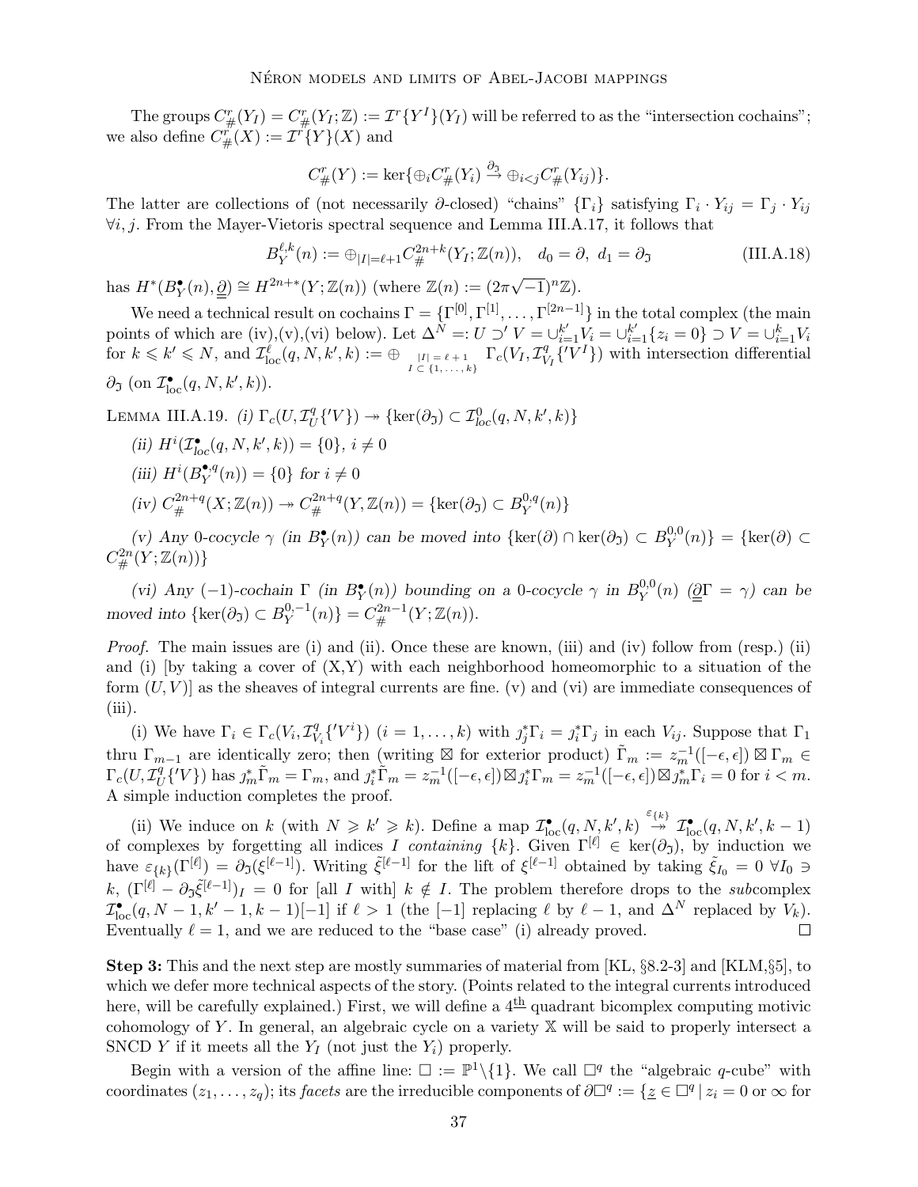The groups $C^r_{\#}(Y_I) = C^r_{\#}(Y_I;\mathbb{Z}) := \mathcal{I}^r\{Y^I\}(Y_I)$ will be referred to as the "intersection cochains"; we also define $C^r_{\#}(X) := \mathcal{I}^r\{Y\}(X)$ and

$$C^r_{\#}(Y) := \ker\{\oplus_i C^r_{\#}(Y_i) \stackrel{\partial_{\mathfrak{I}}}{\to} \oplus_{i<j} C^r_{\#}(Y_{ij})\}.$$

The latter are collections of (not necessarily $\partial$-closed) "chains" $\{\Gamma_i\}$ satisfying $\Gamma_i \cdot Y_{ij} = \Gamma_j \cdot Y_{ij}$ $\forall i, j$. From the Mayer-Vietoris spectral sequence and Lemma III.A.17, it follows that

$$B_Y^{\ell,k}(n) := \oplus_{|I|=\ell+1} C^{2n+k}_{\#}(Y_I;\mathbb{Z}(n)), \quad d_0 = \partial, \ d_1 = \partial_{\mathfrak{I}} \tag{III.A.18}$$

has $H^*(B^\bullet_Y(n), \underline{\underline{\partial}}) \cong H^{2n+*}(Y;\mathbb{Z}(n))$ (where $\mathbb{Z}(n) := (2\pi\sqrt{-1})^n\mathbb{Z}$).

We need a technical result on cochains $\Gamma = \{\Gamma^{[0]}, \Gamma^{[1]}, \ldots, \Gamma^{[2n-1]}\}$ in the total complex (the main points of which are (iv),(v),(vi) below). Let $\Delta^N =: U \supset' V = \cup_{i=1}^{k'} V_i = \cup_{i=1}^{k'}\{z_i = 0\} \supset V = \cup_{i=1}^{k} V_i$ for $k \leqslant k' \leqslant N$, and $\mathcal{I}^{\ell}_{\mathrm{loc}}(q, N, k', k) := \oplus_{\substack{|I| = \ell+1 \\ I \subset \{1,\ldots,k\}}} \Gamma_c(V_I, \mathcal{I}^q_{V_I}\{'V^I\})$ with intersection differential $\partial_{\mathfrak{I}}$ (on $\mathcal{I}^\bullet_{\mathrm{loc}}(q, N, k', k)$).

Lemma III.A.19. *(i)* $\Gamma_c(U, \mathcal{I}^q_U\{'V\}) \twoheadrightarrow \{\ker(\partial_{\mathfrak{I}}) \subset \mathcal{I}^0_{loc}(q, N, k', k)\}$

*(ii)* $H^i(\mathcal{I}^\bullet_{loc}(q, N, k', k)) = \{0\}$, $i \neq 0$

*(iii)* $H^i(B_Y^{\bullet,q}(n)) = \{0\}$ *for* $i \neq 0$

*(iv)* $C^{2n+q}_{\#}(X;\mathbb{Z}(n)) \twoheadrightarrow C^{2n+q}_{\#}(Y, \mathbb{Z}(n)) = \{\ker(\partial_{\mathfrak{I}}) \subset B_Y^{0,q}(n)\}$

*(v) Any 0-cocycle $\gamma$ (in $B^\bullet_Y(n)$) can be moved into* $\{\ker(\partial) \cap \ker(\partial_{\mathfrak{I}}) \subset B_Y^{0,0}(n)\} = \{\ker(\partial) \subset C^{2n}_{\#}(Y;\mathbb{Z}(n))\}$

*(vi) Any $(-1)$-cochain $\Gamma$ (in $B^\bullet_Y(n)$) bounding on a 0-cocycle $\gamma$ in $B_Y^{0,0}(n)$ ($\underline{\underline{\partial}}\Gamma = \gamma$) can be moved into* $\{\ker(\partial_{\mathfrak{I}}) \subset B_Y^{0,-1}(n)\} = C^{2n-1}_{\#}(Y;\mathbb{Z}(n))$.

*Proof.* The main issues are (i) and (ii). Once these are known, (iii) and (iv) follow from (resp.) (ii) and (i) [by taking a cover of (X,Y) with each neighborhood homeomorphic to a situation of the form $(U, V)$] as the sheaves of integral currents are fine. (v) and (vi) are immediate consequences of (iii).

(i) We have $\Gamma_i \in \Gamma_c(V_i, \mathcal{I}^q_{V_i}\{'V^i\})$ $(i = 1, \ldots, k)$ with $\jmath_j^*\Gamma_i = \jmath_i^*\Gamma_j$ in each $V_{ij}$. Suppose that $\Gamma_1$ thru $\Gamma_{m-1}$ are identically zero; then (writing $\boxtimes$ for exterior product) $\tilde{\Gamma}_m := z_m^{-1}([-\epsilon, \epsilon]) \boxtimes \Gamma_m \in \Gamma_c(U, \mathcal{I}^q_U\{'V\})$ has $\jmath_m^*\tilde{\Gamma}_m = \Gamma_m$, and $\jmath_i^*\tilde{\Gamma}_m = z_m^{-1}([-\epsilon, \epsilon]) \boxtimes \jmath_i^*\Gamma_m = z_m^{-1}([-\epsilon, \epsilon]) \boxtimes \jmath_m^*\Gamma_i = 0$ for $i < m$. A simple induction completes the proof.

(ii) We induce on $k$ (with $N \geqslant k' \geqslant k$). Define a map $\mathcal{I}^\bullet_{\mathrm{loc}}(q, N, k', k) \stackrel{\varepsilon_{\{k\}}}{\twoheadrightarrow} \mathcal{I}^\bullet_{\mathrm{loc}}(q, N, k', k-1)$ of complexes by forgetting all indices $I$ *containing* $\{k\}$. Given $\Gamma^{[\ell]} \in \ker(\partial_{\mathfrak{I}})$, by induction we have $\varepsilon_{\{k\}}(\Gamma^{[\ell]}) = \partial_{\mathfrak{I}}(\xi^{[\ell-1]})$. Writing $\tilde{\xi}^{[\ell-1]}$ for the lift of $\xi^{[\ell-1]}$ obtained by taking $\tilde{\xi}_{I_0} = 0$ $\forall I_0 \ni k$, $(\Gamma^{[\ell]} - \partial_{\mathfrak{I}}\tilde{\xi}^{[\ell-1]})_I = 0$ for [all $I$ with] $k \notin I$. The problem therefore drops to the *sub*complex $\mathcal{I}^\bullet_{\mathrm{loc}}(q, N-1, k'-1, k-1)[-1]$ if $\ell > 1$ (the $[-1]$ replacing $\ell$ by $\ell - 1$, and $\Delta^N$ replaced by $V_k$). Eventually $\ell = 1$, and we are reduced to the "base case" (i) already proved. $\square$

**Step 3:** This and the next step are mostly summaries of material from [KL, §8.2-3] and [KLM,§5], to which we defer more technical aspects of the story. (Points related to the integral currents introduced here, will be carefully explained.) First, we will define a $4^{\underline{\text{th}}}$ quadrant bicomplex computing motivic cohomology of $Y$. In general, an algebraic cycle on a variety $\mathbb{X}$ will be said to properly intersect a SNCD $Y$ if it meets all the $Y_I$ (not just the $Y_i$) properly.

Begin with a version of the affine line: $\square := \mathbb{P}^1\backslash\{1\}$. We call $\square^q$ the "algebraic $q$-cube" with coordinates $(z_1, \ldots, z_q)$; its *facets* are the irreducible components of $\partial\square^q := \{\underline{z} \in \square^q \mid z_i = 0 \text{ or } \infty \text{ for}$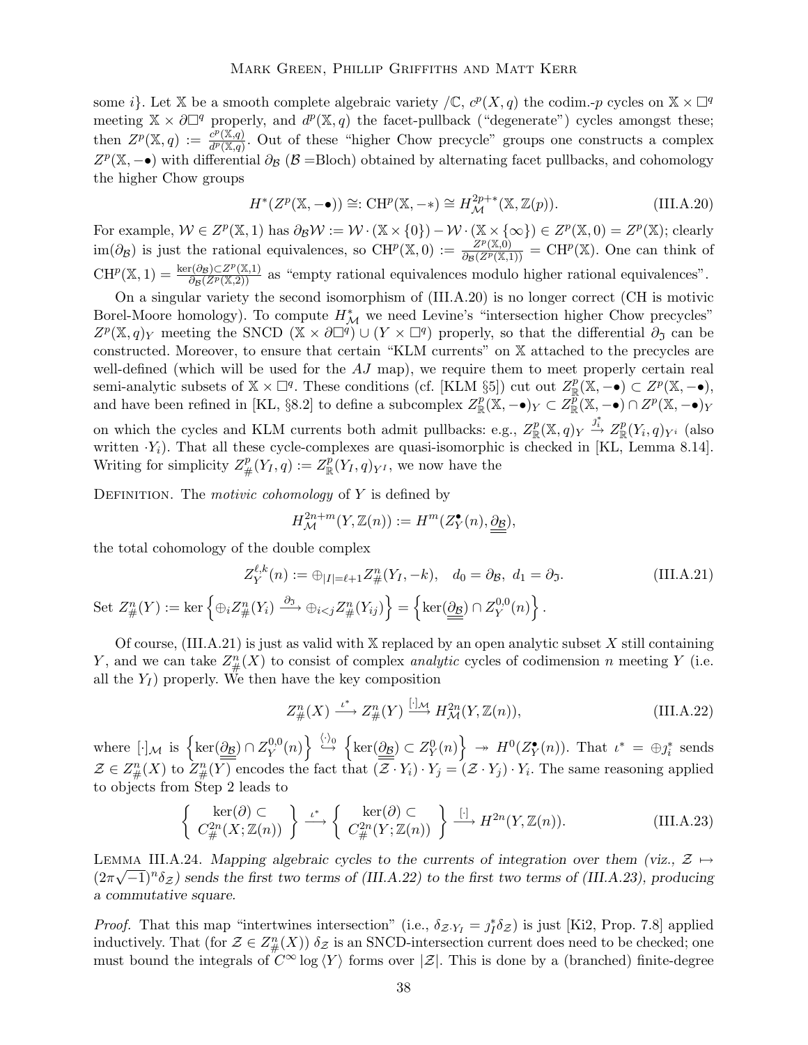some $i\}$. Let $\mathbb{X}$ be a smooth complete algebraic variety $/\mathbb{C}$, $c^p(X,q)$ the codim.-$p$ cycles on $\mathbb{X}\times\square^q$ meeting $\mathbb{X}\times\partial\square^q$ properly, and $d^p(\mathbb{X},q)$ the facet-pullback ("degenerate") cycles amongst these; then $Z^p(\mathbb{X},q) := \frac{c^p(\mathbb{X},q)}{d^p(\mathbb{X},q)}$. Out of these "higher Chow precycle" groups one constructs a complex $Z^p(\mathbb{X},-\bullet)$ with differential $\partial_{\mathcal{B}}$ ($\mathcal{B}$ =Bloch) obtained by alternating facet pullbacks, and cohomology the higher Chow groups

$$H^*(Z^p(\mathbb{X},-\bullet)) \cong: \mathrm{CH}^p(\mathbb{X},-*) \cong H^{2p+*}_{\mathcal{M}}(\mathbb{X},\mathbb{Z}(p)). \tag{III.A.20}$$

For example, $\mathcal{W}\in Z^p(\mathbb{X},1)$ has $\partial_{\mathcal{B}}\mathcal{W} := \mathcal{W}\cdot(\mathbb{X}\times\{0\}) - \mathcal{W}\cdot(\mathbb{X}\times\{\infty\}) \in Z^p(\mathbb{X},0) = Z^p(\mathbb{X})$; clearly $\mathrm{im}(\partial_{\mathcal{B}})$ is just the rational equivalences, so $\mathrm{CH}^p(\mathbb{X},0) := \frac{Z^p(\mathbb{X},0)}{\partial_{\mathcal{B}}(Z^p(\mathbb{X},1))} = \mathrm{CH}^p(\mathbb{X})$. One can think of $\mathrm{CH}^p(\mathbb{X},1) = \frac{\ker(\partial_{\mathcal{B}})\subset Z^p(\mathbb{X},1)}{\partial_{\mathcal{B}}(Z^p(\mathbb{X},2))}$ as "empty rational equivalences modulo higher rational equivalences".

On a singular variety the second isomorphism of (III.A.20) is no longer correct (CH is motivic Borel-Moore homology). To compute $H^*_{\mathcal{M}}$ we need Levine's "intersection higher Chow precycles" $Z^p(\mathbb{X},q)_Y$ meeting the SNCD $(\mathbb{X}\times\partial\square^q)\cup(Y\times\square^q)$ properly, so that the differential $\partial_{\mathfrak{I}}$ can be constructed. Moreover, to ensure that certain "KLM currents" on $\mathbb{X}$ attached to the precycles are well-defined (which will be used for the $AJ$ map), we require them to meet properly certain real semi-analytic subsets of $\mathbb{X}\times\square^q$. These conditions (cf. [KLM §5]) cut out $Z^p_{\mathbb{R}}(\mathbb{X},-\bullet)\subset Z^p(\mathbb{X},-\bullet)$, and have been refined in [KL, §8.2] to define a subcomplex $Z^p_{\mathbb{R}}(\mathbb{X},-\bullet)_Y \subset Z^p_{\mathbb{R}}(\mathbb{X},-\bullet)\cap Z^p(\mathbb{X},-\bullet)_Y$ on which the cycles and KLM currents both admit pullbacks: e.g., $Z^p_{\mathbb{R}}(\mathbb{X},q)_Y \xrightarrow{\jmath_i^*} Z^p_{\mathbb{R}}(Y_i,q)_{Y^i}$ (also written $\cdot Y_i$). That all these cycle-complexes are quasi-isomorphic is checked in [KL, Lemma 8.14]. Writing for simplicity $Z^p_{\#}(Y_I,q) := Z^p_{\mathbb{R}}(Y_I,q)_{Y^I}$, we now have the

Definition. The *motivic cohomology* of $Y$ is defined by

$$H^{2n+m}_{\mathcal{M}}(Y,\mathbb{Z}(n)) := H^m(Z^\bullet_Y(n),\underline{\underline{\partial_{\mathcal{B}}}}),$$

the total cohomology of the double complex

$$Z^{\ell,k}_Y(n) := \oplus_{|I|=\ell+1} Z^n_{\#}(Y_I,-k), \quad d_0 = \partial_{\mathcal{B}},\ d_1 = \partial_{\mathfrak{I}}. \tag{III.A.21}$$

Set $Z^n_{\#}(Y) := \ker\left\{\oplus_i Z^n_{\#}(Y_i) \xrightarrow{\partial_{\mathfrak{I}}} \oplus_{i<j} Z^n_{\#}(Y_{ij})\right\} = \left\{\ker(\underline{\underline{\partial_{\mathcal{B}}}})\cap Z^{0,0}_Y(n)\right\}$.

Of course, (III.A.21) is just as valid with $\mathbb{X}$ replaced by an open analytic subset $X$ still containing $Y$, and we can take $Z^n_{\#}(X)$ to consist of complex *analytic* cycles of codimension $n$ meeting $Y$ (i.e. all the $Y_I$) properly. We then have the key composition

$$Z^n_{\#}(X) \xrightarrow{\iota^*} Z^n_{\#}(Y) \xrightarrow{[\cdot]_{\mathcal{M}}} H^{2n}_{\mathcal{M}}(Y,\mathbb{Z}(n)), \tag{III.A.22}$$

where $[\cdot]_{\mathcal{M}}$ is $\left\{\ker(\underline{\underline{\partial_{\mathcal{B}}}})\cap Z^{0,0}_Y(n)\right\} \overset{\langle\cdot\rangle_0}{\hookrightarrow} \left\{\ker(\underline{\underline{\partial_{\mathcal{B}}}})\subset Z^0_Y(n)\right\} \twoheadrightarrow H^0(Z^\bullet_Y(n))$. That $\iota^* = \oplus \jmath_i^*$ sends $\mathcal{Z}\in Z^n_{\#}(X)$ to $Z^n_{\#}(Y)$ encodes the fact that $(\mathcal{Z}\cdot Y_i)\cdot Y_j = (\mathcal{Z}\cdot Y_j)\cdot Y_i$. The same reasoning applied to objects from Step 2 leads to

$$\left\{\begin{array}{c}\ker(\partial)\subset\\ C^{2n}_{\#}(X;\mathbb{Z}(n))\end{array}\right\} \xrightarrow{\iota^*} \left\{\begin{array}{c}\ker(\partial)\subset\\ C^{2n}_{\#}(Y;\mathbb{Z}(n))\end{array}\right\} \xrightarrow{[\cdot]} H^{2n}(Y,\mathbb{Z}(n)). \tag{III.A.23}$$

Lemma III.A.24. *Mapping algebraic cycles to the currents of integration over them (viz., $\mathcal{Z}\mapsto (2\pi\sqrt{-1})^n\delta_{\mathcal{Z}}$) sends the first two terms of (III.A.22) to the first two terms of (III.A.23), producing a commutative square.*

*Proof.* That this map "intertwines intersection" (i.e., $\delta_{\mathcal{Z}\cdot Y_I} = \jmath_I^*\delta_{\mathcal{Z}}$) is just [Ki2, Prop. 7.8] applied inductively. That (for $\mathcal{Z}\in Z^n_{\#}(X)$) $\delta_{\mathcal{Z}}$ is an SNCD-intersection current does need to be checked; one must bound the integrals of $C^\infty \log\langle Y\rangle$ forms over $|\mathcal{Z}|$. This is done by a (branched) finite-degree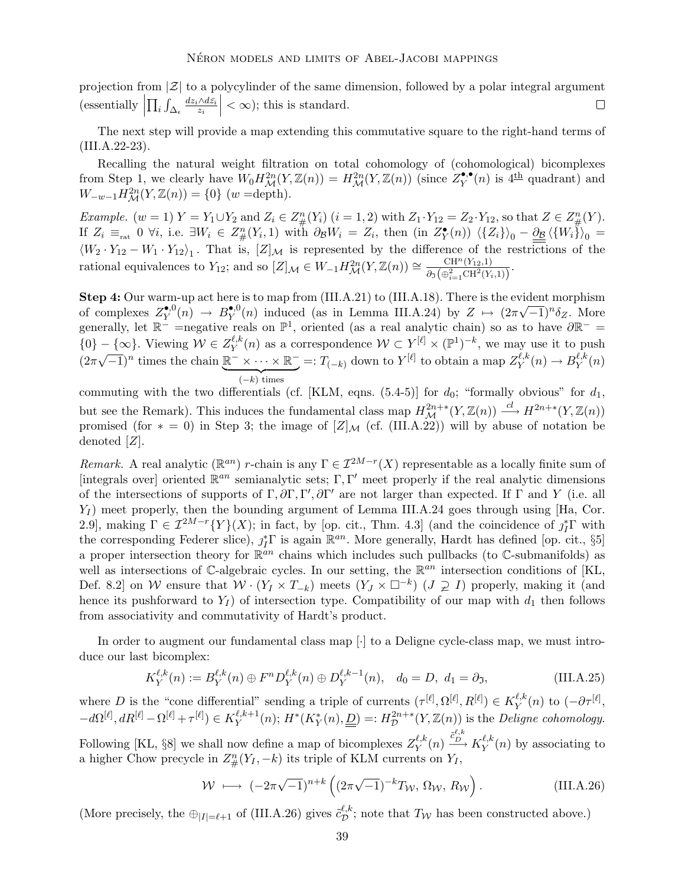projection from $|\mathcal{Z}|$ to a polycylinder of the same dimension, followed by a polar integral argument (essentially $\left|\prod_i \int_{\Delta_\epsilon} \frac{dz_i \wedge d\bar{z}_i}{z_i}\right| < \infty$); this is standard. $\square$

The next step will provide a map extending this commutative square to the right-hand terms of (III.A.22-23).

Recalling the natural weight filtration on total cohomology of (cohomological) bicomplexes from Step 1, we clearly have $W_0 H^{2n}_{\mathcal{M}}(Y,\mathbb{Z}(n)) = H^{2n}_{\mathcal{M}}(Y,\mathbb{Z}(n))$ (since $Z^{\bullet,\bullet}_Y(n)$ is $4^{\text{th}}$ quadrant) and $W_{-w-1}H^{2n}_{\mathcal{M}}(Y,\mathbb{Z}(n)) = \{0\}$ ($w$ =depth).

*Example.* ($w=1$) $Y = Y_1 \cup Y_2$ and $Z_i \in Z^n_{\#}(Y_i)$ ($i=1,2$) with $Z_1 \cdot Y_{12} = Z_2 \cdot Y_{12}$, so that $Z \in Z^n_{\#}(Y)$. If $Z_i \equiv_{\text{rat}} 0$ $\forall i$, i.e. $\exists W_i \in Z^n_{\#}(Y_i,1)$ with $\partial_{\mathcal{B}} W_i = Z_i$, then (in $Z^{\bullet}_Y(n)$) $\langle\{Z_i\}\rangle_0 - \underline{\underline{\partial_{\mathcal{B}}}}\langle\{W_i\}\rangle_0 = \langle W_2\cdot Y_{12} - W_1 \cdot Y_{12}\rangle_1$. That is, $[Z]_{\mathcal{M}}$ is represented by the difference of the restrictions of the rational equivalences to $Y_{12}$; and so $[Z]_{\mathcal{M}} \in W_{-1}H^{2n}_{\mathcal{M}}(Y,\mathbb{Z}(n)) \cong \frac{\mathrm{CH}^n(Y_{12},1)}{\partial_{\mathfrak{I}}\left(\oplus_{i=1}^2 \mathrm{CH}^2(Y_i,1)\right)}$.

**Step 4:** Our warm-up act here is to map from (III.A.21) to (III.A.18). There is the evident morphism of complexes $Z^{\bullet,0}_Y(n) \to B^{\bullet,0}_Y(n)$ induced (as in Lemma III.A.24) by $Z \mapsto (2\pi\sqrt{-1})^n \delta_Z$. More generally, let $\mathbb{R}^-$ =negative reals on $\mathbb{P}^1$, oriented (as a real analytic chain) so as to have $\partial \mathbb{R}^- = \{0\} - \{\infty\}$. Viewing $\mathcal{W} \in Z^{\ell,k}_Y(n)$ as a correspondence $\mathcal{W} \subset Y^{[\ell]} \times (\mathbb{P}^1)^{-k}$, we may use it to push $(2\pi\sqrt{-1})^n$ times the chain $\underbrace{\mathbb{R}^- \times \cdots \times \mathbb{R}^-}_{(-k)\text{ times}} =: T_{(-k)}$ down to $Y^{[\ell]}$ to obtain a map $Z^{\ell,k}_Y(n) \to B^{\ell,k}_Y(n)$ commuting with the two differentials (cf. [KLM, eqns. (5.4-5)] for $d_0$; "formally obvious" for $d_1$, but see the Remark). This induces the fundamental class map $H^{2n+*}_{\mathcal{M}}(Y,\mathbb{Z}(n)) \xrightarrow{cl} H^{2n+*}(Y,\mathbb{Z}(n))$ promised (for $*=0$) in Step 3; the image of $[Z]_{\mathcal{M}}$ (cf. (III.A.22)) will by abuse of notation be denoted $[Z]$.

*Remark.* A real analytic ($\mathbb{R}^{an}$) $r$-chain is any $\Gamma \in \mathcal{I}^{2M-r}(X)$ representable as a locally finite sum of [integrals over] oriented $\mathbb{R}^{an}$ semianalytic sets; $\Gamma, \Gamma'$ meet properly if the real analytic dimensions of the intersections of supports of $\Gamma, \partial\Gamma, \Gamma', \partial\Gamma'$ are not larger than expected. If $\Gamma$ and $Y$ (i.e. all $Y_I$) meet properly, then the bounding argument of Lemma III.A.24 goes through using [Ha, Cor. 2.9], making $\Gamma \in \mathcal{I}^{2M-r}\{Y\}(X)$; in fact, by [op. cit., Thm. 4.3] (and the coincidence of $\jmath_I^*\Gamma$ with the corresponding Federer slice), $\jmath_I^*\Gamma$ is again $\mathbb{R}^{an}$. More generally, Hardt has defined [op. cit., §5] a proper intersection theory for $\mathbb{R}^{an}$ chains which includes such pullbacks (to $\mathbb{C}$-submanifolds) as well as intersections of $\mathbb{C}$-algebraic cycles. In our setting, the $\mathbb{R}^{an}$ intersection conditions of [KL, Def. 8.2] on $\mathcal{W}$ ensure that $\mathcal{W}\cdot(Y_I \times T_{-k})$ meets $(Y_J \times \square^{-k})$ ($J \supsetneq I$) properly, making it (and hence its pushforward to $Y_I$) of intersection type. Compatibility of our map with $d_1$ then follows from associativity and commutativity of Hardt's product.

In order to augment our fundamental class map $[\cdot]$ to a Deligne cycle-class map, we must introduce our last bicomplex:

$$K^{\ell,k}_Y(n) := B^{\ell,k}_Y(n) \oplus F^n D^{\ell,k}_Y(n) \oplus D^{\ell,k-1}_Y(n), \quad d_0 = D,\ d_1 = \partial_{\mathfrak{I}}, \tag{III.A.25}$$

where $D$ is the "cone differential" sending a triple of currents $(\tau^{[\ell]}, \Omega^{[\ell]}, R^{[\ell]}) \in K^{\ell,k}_Y(n)$ to $(-\partial\tau^{[\ell]}, -d\Omega^{[\ell]}, dR^{[\ell]} - \Omega^{[\ell]} + \tau^{[\ell]}) \in K^{\ell,k+1}_Y(n)$; $H^*(K^*_Y(n), \underline{\underline{D}}) =: H^{2n+*}_{\mathcal{D}}(Y,\mathbb{Z}(n))$ is the *Deligne cohomology*. Following [KL, §8] we shall now define a map of bicomplexes $Z^{\ell,k}_Y(n) \xrightarrow{\tilde{c}^{\ell,k}_{\mathcal{D}}} K^{\ell,k}_Y(n)$ by associating to a higher Chow precycle in $Z^n_{\#}(Y_I,-k)$ its triple of KLM currents on $Y_I$,

$$\mathcal{W} \longmapsto (-2\pi\sqrt{-1})^{n+k}\left((2\pi\sqrt{-1})^{-k} T_{\mathcal{W}},\ \Omega_{\mathcal{W}},\ R_{\mathcal{W}}\right). \tag{III.A.26}$$

(More precisely, the $\oplus_{|I|=\ell+1}$ of (III.A.26) gives $\tilde{c}^{\ell,k}_{\mathcal{D}}$; note that $T_{\mathcal{W}}$ has been constructed above.)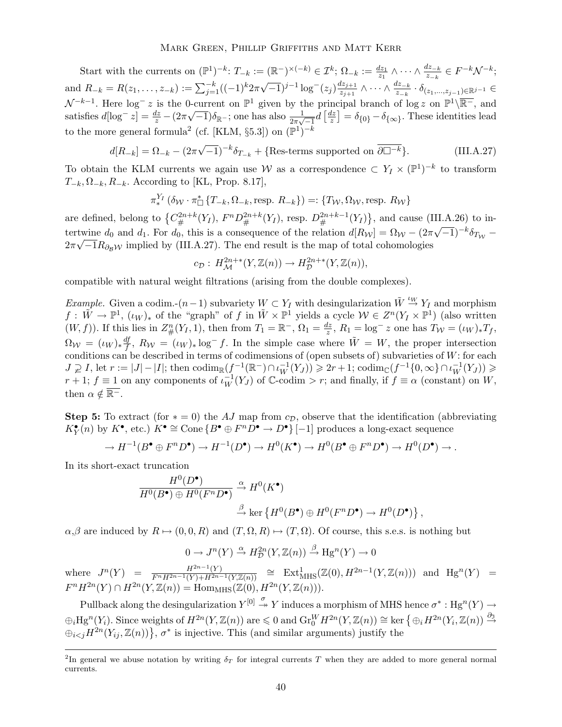Start with the currents on $(\mathbb{P}^1)^{-k}$: $T_{-k} := (\mathbb{R}^-)^{\times(-k)} \in \mathcal{I}^k$; $\Omega_{-k} := \frac{dz_1}{z_1} \wedge \cdots \wedge \frac{dz_{-k}}{z_{-k}} \in F^{-k}\mathcal{N}^{-k}$; and $R_{-k} = R(z_1, \ldots, z_{-k}) := \sum_{j=1}^{-k}((-1)^k 2\pi\sqrt{-1})^{j-1} \log^-(z_j) \frac{dz_{j+1}}{z_{j+1}} \wedge \cdots \wedge \frac{dz_{-k}}{z_{-k}} \cdot \delta_{(z_1,\ldots,z_{j-1})\in\mathbb{R}^{j-1}} \in \mathcal{N}^{-k-1}$. Here $\log^- z$ is the 0-current on $\mathbb{P}^1$ given by the principal branch of $\log z$ on $\mathbb{P}^1\backslash\overline{\mathbb{R}^-}$, and satisfies $d[\log^- z] = \frac{dz}{z} - (2\pi\sqrt{-1})\delta_{\mathbb{R}^-}$; one has also $\frac{1}{2\pi\sqrt{-1}} d\left[\frac{dz}{z}\right] = \delta_{\{0\}} - \delta_{\{\infty\}}$. These identities lead to the more general formula[2] (cf. [KLM, §5.3]) on $(\mathbb{P}^1)^{-k}$

$$d[R_{-k}] = \Omega_{-k} - (2\pi\sqrt{-1})^{-k}\delta_{T_{-k}} + \{\text{Res-terms supported on } \overline{\partial\square^{-k}}\}. \tag{III.A.27}$$

To obtain the KLM currents we again use $\mathcal{W}$ as a correspondence $\subset Y_I \times (\mathbb{P}^1)^{-k}$ to transform $T_{-k}, \Omega_{-k}, R_{-k}$. According to [KL, Prop. 8.17],

$$\pi_*^{Y_I}\left(\delta_{\mathcal{W}} \cdot \pi_\square^* \{T_{-k}, \Omega_{-k}, \text{resp. } R_{-k}\}\right) =: \{T_{\mathcal{W}}, \Omega_{\mathcal{W}}, \text{resp. } R_{\mathcal{W}}\}$$

are defined, belong to $\left\{C_\#^{2n+k}(Y_I),\, F^n D_\#^{2n+k}(Y_I), \text{ resp. } D_\#^{2n+k-1}(Y_I)\right\}$, and cause (III.A.26) to intertwine $d_0$ and $d_1$. For $d_0$, this is a consequence of the relation $d[R_{\mathcal{W}}] = \Omega_{\mathcal{W}} - (2\pi\sqrt{-1})^{-k}\delta_{T_{\mathcal{W}}} - 2\pi\sqrt{-1}R_{\partial_{\mathcal{B}}\mathcal{W}}$ implied by (III.A.27). The end result is the map of total cohomologies

$$c_{\mathcal{D}} : H_{\mathcal{M}}^{2n+*}(Y, \mathbb{Z}(n)) \to H_{\mathcal{D}}^{2n+*}(Y, \mathbb{Z}(n)),$$

compatible with natural weight filtrations (arising from the double complexes).

*Example.* Given a codim.-$(n-1)$ subvariety $W \subset Y_I$ with desingularization $\tilde{W} \stackrel{\iota_W}{\to} Y_I$ and morphism $f : \tilde{W} \to \mathbb{P}^1$, $(\iota_W)_*$ of the "graph" of $f$ in $\tilde{W} \times \mathbb{P}^1$ yields a cycle $\mathcal{W} \in Z^n(Y_I \times \mathbb{P}^1)$ (also written $(W, f)$). If this lies in $Z_\#^n(Y_I, 1)$, then from $T_1 = \mathbb{R}^-$, $\Omega_1 = \frac{dz}{z}$, $R_1 = \log^- z$ one has $T_{\mathcal{W}} = (\iota_W)_* T_f$, $\Omega_{\mathcal{W}} = (\iota_W)_* \frac{df}{f}$, $R_{\mathcal{W}} = (\iota_W)_* \log^- f$. In the simple case where $\tilde{W} = W$, the proper intersection conditions can be described in terms of codimensions of (open subsets of) subvarieties of $W$: for each $J \supsetneq I$, let $r := |J| - |I|$; then $\text{codim}_{\mathbb{R}}(f^{-1}(\mathbb{R}^-) \cap \iota_W^{-1}(Y_J)) \geqslant 2r+1$; $\text{codim}_{\mathbb{C}}(f^{-1}\{0,\infty\} \cap \iota_W^{-1}(Y_J)) \geqslant r+1$; $f \equiv 1$ on any components of $\iota_W^{-1}(Y_J)$ of $\mathbb{C}$-codim $> r$; and finally, if $f \equiv \alpha$ (constant) on $W$, then $\alpha \notin \overline{\mathbb{R}^-}$.

**Step 5:** To extract (for $* = 0$) the $AJ$ map from $c_{\mathcal{D}}$, observe that the identification (abbreviating $K_Y^\bullet(n)$ by $K^\bullet$, etc.) $K^\bullet \cong \text{Cone}\left\{B^\bullet \oplus F^n D^\bullet \to D^\bullet\right\}[-1]$ produces a long-exact sequence

$$\to H^{-1}(B^\bullet \oplus F^n D^\bullet) \to H^{-1}(D^\bullet) \to H^0(K^\bullet) \to H^0(B^\bullet \oplus F^n D^\bullet) \to H^0(D^\bullet) \to .$$

In its short-exact truncation

$$\frac{H^0(D^\bullet)}{H^0(B^\bullet) \oplus H^0(F^n D^\bullet)} \stackrel{\alpha}{\to} H^0(K^\bullet)$$
$$\stackrel{\beta}{\to} \ker\left\{H^0(B^\bullet) \oplus H^0(F^n D^\bullet) \to H^0(D^\bullet)\right\},$$

$\alpha$,$\beta$ are induced by $R \mapsto (0, 0, R)$ and $(T, \Omega, R) \mapsto (T, \Omega)$. Of course, this s.e.s. is nothing but

$$0 \to J^n(Y) \stackrel{\alpha}{\to} H_{\mathcal{D}}^{2n}(Y, \mathbb{Z}(n)) \stackrel{\beta}{\to} \text{Hg}^n(Y) \to 0$$

where $J^n(Y) = \frac{H^{2n-1}(Y)}{F^n H^{2n-1}(Y) + H^{2n-1}(Y, \mathbb{Z}(n))} \cong \text{Ext}_{\text{MHS}}^1(\mathbb{Z}(0), H^{2n-1}(Y, \mathbb{Z}(n)))$ and $\text{Hg}^n(Y) = F^n H^{2n}(Y) \cap H^{2n}(Y, \mathbb{Z}(n)) = \text{Hom}_{\text{MHS}}(\mathbb{Z}(0), H^{2n}(Y, \mathbb{Z}(n)))$.

Pullback along the desingularization $Y^{[0]} \stackrel{\sigma}{\twoheadrightarrow} Y$ induces a morphism of MHS hence $\sigma^* : \text{Hg}^n(Y) \to \oplus_i \text{Hg}^n(Y_i)$. Since weights of $H^{2n}(Y, \mathbb{Z}(n))$ are $\leqslant 0$ and $\text{Gr}_0^W H^{2n}(Y, \mathbb{Z}(n)) \cong \ker\left\{\oplus_i H^{2n}(Y_i, \mathbb{Z}(n)) \stackrel{\partial_{\mathfrak{I}}}{\to} \oplus_{i<j} H^{2n}(Y_{ij}, \mathbb{Z}(n))\right\}$, $\sigma^*$ is injective. This (and similar arguments) justify the

[2] In general we abuse notation by writing $\delta_T$ for integral currents $T$ when they are added to more general normal currents.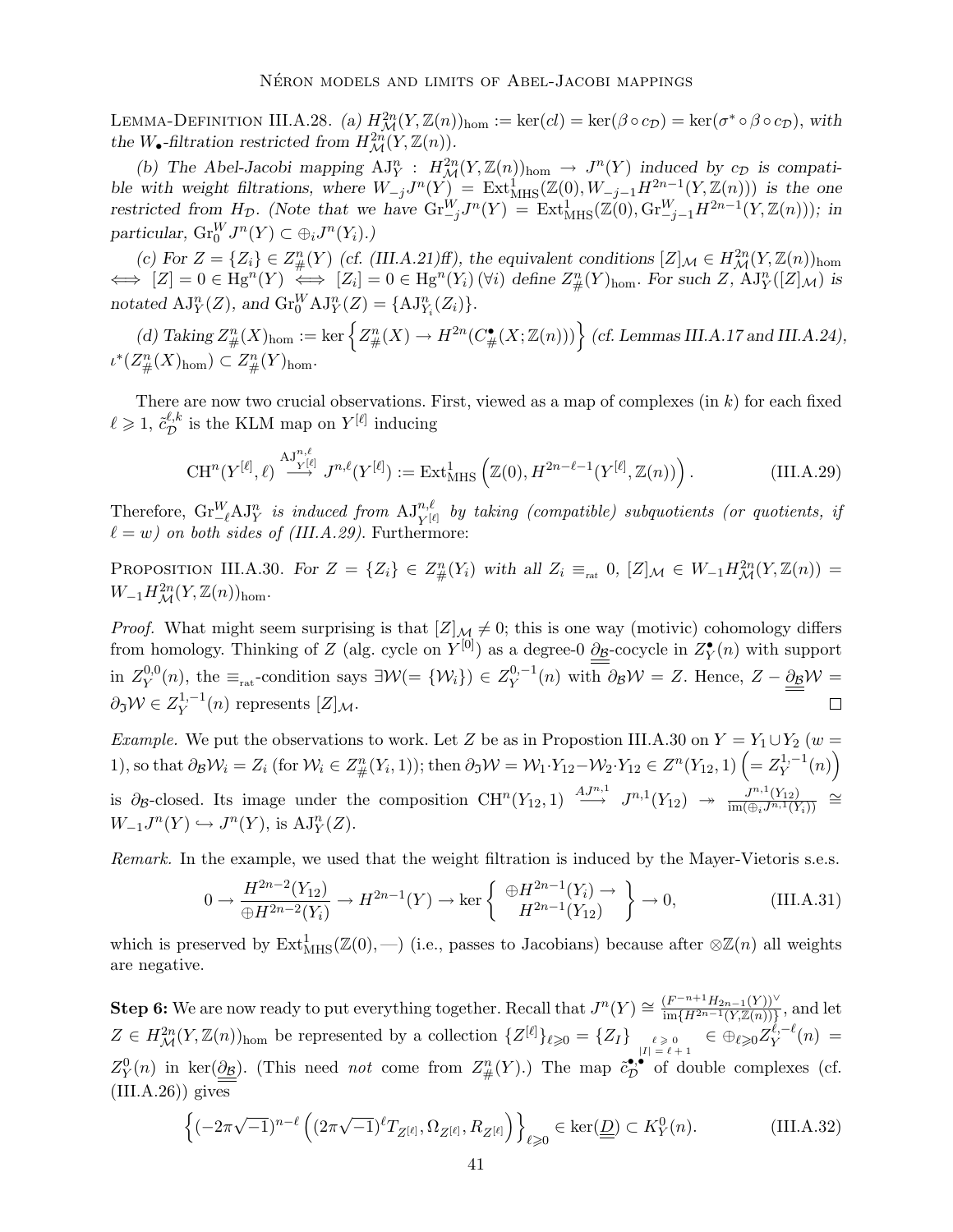Lemma-Definition III.A.28. *(a)* $H^{2n}_{\mathcal{M}}(Y,\mathbb{Z}(n))_{\text{hom}} := \ker(cl) = \ker(\beta\circ c_{\mathcal{D}}) = \ker(\sigma^*\circ\beta\circ c_{\mathcal{D}})$, *with the $W_\bullet$-filtration restricted from $H^{2n}_{\mathcal{M}}(Y,\mathbb{Z}(n))$.*

*(b) The Abel-Jacobi mapping $\mathrm{AJ}^n_Y : H^{2n}_{\mathcal{M}}(Y,\mathbb{Z}(n))_{\text{hom}} \to J^n(Y)$ induced by $c_{\mathcal{D}}$ is compatible with weight filtrations, where $W_{-j}J^n(Y) = \mathrm{Ext}^1_{\mathrm{MHS}}(\mathbb{Z}(0), W_{-j-1}H^{2n-1}(Y,\mathbb{Z}(n)))$ is the one restricted from $H_{\mathcal{D}}$. (Note that we have $\mathrm{Gr}^W_{-j}J^n(Y) = \mathrm{Ext}^1_{\mathrm{MHS}}(\mathbb{Z}(0), \mathrm{Gr}^W_{-j-1}H^{2n-1}(Y,\mathbb{Z}(n)))$; in particular, $\mathrm{Gr}^W_0 J^n(Y) \subset \oplus_i J^n(Y_i)$.)*

*(c) For $Z = \{Z_i\} \in Z^n_\#(Y)$ (cf. (III.A.21)ff), the equivalent conditions $[Z]_{\mathcal{M}} \in H^{2n}_{\mathcal{M}}(Y,\mathbb{Z}(n))_{\text{hom}} \iff [Z] = 0 \in \mathrm{Hg}^n(Y) \iff [Z_i] = 0 \in \mathrm{Hg}^n(Y_i)\ (\forall i)$ define $Z^n_\#(Y)_{\text{hom}}$. For such $Z$, $\mathrm{AJ}^n_Y([Z]_{\mathcal{M}})$ is notated $\mathrm{AJ}^n_Y(Z)$, and $\mathrm{Gr}^W_0\mathrm{AJ}^n_Y(Z) = \{\mathrm{AJ}^n_{Y_i}(Z_i)\}$.*

*(d) Taking $Z^n_\#(X)_{\text{hom}} := \ker\left\{Z^n_\#(X) \to H^{2n}(C^\bullet_\#(X;\mathbb{Z}(n)))\right\}$ (cf. Lemmas III.A.17 and III.A.24), $\iota^*(Z^n_\#(X)_{\text{hom}}) \subset Z^n_\#(Y)_{\text{hom}}$.*

There are now two crucial observations. First, viewed as a map of complexes (in $k$) for each fixed $\ell \geqslant 1$, $\tilde{c}^{\ell,k}_{\mathcal{D}}$ is the KLM map on $Y^{[\ell]}$ inducing

$$\mathrm{CH}^n(Y^{[\ell]},\ell) \xrightarrow{\mathrm{AJ}^{n,\ell}_{Y^{[\ell]}}} J^{n,\ell}(Y^{[\ell]}) := \mathrm{Ext}^1_{\mathrm{MHS}}\left(\mathbb{Z}(0), H^{2n-\ell-1}(Y^{[\ell]},\mathbb{Z}(n))\right). \tag{III.A.29}$$

Therefore, *$\mathrm{Gr}^W_{-\ell}\mathrm{AJ}^n_Y$ is induced from $\mathrm{AJ}^{n,\ell}_{Y^{[\ell]}}$ by taking (compatible) subquotients (or quotients, if $\ell = w$) on both sides of (III.A.29).* Furthermore:

Proposition III.A.30. *For $Z = \{Z_i\} \in Z^n_\#(Y_i)$ with all $Z_i \equiv_{\text{rat}} 0$, $[Z]_{\mathcal{M}} \in W_{-1}H^{2n}_{\mathcal{M}}(Y,\mathbb{Z}(n)) = W_{-1}H^{2n}_{\mathcal{M}}(Y,\mathbb{Z}(n))_{\text{hom}}$.*

*Proof.* What might seem surprising is that $[Z]_{\mathcal{M}} \neq 0$; this is one way (motivic) cohomology differs from homology. Thinking of $Z$ (alg. cycle on $Y^{[0]}$) as a degree-0 $\underline{\underline{\partial_{\mathcal{B}}}}$-cocycle in $Z^\bullet_Y(n)$ with support in $Z^{0,0}_Y(n)$, the $\equiv_{\text{rat}}$-condition says $\exists\mathcal{W}(=\{\mathcal{W}_i\}) \in Z^{0,-1}_Y(n)$ with $\partial_{\mathcal{B}}\mathcal{W} = Z$. Hence, $Z - \underline{\underline{\partial_{\mathcal{B}}}}\mathcal{W} = \partial_{\mathfrak{I}}\mathcal{W} \in Z^{1,-1}_Y(n)$ represents $[Z]_{\mathcal{M}}$. $\square$

*Example.* We put the observations to work. Let $Z$ be as in Propostion III.A.30 on $Y = Y_1 \cup Y_2$ ($w = 1$), so that $\partial_{\mathcal{B}}\mathcal{W}_i = Z_i$ (for $\mathcal{W}_i \in Z^n_\#(Y_i,1)$); then $\partial_{\mathfrak{I}}\mathcal{W} = \mathcal{W}_1\cdot Y_{12} - \mathcal{W}_2\cdot Y_{12} \in Z^n(Y_{12},1)\ \left(= Z^{1,-1}_Y(n)\right)$ is $\partial_{\mathcal{B}}$-closed. Its image under the composition $\mathrm{CH}^n(Y_{12},1) \xrightarrow{AJ^{n,1}} J^{n,1}(Y_{12}) \twoheadrightarrow \frac{J^{n,1}(Y_{12})}{\mathrm{im}(\oplus_i J^{n,1}(Y_i))} \cong W_{-1}J^n(Y) \hookrightarrow J^n(Y)$, is $\mathrm{AJ}^n_Y(Z)$.

*Remark.* In the example, we used that the weight filtration is induced by the Mayer-Vietoris s.e.s.

$$0 \to \frac{H^{2n-2}(Y_{12})}{\oplus H^{2n-2}(Y_i)} \to H^{2n-1}(Y) \to \ker\left\{\begin{array}{c}\oplus H^{2n-1}(Y_i) \to \\ H^{2n-1}(Y_{12})\end{array}\right\} \to 0, \tag{III.A.31}$$

which is preserved by $\mathrm{Ext}^1_{\mathrm{MHS}}(\mathbb{Z}(0),—)$ (i.e., passes to Jacobians) because after $\otimes\mathbb{Z}(n)$ all weights are negative.

**Step 6:** We are now ready to put everything together. Recall that $J^n(Y) \cong \frac{(F^{-n+1}H_{2n-1}(Y))^\vee}{\mathrm{im}\{H^{2n-1}(Y,\mathbb{Z}(n))\}}$, and let $Z \in H^{2n}_{\mathcal{M}}(Y,\mathbb{Z}(n))_{\text{hom}}$ be represented by a collection $\{Z^{[\ell]}\}_{\ell\geqslant 0} = \{Z_I\}_{\substack{\ell\geqslant 0\\ |I| = \ell+1}} \in \oplus_{\ell\geqslant 0} Z^{\ell,-\ell}_Y(n) = Z^0_Y(n)$ in $\ker(\underline{\underline{\partial_{\mathcal{B}}}})$. (This need *not* come from $Z^n_\#(Y)$.) The map $\tilde{c}^{\bullet,\bullet}_{\mathcal{D}}$ of double complexes (cf. (III.A.26)) gives

$$\left\{(-2\pi\sqrt{-1})^{n-\ell}\left((2\pi\sqrt{-1})^\ell T_{Z^{[\ell]}}, \Omega_{Z^{[\ell]}}, R_{Z^{[\ell]}}\right)\right\}_{\ell\geqslant 0} \in \ker(\underline{\underline{D}}) \subset K^0_Y(n). \tag{III.A.32}$$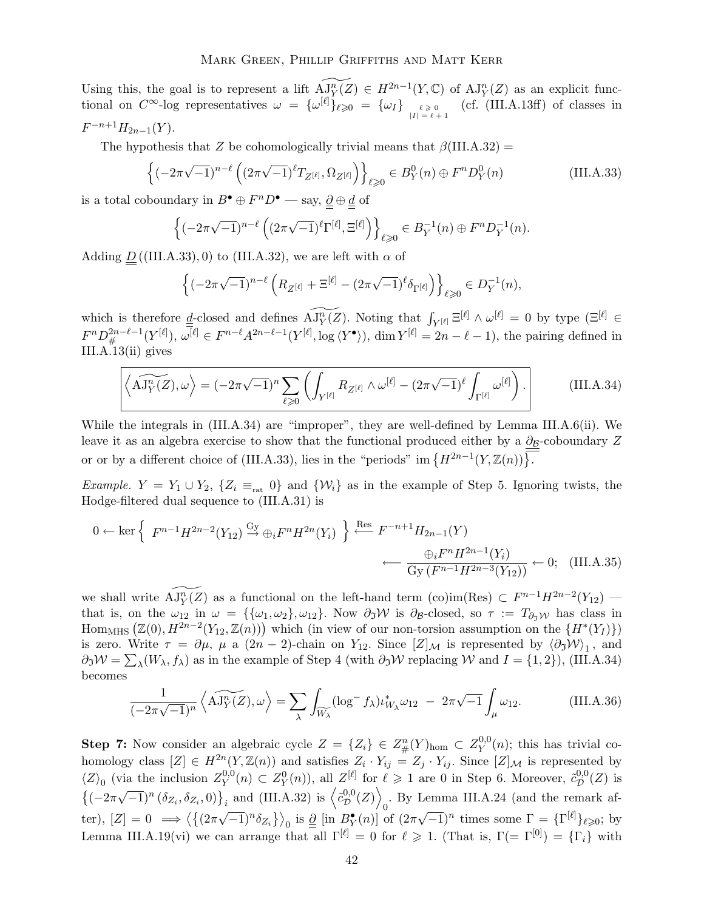Using this, the goal is to represent a lift $\widetilde{\mathrm{AJ}^n_Y(Z)} \in H^{2n-1}(Y,\mathbb{C})$ of $\mathrm{AJ}^n_Y(Z)$ as an explicit functional on $C^\infty$-log representatives $\omega = \{\omega^{[\ell]}\}_{\ell\geqslant 0} = \{\omega_I\}_{\substack{\ell\geqslant 0\\ |I|=\ell+1}}$ (cf. (III.A.13ff) of classes in $F^{-n+1}H_{2n-1}(Y)$.

The hypothesis that $Z$ be cohomologically trivial means that $\beta(\text{III.A.32}) =$

$$\left\{(-2\pi\sqrt{-1})^{n-\ell}\left((2\pi\sqrt{-1})^{\ell}T_{Z^{[\ell]}},\Omega_{Z^{[\ell]}}\right)\right\}_{\ell\geqslant 0} \in B^0_Y(n)\oplus F^nD^0_Y(n) \tag{III.A.33}$$

is a total coboundary in $B^\bullet \oplus F^nD^\bullet$ — say, $\underline{\underline{\partial}}\oplus\underline{\underline{d}}$ of

$$\left\{(-2\pi\sqrt{-1})^{n-\ell}\left((2\pi\sqrt{-1})^{\ell}\Gamma^{[\ell]},\Xi^{[\ell]}\right)\right\}_{\ell\geqslant 0} \in B^{-1}_Y(n)\oplus F^nD^{-1}_Y(n).$$

Adding $\underline{\underline{D}}\,((\text{III.A.33}),0)$ to (III.A.32), we are left with $\alpha$ of

$$\left\{(-2\pi\sqrt{-1})^{n-\ell}\left(R_{Z^{[\ell]}}+\Xi^{[\ell]}-(2\pi\sqrt{-1})^{\ell}\delta_{\Gamma^{[\ell]}}\right)\right\}_{\ell\geqslant 0}\in D^{-1}_Y(n),$$

which is therefore $\underline{\underline{d}}$-closed and defines $\widetilde{\mathrm{AJ}^n_Y(Z)}$. Noting that $\int_{Y^{[\ell]}}\Xi^{[\ell]}\wedge\omega^{[\ell]}=0$ by type ($\Xi^{[\ell]}\in F^nD^{2n-\ell-1}_{\#}(Y^{[\ell]})$, $\omega^{[\ell]}\in F^{n-\ell}A^{2n-\ell-1}(Y^{[\ell]},\log\langle Y^\bullet\rangle)$, $\dim Y^{[\ell]}=2n-\ell-1$), the pairing defined in III.A.13(ii) gives

$$\boxed{\left\langle\widetilde{\mathrm{AJ}^n_Y(Z)},\omega\right\rangle = (-2\pi\sqrt{-1})^n\sum_{\ell\geqslant 0}\left(\int_{Y^{[\ell]}}R_{Z^{[\ell]}}\wedge\omega^{[\ell]}-(2\pi\sqrt{-1})^{\ell}\int_{\Gamma^{[\ell]}}\omega^{[\ell]}\right).} \tag{III.A.34}$$

While the integrals in (III.A.34) are "improper", they are well-defined by Lemma III.A.6(ii). We leave it as an algebra exercise to show that the functional produced either by a $\underline{\underline{\partial_{\mathcal{B}}}}$-coboundary $Z$ or or by a different choice of (III.A.33), lies in the "periods" $\overline{\mathrm{im}\left\{H^{2n-1}(Y,\mathbb{Z}(n))\right\}}$.

*Example.* $Y=Y_1\cup Y_2$, $\{Z_i\equiv_{\text{rat}}0\}$ and $\{\mathcal{W}_i\}$ as in the example of Step 5. Ignoring twists, the Hodge-filtered dual sequence to (III.A.31) is

$$0\leftarrow\ker\left\{\;F^{n-1}H^{2n-2}(Y_{12})\overset{\mathrm{Gy}}{\to}\oplus_iF^nH^{2n}(Y_i)\;\right\}\overset{\mathrm{Res}}{\longleftarrow}F^{-n+1}H_{2n-1}(Y)$$
$$\longleftarrow\frac{\oplus_iF^nH^{2n-1}(Y_i)}{\mathrm{Gy}\left(F^{n-1}H^{2n-3}(Y_{12})\right)}\leftarrow 0; \tag{III.A.35}$$

we shall write $\widetilde{\mathrm{AJ}^n_Y(Z)}$ as a functional on the left-hand term (co)im(Res) $\subset F^{n-1}H^{2n-2}(Y_{12})$ — that is, on the $\omega_{12}$ in $\omega=\{\{\omega_1,\omega_2\},\omega_{12}\}$. Now $\partial_{\mathfrak{I}}\mathcal{W}$ is $\partial_{\mathcal{B}}$-closed, so $\tau := T_{\partial_{\mathfrak{I}}\mathcal{W}}$ has class in $\mathrm{Hom}_{\mathrm{MHS}}\left(\mathbb{Z}(0),H^{2n-2}(Y_{12},\mathbb{Z}(n))\right)$ which (in view of our non-torsion assumption on the $\{H^*(Y_I)\}$) is zero. Write $\tau=\partial\mu$, $\mu$ a $(2n-2)$-chain on $Y_{12}$. Since $[Z]_{\mathcal{M}}$ is represented by $\langle\partial_{\mathfrak{I}}\mathcal{W}\rangle_1$, and $\partial_{\mathfrak{I}}\mathcal{W}=\sum_\lambda(W_\lambda,f_\lambda)$ as in the example of Step 4 (with $\partial_{\mathfrak{I}}\mathcal{W}$ replacing $\mathcal{W}$ and $I=\{1,2\}$), (III.A.34) becomes

$$\frac{1}{(-2\pi\sqrt{-1})^n}\left\langle\widetilde{\mathrm{AJ}^n_Y(Z)},\omega\right\rangle=\sum_\lambda\int_{\widetilde{W_\lambda}}(\log^- f_\lambda)\iota^*_{W_\lambda}\omega_{12}\;-\;2\pi\sqrt{-1}\int_\mu\omega_{12}. \tag{III.A.36}$$

**Step 7:** Now consider an algebraic cycle $Z=\{Z_i\}\in Z^n_{\#}(Y)_{\hom}\subset Z^{0,0}_Y(n)$; this has trivial cohomology class $[Z]\in H^{2n}(Y,\mathbb{Z}(n))$ and satisfies $Z_i\cdot Y_{ij}=Z_j\cdot Y_{ij}$. Since $[Z]_{\mathcal{M}}$ is represented by $\langle Z\rangle_0$ (via the inclusion $Z^{0,0}_Y(n)\subset Z^0_Y(n)$), all $Z^{[\ell]}$ for $\ell\geqslant 1$ are 0 in Step 6. Moreover, $\tilde{c}^{0,0}_{\mathcal{D}}(Z)$ is $\left\{(-2\pi\sqrt{-1})^n(\delta_{Z_i},\delta_{Z_i},0)\right\}_i$ and (III.A.32) is $\left\langle\tilde{c}^{0,0}_{\mathcal{D}}(Z)\right\rangle_0$. By Lemma III.A.24 (and the remark after), $[Z]=0\implies\left\langle\left\{(2\pi\sqrt{-1})^n\delta_{Z_i}\right\}\right\rangle_0$ is $\underline{\underline{\partial}}$ [in $B^\bullet_Y(n)$] of $(2\pi\sqrt{-1})^n$ times some $\Gamma=\{\Gamma^{[\ell]}\}_{\ell\geqslant 0}$; by Lemma III.A.19(vi) we can arrange that all $\Gamma^{[\ell]}=0$ for $\ell\geqslant 1$. (That is, $\Gamma(=\Gamma^{[0]})=\{\Gamma_i\}$ with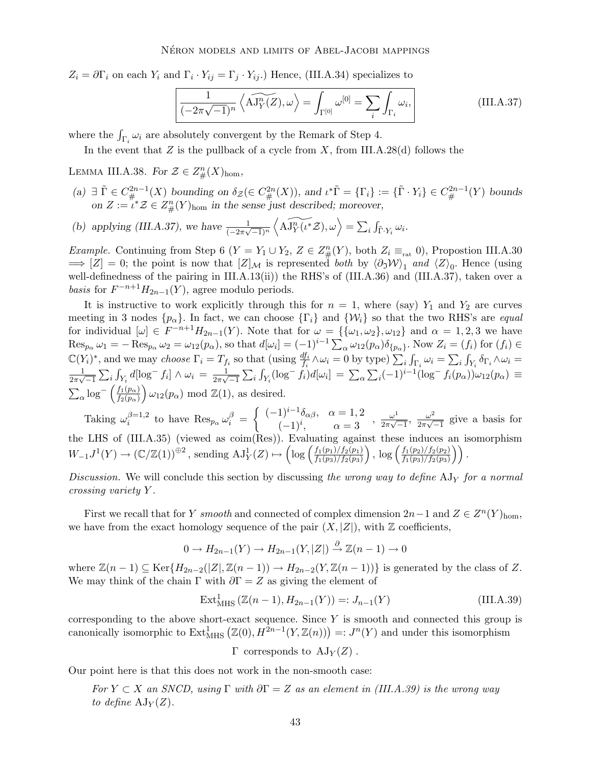$Z_i = \partial\Gamma_i$ on each $Y_i$ and $\Gamma_i \cdot Y_{ij} = \Gamma_j \cdot Y_{ij}$.) Hence, (III.A.34) specializes to

$$\boxed{\frac{1}{(-2\pi\sqrt{-1})^n}\left\langle \widetilde{\mathrm{AJ}^n_Y(Z)}, \omega \right\rangle = \int_{\Gamma^{[0]}} \omega^{[0]} = \sum_i \int_{\Gamma_i} \omega_i,} \tag{III.A.37}$$

where the $\int_{\Gamma_i}\omega_i$ are absolutely convergent by the Remark of Step 4.

In the event that $Z$ is the pullback of a cycle from $X$, from III.A.28(d) follows the

LEMMA III.A.38. *For $\mathcal{Z} \in Z^n_{\#}(X)_{\mathrm{hom}}$,*

*(a) $\exists\ \tilde{\Gamma} \in C^{2n-1}_{\#}(X)$ bounding on $\delta_{\mathcal{Z}} (\in C^{2n}_{\#}(X))$, and $\iota^*\tilde{\Gamma} = \{\Gamma_i\} := \{\tilde{\Gamma}\cdot Y_i\} \in C^{2n-1}_{\#}(Y)$ bounds on $Z := \iota^*\mathcal{Z} \in Z^n_{\#}(Y)_{\mathrm{hom}}$ in the sense just described; moreover,*

*(b) applying (III.A.37), we have $\frac{1}{(-2\pi\sqrt{-1})^n}\left\langle \widetilde{\mathrm{AJ}^n_Y(\iota^*\mathcal{Z})}, \omega \right\rangle = \sum_i \int_{\tilde{\Gamma}\cdot Y_i} \omega_i$.*

*Example.* Continuing from Step 6 ($Y = Y_1 \cup Y_2$, $Z \in Z^n_{\#}(Y)$, both $Z_i \equiv_{\mathrm{rat}} 0$), Propostion III.A.30 $\Longrightarrow [Z] = 0$; the point is now that $[Z]_{\mathcal{M}}$ is represented *both* by $\langle \partial_{\mathfrak{I}}\mathcal{W}\rangle_1$ *and* $\langle Z \rangle_0$. Hence (using well-definedness of the pairing in III.A.13(ii)) the RHS's of (III.A.36) and (III.A.37), taken over a *basis* for $F^{-n+1}H_{2n-1}(Y)$, agree modulo periods.

It is instructive to work explicitly through this for $n=1$, where (say) $Y_1$ and $Y_2$ are curves meeting in 3 nodes $\{p_\alpha\}$. In fact, we can choose $\{\Gamma_i\}$ and $\{\mathcal{W}_i\}$ so that the two RHS's are *equal* for individual $[\omega] \in F^{-n+1}H_{2n-1}(Y)$. Note that for $\omega = \{\{\omega_1,\omega_2\},\omega_{12}\}$ and $\alpha = 1,2,3$ we have $\mathrm{Res}_{p_\alpha}\omega_1 = -\mathrm{Res}_{p_\alpha}\omega_2 = \omega_{12}(p_\alpha)$, so that $d[\omega_i] = (-1)^{i-1}\sum_\alpha \omega_{12}(p_\alpha)\delta_{\{p_\alpha\}}$. Now $Z_i = (f_i)$ for $(f_i) \in \mathbb{C}(Y_i)^*$, and we may *choose* $\Gamma_i = T_{f_i}$ so that (using $\frac{df_i}{f_i}\wedge\omega_i = 0$ by type) $\sum_i \int_{\Gamma_i}\omega_i = \sum_i\int_{Y_i}\delta_{\Gamma_i}\wedge\omega_i = \frac{1}{2\pi\sqrt{-1}}\sum_i\int_{Y_i} d[\log^- f_i]\wedge\omega_i = \frac{1}{2\pi\sqrt{-1}}\sum_i\int_{Y_i}(\log^- f_i)d[\omega_i] = \sum_\alpha\sum_i(-1)^{i-1}(\log^- f_i(p_\alpha))\omega_{12}(p_\alpha) \equiv \sum_\alpha \log^-\left(\frac{f_1(p_\alpha)}{f_2(p_\alpha)}\right)\omega_{12}(p_\alpha) \bmod \mathbb{Z}(1)$, as desired.

Taking $\omega_i^{\beta=1,2}$ to have $\mathrm{Res}_{p_\alpha}\omega_i^\beta = \begin{cases} (-1)^{i-1}\delta_{\alpha\beta}, & \alpha = 1,2 \\ (-1)^i, & \alpha = 3\end{cases}$, $\frac{\omega^1}{2\pi\sqrt{-1}}$, $\frac{\omega^2}{2\pi\sqrt{-1}}$ give a basis for the LHS of (III.A.35) (viewed as coim(Res)). Evaluating against these induces an isomorphism $W_{-1}J^1(Y) \to (\mathbb{C}/\mathbb{Z}(1))^{\oplus 2}$, sending $\mathrm{AJ}^1_Y(Z) \mapsto \left(\log\left(\frac{f_1(p_1)/f_2(p_1)}{f_1(p_3)/f_2(p_3)}\right), \log\left(\frac{f_1(p_2)/f_2(p_2)}{f_1(p_3)/f_2(p_3)}\right)\right)$.

*Discussion.* We will conclude this section by discussing *the wrong way to define* $\mathrm{AJ}_Y$ *for a normal crossing variety* $Y$.

First we recall that for $Y$ *smooth* and connected of complex dimension $2n-1$ and $Z \in Z^n(Y)_{\mathrm{hom}}$, we have from the exact homology sequence of the pair $(X, |Z|)$, with $\mathbb{Z}$ coefficients,

$$0 \to H_{2n-1}(Y) \to H_{2n-1}(Y, |Z|) \xrightarrow{\partial} \mathbb{Z}(n-1) \to 0$$

where $\mathbb{Z}(n-1) \subseteq \mathrm{Ker}\{H_{2n-2}(|Z|, \mathbb{Z}(n-1)) \to H_{2n-2}(Y, \mathbb{Z}(n-1))\}$ is generated by the class of $Z$. We may think of the chain $\Gamma$ with $\partial\Gamma = Z$ as giving the element of

$$\mathrm{Ext}^1_{\mathrm{MHS}}(\mathbb{Z}(n-1), H_{2n-1}(Y)) =: J_{n-1}(Y) \tag{III.A.39}$$

corresponding to the above short-exact sequence. Since $Y$ is smooth and connected this group is canonically isomorphic to $\mathrm{Ext}^1_{\mathrm{MHS}}\left(\mathbb{Z}(0), H^{2n-1}(Y, \mathbb{Z}(n))\right) =: J^n(Y)$ and under this isomorphism

$$\Gamma \text{ corresponds to } \mathrm{AJ}_Y(Z)\,.$$

Our point here is that this does not work in the non-smooth case:

> *For $Y \subset X$ an SNCD, using $\Gamma$ with $\partial\Gamma = Z$ as an element in (III.A.39) is the wrong way to define $\mathrm{AJ}_Y(Z)$.*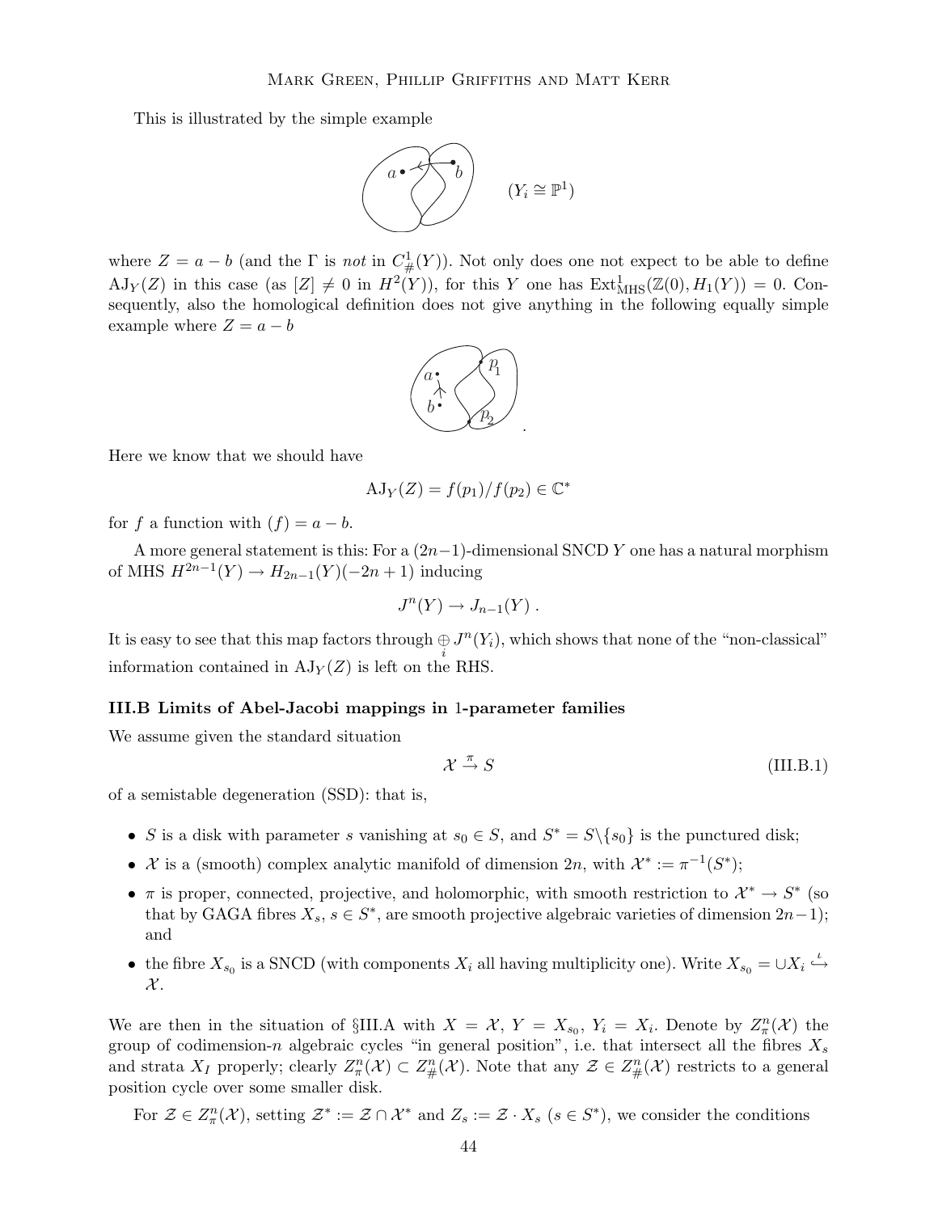This is illustrated by the simple example

$(Y_i \cong \mathbb{P}^1)$

where $Z = a - b$ (and the $\Gamma$ is *not* in $C^1_{\#}(Y)$). Not only does one not expect to be able to define $\mathrm{AJ}_Y(Z)$ in this case (as $[Z] \neq 0$ in $H^2(Y)$), for this $Y$ one has $\mathrm{Ext}^1_{\mathrm{MHS}}(\mathbb{Z}(0), H_1(Y)) = 0$. Consequently, also the homological definition does not give anything in the following equally simple example where $Z = a - b$

.

Here we know that we should have

$$\mathrm{AJ}_Y(Z) = f(p_1)/f(p_2) \in \mathbb{C}^*$$

for $f$ a function with $(f) = a - b$.

A more general statement is this: For a $(2n-1)$-dimensional SNCD $Y$ one has a natural morphism of MHS $H^{2n-1}(Y) \to H_{2n-1}(Y)(-2n+1)$ inducing

$$J^n(Y) \to J_{n-1}(Y)\ .$$

It is easy to see that this map factors through $\underset{i}{\oplus} J^n(Y_i)$, which shows that none of the "non-classical" information contained in $\mathrm{AJ}_Y(Z)$ is left on the RHS.

### III.B Limits of Abel-Jacobi mappings in 1-parameter families

We assume given the standard situation

$$\mathcal{X} \xrightarrow{\pi} S \tag{III.B.1}$$

of a semistable degeneration (SSD): that is,

- $S$ is a disk with parameter $s$ vanishing at $s_0 \in S$, and $S^* = S \backslash \{s_0\}$ is the punctured disk;
- $\mathcal{X}$ is a (smooth) complex analytic manifold of dimension $2n$, with $\mathcal{X}^* := \pi^{-1}(S^*)$;
- $\pi$ is proper, connected, projective, and holomorphic, with smooth restriction to $\mathcal{X}^* \to S^*$ (so that by GAGA fibres $X_s$, $s \in S^*$, are smooth projective algebraic varieties of dimension $2n-1$); and
- the fibre $X_{s_0}$ is a SNCD (with components $X_i$ all having multiplicity one). Write $X_{s_0} = \cup X_i \overset{\iota}{\hookrightarrow} \mathcal{X}$.

We are then in the situation of §III.A with $X = \mathcal{X}$, $Y = X_{s_0}$, $Y_i = X_i$. Denote by $Z^n_\pi(\mathcal{X})$ the group of codimension-$n$ algebraic cycles "in general position", i.e. that intersect all the fibres $X_s$ and strata $X_I$ properly; clearly $Z^n_\pi(\mathcal{X}) \subset Z^n_{\#}(\mathcal{X})$. Note that any $\mathcal{Z} \in Z^n_{\#}(\mathcal{X})$ restricts to a general position cycle over some smaller disk.

For $\mathcal{Z} \in Z^n_\pi(\mathcal{X})$, setting $\mathcal{Z}^* := \mathcal{Z} \cap \mathcal{X}^*$ and $Z_s := \mathcal{Z} \cdot X_s$ ($s \in S^*$), we consider the conditions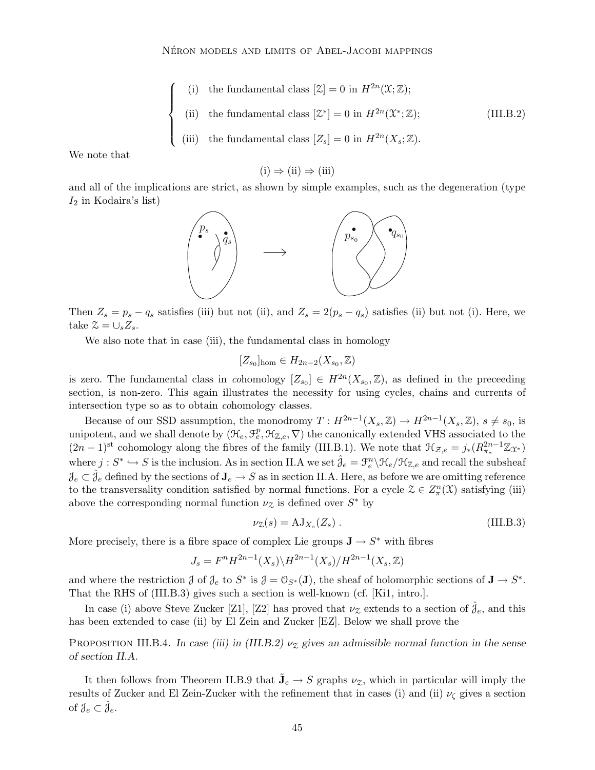$$
\begin{cases} \text{(i)} \quad \text{the fundamental class } [\mathcal{Z}] = 0 \text{ in } H^{2n}(\mathcal{X};\mathbb{Z}); \\ \text{(ii)} \quad \text{the fundamental class } [\mathcal{Z}^*] = 0 \text{ in } H^{2n}(\mathcal{X}^*;\mathbb{Z}); \\ \text{(iii)} \quad \text{the fundamental class } [Z_s] = 0 \text{ in } H^{2n}(X_s;\mathbb{Z}). \end{cases} \tag{III.B.2}
$$

We note that

$$
\text{(i)} \Rightarrow \text{(ii)} \Rightarrow \text{(iii)}
$$

and all of the implications are strict, as shown by simple examples, such as the degeneration (type $I_2$ in Kodaira's list)

Then $Z_s = p_s - q_s$ satisfies (iii) but not (ii), and $Z_s = 2(p_s - q_s)$ satisfies (ii) but not (i). Here, we take $\mathcal{Z} = \cup_s Z_s$.

We also note that in case (iii), the fundamental class in homology

$$
[Z_{s_0}]_{\mathrm{hom}} \in H_{2n-2}(X_{s_0}, \mathbb{Z})
$$

is zero. The fundamental class in *co*homology $[Z_{s_0}] \in H^{2n}(X_{s_0}, \mathbb{Z})$, as defined in the preceeding section, is non-zero. This again illustrates the necessity for using cycles, chains and currents of intersection type so as to obtain *co*homology classes.

Because of our SSD assumption, the monodromy $T : H^{2n-1}(X_s, \mathbb{Z}) \to H^{2n-1}(X_s, \mathbb{Z})$, $s \neq s_0$, is unipotent, and we shall denote by $(\mathcal{H}_e, \mathcal{F}^p_e, \mathcal{H}_{\mathbb{Z},e}, \nabla)$ the canonically extended VHS associated to the $(2n-1)^{\text{st}}$ cohomology along the fibres of the family (III.B.1). We note that $\mathcal{H}_{\mathcal{Z},e} = j_*(R^{2n-1}_{\pi_*}\mathbb{Z}_{\mathcal{X}^*})$ where $j : S^* \hookrightarrow S$ is the inclusion. As in section II.A we set $\hat{\mathcal{J}}_e = \mathcal{F}^n_e \backslash \mathcal{H}_e / \mathcal{H}_{\mathbb{Z},e}$ and recall the subsheaf $\mathcal{J}_e \subset \hat{\mathcal{J}}_e$ defined by the sections of $\mathbf{J}_e \to S$ as in section II.A. Here, as before we are omitting reference to the transversality condition satisfied by normal functions. For a cycle $\mathcal{Z} \in Z^n_\pi(\mathcal{X})$ satisfying (iii) above the corresponding normal function $\nu_{\mathcal{Z}}$ is defined over $S^*$ by

$$
\nu_{\mathcal{Z}}(s) = \mathrm{AJ}_{X_s}(Z_s)\ . \tag{III.B.3}
$$

More precisely, there is a fibre space of complex Lie groups $\mathbf{J} \to S^*$ with fibres

$$
J_s = F^n H^{2n-1}(X_s) \backslash H^{2n-1}(X_s) / H^{2n-1}(X_s, \mathbb{Z})
$$

and where the restriction $\mathcal{J}$ of $\mathcal{J}_e$ to $S^*$ is $\mathcal{J} = \mathcal{O}_{S^*}(\mathbf{J})$, the sheaf of holomorphic sections of $\mathbf{J} \to S^*$. That the RHS of (III.B.3) gives such a section is well-known (cf. [Ki1, intro.].

In case (i) above Steve Zucker [Z1], [Z2] has proved that $\nu_{\mathcal{Z}}$ extends to a section of $\hat{\mathcal{J}}_e$, and this has been extended to case (ii) by El Zein and Zucker [EZ]. Below we shall prove the

Proposition III.B.4. *In case (iii) in (III.B.2) $\nu_{\mathcal{Z}}$ gives an admissible normal function in the sense of section II.A.*

It then follows from Theorem II.B.9 that $\tilde{\mathbf{J}}_e \to S$ graphs $\nu_{\mathcal{Z}}$, which in particular will imply the results of Zucker and El Zein-Zucker with the refinement that in cases (i) and (ii) $\nu_\zeta$ gives a section of $\mathcal{J}_e \subset \hat{\mathcal{J}}_e$.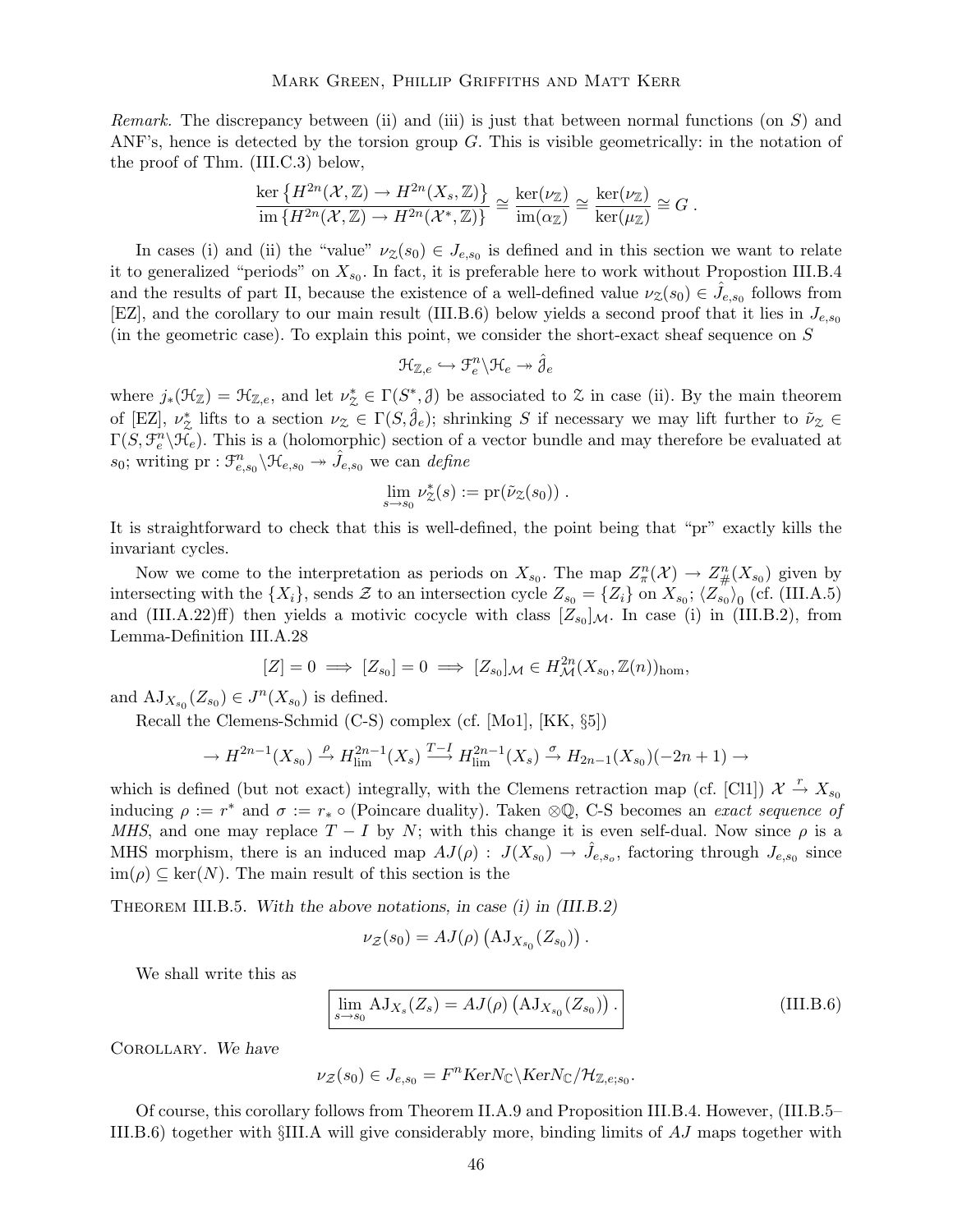*Remark.* The discrepancy between (ii) and (iii) is just that between normal functions (on $S$) and ANF's, hence is detected by the torsion group $G$. This is visible geometrically: in the notation of the proof of Thm. (III.C.3) below,

$$\frac{\ker\left\{H^{2n}(\mathcal{X},\mathbb{Z}) \to H^{2n}(X_s,\mathbb{Z})\right\}}{\operatorname{im}\left\{H^{2n}(\mathcal{X},\mathbb{Z}) \to H^{2n}(\mathcal{X}^*,\mathbb{Z})\right\}} \cong \frac{\ker(\nu_{\mathbb{Z}})}{\operatorname{im}(\alpha_{\mathbb{Z}})} \cong \frac{\ker(\nu_{\mathbb{Z}})}{\ker(\mu_{\mathbb{Z}})} \cong G\,.$$

In cases (i) and (ii) the "value" $\nu_{\mathcal{Z}}(s_0) \in J_{e,s_0}$ is defined and in this section we want to relate it to generalized "periods" on $X_{s_0}$. In fact, it is preferable here to work without Propostion III.B.4 and the results of part II, because the existence of a well-defined value $\nu_{\mathcal{Z}}(s_0) \in \hat{J}_{e,s_0}$ follows from [EZ], and the corollary to our main result (III.B.6) below yields a second proof that it lies in $J_{e,s_0}$ (in the geometric case). To explain this point, we consider the short-exact sheaf sequence on $S$

$$\mathcal{H}_{\mathbb{Z},e} \hookrightarrow \mathcal{F}_e^n\backslash\mathcal{H}_e \twoheadrightarrow \hat{\mathcal{J}}_e$$

where $j_*(\mathcal{H}_{\mathbb{Z}}) = \mathcal{H}_{\mathbb{Z},e}$, and let $\nu_{\mathcal{Z}}^* \in \Gamma(S^*,\mathcal{J})$ be associated to $\mathcal{Z}$ in case (ii). By the main theorem of [EZ], $\nu_{\mathcal{Z}}^*$ lifts to a section $\nu_{\mathcal{Z}} \in \Gamma(S,\hat{\mathcal{J}}_e)$; shrinking $S$ if necessary we may lift further to $\tilde{\nu}_{\mathcal{Z}} \in \Gamma(S,\mathcal{F}_e^n\backslash\mathcal{H}_e)$. This is a (holomorphic) section of a vector bundle and may therefore be evaluated at $s_0$; writing $\mathrm{pr} : \mathcal{F}^n_{e,s_0}\backslash\mathcal{H}_{e,s_0} \twoheadrightarrow \hat{J}_{e,s_0}$ we can *define*

$$\lim_{s\to s_0} \nu_{\mathcal{Z}}^*(s) := \mathrm{pr}(\tilde{\nu}_{\mathcal{Z}}(s_0))\,.$$

It is straightforward to check that this is well-defined, the point being that "pr" exactly kills the invariant cycles.

Now we come to the interpretation as periods on $X_{s_0}$. The map $Z^n_\pi(\mathcal{X}) \to Z^n_\#(X_{s_0})$ given by intersecting with the $\{X_i\}$, sends $\mathcal{Z}$ to an intersection cycle $Z_{s_0} = \{Z_i\}$ on $X_{s_0}$; $\langle Z_{s_0}\rangle_0$ (cf. (III.A.5) and (III.A.22)ff) then yields a motivic cocycle with class $[Z_{s_0}]_{\mathcal{M}}$. In case (i) in (III.B.2), from Lemma-Definition III.A.28

$$[Z] = 0 \implies [Z_{s_0}] = 0 \implies [Z_{s_0}]_{\mathcal{M}} \in H^{2n}_{\mathcal{M}}(X_{s_0},\mathbb{Z}(n))_{\mathrm{hom}},$$

and $\mathrm{AJ}_{X_{s_0}}(Z_{s_0}) \in J^n(X_{s_0})$ is defined.

Recall the Clemens-Schmid (C-S) complex (cf. [Mo1], [KK, §5])

$$\to H^{2n-1}(X_{s_0}) \xrightarrow{\rho} H^{2n-1}_{\lim}(X_s) \xrightarrow{T-I} H^{2n-1}_{\lim}(X_s) \xrightarrow{\sigma} H_{2n-1}(X_{s_0})(-2n+1) \to$$

which is defined (but not exact) integrally, with the Clemens retraction map (cf. [Cl1]) $\mathcal{X} \xrightarrow{r} X_{s_0}$ inducing $\rho := r^*$ and $\sigma := r_* \circ$ (Poincare duality). Taken $\otimes\mathbb{Q}$, C-S becomes an *exact sequence of MHS*, and one may replace $T - I$ by $N$; with this change it is even self-dual. Now since $\rho$ is a MHS morphism, there is an induced map $AJ(\rho) : J(X_{s_0}) \to \hat{J}_{e,s_o}$, factoring through $J_{e,s_0}$ since $\operatorname{im}(\rho) \subseteq \ker(N)$. The main result of this section is the

THEOREM III.B.5. *With the above notations, in case (i) in (III.B.2)*

$$\nu_{\mathcal{Z}}(s_0) = AJ(\rho)\left(\mathrm{AJ}_{X_{s_0}}(Z_{s_0})\right).$$

We shall write this as

$$\boxed{\lim_{s\to s_0} \mathrm{AJ}_{X_s}(Z_s) = AJ(\rho)\left(\mathrm{AJ}_{X_{s_0}}(Z_{s_0})\right).} \tag{III.B.6}$$

COROLLARY. *We have*

$$\nu_{\mathcal{Z}}(s_0) \in J_{e,s_0} = F^n Ker N_{\mathbb{C}} \backslash Ker N_{\mathbb{C}}/\mathcal{H}_{\mathbb{Z},e;s_0}.$$

Of course, this corollary follows from Theorem II.A.9 and Proposition III.B.4. However, (III.B.5–III.B.6) together with §III.A will give considerably more, binding limits of $AJ$ maps together with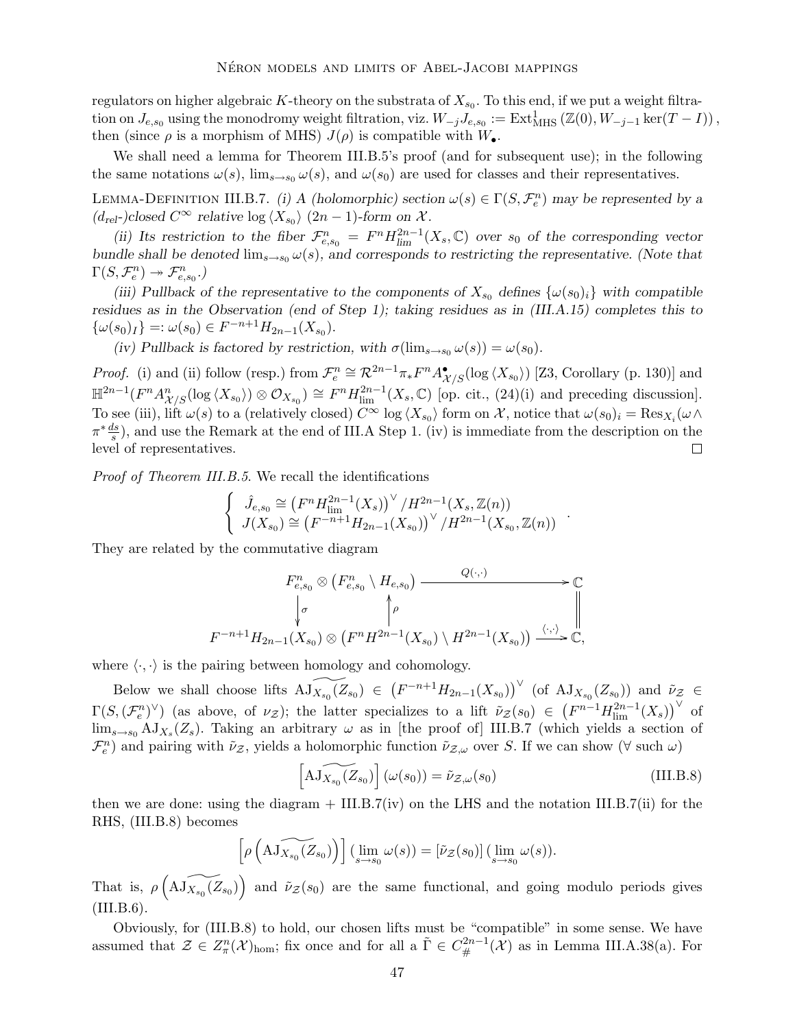regulators on higher algebraic $K$-theory on the substrata of $X_{s_0}$. To this end, if we put a weight filtration on $J_{e,s_0}$ using the monodromy weight filtration, viz. $W_{-j}J_{e,s_0} := \mathrm{Ext}^1_{\mathrm{MHS}}(\mathbb{Z}(0), W_{-j-1}\ker(T-I))$, then (since $\rho$ is a morphism of MHS) $J(\rho)$ is compatible with $W_\bullet$.

We shall need a lemma for Theorem III.B.5's proof (and for subsequent use); in the following the same notations $\omega(s)$, $\lim_{s\to s_0}\omega(s)$, and $\omega(s_0)$ are used for classes and their representatives.

Lemma-Definition III.B.7. *(i) A (holomorphic) section $\omega(s) \in \Gamma(S, \mathcal{F}^n_e)$ may be represented by a ($d_{rel}$-)closed $C^\infty$ relative $\log\langle X_{s_0}\rangle$ $(2n-1)$-form on $\mathcal{X}$.*

*(ii) Its restriction to the fiber $\mathcal{F}^n_{e,s_0} = F^n H^{2n-1}_{\lim}(X_s, \mathbb{C})$ over $s_0$ of the corresponding vector bundle shall be denoted $\lim_{s\to s_0}\omega(s)$, and corresponds to restricting the representative. (Note that $\Gamma(S, \mathcal{F}^n_e) \twoheadrightarrow \mathcal{F}^n_{e,s_0}$.)*

*(iii) Pullback of the representative to the components of $X_{s_0}$ defines $\{\omega(s_0)_i\}$ with compatible residues as in the Observation (end of Step 1); taking residues as in (III.A.15) completes this to $\{\omega(s_0)_I\} =: \omega(s_0) \in F^{-n+1}H_{2n-1}(X_{s_0})$.*

*(iv) Pullback is factored by restriction, with $\sigma(\lim_{s\to s_0}\omega(s)) = \omega(s_0)$.*

*Proof.* (i) and (ii) follow (resp.) from $\mathcal{F}^n_e \cong \mathcal{R}^{2n-1}\pi_* F^n A^\bullet_{\mathcal{X}/S}(\log\langle X_{s_0}\rangle)$ [Z3, Corollary (p. 130)] and $\mathbb{H}^{2n-1}(F^n A^n_{\mathcal{X}/S}(\log\langle X_{s_0}\rangle)\otimes \mathcal{O}_{X_{s_0}}) \cong F^n H^{2n-1}_{\lim}(X_s, \mathbb{C})$ [op. cit., (24)(i) and preceding discussion]. To see (iii), lift $\omega(s)$ to a (relatively closed) $C^\infty$ $\log\langle X_{s_0}\rangle$ form on $\mathcal{X}$, notice that $\omega(s_0)_i = \mathrm{Res}_{X_i}(\omega \wedge \pi^*\frac{ds}{s})$, and use the Remark at the end of III.A Step 1. (iv) is immediate from the description on the level of representatives. □

*Proof of Theorem III.B.5.* We recall the identifications

$$\begin{cases} \hat{J}_{e,s_0} \cong \left(F^n H^{2n-1}_{\lim}(X_s)\right)^\vee / H^{2n-1}(X_s, \mathbb{Z}(n)) \\ J(X_{s_0}) \cong \left(F^{-n+1}H_{2n-1}(X_{s_0})\right)^\vee / H^{2n-1}(X_{s_0}, \mathbb{Z}(n)) \end{cases}.$$

They are related by the commutative diagram

$$\begin{array}{ccc} \mathcal{F}^n_{e,s_0} \otimes \left(\mathcal{F}^n_{e,s_0} \setminus H_{e,s_0}\right) & \xrightarrow{\quad Q(\cdot,\cdot)\quad} & \mathbb{C} \\ \downarrow \sigma \qquad\qquad \uparrow \rho & & \| \\ F^{-n+1}H_{2n-1}(X_{s_0}) \otimes \left(F^n H^{2n-1}(X_{s_0}) \setminus H^{2n-1}(X_{s_0})\right) & \xrightarrow{\langle\cdot,\cdot\rangle} & \mathbb{C}, \end{array}$$

where $\langle\cdot,\cdot\rangle$ is the pairing between homology and cohomology.

Below we shall choose lifts $\widetilde{\mathrm{AJ}_{X_{s_0}}(Z_{s_0})} \in \left(F^{-n+1}H_{2n-1}(X_{s_0})\right)^\vee$ (of $\mathrm{AJ}_{X_{s_0}}(Z_{s_0})$) and $\tilde{\nu}_{\mathcal{Z}} \in \Gamma(S, (\mathcal{F}^n_e)^\vee)$ (as above, of $\nu_{\mathcal{Z}}$); the latter specializes to a lift $\tilde{\nu}_{\mathcal{Z}}(s_0) \in \left(F^{n-1}H^{2n-1}_{\lim}(X_s)\right)^\vee$ of $\lim_{s\to s_0}\mathrm{AJ}_{X_s}(Z_s)$. Taking an arbitrary $\omega$ as in [the proof of] III.B.7 (which yields a section of $\mathcal{F}^n_e$) and pairing with $\tilde{\nu}_{\mathcal{Z}}$, yields a holomorphic function $\tilde{\nu}_{\mathcal{Z},\omega}$ over $S$. If we can show ($\forall$ such $\omega$)

$$\left[\widetilde{\mathrm{AJ}_{X_{s_0}}(Z_{s_0})}\right](\omega(s_0)) = \tilde{\nu}_{\mathcal{Z},\omega}(s_0) \tag{III.B.8}$$

then we are done: using the diagram + III.B.7(iv) on the LHS and the notation III.B.7(ii) for the RHS, (III.B.8) becomes

$$\left[\rho\left(\widetilde{\mathrm{AJ}_{X_{s_0}}(Z_{s_0})}\right)\right](\lim_{s\to s_0}\omega(s)) = [\tilde{\nu}_{\mathcal{Z}}(s_0)](\lim_{s\to s_0}\omega(s)).$$

That is, $\rho\left(\widetilde{\mathrm{AJ}_{X_{s_0}}(Z_{s_0})}\right)$ and $\tilde{\nu}_{\mathcal{Z}}(s_0)$ are the same functional, and going modulo periods gives (III.B.6).

Obviously, for (III.B.8) to hold, our chosen lifts must be "compatible" in some sense. We have assumed that $\mathcal{Z} \in Z^n_\pi(\mathcal{X})_{\hom}$; fix once and for all a $\tilde{\Gamma} \in C^{2n-1}_\#(\mathcal{X})$ as in Lemma III.A.38(a). For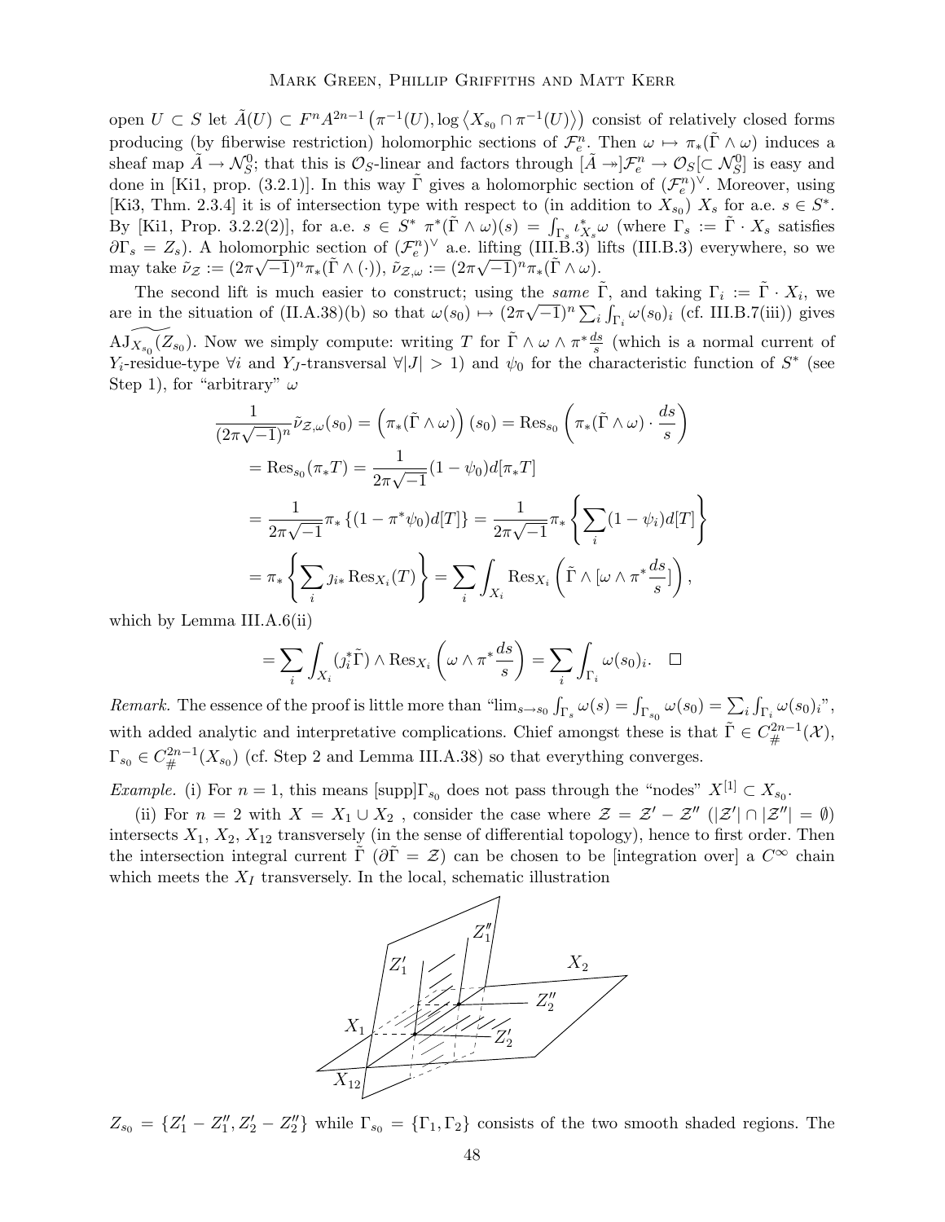open $U \subset S$ let $\tilde{A}(U) \subset F^n A^{2n-1}\left(\pi^{-1}(U), \log\left\langle X_{s_0} \cap \pi^{-1}(U)\right\rangle\right)$ consist of relatively closed forms producing (by fiberwise restriction) holomorphic sections of $\mathcal{F}_e^n$. Then $\omega \mapsto \pi_*(\tilde{\Gamma} \wedge \omega)$ induces a sheaf map $\tilde{A} \to \mathcal{N}_S^0$; that this is $\mathcal{O}_S$-linear and factors through $[\tilde{A} \twoheadrightarrow]\mathcal{F}_e^n \to \mathcal{O}_S[\subset \mathcal{N}_S^0]$ is easy and done in [Ki1, prop. (3.2.1)]. In this way $\tilde{\Gamma}$ gives a holomorphic section of $(\mathcal{F}_e^n)^\vee$. Moreover, using [Ki3, Thm. 2.3.4] it is of intersection type with respect to (in addition to $X_{s_0}$) $X_s$ for a.e. $s \in S^*$. By [Ki1, Prop. 3.2.2(2)], for a.e. $s \in S^*$ $\pi^*(\tilde{\Gamma} \wedge \omega)(s) = \int_{\Gamma_s} \iota_{X_s}^* \omega$ (where $\Gamma_s := \tilde{\Gamma} \cdot X_s$ satisfies $\partial \Gamma_s = Z_s$). A holomorphic section of $(\mathcal{F}_e^n)^\vee$ a.e. lifting (III.B.3) lifts (III.B.3) everywhere, so we may take $\tilde{\nu}_{\mathcal{Z}} := (2\pi\sqrt{-1})^n \pi_*(\tilde{\Gamma} \wedge (\cdot))$, $\tilde{\nu}_{\mathcal{Z},\omega} := (2\pi\sqrt{-1})^n \pi_*(\tilde{\Gamma} \wedge \omega)$.

The second lift is much easier to construct; using the *same* $\tilde{\Gamma}$, and taking $\Gamma_i := \tilde{\Gamma} \cdot X_i$, we are in the situation of (II.A.38)(b) so that $\omega(s_0) \mapsto (2\pi\sqrt{-1})^n \sum_i \int_{\Gamma_i} \omega(s_0)_i$ (cf. III.B.7(iii)) gives $\widetilde{\mathrm{AJ}_{X_{s_0}}(Z_{s_0})}$. Now we simply compute: writing $T$ for $\tilde{\Gamma} \wedge \omega \wedge \pi^* \frac{ds}{s}$ (which is a normal current of $Y_i$-residue-type $\forall i$ and $Y_J$-transversal $\forall |J| > 1$) and $\psi_0$ for the characteristic function of $S^*$ (see Step 1), for "arbitrary" $\omega$

$$
\begin{aligned}
\frac{1}{(2\pi\sqrt{-1})^n} \tilde{\nu}_{\mathcal{Z},\omega}(s_0) &= \left(\pi_*(\tilde{\Gamma} \wedge \omega)\right)(s_0) = \mathrm{Res}_{s_0}\left(\pi_*(\tilde{\Gamma} \wedge \omega) \cdot \frac{ds}{s}\right) \\
&= \mathrm{Res}_{s_0}(\pi_* T) = \frac{1}{2\pi\sqrt{-1}}(1 - \psi_0) d[\pi_* T] \\
&= \frac{1}{2\pi\sqrt{-1}} \pi_* \left\{(1 - \pi^* \psi_0) d[T]\right\} = \frac{1}{2\pi\sqrt{-1}} \pi_* \left\{\sum_i (1 - \psi_i) d[T]\right\} \\
&= \pi_* \left\{\sum_i \jmath_{i*} \mathrm{Res}_{X_i}(T)\right\} = \sum_i \int_{X_i} \mathrm{Res}_{X_i}\left(\tilde{\Gamma} \wedge [\omega \wedge \pi^* \frac{ds}{s}]\right),
\end{aligned}
$$

which by Lemma III.A.6(ii)

$$
= \sum_i \int_{X_i} (\jmath_i^* \tilde{\Gamma}) \wedge \mathrm{Res}_{X_i}\left(\omega \wedge \pi^* \frac{ds}{s}\right) = \sum_i \int_{\Gamma_i} \omega(s_0)_i. \quad \square
$$

*Remark.* The essence of the proof is little more than "$\lim_{s \to s_0} \int_{\Gamma_s} \omega(s) = \int_{\Gamma_{s_0}} \omega(s_0) = \sum_i \int_{\Gamma_i} \omega(s_0)_i$", with added analytic and interpretative complications. Chief amongst these is that $\tilde{\Gamma} \in C_{\#}^{2n-1}(\mathcal{X})$, $\Gamma_{s_0} \in C_{\#}^{2n-1}(X_{s_0})$ (cf. Step 2 and Lemma III.A.38) so that everything converges.

*Example.* (i) For $n = 1$, this means $[\mathrm{supp}]\Gamma_{s_0}$ does not pass through the "nodes" $X^{[1]} \subset X_{s_0}$.

(ii) For $n = 2$ with $X = X_1 \cup X_2$ , consider the case where $\mathcal{Z} = \mathcal{Z}' - \mathcal{Z}''$ ($|\mathcal{Z}'| \cap |\mathcal{Z}''| = \emptyset$) intersects $X_1$, $X_2$, $X_{12}$ transversely (in the sense of differential topology), hence to first order. Then the intersection integral current $\tilde{\Gamma}$ ($\partial \tilde{\Gamma} = \mathcal{Z}$) can be chosen to be [integration over] a $C^\infty$ chain which meets the $X_I$ transversely. In the local, schematic illustration

$Z_{s_0} = \{Z_1' - Z_1'', Z_2' - Z_2''\}$ while $\Gamma_{s_0} = \{\Gamma_1, \Gamma_2\}$ consists of the two smooth shaded regions. The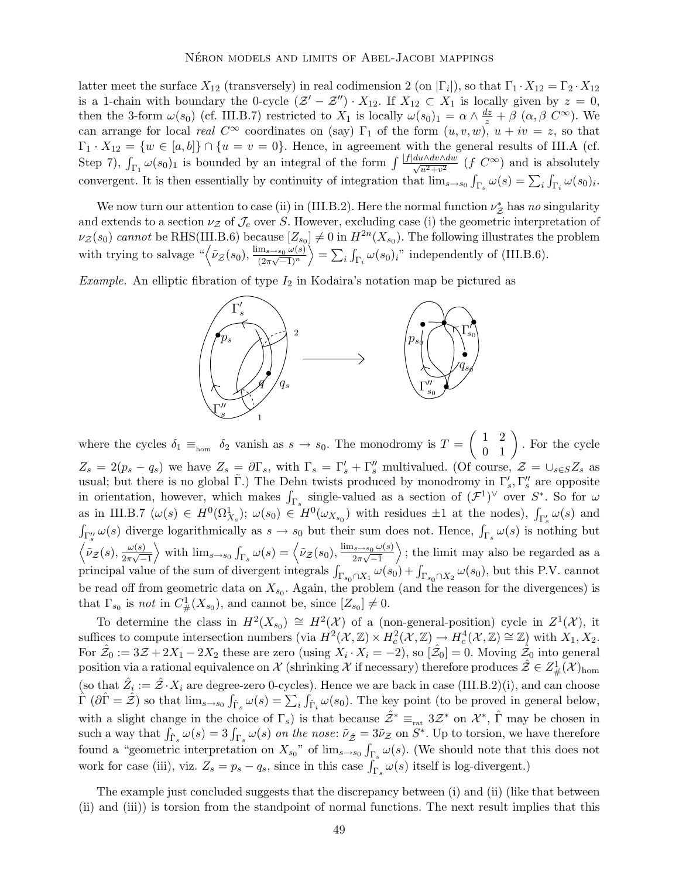latter meet the surface $X_{12}$ (transversely) in real codimension 2 (on $|\Gamma_i|$), so that $\Gamma_1 \cdot X_{12} = \Gamma_2 \cdot X_{12}$ is a 1-chain with boundary the 0-cycle $(\mathcal{Z}' - \mathcal{Z}'') \cdot X_{12}$. If $X_{12} \subset X_1$ is locally given by $z = 0$, then the 3-form $\omega(s_0)$ (cf. III.B.7) restricted to $X_1$ is locally $\omega(s_0)_1 = \alpha \wedge \frac{dz}{z} + \beta$ ($\alpha, \beta$ $C^\infty$). We can arrange for local *real* $C^\infty$ coordinates on (say) $\Gamma_1$ of the form $(u, v, w)$, $u + iv = z$, so that $\Gamma_1 \cdot X_{12} = \{w \in [a, b]\} \cap \{u = v = 0\}$. Hence, in agreement with the general results of III.A (cf. Step 7), $\int_{\Gamma_1} \omega(s_0)_1$ is bounded by an integral of the form $\int \frac{|f| du \wedge dv \wedge dw}{\sqrt{u^2+v^2}}$ ($f$ $C^\infty$) and is absolutely convergent. It is then essentially by continuity of integration that $\lim_{s \to s_0} \int_{\Gamma_s} \omega(s) = \sum_i \int_{\Gamma_i} \omega(s_0)_i$.

We now turn our attention to case (ii) in (III.B.2). Here the normal function $\nu^*_{\mathcal{Z}}$ has *no* singularity and extends to a section $\nu_{\mathcal{Z}}$ of $\mathcal{J}_e$ over $S$. However, excluding case (i) the geometric interpretation of $\nu_{\mathcal{Z}}(s_0)$ *cannot* be RHS(III.B.6) because $[Z_{s_0}] \neq 0$ in $H^{2n}(X_{s_0})$. The following illustrates the problem with trying to salvage "$\left\langle \tilde{\nu}_{\mathcal{Z}}(s_0), \frac{\lim_{s\to s_0}\omega(s)}{(2\pi\sqrt{-1})^n} \right\rangle = \sum_i \int_{\Gamma_i} \omega(s_0)_i$" independently of (III.B.6).

*Example.* An elliptic fibration of type $I_2$ in Kodaira's notation map be pictured as

where the cycles $\delta_1 \equiv_{\text{hom}} \delta_2$ vanish as $s \to s_0$. The monodromy is $T = \begin{pmatrix} 1 & 2 \\ 0 & 1 \end{pmatrix}$. For the cycle $Z_s = 2(p_s - q_s)$ we have $Z_s = \partial \Gamma_s$, with $\Gamma_s = \Gamma'_s + \Gamma''_s$ multivalued. (Of course, $\mathcal{Z} = \cup_{s \in S} Z_s$ as usual; but there is no global $\tilde{\Gamma}$.) The Dehn twists produced by monodromy in $\Gamma'_s, \Gamma''_s$ are opposite in orientation, however, which makes $\int_{\Gamma_s}$ single-valued as a section of $(\mathcal{F}^1)^\vee$ over $S^*$. So for $\omega$ as in III.B.7 ($\omega(s) \in H^0(\Omega^1_{X_s})$; $\omega(s_0) \in H^0(\omega_{X_{s_0}})$ with residues $\pm 1$ at the nodes), $\int_{\Gamma'_s} \omega(s)$ and $\int_{\Gamma''_s} \omega(s)$ diverge logarithmically as $s \to s_0$ but their sum does not. Hence, $\int_{\Gamma_s} \omega(s)$ is nothing but $\left\langle \tilde{\nu}_{\mathcal{Z}}(s), \frac{\omega(s)}{2\pi\sqrt{-1}} \right\rangle$ with $\lim_{s \to s_0} \int_{\Gamma_s} \omega(s) = \left\langle \tilde{\nu}_{\mathcal{Z}}(s_0), \frac{\lim_{s \to s_0} \omega(s)}{2\pi\sqrt{-1}} \right\rangle$; the limit may also be regarded as a principal value of the sum of divergent integrals $\int_{\Gamma_{s_0} \cap X_1} \omega(s_0) + \int_{\Gamma_{s_0} \cap X_2} \omega(s_0)$, but this P.V. cannot be read off from geometric data on $X_{s_0}$. Again, the problem (and the reason for the divergences) is that $\Gamma_{s_0}$ is *not* in $C^1_{\#}(X_{s_0})$, and cannot be, since $[Z_{s_0}] \neq 0$.

To determine the class in $H^2(X_{s_0}) \cong H^2(\mathcal{X})$ of a (non-general-position) cycle in $Z^1(\mathcal{X})$, it suffices to compute intersection numbers (via $H^2(\mathcal{X}, \mathbb{Z}) \times H^2_c(\mathcal{X}, \mathbb{Z}) \to H^4_c(\mathcal{X}, \mathbb{Z}) \cong \mathbb{Z}$) with $X_1, X_2$. For $\hat{\mathcal{Z}}_0 := 3\mathcal{Z} + 2X_1 - 2X_2$ these are zero (using $X_i \cdot X_i = -2$), so $[\hat{\mathcal{Z}}_0] = 0$. Moving $\hat{\mathcal{Z}}_0$ into general position via a rational equivalence on $\mathcal{X}$ (shrinking $\mathcal{X}$ if necessary) therefore produces $\hat{\mathcal{Z}} \in Z^1_{\#}(\mathcal{X})_{\text{hom}}$ (so that $\hat{Z}_i := \hat{\mathcal{Z}} \cdot X_i$ are degree-zero 0-cycles). Hence we are back in case (III.B.2)(i), and can choose $\hat{\Gamma}$ ($\partial \hat{\Gamma} = \hat{\mathcal{Z}}$) so that $\lim_{s \to s_0} \int_{\hat{\Gamma}_s} \omega(s) = \sum_i \int_{\hat{\Gamma}_i} \omega(s_0)$. The key point (to be proved in general below, with a slight change in the choice of $\Gamma_s$) is that because $\hat{\mathcal{Z}}^* \equiv_{\text{rat}} 3\mathcal{Z}^*$ on $\mathcal{X}^*$, $\hat{\Gamma}$ may be chosen in such a way that $\int_{\hat{\Gamma}_s} \omega(s) = 3 \int_{\Gamma_s} \omega(s)$ *on the nose*: $\tilde{\nu}_{\hat{\mathcal{Z}}} = 3\tilde{\nu}_{\mathcal{Z}}$ on $S^*$. Up to torsion, we have therefore found a "geometric interpretation on $X_{s_0}$" of $\lim_{s \to s_0} \int_{\Gamma_s} \omega(s)$. (We should note that this does not work for case (iii), viz. $Z_s = p_s - q_s$, since in this case $\int_{\Gamma_s} \omega(s)$ itself is log-divergent.)

The example just concluded suggests that the discrepancy between (i) and (ii) (like that between (ii) and (iii)) is torsion from the standpoint of normal functions. The next result implies that this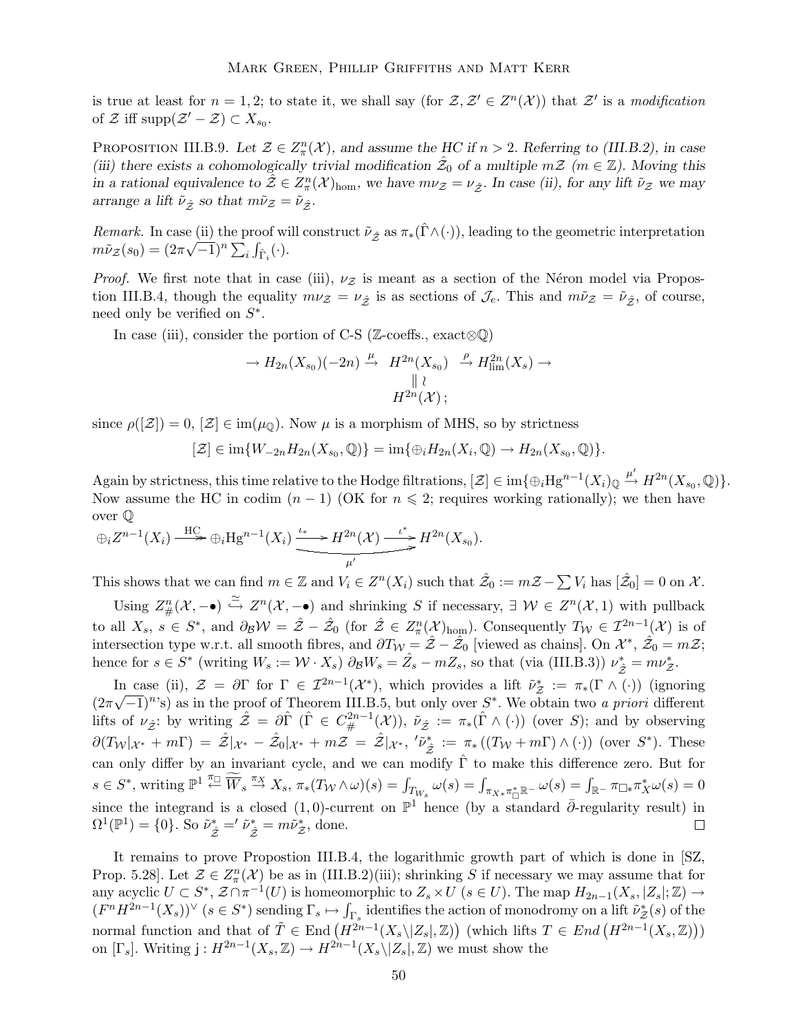is true at least for $n = 1, 2$; to state it, we shall say (for $\mathcal{Z}, \mathcal{Z}' \in Z^n(\mathcal{X})$) that $\mathcal{Z}'$ is a *modification* of $\mathcal{Z}$ iff $\mathrm{supp}(\mathcal{Z}' - \mathcal{Z}) \subset X_{s_0}$.

Proposition III.B.9. *Let $\mathcal{Z} \in Z^n_\pi(\mathcal{X})$, and assume the HC if $n > 2$. Referring to (III.B.2), in case (iii) there exists a cohomologically trivial modification $\hat{\mathcal{Z}}_0$ of a multiple $m\mathcal{Z}$ ($m \in \mathbb{Z}$). Moving this in a rational equivalence to $\hat{\mathcal{Z}} \in Z^n_\pi(\mathcal{X})_{\mathrm{hom}}$, we have $m\nu_{\mathcal{Z}} = \nu_{\hat{\mathcal{Z}}}$. In case (ii), for any lift $\tilde{\nu}_{\mathcal{Z}}$ we may arrange a lift $\tilde{\nu}_{\hat{\mathcal{Z}}}$ so that $m\tilde{\nu}_{\mathcal{Z}} = \tilde{\nu}_{\hat{\mathcal{Z}}}$.*

*Remark.* In case (ii) the proof will construct $\tilde{\nu}_{\hat{\mathcal{Z}}}$ as $\pi_*(\hat{\Gamma} \wedge (\cdot))$, leading to the geometric interpretation $m\tilde{\nu}_{\mathcal{Z}}(s_0) = (2\pi\sqrt{-1})^n \sum_i \int_{\hat{\Gamma}_i}(\cdot)$.

*Proof.* We first note that in case (iii), $\nu_{\mathcal{Z}}$ is meant as a section of the Néron model via Proposition III.B.4, though the equality $m\nu_{\mathcal{Z}} = \nu_{\hat{\mathcal{Z}}}$ is as sections of $\mathcal{J}_e$. This and $m\tilde{\nu}_{\mathcal{Z}} = \tilde{\nu}_{\hat{\mathcal{Z}}}$, of course, need only be verified on $S^*$.

In case (iii), consider the portion of C-S ($\mathbb{Z}$-coeffs., exact$\otimes\mathbb{Q}$)

$$\to H_{2n}(X_{s_0})(-2n) \xrightarrow{\mu} H^{2n}(X_{s_0}) \xrightarrow{\rho} H^{2n}_{\lim}(X_s) \to$$
$$H^{2n}(X_{s_0}) \cong H^{2n}(\mathcal{X});$$

since $\rho([\mathcal{Z}]) = 0$, $[\mathcal{Z}] \in \mathrm{im}(\mu_{\mathbb{Q}})$. Now $\mu$ is a morphism of MHS, so by strictness

$$[\mathcal{Z}] \in \mathrm{im}\{W_{-2n}H_{2n}(X_{s_0}, \mathbb{Q})\} = \mathrm{im}\{\oplus_i H_{2n}(X_i, \mathbb{Q}) \to H_{2n}(X_{s_0}, \mathbb{Q})\}.$$

Again by strictness, this time relative to the Hodge filtrations, $[\mathcal{Z}] \in \mathrm{im}\{\oplus_i \mathrm{Hg}^{n-1}(X_i)_{\mathbb{Q}} \xrightarrow{\mu'} H^{2n}(X_{s_0}, \mathbb{Q})\}$. Now assume the HC in codim $(n-1)$ (OK for $n \leqslant 2$; requires working rationally); we then have over $\mathbb{Q}$

$$\oplus_i Z^{n-1}(X_i) \overset{\mathrm{HC}}{\twoheadrightarrow} \oplus_i \mathrm{Hg}^{n-1}(X_i) \xrightarrow{\iota_*} H^{2n}(\mathcal{X}) \xrightarrow{\iota^*} H^{2n}(X_{s_0}),$$

where the composition $\iota^* \circ \iota_*$ is $\mu'$.

This shows that we can find $m \in \mathbb{Z}$ and $V_i \in Z^n(X_i)$ such that $\hat{\mathcal{Z}}_0 := m\mathcal{Z} - \sum V_i$ has $[\hat{\mathcal{Z}}_0] = 0$ on $\mathcal{X}$.

Using $Z^n_\#(\mathcal{X}, -\bullet) \overset{\simeq}{\hookrightarrow} Z^n(\mathcal{X}, -\bullet)$ and shrinking $S$ if necessary, $\exists\ \mathcal{W} \in Z^n(\mathcal{X}, 1)$ with pullback to all $X_s$, $s \in S^*$, and $\partial_{\mathcal{B}}\mathcal{W} = \hat{\mathcal{Z}} - \hat{\mathcal{Z}}_0$ (for $\hat{\mathcal{Z}} \in Z^n_\pi(\mathcal{X})_{\mathrm{hom}}$). Consequently $T_{\mathcal{W}} \in \mathcal{I}^{2n-1}(\mathcal{X})$ is of intersection type w.r.t. all smooth fibres, and $\partial T_{\mathcal{W}} = \hat{\mathcal{Z}} - \hat{\mathcal{Z}}_0$ [viewed as chains]. On $\mathcal{X}^*$, $\hat{\mathcal{Z}}_0 = m\mathcal{Z}$; hence for $s \in S^*$ (writing $W_s := \mathcal{W} \cdot X_s$) $\partial_{\mathcal{B}} W_s = \hat{Z}_s - mZ_s$, so that (via (III.B.3)) $\nu^*_{\hat{\mathcal{Z}}} = m\nu^*_{\mathcal{Z}}$.

In case (ii), $\mathcal{Z} = \partial\Gamma$ for $\Gamma \in \mathcal{I}^{2n-1}(\mathcal{X}^*)$, which provides a lift $\tilde{\nu}^*_{\mathcal{Z}} := \pi_*(\Gamma \wedge (\cdot))$ (ignoring $(2\pi\sqrt{-1})^n$'s) as in the proof of Theorem III.B.5, but only over $S^*$. We obtain two *a priori* different lifts of $\nu_{\hat{\mathcal{Z}}}$: by writing $\hat{\mathcal{Z}} = \partial\hat{\Gamma}$ ($\hat{\Gamma} \in C^{2n-1}_\#(\mathcal{X})$), $\tilde{\nu}_{\hat{\mathcal{Z}}} := \pi_*(\hat{\Gamma} \wedge (\cdot))$ (over $S$); and by observing $\partial(T_{\mathcal{W}}|_{\mathcal{X}^*} + m\Gamma) = \hat{\mathcal{Z}}|_{\mathcal{X}^*} - \hat{\mathcal{Z}}_0|_{\mathcal{X}^*} + m\mathcal{Z} = \hat{\mathcal{Z}}|_{\mathcal{X}^*}$, ${}'\tilde{\nu}^*_{\hat{\mathcal{Z}}} := \pi_*((T_{\mathcal{W}} + m\Gamma) \wedge (\cdot))$ (over $S^*$). These can only differ by an invariant cycle, and we can modify $\hat{\Gamma}$ to make this difference zero. But for $s \in S^*$, writing $\mathbb{P}^1 \overset{\pi_\square}{\leftarrow} \widetilde{W}_s \overset{\pi_X}{\to} X_s$, $\pi_*(T_{\mathcal{W}} \wedge \omega)(s) = \int_{T_{W_s}} \omega(s) = \int_{\pi_{X*}\pi^*_\square \mathbb{R}^-} \omega(s) = \int_{\mathbb{R}^-} \pi_{\square*}\pi^*_X \omega(s) = 0$ since the integrand is a closed $(1,0)$-current on $\mathbb{P}^1$ hence (by a standard $\bar{\partial}$-regularity result) in $\Omega^1(\mathbb{P}^1) = \{0\}$. So $\tilde{\nu}^*_{\hat{\mathcal{Z}}} = {}'\tilde{\nu}^*_{\hat{\mathcal{Z}}} = m\tilde{\nu}^*_{\mathcal{Z}}$, done. □

It remains to prove Propostion III.B.4, the logarithmic growth part of which is done in [SZ, Prop. 5.28]. Let $\mathcal{Z} \in Z^n_\pi(\mathcal{X})$ be as in (III.B.2)(iii); shrinking $S$ if necessary we may assume that for any acyclic $U \subset S^*$, $\mathcal{Z} \cap \pi^{-1}(U)$ is homeomorphic to $Z_s \times U$ ($s \in U$). The map $H_{2n-1}(X_s, |Z_s|; \mathbb{Z}) \to (F^n H^{2n-1}(X_s))^\vee$ ($s \in S^*$) sending $\Gamma_s \mapsto \int_{\Gamma_s}$ identifies the action of monodromy on a lift $\tilde{\nu}^*_{\mathcal{Z}}(s)$ of the normal function and that of $\tilde{T} \in \mathrm{End}\left(H^{2n-1}(X_s \backslash |Z_s|, \mathbb{Z})\right)$ (which lifts $T \in End\left(H^{2n-1}(X_s, \mathbb{Z})\right)$) on $[\Gamma_s]$. Writing $\mathsf{j} : H^{2n-1}(X_s, \mathbb{Z}) \to H^{2n-1}(X_s \backslash |Z_s|, \mathbb{Z})$ we must show the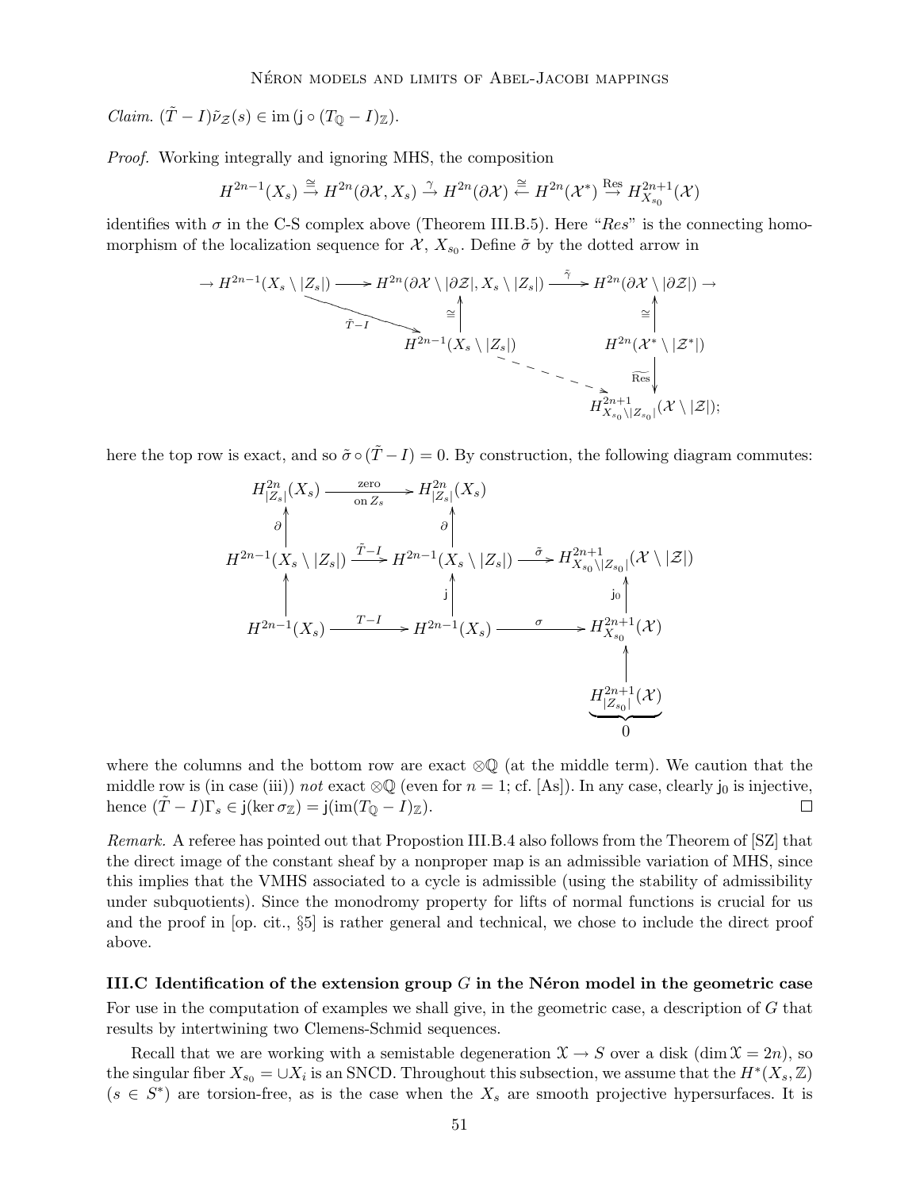*Claim.* $(\tilde{T}-I)\tilde{\nu}_{\mathcal{Z}}(s) \in \operatorname{im}(\mathsf{j} \circ (T_{\mathbb{Q}}-I)_{\mathbb{Z}})$.

*Proof.* Working integrally and ignoring MHS, the composition

$$H^{2n-1}(X_s) \xrightarrow{\cong} H^{2n}(\partial\mathcal{X}, X_s) \xrightarrow{\gamma} H^{2n}(\partial\mathcal{X}) \xleftarrow{\cong} H^{2n}(\mathcal{X}^*) \xrightarrow{\text{Res}} H^{2n+1}_{X_{s_0}}(\mathcal{X})$$

identifies with $\sigma$ in the C-S complex above (Theorem III.B.5). Here "*Res*" is the connecting homomorphism of the localization sequence for $\mathcal{X}$, $X_{s_0}$. Define $\tilde{\sigma}$ by the dotted arrow in

$$\begin{array}{ccccc}
\to H^{2n-1}(X_s \setminus |Z_s|) & \longrightarrow & H^{2n}(\partial\mathcal{X} \setminus |\partial\mathcal{Z}|, X_s \setminus |Z_s|) & \xrightarrow{\tilde{\gamma}} & H^{2n}(\partial\mathcal{X} \setminus |\partial\mathcal{Z}|) \to \\
& \searrow^{\tilde{T}-I} & \uparrow{\cong} & & \uparrow{\cong} \\
& & H^{2n-1}(X_s \setminus |Z_s|) & & H^{2n}(\mathcal{X}^* \setminus |\mathcal{Z}^*|) \\
& & & \searrow^{\tilde{\sigma}} \text{(dashed)} & \downarrow{\widetilde{\text{Res}}} \\
& & & & H^{2n+1}_{X_{s_0} \setminus |Z_{s_0}|}(\mathcal{X} \setminus |\mathcal{Z}|);
\end{array}$$

here the top row is exact, and so $\tilde{\sigma} \circ (\tilde{T}-I) = 0$. By construction, the following diagram commutes:

$$\begin{array}{ccccc}
H^{2n}_{|Z_s|}(X_s) & \xrightarrow[\text{on } Z_s]{\text{zero}} & H^{2n}_{|Z_s|}(X_s) & & \\
\uparrow{\partial} & & \uparrow{\partial} & & \\
H^{2n-1}(X_s \setminus |Z_s|) & \xrightarrow{\tilde{T}-I} & H^{2n-1}(X_s \setminus |Z_s|) & \xrightarrow{\tilde{\sigma}} & H^{2n+1}_{X_{s_0} \setminus |Z_{s_0}|}(\mathcal{X} \setminus |\mathcal{Z}|) \\
\uparrow & & \uparrow{\mathsf{j}} & & \uparrow{\mathsf{j}_0} \\
H^{2n-1}(X_s) & \xrightarrow{T-I} & H^{2n-1}(X_s) & \xrightarrow{\sigma} & H^{2n+1}_{X_{s_0}}(\mathcal{X}) \\
& & & & \uparrow \\
& & & & \underbrace{H^{2n+1}_{|Z_{s_0}|}(\mathcal{X})}_{0}
\end{array}$$

where the columns and the bottom row are exact $\otimes\mathbb{Q}$ (at the middle term). We caution that the middle row is (in case (iii)) *not* exact $\otimes\mathbb{Q}$ (even for $n=1$; cf. [As]). In any case, clearly $\mathsf{j}_0$ is injective, hence $(\tilde{T}-I)\Gamma_s \in \mathsf{j}(\ker \sigma_{\mathbb{Z}}) = \mathsf{j}(\operatorname{im}(T_{\mathbb{Q}}-I)_{\mathbb{Z}})$. $\square$

*Remark.* A referee has pointed out that Propostion III.B.4 also follows from the Theorem of [SZ] that the direct image of the constant sheaf by a nonproper map is an admissible variation of MHS, since this implies that the VMHS associated to a cycle is admissible (using the stability of admissibility under subquotients). Since the monodromy property for lifts of normal functions is crucial for us and the proof in [op. cit., §5] is rather general and technical, we chose to include the direct proof above.

### III.C Identification of the extension group $G$ in the Néron model in the geometric case

For use in the computation of examples we shall give, in the geometric case, a description of $G$ that results by intertwining two Clemens-Schmid sequences.

Recall that we are working with a semistable degeneration $\mathfrak{X} \to S$ over a disk ($\dim \mathfrak{X} = 2n$), so the singular fiber $X_{s_0} = \cup X_i$ is an SNCD. Throughout this subsection, we assume that the $H^*(X_s, \mathbb{Z})$ ($s \in S^*$) are torsion-free, as is the case when the $X_s$ are smooth projective hypersurfaces. It is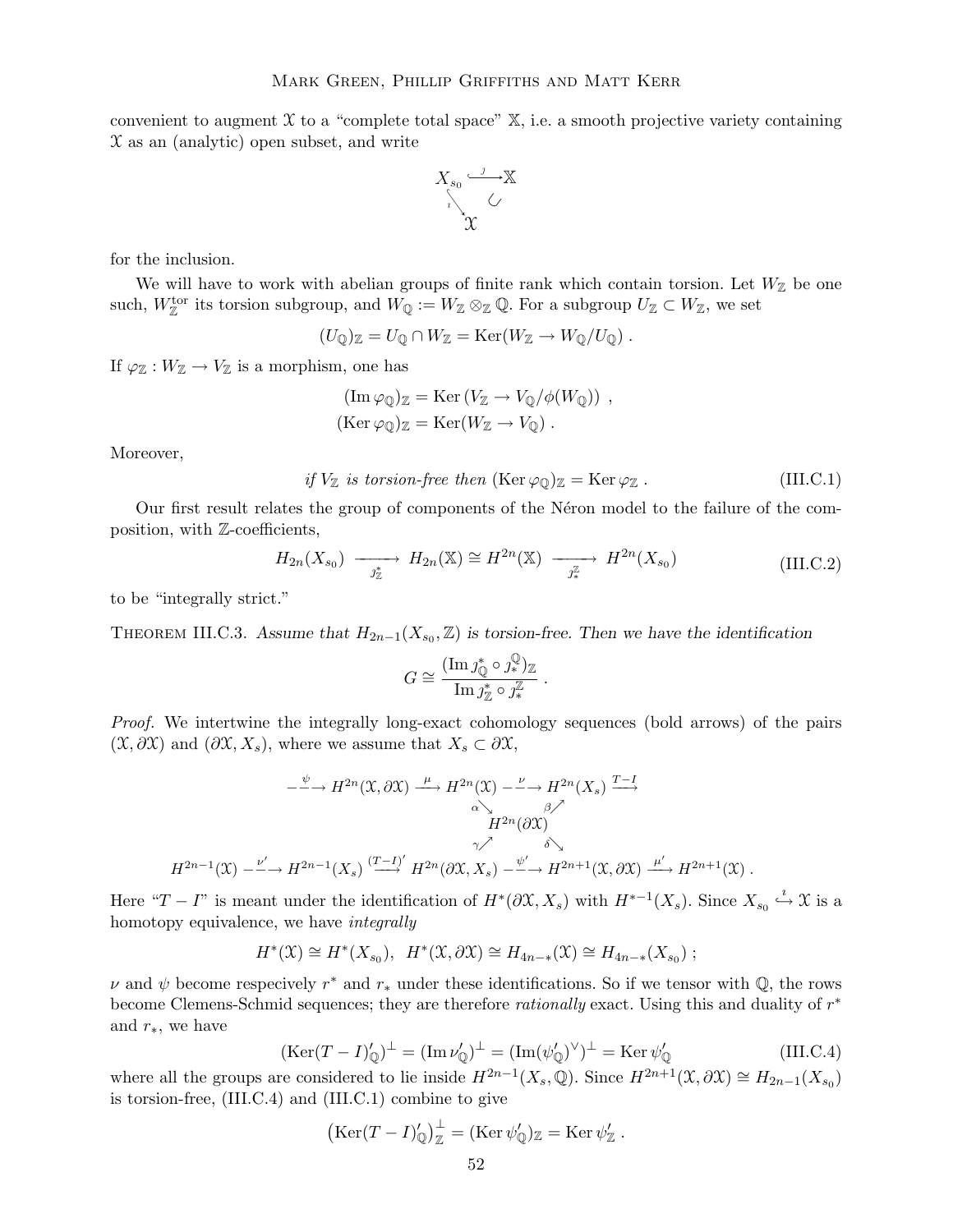convenient to augment $\mathcal{X}$ to a "complete total space" $\mathbb{X}$, i.e. a smooth projective variety containing $\mathcal{X}$ as an (analytic) open subset, and write

$$\begin{array}{ccc} X_{s_0} & \overset{\jmath}{\hookrightarrow} & \mathbb{X} \\ & {\scriptstyle\imath}\searrow & \circlearrowleft \\ & & \mathcal{X} \end{array}$$

for the inclusion.

We will have to work with abelian groups of finite rank which contain torsion. Let $W_{\mathbb{Z}}$ be one such, $W_{\mathbb{Z}}^{\text{tor}}$ its torsion subgroup, and $W_{\mathbb{Q}} := W_{\mathbb{Z}} \otimes_{\mathbb{Z}} \mathbb{Q}$. For a subgroup $U_{\mathbb{Z}} \subset W_{\mathbb{Z}}$, we set

$$(U_{\mathbb{Q}})_{\mathbb{Z}} = U_{\mathbb{Q}} \cap W_{\mathbb{Z}} = \operatorname{Ker}(W_{\mathbb{Z}} \to W_{\mathbb{Q}}/U_{\mathbb{Q}}) .$$

If $\varphi_{\mathbb{Z}} : W_{\mathbb{Z}} \to V_{\mathbb{Z}}$ is a morphism, one has

$$\begin{aligned} (\operatorname{Im} \varphi_{\mathbb{Q}})_{\mathbb{Z}} &= \operatorname{Ker}\left(V_{\mathbb{Z}} \to V_{\mathbb{Q}}/\phi(W_{\mathbb{Q}})\right) , \\ (\operatorname{Ker} \varphi_{\mathbb{Q}})_{\mathbb{Z}} &= \operatorname{Ker}(W_{\mathbb{Z}} \to V_{\mathbb{Q}}) . \end{aligned}$$

Moreover,

$$\textit{if } V_{\mathbb{Z}} \textit{ is torsion-free then } (\operatorname{Ker} \varphi_{\mathbb{Q}})_{\mathbb{Z}} = \operatorname{Ker} \varphi_{\mathbb{Z}} . \tag{III.C.1}$$

Our first result relates the group of components of the Néron model to the failure of the composition, with $\mathbb{Z}$-coefficients,

$$H_{2n}(X_{s_0}) \xrightarrow[\jmath^*_{\mathbb{Z}}]{} H_{2n}(\mathbb{X}) \cong H^{2n}(\mathbb{X}) \xrightarrow[\jmath^{\mathbb{Z}}_*]{} H^{2n}(X_{s_0}) \tag{III.C.2}$$

to be "integrally strict."

Theorem III.C.3. *Assume that $H_{2n-1}(X_{s_0}, \mathbb{Z})$ is torsion-free. Then we have the identification*

$$G \cong \frac{(\operatorname{Im} \jmath^*_{\mathbb{Q}} \circ \jmath^{\mathbb{Q}}_*)_{\mathbb{Z}}}{\operatorname{Im} \jmath^*_{\mathbb{Z}} \circ \jmath^{\mathbb{Z}}_*} .$$

*Proof.* We intertwine the integrally long-exact cohomology sequences (bold arrows) of the pairs $(\mathcal{X}, \partial\mathcal{X})$ and $(\partial\mathcal{X}, X_s)$, where we assume that $X_s \subset \partial\mathcal{X}$,

$$\begin{array}{c} \overset{\psi}{\dashrightarrow} H^{2n}(\mathcal{X}, \partial\mathcal{X}) \overset{\mu}{\longrightarrow} H^{2n}(\mathcal{X}) \overset{\nu}{\dashrightarrow} H^{2n}(X_s) \overset{T-I}{\longrightarrow} \\ \alpha\searrow \qquad \beta\nearrow \\ H^{2n}(\partial\mathcal{X}) \\ \gamma\nearrow \qquad \delta\searrow \\ H^{2n-1}(\mathcal{X}) \overset{\nu'}{\dashrightarrow} H^{2n-1}(X_s) \overset{(T-I)'}{\longrightarrow} H^{2n}(\partial\mathcal{X}, X_s) \overset{\psi'}{\dashrightarrow} H^{2n+1}(\mathcal{X}, \partial\mathcal{X}) \overset{\mu'}{\longrightarrow} H^{2n+1}(\mathcal{X}) . \end{array}$$

Here "$T - I$" is meant under the identification of $H^*(\partial\mathcal{X}, X_s)$ with $H^{*-1}(X_s)$. Since $X_{s_0} \overset{\imath}{\hookrightarrow} \mathcal{X}$ is a homotopy equivalence, we have *integrally*

$$H^*(\mathcal{X}) \cong H^*(X_{s_0}), \;\; H^*(\mathcal{X}, \partial\mathcal{X}) \cong H_{4n-*}(\mathcal{X}) \cong H_{4n-*}(X_{s_0}) ;$$

$\nu$ and $\psi$ become respecively $r^*$ and $r_*$ under these identifications. So if we tensor with $\mathbb{Q}$, the rows become Clemens-Schmid sequences; they are therefore *rationally* exact. Using this and duality of $r^*$ and $r_*$, we have

$$(\operatorname{Ker}(T - I)'_{\mathbb{Q}})^{\perp} = (\operatorname{Im} \nu'_{\mathbb{Q}})^{\perp} = (\operatorname{Im}(\psi'_{\mathbb{Q}})^{\vee})^{\perp} = \operatorname{Ker} \psi'_{\mathbb{Q}} \tag{III.C.4}$$

where all the groups are considered to lie inside $H^{2n-1}(X_s, \mathbb{Q})$. Since $H^{2n+1}(\mathcal{X}, \partial\mathcal{X}) \cong H_{2n-1}(X_{s_0})$ is torsion-free, (III.C.4) and (III.C.1) combine to give

$$\left(\operatorname{Ker}(T - I)'_{\mathbb{Q}}\right)^{\perp}_{\mathbb{Z}} = (\operatorname{Ker} \psi'_{\mathbb{Q}})_{\mathbb{Z}} = \operatorname{Ker} \psi'_{\mathbb{Z}} .$$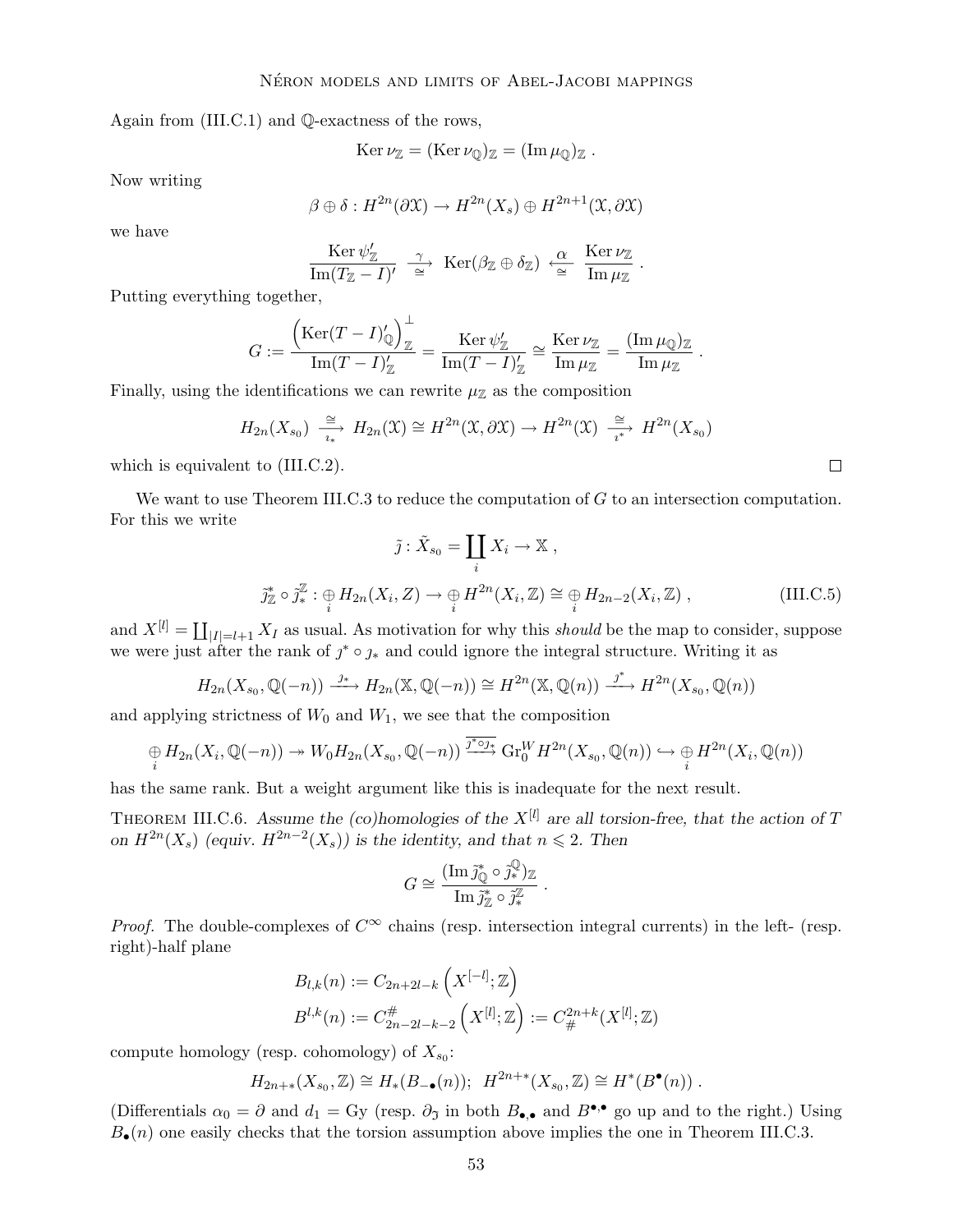Again from (III.C.1) and $\mathbb{Q}$-exactness of the rows,

$$\operatorname{Ker}\nu_{\mathbb{Z}} = (\operatorname{Ker}\nu_{\mathbb{Q}})_{\mathbb{Z}} = (\operatorname{Im}\mu_{\mathbb{Q}})_{\mathbb{Z}}\,.$$

Now writing

$$\beta \oplus \delta : H^{2n}(\partial\mathfrak{X}) \to H^{2n}(X_s) \oplus H^{2n+1}(\mathfrak{X}, \partial\mathfrak{X})$$

we have

$$\frac{\operatorname{Ker}\psi'_{\mathbb{Z}}}{\operatorname{Im}(T_{\mathbb{Z}}-I)'} \xrightarrow[\cong]{\gamma} \operatorname{Ker}(\beta_{\mathbb{Z}} \oplus \delta_{\mathbb{Z}}) \xleftarrow[\cong]{\alpha} \frac{\operatorname{Ker}\nu_{\mathbb{Z}}}{\operatorname{Im}\mu_{\mathbb{Z}}}\,.$$

Putting everything together,

$$G := \frac{\left(\operatorname{Ker}(T-I)'_{\mathbb{Q}}\right)^{\perp}_{\mathbb{Z}}}{\operatorname{Im}(T-I)'_{\mathbb{Z}}} = \frac{\operatorname{Ker}\psi'_{\mathbb{Z}}}{\operatorname{Im}(T-I)'_{\mathbb{Z}}} \cong \frac{\operatorname{Ker}\nu_{\mathbb{Z}}}{\operatorname{Im}\mu_{\mathbb{Z}}} = \frac{(\operatorname{Im}\mu_{\mathbb{Q}})_{\mathbb{Z}}}{\operatorname{Im}\mu_{\mathbb{Z}}}\,.$$

Finally, using the identifications we can rewrite $\mu_{\mathbb{Z}}$ as the composition

$$H_{2n}(X_{s_0}) \xrightarrow[\imath_*]{\cong} H_{2n}(\mathfrak{X}) \cong H^{2n}(\mathfrak{X}, \partial\mathfrak{X}) \to H^{2n}(\mathfrak{X}) \xrightarrow[\imath^*]{\cong} H^{2n}(X_{s_0})$$

which is equivalent to (III.C.2). $\square$

We want to use Theorem III.C.3 to reduce the computation of $G$ to an intersection computation. For this we write

$$\tilde{\jmath} : \tilde{X}_{s_0} = \coprod_i X_i \to \mathbb{X}\,,$$

$$\tilde{\jmath}^*_{\mathbb{Z}} \circ \tilde{\jmath}^{\mathbb{Z}}_* : \underset{i}{\oplus} H_{2n}(X_i, Z) \to \underset{i}{\oplus} H^{2n}(X_i, \mathbb{Z}) \cong \underset{i}{\oplus} H_{2n-2}(X_i, \mathbb{Z})\,, \tag{III.C.5}$$

and $X^{[l]} = \coprod_{|I|=l+1} X_I$ as usual. As motivation for why this *should* be the map to consider, suppose we were just after the rank of $\jmath^* \circ \jmath_*$ and could ignore the integral structure. Writing it as

$$H_{2n}(X_{s_0}, \mathbb{Q}(-n)) \xrightarrow{\jmath_*} H_{2n}(\mathbb{X}, \mathbb{Q}(-n)) \cong H^{2n}(\mathbb{X}, \mathbb{Q}(n)) \xrightarrow{\jmath^*} H^{2n}(X_{s_0}, \mathbb{Q}(n))$$

and applying strictness of $W_0$ and $W_1$, we see that the composition

$$\underset{i}{\oplus} H_{2n}(X_i, \mathbb{Q}(-n)) \twoheadrightarrow W_0 H_{2n}(X_{s_0}, \mathbb{Q}(-n)) \xrightarrow{\overline{\jmath^* \circ \jmath_*}} \operatorname{Gr}^W_0 H^{2n}(X_{s_0}, \mathbb{Q}(n)) \hookrightarrow \underset{i}{\oplus} H^{2n}(X_i, \mathbb{Q}(n))$$

has the same rank. But a weight argument like this is inadequate for the next result.

Theorem III.C.6. *Assume the (co)homologies of the $X^{[l]}$ are all torsion-free, that the action of $T$ on $H^{2n}(X_s)$ (equiv. $H^{2n-2}(X_s)$) is the identity, and that $n \leqslant 2$. Then*

$$G \cong \frac{(\operatorname{Im}\tilde{\jmath}^*_{\mathbb{Q}} \circ \tilde{\jmath}^{\mathbb{Q}}_*)_{\mathbb{Z}}}{\operatorname{Im}\tilde{\jmath}^*_{\mathbb{Z}} \circ \tilde{\jmath}^{\mathbb{Z}}_*}\,.$$

*Proof.* The double-complexes of $C^\infty$ chains (resp. intersection integral currents) in the left- (resp. right)-half plane

$$B_{l,k}(n) := C_{2n+2l-k}\left(X^{[-l]}; \mathbb{Z}\right)$$

$$B^{l,k}(n) := C^{\#}_{2n-2l-k-2}\left(X^{[l]}; \mathbb{Z}\right) := C^{2n+k}_{\#}(X^{[l]}; \mathbb{Z})$$

compute homology (resp. cohomology) of $X_{s_0}$:

$$H_{2n+*}(X_{s_0}, \mathbb{Z}) \cong H_*(B_{-\bullet}(n));\;\; H^{2n+*}(X_{s_0}, \mathbb{Z}) \cong H^*(B^\bullet(n))\,.$$

(Differentials $\alpha_0 = \partial$ and $d_1 = \mathrm{Gy}$ (resp. $\partial_{\mathfrak{J}}$ in both $B_{\bullet,\bullet}$ and $B^{\bullet,\bullet}$ go up and to the right.) Using $B_\bullet(n)$ one easily checks that the torsion assumption above implies the one in Theorem III.C.3.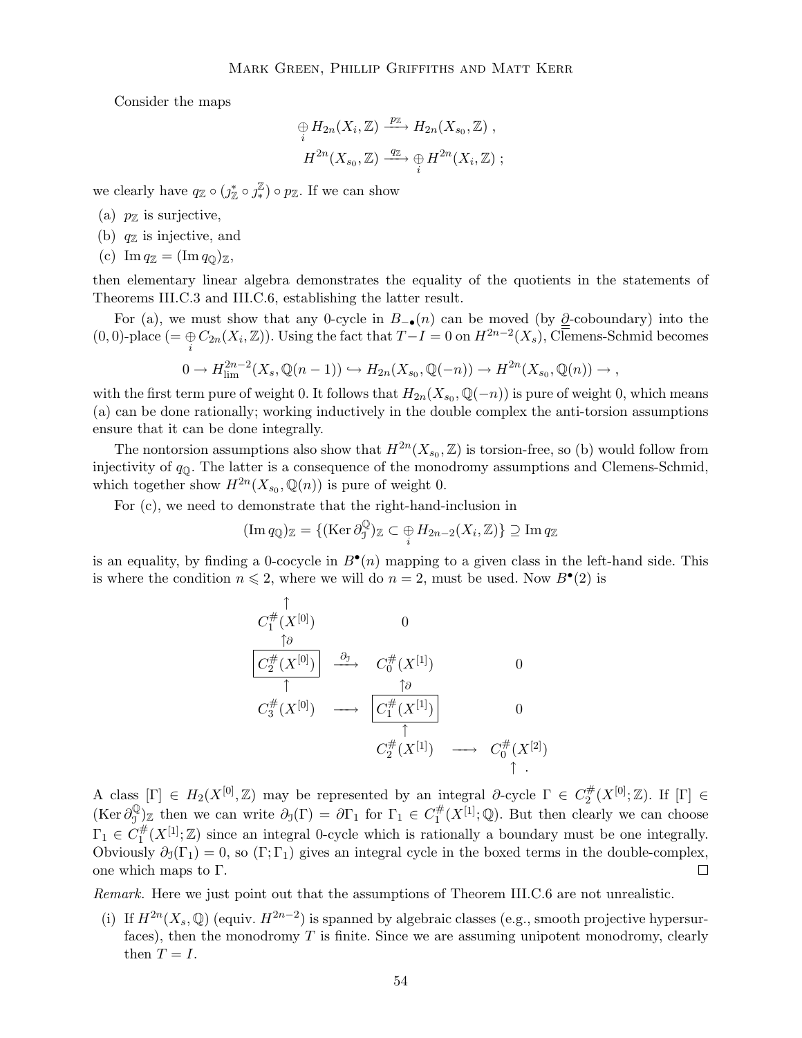Consider the maps

$$\underset{i}{\oplus} H_{2n}(X_i, \mathbb{Z}) \xrightarrow{p_{\mathbb{Z}}} H_{2n}(X_{s_0}, \mathbb{Z}) \ ,$$
$$H^{2n}(X_{s_0}, \mathbb{Z}) \xrightarrow{q_{\mathbb{Z}}} \underset{i}{\oplus} H^{2n}(X_i, \mathbb{Z}) \ ;$$

we clearly have $q_{\mathbb{Z}} \circ (\jmath^*_{\mathbb{Z}} \circ \jmath^{\mathbb{Z}}_*) \circ p_{\mathbb{Z}}$. If we can show

(a) $p_{\mathbb{Z}}$ is surjective,

(b) $q_{\mathbb{Z}}$ is injective, and

(c) $\operatorname{Im} q_{\mathbb{Z}} = (\operatorname{Im} q_{\mathbb{Q}})_{\mathbb{Z}}$,

then elementary linear algebra demonstrates the equality of the quotients in the statements of Theorems III.C.3 and III.C.6, establishing the latter result.

For (a), we must show that any 0-cycle in $B_{-\bullet}(n)$ can be moved (by $\underline{\underline{\partial}}$-coboundary) into the $(0,0)$-place $(= \underset{i}{\oplus} C_{2n}(X_i, \mathbb{Z}))$. Using the fact that $T - I = 0$ on $H^{2n-2}(X_s)$, Clemens-Schmid becomes

$$0 \to H^{2n-2}_{\lim}(X_s, \mathbb{Q}(n-1)) \hookrightarrow H_{2n}(X_{s_0}, \mathbb{Q}(-n)) \to H^{2n}(X_{s_0}, \mathbb{Q}(n)) \to \ ,$$

with the first term pure of weight 0. It follows that $H_{2n}(X_{s_0}, \mathbb{Q}(-n))$ is pure of weight 0, which means (a) can be done rationally; working inductively in the double complex the anti-torsion assumptions ensure that it can be done integrally.

The nontorsion assumptions also show that $H^{2n}(X_{s_0}, \mathbb{Z})$ is torsion-free, so (b) would follow from injectivity of $q_{\mathbb{Q}}$. The latter is a consequence of the monodromy assumptions and Clemens-Schmid, which together show $H^{2n}(X_{s_0}, \mathbb{Q}(n))$ is pure of weight 0.

For (c), we need to demonstrate that the right-hand-inclusion in

$$(\operatorname{Im} q_{\mathbb{Q}})_{\mathbb{Z}} = \{(\operatorname{Ker} \partial^{\mathbb{Q}}_{\mathcal{I}})_{\mathbb{Z}} \subset \underset{i}{\oplus} H_{2n-2}(X_i, \mathbb{Z})\} \supseteq \operatorname{Im} q_{\mathbb{Z}}$$

is an equality, by finding a 0-cocycle in $B^\bullet(n)$ mapping to a given class in the left-hand side. This is where the condition $n \leqslant 2$, where we will do $n = 2$, must be used. Now $B^\bullet(2)$ is

$$\begin{array}{ccccc}
\uparrow & & & & \\
C^{\#}_1(X^{[0]}) & & 0 & & \\
\uparrow\partial & & & & \\
\boxed{C^{\#}_2(X^{[0]})} & \xrightarrow{\partial_{\mathcal{I}}} & C^{\#}_0(X^{[1]}) & & 0 \\
\uparrow & & \uparrow\partial & & \\
C^{\#}_3(X^{[0]}) & \longrightarrow & \boxed{C^{\#}_1(X^{[1]})} & & 0 \\
& & \uparrow & & \\
& & C^{\#}_2(X^{[1]}) & \longrightarrow & C^{\#}_0(X^{[2]}) \\
& & & & \uparrow \ .
\end{array}$$

A class $[\Gamma] \in H_2(X^{[0]}, \mathbb{Z})$ may be represented by an integral $\partial$-cycle $\Gamma \in C^{\#}_2(X^{[0]}; \mathbb{Z})$. If $[\Gamma] \in (\operatorname{Ker} \partial^{\mathbb{Q}}_{\mathcal{I}})_{\mathbb{Z}}$ then we can write $\partial_{\mathcal{I}}(\Gamma) = \partial\Gamma_1$ for $\Gamma_1 \in C^{\#}_1(X^{[1]}; \mathbb{Q})$. But then clearly we can choose $\Gamma_1 \in C^{\#}_1(X^{[1]}; \mathbb{Z})$ since an integral 0-cycle which is rationally a boundary must be one integrally. Obviously $\partial_{\mathcal{I}}(\Gamma_1) = 0$, so $(\Gamma; \Gamma_1)$ gives an integral cycle in the boxed terms in the double-complex, one which maps to $\Gamma$. $\square$

*Remark.* Here we just point out that the assumptions of Theorem III.C.6 are not unrealistic.

(i) If $H^{2n}(X_s, \mathbb{Q})$ (equiv. $H^{2n-2}$) is spanned by algebraic classes (e.g., smooth projective hypersurfaces), then the monodromy $T$ is finite. Since we are assuming unipotent monodromy, clearly then $T = I$.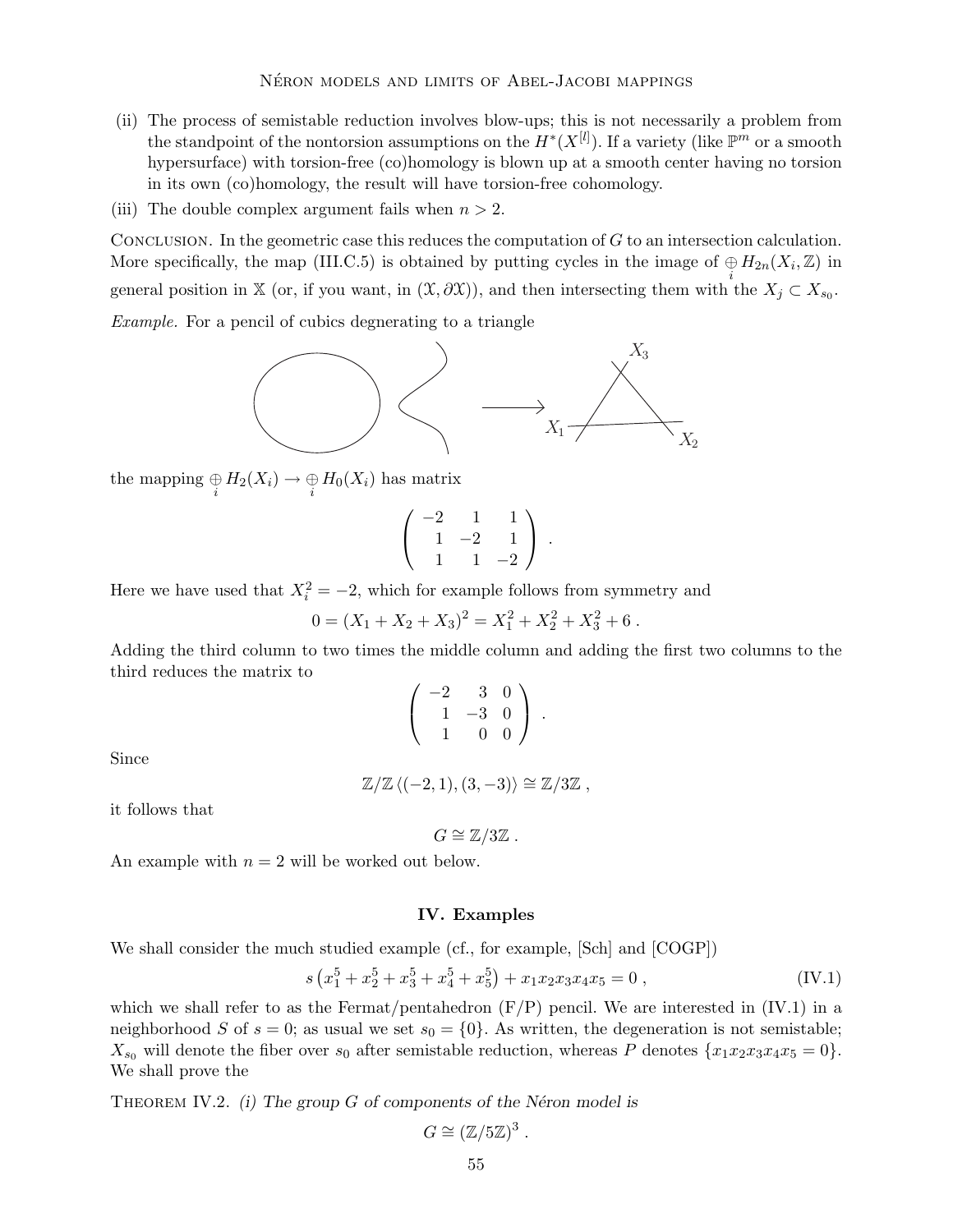(ii) The process of semistable reduction involves blow-ups; this is not necessarily a problem from the standpoint of the nontorsion assumptions on the $H^*(X^{[l]})$. If a variety (like $\mathbb{P}^m$ or a smooth hypersurface) with torsion-free (co)homology is blown up at a smooth center having no torsion in its own (co)homology, the result will have torsion-free cohomology.

(iii) The double complex argument fails when $n > 2$.

Conclusion. In the geometric case this reduces the computation of $G$ to an intersection calculation. More specifically, the map (III.C.5) is obtained by putting cycles in the image of $\underset{i}{\oplus} H_{2n}(X_i, \mathbb{Z})$ in general position in $\mathbb{X}$ (or, if you want, in $(\mathfrak{X}, \partial\mathfrak{X})$), and then intersecting them with the $X_j \subset X_{s_0}$.

*Example.* For a pencil of cubics degnerating to a triangle

$X_3$

$X_1$ $X_2$

the mapping $\underset{i}{\oplus} H_2(X_i) \to \underset{i}{\oplus} H_0(X_i)$ has matrix

$$\begin{pmatrix} -2 & 1 & 1 \\ 1 & -2 & 1 \\ 1 & 1 & -2 \end{pmatrix} .$$

Here we have used that $X_i^2 = -2$, which for example follows from symmetry and

$$0 = (X_1 + X_2 + X_3)^2 = X_1^2 + X_2^2 + X_3^2 + 6 .$$

Adding the third column to two times the middle column and adding the first two columns to the third reduces the matrix to

$$\begin{pmatrix} -2 & 3 & 0 \\ 1 & -3 & 0 \\ 1 & 0 & 0 \end{pmatrix} .$$

Since

$$\mathbb{Z}/\mathbb{Z}\left\langle (-2,1), (3,-3) \right\rangle \cong \mathbb{Z}/3\mathbb{Z} ,$$

it follows that

$$G \cong \mathbb{Z}/3\mathbb{Z} .$$

An example with $n = 2$ will be worked out below.

## IV. Examples

We shall consider the much studied example (cf., for example, [Sch] and [COGP])

$$s\left(x_1^5 + x_2^5 + x_3^5 + x_4^5 + x_5^5\right) + x_1x_2x_3x_4x_5 = 0 , \tag{IV.1}$$

which we shall refer to as the Fermat/pentahedron (F/P) pencil. We are interested in (IV.1) in a neighborhood $S$ of $s = 0$; as usual we set $s_0 = \{0\}$. As written, the degeneration is not semistable; $X_{s_0}$ will denote the fiber over $s_0$ after semistable reduction, whereas $P$ denotes $\{x_1x_2x_3x_4x_5 = 0\}$. We shall prove the

Theorem IV.2. *(i) The group $G$ of components of the Néron model is*

$$G \cong (\mathbb{Z}/5\mathbb{Z})^3 .$$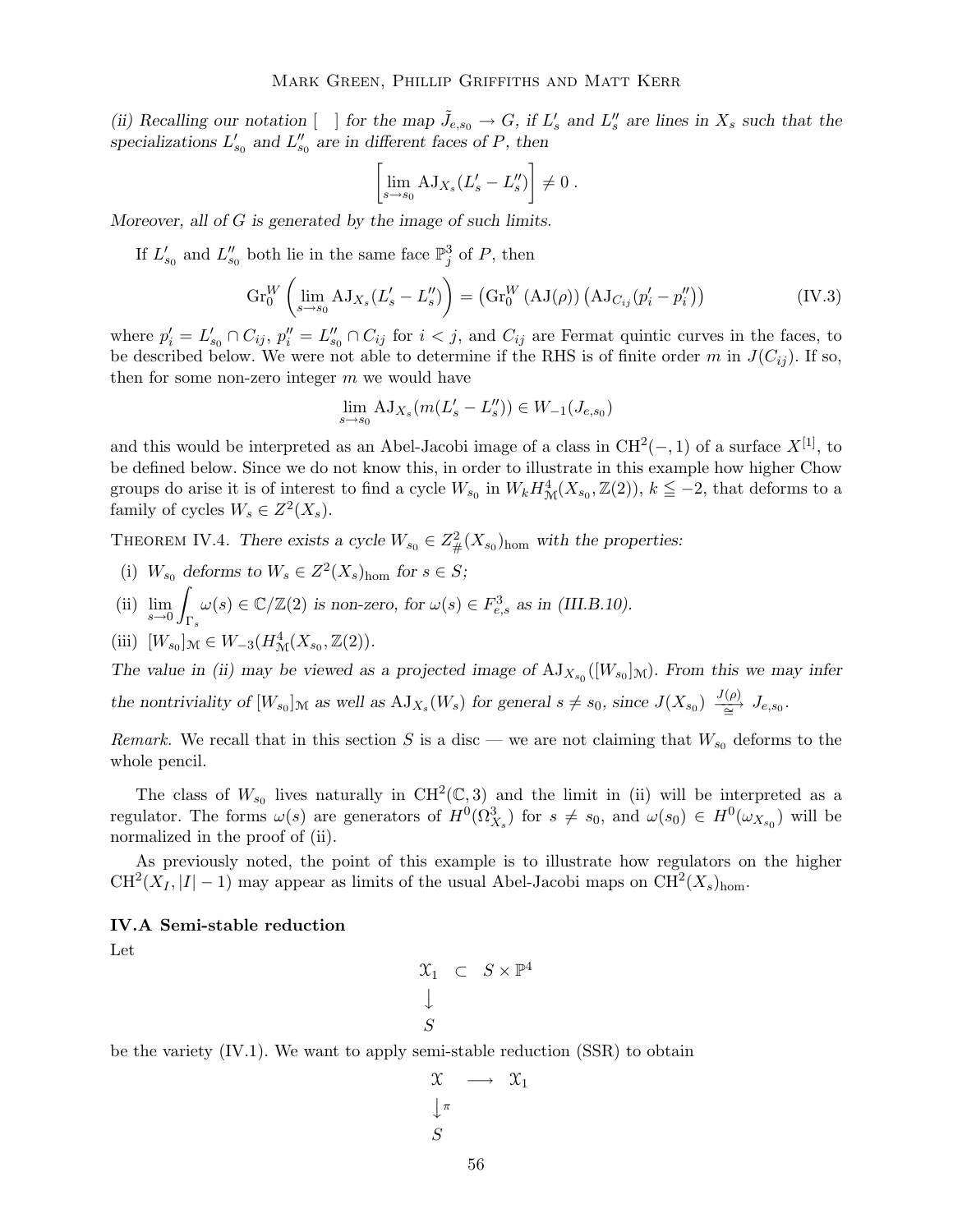*(ii) Recalling our notation $[\ \ ]$ for the map $\tilde{J}_{e,s_0} \to G$, if $L'_s$ and $L''_s$ are lines in $X_s$ such that the specializations $L'_{s_0}$ and $L''_{s_0}$ are in different faces of $P$, then*

$$\left[\lim_{s\to s_0} \mathrm{AJ}_{X_s}(L'_s - L''_s)\right] \neq 0\,.$$

*Moreover, all of $G$ is generated by the image of such limits.*

If $L'_{s_0}$ and $L''_{s_0}$ both lie in the same face $\mathbb{P}^3_j$ of $P$, then

$$\mathrm{Gr}_0^W\left(\lim_{s\to s_0} \mathrm{AJ}_{X_s}(L'_s - L''_s)\right) = \left(\mathrm{Gr}_0^W\left(\mathrm{AJ}(\rho)\right)\left(\mathrm{AJ}_{C_{ij}}(p'_i - p''_i)\right)\right) \tag{IV.3}$$

where $p'_i = L'_{s_0} \cap C_{ij}$, $p''_i = L''_{s_0} \cap C_{ij}$ for $i < j$, and $C_{ij}$ are Fermat quintic curves in the faces, to be described below. We were not able to determine if the RHS is of finite order $m$ in $J(C_{ij})$. If so, then for some non-zero integer $m$ we would have

$$\lim_{s\to s_0} \mathrm{AJ}_{X_s}(m(L'_s - L''_s)) \in W_{-1}(J_{e,s_0})$$

and this would be interpreted as an Abel-Jacobi image of a class in $\mathrm{CH}^2(-,1)$ of a surface $X^{[1]}$, to be defined below. Since we do not know this, in order to illustrate in this example how higher Chow groups do arise it is of interest to find a cycle $W_{s_0}$ in $W_k H^4_{\mathcal{M}}(X_{s_0}, \mathbb{Z}(2))$, $k \leqq -2$, that deforms to a family of cycles $W_s \in Z^2(X_s)$.

Theorem IV.4. *There exists a cycle $W_{s_0} \in Z^2_{\#}(X_{s_0})_{\mathrm{hom}}$ with the properties:*

- (i) *$W_{s_0}$ deforms to $W_s \in Z^2(X_s)_{\mathrm{hom}}$ for $s \in S$;*
- (ii) *$\displaystyle\lim_{s\to 0}\int_{\Gamma_s} \omega(s) \in \mathbb{C}/\mathbb{Z}(2)$ is non-zero, for $\omega(s) \in F^3_{e,s}$ as in (III.B.10).*
- (iii) *$[W_{s_0}]_{\mathcal{M}} \in W_{-3}(H^4_{\mathcal{M}}(X_{s_0}, \mathbb{Z}(2))$.*

*The value in (ii) may be viewed as a projected image of $\mathrm{AJ}_{X_{s_0}}([W_{s_0}]_{\mathcal{M}})$. From this we may infer the nontriviality of $[W_{s_0}]_{\mathcal{M}}$ as well as $\mathrm{AJ}_{X_s}(W_s)$ for general $s \neq s_0$, since $J(X_{s_0}) \xrightarrow[\cong]{J(\rho)} J_{e,s_0}$.*

*Remark.* We recall that in this section $S$ is a disc — we are not claiming that $W_{s_0}$ deforms to the whole pencil.

The class of $W_{s_0}$ lives naturally in $\mathrm{CH}^2(\mathbb{C},3)$ and the limit in (ii) will be interpreted as a regulator. The forms $\omega(s)$ are generators of $H^0(\Omega^3_{X_s})$ for $s \neq s_0$, and $\omega(s_0) \in H^0(\omega_{X_{s_0}})$ will be normalized in the proof of (ii).

As previously noted, the point of this example is to illustrate how regulators on the higher $\mathrm{CH}^2(X_I, |I|-1)$ may appear as limits of the usual Abel-Jacobi maps on $\mathrm{CH}^2(X_s)_{\mathrm{hom}}$.

### IV.A Semi-stable reduction

Let

$$\begin{array}{ccc} \mathcal{X}_1 & \subset & S \times \mathbb{P}^4 \\ \downarrow & & \\ S & & \end{array}$$

be the variety (IV.1). We want to apply semi-stable reduction (SSR) to obtain

$$\begin{array}{ccc} \mathcal{X} & \longrightarrow & \mathcal{X}_1 \\ \downarrow \pi & & \\ S & & \end{array}$$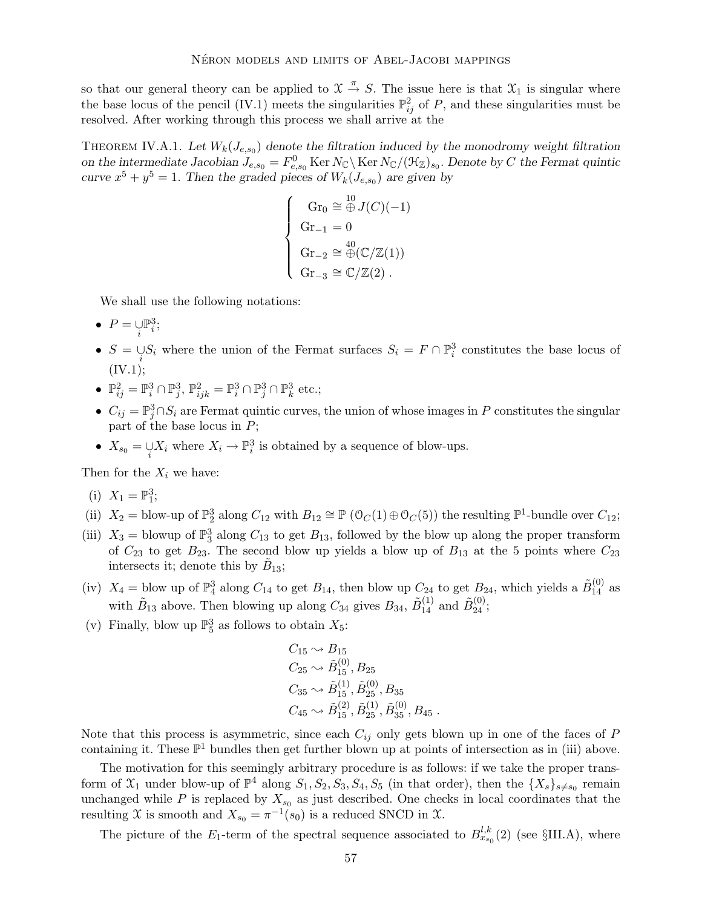so that our general theory can be applied to $\mathfrak{X} \xrightarrow{\pi} S$. The issue here is that $\mathfrak{X}_1$ is singular where the base locus of the pencil (IV.1) meets the singularities $\mathbb{P}^2_{ij}$ of $P$, and these singularities must be resolved. After working through this process we shall arrive at the

Theorem IV.A.1. *Let $W_k(J_{e,s_0})$ denote the filtration induced by the monodromy weight filtration on the intermediate Jacobian $J_{e,s_0} = F^0_{e,s_0} \operatorname{Ker} N_{\mathbb{C}} \backslash \operatorname{Ker} N_{\mathbb{C}}/(\mathcal{H}_{\mathbb{Z}})_{s_0}$. Denote by $C$ the Fermat quintic curve $x^5 + y^5 = 1$. Then the graded pieces of $W_k(J_{e,s_0})$ are given by*

$$\begin{cases} \ \ \mathrm{Gr}_0 \cong \overset{10}{\oplus} J(C)(-1) \\ \mathrm{Gr}_{-1} = 0 \\ \mathrm{Gr}_{-2} \cong \overset{40}{\oplus} (\mathbb{C}/\mathbb{Z}(1)) \\ \mathrm{Gr}_{-3} \cong \mathbb{C}/\mathbb{Z}(2) \ . \end{cases}$$

We shall use the following notations:

- $P = \underset{i}{\cup} \mathbb{P}^3_i$;
- $S = \underset{i}{\cup} S_i$ where the union of the Fermat surfaces $S_i = F \cap \mathbb{P}^3_i$ constitutes the base locus of (IV.1);
- $\mathbb{P}^2_{ij} = \mathbb{P}^3_i \cap \mathbb{P}^3_j$, $\mathbb{P}^2_{ijk} = \mathbb{P}^3_i \cap \mathbb{P}^3_j \cap \mathbb{P}^3_k$ etc.;
- $C_{ij} = \mathbb{P}^3_j \cap S_i$ are Fermat quintic curves, the union of whose images in $P$ constitutes the singular part of the base locus in $P$;
- $X_{s_0} = \underset{i}{\cup} X_i$ where $X_i \to \mathbb{P}^3_i$ is obtained by a sequence of blow-ups.

Then for the $X_i$ we have:

(i) $X_1 = \mathbb{P}^3_1$;

(ii) $X_2 =$ blow-up of $\mathbb{P}^3_2$ along $C_{12}$ with $B_{12} \cong \mathbb{P}\left(\mathcal{O}_C(1) \oplus \mathcal{O}_C(5)\right)$ the resulting $\mathbb{P}^1$-bundle over $C_{12}$;

(iii) $X_3 =$ blowup of $\mathbb{P}^3_3$ along $C_{13}$ to get $B_{13}$, followed by the blow up along the proper transform of $C_{23}$ to get $B_{23}$. The second blow up yields a blow up of $B_{13}$ at the 5 points where $C_{23}$ intersects it; denote this by $\tilde{B}_{13}$;

(iv) $X_4 =$ blow up of $\mathbb{P}^3_4$ along $C_{14}$ to get $B_{14}$, then blow up $C_{24}$ to get $B_{24}$, which yields a $\tilde{B}^{(0)}_{14}$ as with $\tilde{B}_{13}$ above. Then blowing up along $C_{34}$ gives $B_{34}$, $\tilde{B}^{(1)}_{14}$ and $\tilde{B}^{(0)}_{24}$;

(v) Finally, blow up $\mathbb{P}^3_5$ as follows to obtain $X_5$:

$$\begin{aligned} &C_{15} \rightsquigarrow B_{15} \\ &C_{25} \rightsquigarrow \tilde{B}^{(0)}_{15}, B_{25} \\ &C_{35} \rightsquigarrow \tilde{B}^{(1)}_{15}, \tilde{B}^{(0)}_{25}, B_{35} \\ &C_{45} \rightsquigarrow \tilde{B}^{(2)}_{15}, \tilde{B}^{(1)}_{25}, \tilde{B}^{(0)}_{35}, B_{45} \ . \end{aligned}$$

Note that this process is asymmetric, since each $C_{ij}$ only gets blown up in one of the faces of $P$ containing it. These $\mathbb{P}^1$ bundles then get further blown up at points of intersection as in (iii) above.

The motivation for this seemingly arbitrary procedure is as follows: if we take the proper transform of $\mathfrak{X}_1$ under blow-up of $\mathbb{P}^4$ along $S_1, S_2, S_3, S_4, S_5$ (in that order), then the $\{X_s\}_{s \neq s_0}$ remain unchanged while $P$ is replaced by $X_{s_0}$ as just described. One checks in local coordinates that the resulting $\mathfrak{X}$ is smooth and $X_{s_0} = \pi^{-1}(s_0)$ is a reduced SNCD in $\mathfrak{X}$.

The picture of the $E_1$-term of the spectral sequence associated to $B^{l,k}_{x_{s_0}}(2)$ (see §III.A), where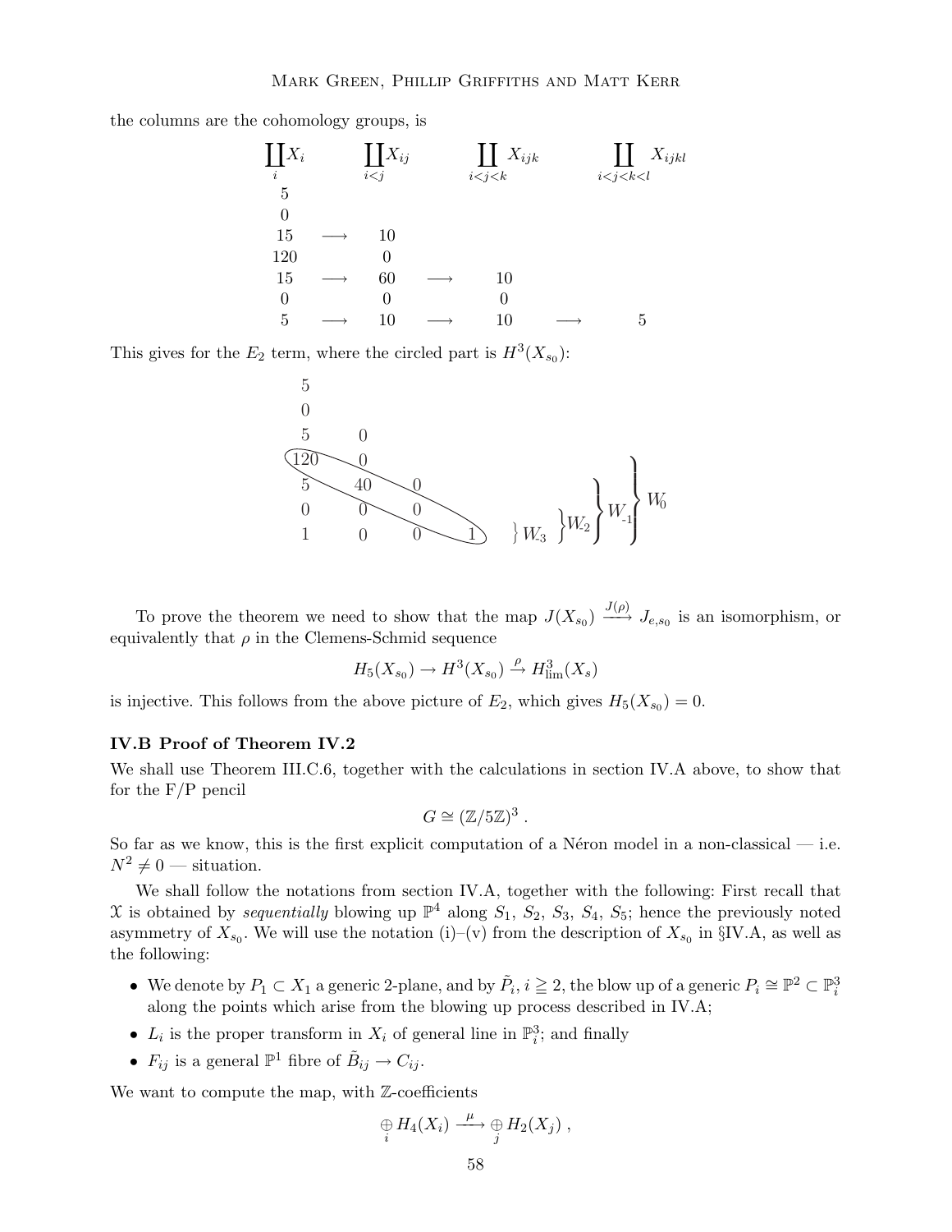the columns are the cohomology groups, is

$$
\begin{array}{ccccccc}
\coprod_i X_i & & \coprod_{i<j} X_{ij} & & \coprod_{i<j<k} X_{ijk} & & \coprod_{i<j<k<l} X_{ijkl} \\
5 & & & & & & \\
0 & & & & & & \\
15 & \longrightarrow & 10 & & & & \\
120 & & 0 & & & & \\
15 & \longrightarrow & 60 & \longrightarrow & 10 & & \\
0 & & 0 & & 0 & & \\
5 & \longrightarrow & 10 & \longrightarrow & 10 & \longrightarrow & 5
\end{array}
$$

This gives for the $E_2$ term, where the circled part is $H^3(X_{s_0})$:

$$
\begin{array}{cccc}
5 & & & \\
0 & & & \\
5 & 0 & & \\
120 & 0 & & \\
5 & 40 & 0 & \\
0 & 0 & 0 & \\
1 & 0 & 0 & 1
\end{array}
$$

(The circled diagonal consists of the entries $120$, $40$, $0$, $1$, with weight filtration brackets labelled $W_{-3}$, $W_{-2}$, $W_{-1}$, $W_0$.)

To prove the theorem we need to show that the map $J(X_{s_0}) \xrightarrow{J(\rho)} J_{e,s_0}$ is an isomorphism, or equivalently that $\rho$ in the Clemens-Schmid sequence

$$
H_5(X_{s_0}) \to H^3(X_{s_0}) \xrightarrow{\rho} H^3_{\lim}(X_s)
$$

is injective. This follows from the above picture of $E_2$, which gives $H_5(X_{s_0}) = 0$.

### IV.B Proof of Theorem IV.2

We shall use Theorem III.C.6, together with the calculations in section IV.A above, to show that for the F/P pencil

$$
G \cong (\mathbb{Z}/5\mathbb{Z})^3 .
$$

So far as we know, this is the first explicit computation of a Néron model in a non-classical — i.e. $N^2 \neq 0$ — situation.

We shall follow the notations from section IV.A, together with the following: First recall that $\mathcal{X}$ is obtained by *sequentially* blowing up $\mathbb{P}^4$ along $S_1$, $S_2$, $S_3$, $S_4$, $S_5$; hence the previously noted asymmetry of $X_{s_0}$. We will use the notation (i)–(v) from the description of $X_{s_0}$ in §IV.A, as well as the following:

- We denote by $P_1 \subset X_1$ a generic 2-plane, and by $\tilde{P}_i$, $i \geqq 2$, the blow up of a generic $P_i \cong \mathbb{P}^2 \subset \mathbb{P}^3_i$ along the points which arise from the blowing up process described in IV.A;
- $L_i$ is the proper transform in $X_i$ of general line in $\mathbb{P}^3_i$; and finally
- $F_{ij}$ is a general $\mathbb{P}^1$ fibre of $\tilde{B}_{ij} \to C_{ij}$.

We want to compute the map, with $\mathbb{Z}$-coefficients

$$
\underset{i}{\oplus} H_4(X_i) \xrightarrow{\mu} \underset{j}{\oplus} H_2(X_j) ,
$$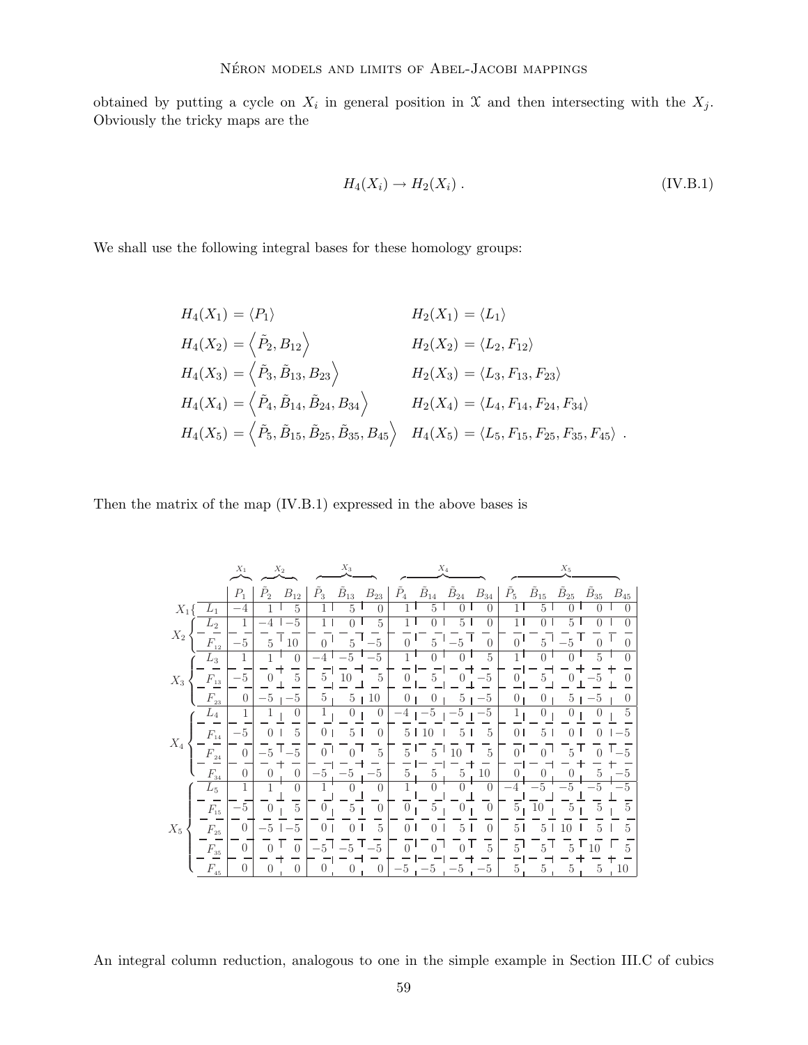obtained by putting a cycle on $X_i$ in general position in $\mathfrak{X}$ and then intersecting with the $X_j$. Obviously the tricky maps are the

$$H_4(X_i) \to H_2(X_i)\ . \tag{IV.B.1}$$

We shall use the following integral bases for these homology groups:

$$\begin{aligned}
H_4(X_1) &= \langle P_1 \rangle & H_2(X_1) &= \langle L_1 \rangle \\
H_4(X_2) &= \left\langle \tilde{P}_2, B_{12} \right\rangle & H_2(X_2) &= \langle L_2, F_{12} \rangle \\
H_4(X_3) &= \left\langle \tilde{P}_3, \tilde{B}_{13}, B_{23} \right\rangle & H_2(X_3) &= \langle L_3, F_{13}, F_{23} \rangle \\
H_4(X_4) &= \left\langle \tilde{P}_4, \tilde{B}_{14}, \tilde{B}_{24}, B_{34} \right\rangle & H_2(X_4) &= \langle L_4, F_{14}, F_{24}, F_{34} \rangle \\
H_4(X_5) &= \left\langle \tilde{P}_5, \tilde{B}_{15}, \tilde{B}_{25}, \tilde{B}_{35}, B_{45} \right\rangle & H_4(X_5) &= \langle L_5, F_{15}, F_{25}, F_{35}, F_{45} \rangle\ .
\end{aligned}$$

Then the matrix of the map (IV.B.1) expressed in the above bases is

| | | $X_1$ | $X_2$ | | $X_3$ | | | $X_4$ | | | | $X_5$ | | | | |
|---|---|---|---|---|---|---|---|---|---|---|---|---|---|---|---|---|
| | | $P_1$ | $\tilde{P}_2$ | $B_{12}$ | $\tilde{P}_3$ | $\tilde{B}_{13}$ | $B_{23}$ | $\tilde{P}_4$ | $\tilde{B}_{14}$ | $\tilde{B}_{24}$ | $B_{34}$ | $\tilde{P}_5$ | $\tilde{B}_{15}$ | $\tilde{B}_{25}$ | $\tilde{B}_{35}$ | $B_{45}$ |
| $X_1$ | $L_1$ | $-4$ | 1 | 5 | 1 | 5 | 0 | 1 | 5 | 0 | 0 | 1 | 5 | 0 | 0 | 0 |
| $X_2$ | $L_2$ | 1 | $-4$ | $-5$ | 1 | 0 | 5 | 1 | 0 | 5 | 0 | 1 | 0 | 5 | 0 | 0 |
| | $F_{12}$ | $-5$ | 5 | 10 | 0 | 5 | $-5$ | 0 | 5 | $-5$ | 0 | 0 | 5 | $-5$ | 0 | 0 |
| $X_3$ | $L_3$ | 1 | 1 | 0 | $-4$ | $-5$ | $-5$ | 1 | 0 | 0 | 5 | 1 | 0 | 0 | 5 | 0 |
| | $F_{13}$ | $-5$ | 0 | 5 | 5 | 10 | 5 | 0 | 5 | 0 | $-5$ | 0 | 5 | 0 | $-5$ | 0 |
| | $F_{23}$ | 0 | $-5$ | $-5$ | 5 | 5 | 10 | 0 | 0 | 5 | $-5$ | 0 | 0 | 5 | $-5$ | 0 |
| $X_4$ | $L_4$ | 1 | 1 | 0 | 1 | 0 | 0 | $-4$ | $-5$ | $-5$ | $-5$ | 1 | 0 | 0 | 0 | 5 |
| | $F_{14}$ | $-5$ | 0 | 5 | 0 | 5 | 0 | 5 | 10 | 5 | 5 | 0 | 5 | 0 | 0 | $-5$ |
| | $F_{24}$ | 0 | $-5$ | $-5$ | 0 | 0 | 5 | 5 | 5 | 10 | 5 | 0 | 0 | 5 | 0 | $-5$ |
| | $F_{34}$ | 0 | 0 | 0 | $-5$ | $-5$ | $-5$ | 5 | 5 | 5 | 10 | 0 | 0 | 0 | 5 | $-5$ |
| $X_5$ | $L_5$ | 1 | 1 | 0 | 1 | 0 | 0 | 1 | 0 | 0 | 0 | $-4$ | $-5$ | $-5$ | $-5$ | $-5$ |
| | $F_{15}$ | $-5$ | 0 | 5 | 0 | 5 | 0 | 0 | 5 | 0 | 0 | 5 | 10 | 5 | 5 | 5 |
| | $F_{25}$ | 0 | $-5$ | $-5$ | 0 | 0 | 5 | 0 | 0 | 5 | 0 | 5 | 5 | 10 | 5 | 5 |
| | $F_{35}$ | 0 | 0 | 0 | $-5$ | $-5$ | $-5$ | 0 | 0 | 0 | 5 | 5 | 5 | 5 | 10 | 5 |
| | $F_{45}$ | 0 | 0 | 0 | 0 | 0 | 0 | $-5$ | $-5$ | $-5$ | $-5$ | 5 | 5 | 5 | 5 | 10 |

An integral column reduction, analogous to one in the simple example in Section III.C of cubics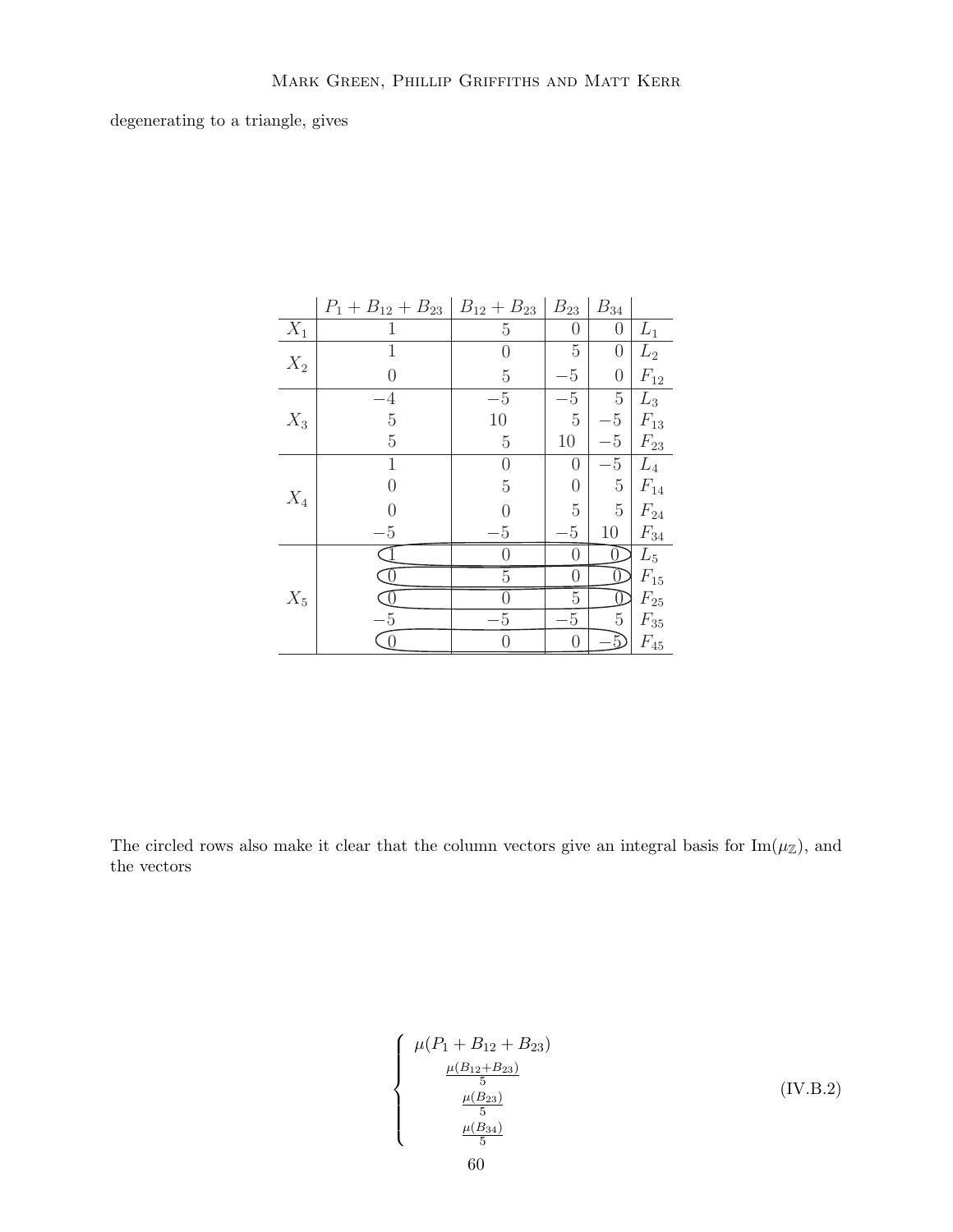degenerating to a triangle, gives

| | $P_1 + B_{12} + B_{23}$ | $B_{12} + B_{23}$ | $B_{23}$ | $B_{34}$ | |
|---|---|---|---|---|---|
| $X_1$ | $1$ | $5$ | $0$ | $0$ | $L_1$ |
| $X_2$ | $1$ | $0$ | $5$ | $0$ | $L_2$ |
| | $0$ | $5$ | $-5$ | $0$ | $F_{12}$ |
| $X_3$ | $-4$ | $-5$ | $-5$ | $5$ | $L_3$ |
| | $5$ | $10$ | $5$ | $-5$ | $F_{13}$ |
| | $5$ | $5$ | $10$ | $-5$ | $F_{23}$ |
| $X_4$ | $1$ | $0$ | $0$ | $-5$ | $L_4$ |
| | $0$ | $5$ | $0$ | $5$ | $F_{14}$ |
| | $0$ | $0$ | $5$ | $5$ | $F_{24}$ |
| | $-5$ | $-5$ | $-5$ | $10$ | $F_{34}$ |
| $X_5$ | $1$ | $0$ | $0$ | $0$ | $L_5$ |
| | $0$ | $5$ | $0$ | $0$ | $F_{15}$ |
| | $0$ | $0$ | $5$ | $0$ | $F_{25}$ |
| | $-5$ | $-5$ | $-5$ | $5$ | $F_{35}$ |
| | $0$ | $0$ | $0$ | $-5$ | $F_{45}$ |

The circled rows also make it clear that the column vectors give an integral basis for $\mathrm{Im}(\mu_{\mathbb{Z}})$, and the vectors

$$\left\{ \begin{array}{c} \mu(P_1 + B_{12} + B_{23}) \\ \frac{\mu(B_{12}+B_{23})}{5} \\ \frac{\mu(B_{23})}{5} \\ \frac{\mu(B_{34})}{5} \end{array} \right. \tag{IV.B.2}$$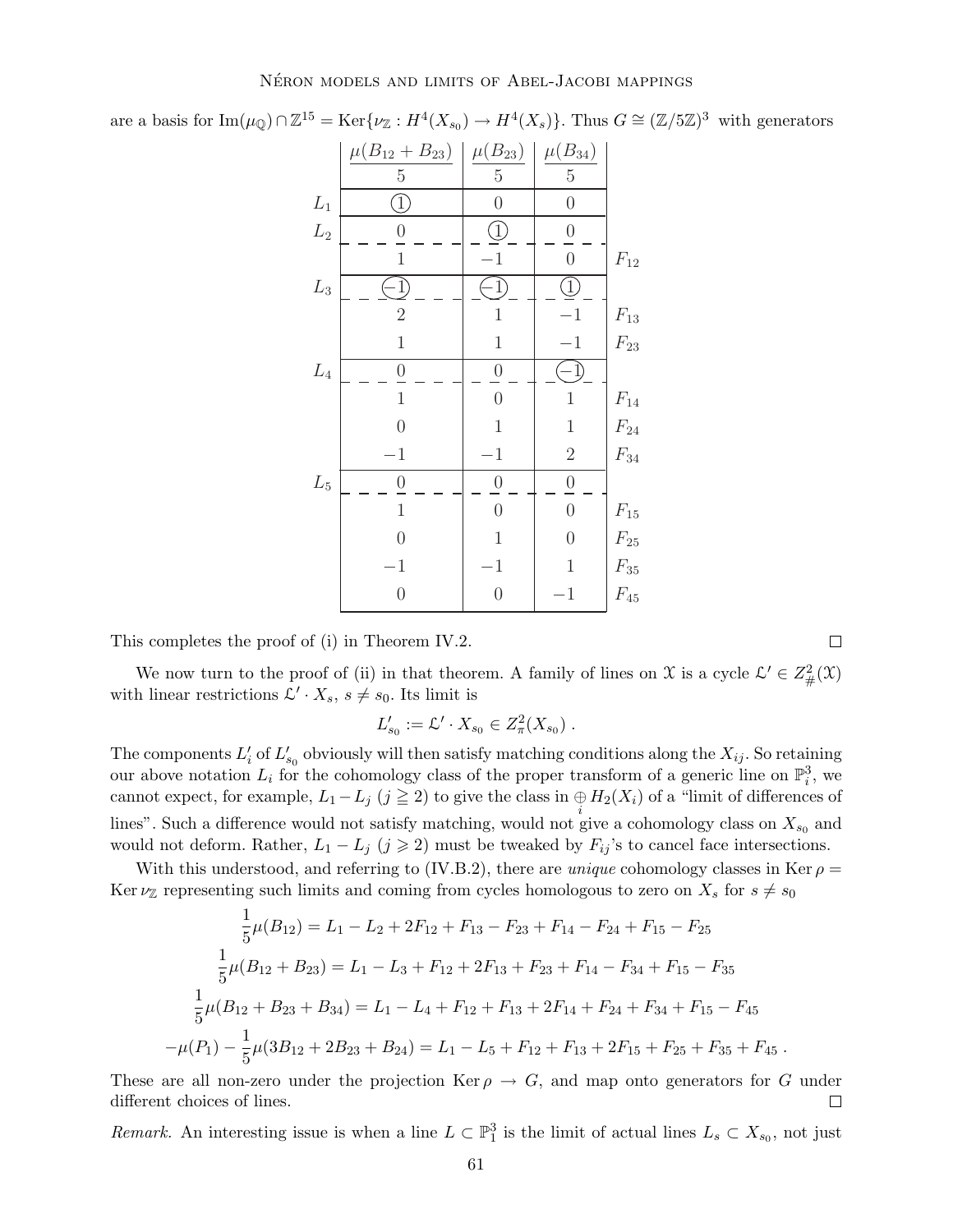are a basis for $\mathrm{Im}(\mu_{\mathbb{Q}}) \cap \mathbb{Z}^{15} = \mathrm{Ker}\{\nu_{\mathbb{Z}} : H^4(X_{s_0}) \to H^4(X_s)\}$. Thus $G \cong (\mathbb{Z}/5\mathbb{Z})^3$ with generators

| | $\frac{\mu(B_{12}+B_{23})}{5}$ | $\frac{\mu(B_{23})}{5}$ | $\frac{\mu(B_{34})}{5}$ | |
|---|---|---|---|---|
| $L_1$ | ① | 0 | 0 | |
| $L_2$ | 0 | ① | 0 | |
| | 1 | $-1$ | 0 | $F_{12}$ |
| $L_3$ | $\circled{-1}$ | $\circled{-1}$ | ① | |
| | 2 | 1 | $-1$ | $F_{13}$ |
| | 1 | 1 | $-1$ | $F_{23}$ |
| $L_4$ | 0 | 0 | $\circled{-1}$ | |
| | 1 | 0 | 1 | $F_{14}$ |
| | 0 | 1 | 1 | $F_{24}$ |
| | $-1$ | $-1$ | 2 | $F_{34}$ |
| $L_5$ | 0 | 0 | 0 | |
| | 1 | 0 | 0 | $F_{15}$ |
| | 0 | 1 | 0 | $F_{25}$ |
| | $-1$ | $-1$ | 1 | $F_{35}$ |
| | 0 | 0 | $-1$ | $F_{45}$ |

This completes the proof of (i) in Theorem IV.2. □

We now turn to the proof of (ii) in that theorem. A family of lines on $\mathcal{X}$ is a cycle $\mathcal{L}' \in Z^2_{\#}(\mathcal{X})$ with linear restrictions $\mathcal{L}' \cdot X_s$, $s \neq s_0$. Its limit is

$$L'_{s_0} := \mathcal{L}' \cdot X_{s_0} \in Z^2_{\pi}(X_{s_0}) \, .$$

The components $L'_i$ of $L'_{s_0}$ obviously will then satisfy matching conditions along the $X_{ij}$. So retaining our above notation $L_i$ for the cohomology class of the proper transform of a generic line on $\mathbb{P}^3_i$, we cannot expect, for example, $L_1 - L_j$ ($j \geqq 2$) to give the class in $\underset{i}{\oplus} H_2(X_i)$ of a "limit of differences of lines". Such a difference would not satisfy matching, would not give a cohomology class on $X_{s_0}$ and would not deform. Rather, $L_1 - L_j$ ($j \geqslant 2$) must be tweaked by $F_{ij}$'s to cancel face intersections.

With this understood, and referring to (IV.B.2), there are *unique* cohomology classes in $\mathrm{Ker}\,\rho = \mathrm{Ker}\,\nu_{\mathbb{Z}}$ representing such limits and coming from cycles homologous to zero on $X_s$ for $s \neq s_0$

$$\frac{1}{5}\mu(B_{12}) = L_1 - L_2 + 2F_{12} + F_{13} - F_{23} + F_{14} - F_{24} + F_{15} - F_{25}$$

$$\frac{1}{5}\mu(B_{12} + B_{23}) = L_1 - L_3 + F_{12} + 2F_{13} + F_{23} + F_{14} - F_{34} + F_{15} - F_{35}$$

$$\frac{1}{5}\mu(B_{12} + B_{23} + B_{34}) = L_1 - L_4 + F_{12} + F_{13} + 2F_{14} + F_{24} + F_{34} + F_{15} - F_{45}$$

$$-\mu(P_1) - \frac{1}{5}\mu(3B_{12} + 2B_{23} + B_{24}) = L_1 - L_5 + F_{12} + F_{13} + 2F_{15} + F_{25} + F_{35} + F_{45} \, .$$

These are all non-zero under the projection $\mathrm{Ker}\,\rho \to G$, and map onto generators for $G$ under different choices of lines. □

*Remark.* An interesting issue is when a line $L \subset \mathbb{P}^3_1$ is the limit of actual lines $L_s \subset X_{s_0}$, not just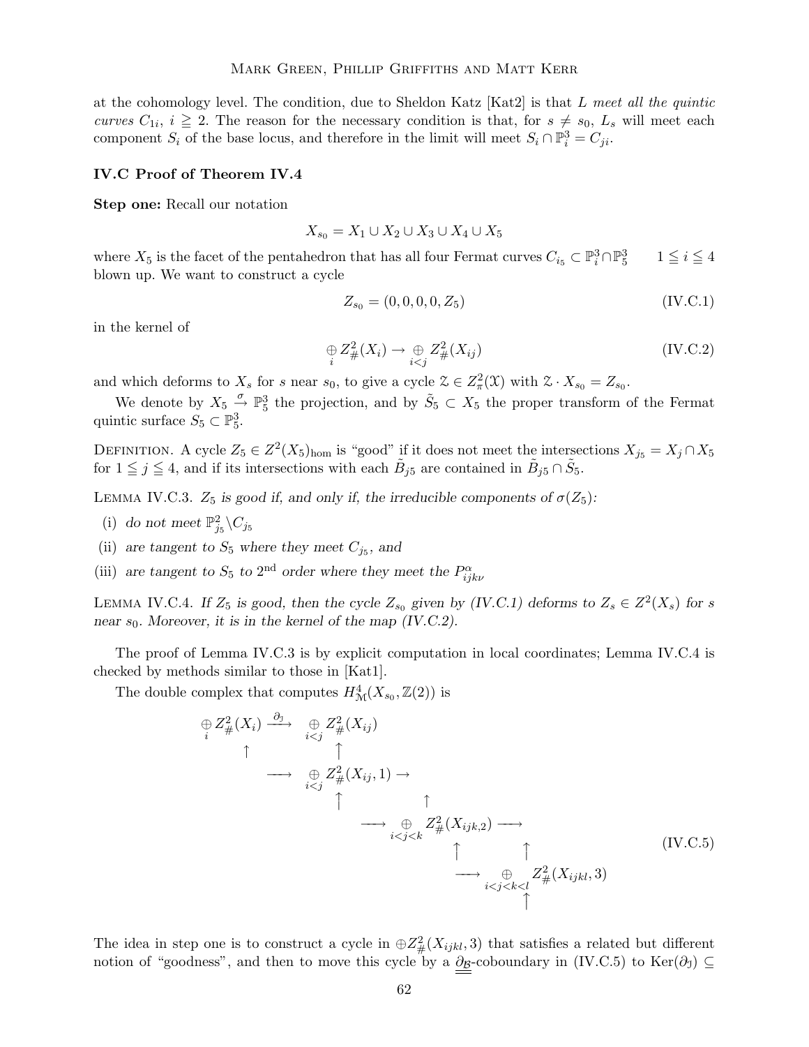at the cohomology level. The condition, due to Sheldon Katz [Kat2] is that $L$ *meet all the quintic curves* $C_{1i}$, $i \geqq 2$. The reason for the necessary condition is that, for $s \neq s_0$, $L_s$ will meet each component $S_i$ of the base locus, and therefore in the limit will meet $S_i \cap \mathbb{P}^3_i = C_{ji}$.

### IV.C Proof of Theorem IV.4

**Step one:** Recall our notation

$$X_{s_0} = X_1 \cup X_2 \cup X_3 \cup X_4 \cup X_5$$

where $X_5$ is the facet of the pentahedron that has all four Fermat curves $C_{i_5} \subset \mathbb{P}^3_i \cap \mathbb{P}^3_5 \quad 1 \leqq i \leqq 4$ blown up. We want to construct a cycle

$$Z_{s_0} = (0,0,0,0,Z_5) \tag{IV.C.1}$$

in the kernel of

$$\underset{i}{\oplus} Z^2_{\#}(X_i) \to \underset{i<j}{\oplus} Z^2_{\#}(X_{ij}) \tag{IV.C.2}$$

and which deforms to $X_s$ for $s$ near $s_0$, to give a cycle $\mathcal{Z} \in Z^2_\pi(\mathcal{X})$ with $\mathcal{Z} \cdot X_{s_0} = Z_{s_0}$.

We denote by $X_5 \overset{\sigma}{\to} \mathbb{P}^3_5$ the projection, and by $\tilde{S}_5 \subset X_5$ the proper transform of the Fermat quintic surface $S_5 \subset \mathbb{P}^3_5$.

Definition. A cycle $Z_5 \in Z^2(X_5)_{\text{hom}}$ is "good" if it does not meet the intersections $X_{j_5} = X_j \cap X_5$ for $1 \leqq j \leqq 4$, and if its intersections with each $\tilde{B}_{j5}$ are contained in $\tilde{B}_{j5} \cap \tilde{S}_5$.

Lemma IV.C.3. *$Z_5$ is good if, and only if, the irreducible components of $\sigma(Z_5)$:*

(i) *do not meet $\mathbb{P}^2_{j_5} \backslash C_{j_5}$*

(ii) *are tangent to $S_5$ where they meet $C_{j_5}$, and*

(iii) *are tangent to $S_5$ to 2nd order where they meet the $P^\alpha_{ijk\nu}$*

Lemma IV.C.4. *If $Z_5$ is good, then the cycle $Z_{s_0}$ given by (IV.C.1) deforms to $Z_s \in Z^2(X_s)$ for $s$ near $s_0$. Moreover, it is in the kernel of the map (IV.C.2).*

The proof of Lemma IV.C.3 is by explicit computation in local coordinates; Lemma IV.C.4 is checked by methods similar to those in [Kat1].

The double complex that computes $H^4_{\mathcal{M}}(X_{s_0}, \mathbb{Z}(2))$ is

$$\begin{array}{ccccccc}
\underset{i}{\oplus} Z^2_{\#}(X_i) & \overset{\partial_{\mathcal{I}}}{\longrightarrow} & \underset{i<j}{\oplus} Z^2_{\#}(X_{ij}) & & & & \\
\uparrow & & \uparrow & & & & \\
& \longrightarrow & \underset{i<j}{\oplus} Z^2_{\#}(X_{ij},1) & \to & & & \\
& & \uparrow & & \uparrow & & \\
& & & \longrightarrow & \underset{i<j<k}{\oplus} Z^2_{\#}(X_{ijk,2}) & \longrightarrow & \\
& & & & \uparrow & & \uparrow \\
& & & & & \longrightarrow & \underset{i<j<k<l}{\oplus} Z^2_{\#}(X_{ijkl},3) \\
& & & & & & \uparrow
\end{array} \tag{IV.C.5}$$

The idea in step one is to construct a cycle in $\oplus Z^2_{\#}(X_{ijkl},3)$ that satisfies a related but different notion of "goodness", and then to move this cycle by a $\underline{\underline{\partial_{\mathcal{B}}}}$-coboundary in (IV.C.5) to $\text{Ker}(\partial_{\mathcal{I}}) \subseteq$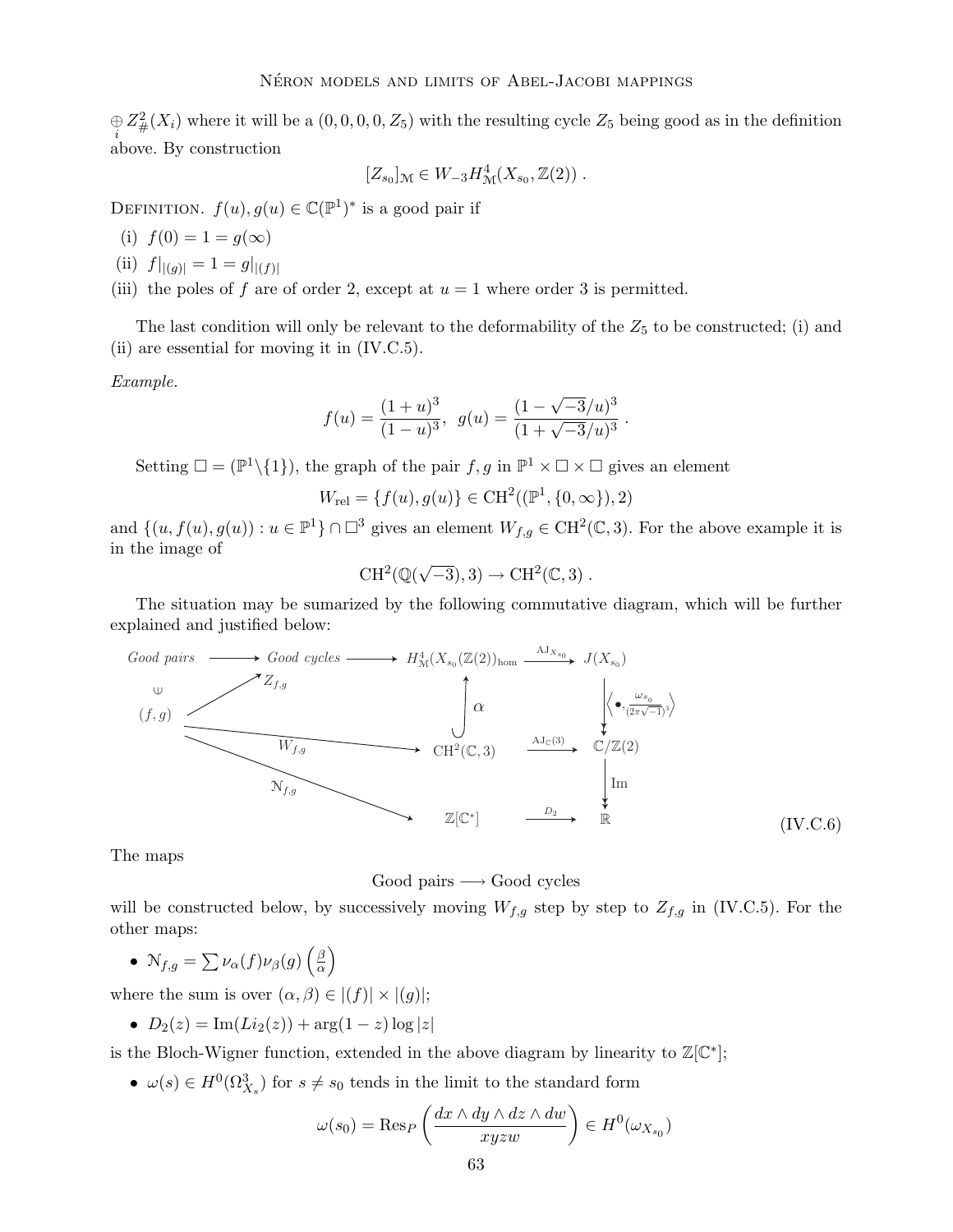$\underset{i}{\oplus} Z^2_{\#}(X_i)$ where it will be a $(0,0,0,0,Z_5)$ with the resulting cycle $Z_5$ being good as in the definition above. By construction

$$[Z_{s_0}]_{\mathcal{M}} \in W_{-3} H^4_{\mathcal{M}}(X_{s_0}, \mathbb{Z}(2)) .$$

DEFINITION. $f(u), g(u) \in \mathbb{C}(\mathbb{P}^1)^*$ is a good pair if

- (i) $f(0) = 1 = g(\infty)$
- (ii) $f|_{|(g)|} = 1 = g|_{|(f)|}$
- (iii) the poles of $f$ are of order 2, except at $u = 1$ where order 3 is permitted.

The last condition will only be relevant to the deformability of the $Z_5$ to be constructed; (i) and (ii) are essential for moving it in (IV.C.5).

*Example.*

$$f(u) = \frac{(1+u)^3}{(1-u)^3}, \quad g(u) = \frac{(1-\sqrt{-3}/u)^3}{(1+\sqrt{-3}/u)^3} .$$

Setting $\square = (\mathbb{P}^1 \backslash \{1\})$, the graph of the pair $f, g$ in $\mathbb{P}^1 \times \square \times \square$ gives an element

$$W_{\mathrm{rel}} = \{f(u), g(u)\} \in \mathrm{CH}^2((\mathbb{P}^1, \{0, \infty\}), 2)$$

and $\{(u, f(u), g(u)) : u \in \mathbb{P}^1\} \cap \square^3$ gives an element $W_{f,g} \in \mathrm{CH}^2(\mathbb{C}, 3)$. For the above example it is in the image of

$$\mathrm{CH}^2(\mathbb{Q}(\sqrt{-3}), 3) \to \mathrm{CH}^2(\mathbb{C}, 3) .$$

The situation may be sumarized by the following commutative diagram, which will be further explained and justified below:

$$\begin{array}{ccccccc}
\textit{Good pairs} & \longrightarrow & \textit{Good cycles} & \longrightarrow & H^4_{\mathcal{M}}(X_{s_0}(\mathbb{Z}(2))_{\mathrm{hom}} & \xrightarrow{\mathrm{AJ}_{X_{s_0}}} & J(X_{s_0}) \\
\cup & \nearrow_{Z_{f,g}} & & & \uparrow \alpha & & \downarrow \left\langle \bullet, \frac{\omega_{s_0}}{(2\pi\sqrt{-1})^3} \right\rangle \\
(f,g) & & \xrightarrow{W_{f,g}} & & \mathrm{CH}^2(\mathbb{C},3) & \xrightarrow{\mathrm{AJ}_{\mathbb{C}}(3)} & \mathbb{C}/\mathbb{Z}(2) \\
& & \searrow^{\mathcal{N}_{f,g}} & & & & \downarrow \mathrm{Im} \\
& & & & \mathbb{Z}[\mathbb{C}^*] & \xrightarrow{D_2} & \mathbb{R}
\end{array} \qquad \text{(IV.C.6)}$$

The maps

$$\text{Good pairs} \longrightarrow \text{Good cycles}$$

will be constructed below, by successively moving $W_{f,g}$ step by step to $Z_{f,g}$ in (IV.C.5). For the other maps:

- $\mathcal{N}_{f,g} = \sum \nu_\alpha(f) \nu_\beta(g) \left( \frac{\beta}{\alpha} \right)$

where the sum is over $(\alpha, \beta) \in |(f)| \times |(g)|$;

- $D_2(z) = \mathrm{Im}(Li_2(z)) + \arg(1-z) \log |z|$

is the Bloch-Wigner function, extended in the above diagram by linearity to $\mathbb{Z}[\mathbb{C}^*]$;

- $\omega(s) \in H^0(\Omega^3_{X_s})$ for $s \neq s_0$ tends in the limit to the standard form

$$\omega(s_0) = \mathrm{Res}_P \left( \frac{dx \wedge dy \wedge dz \wedge dw}{xyzw} \right) \in H^0(\omega_{X_{s_0}})$$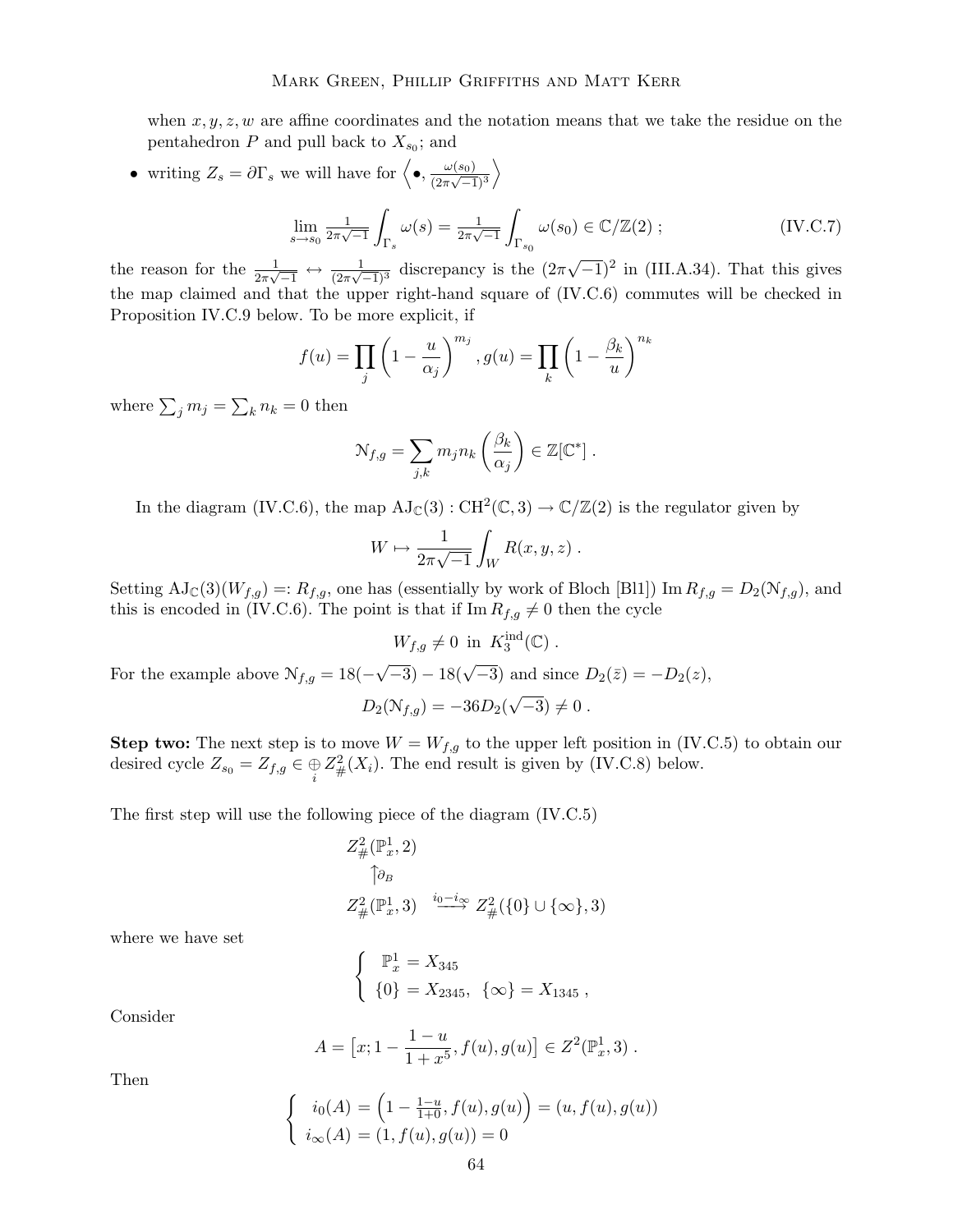when $x, y, z, w$ are affine coordinates and the notation means that we take the residue on the pentahedron $P$ and pull back to $X_{s_0}$; and

- writing $Z_s = \partial \Gamma_s$ we will have for $\left\langle \bullet, \frac{\omega(s_0)}{(2\pi\sqrt{-1})^3} \right\rangle$

$$\lim_{s \to s_0} \frac{1}{2\pi\sqrt{-1}} \int_{\Gamma_s} \omega(s) = \frac{1}{2\pi\sqrt{-1}} \int_{\Gamma_{s_0}} \omega(s_0) \in \mathbb{C}/\mathbb{Z}(2) \; ; \tag{IV.C.7}$$

the reason for the $\frac{1}{2\pi\sqrt{-1}} \leftrightarrow \frac{1}{(2\pi\sqrt{-1})^3}$ discrepancy is the $(2\pi\sqrt{-1})^2$ in (III.A.34). That this gives the map claimed and that the upper right-hand square of (IV.C.6) commutes will be checked in Proposition IV.C.9 below. To be more explicit, if

$$f(u) = \prod_j \left(1 - \frac{u}{\alpha_j}\right)^{m_j}, g(u) = \prod_k \left(1 - \frac{\beta_k}{u}\right)^{n_k}$$

where $\sum_j m_j = \sum_k n_k = 0$ then

$$\mathcal{N}_{f,g} = \sum_{j,k} m_j n_k \left(\frac{\beta_k}{\alpha_j}\right) \in \mathbb{Z}[\mathbb{C}^*] \; .$$

In the diagram (IV.C.6), the map $\mathrm{AJ}_{\mathbb{C}}(3) : \mathrm{CH}^2(\mathbb{C}, 3) \to \mathbb{C}/\mathbb{Z}(2)$ is the regulator given by

$$W \mapsto \frac{1}{2\pi\sqrt{-1}} \int_W R(x, y, z) \; .$$

Setting $\mathrm{AJ}_{\mathbb{C}}(3)(W_{f,g}) =: R_{f,g}$, one has (essentially by work of Bloch [Bl1]) $\operatorname{Im} R_{f,g} = D_2(\mathcal{N}_{f,g})$, and this is encoded in (IV.C.6). The point is that if $\operatorname{Im} R_{f,g} \neq 0$ then the cycle

$$W_{f,g} \neq 0 \text{ in } K_3^{\mathrm{ind}}(\mathbb{C}) \; .$$

For the example above $\mathcal{N}_{f,g} = 18(-\sqrt{-3}) - 18(\sqrt{-3})$ and since $D_2(\bar{z}) = -D_2(z)$,

$$D_2(\mathcal{N}_{f,g}) = -36 D_2(\sqrt{-3}) \neq 0 \; .$$

**Step two:** The next step is to move $W = W_{f,g}$ to the upper left position in (IV.C.5) to obtain our desired cycle $Z_{s_0} = Z_{f,g} \in \underset{i}{\oplus} Z^2_{\#}(X_i)$. The end result is given by (IV.C.8) below.

The first step will use the following piece of the diagram (IV.C.5)

$$\begin{array}{c} Z^2_{\#}(\mathbb{P}^1_x, 2) \\ \uparrow \partial_B \\ Z^2_{\#}(\mathbb{P}^1_x, 3) \xrightarrow{i_0 - i_\infty} Z^2_{\#}(\{0\} \cup \{\infty\}, 3) \end{array}$$

where we have set

$$\begin{cases} \mathbb{P}^1_x = X_{345} \\ \{0\} = X_{2345}, \ \{\infty\} = X_{1345} \; , \end{cases}$$

Consider

$$A = \left[x; 1 - \frac{1-u}{1+x^5}, f(u), g(u)\right] \in Z^2(\mathbb{P}^1_x, 3) \; .$$

Then

$$\begin{cases} i_0(A) = \left(1 - \frac{1-u}{1+0}, f(u), g(u)\right) = (u, f(u), g(u)) \\ i_\infty(A) = (1, f(u), g(u)) = 0 \end{cases}$$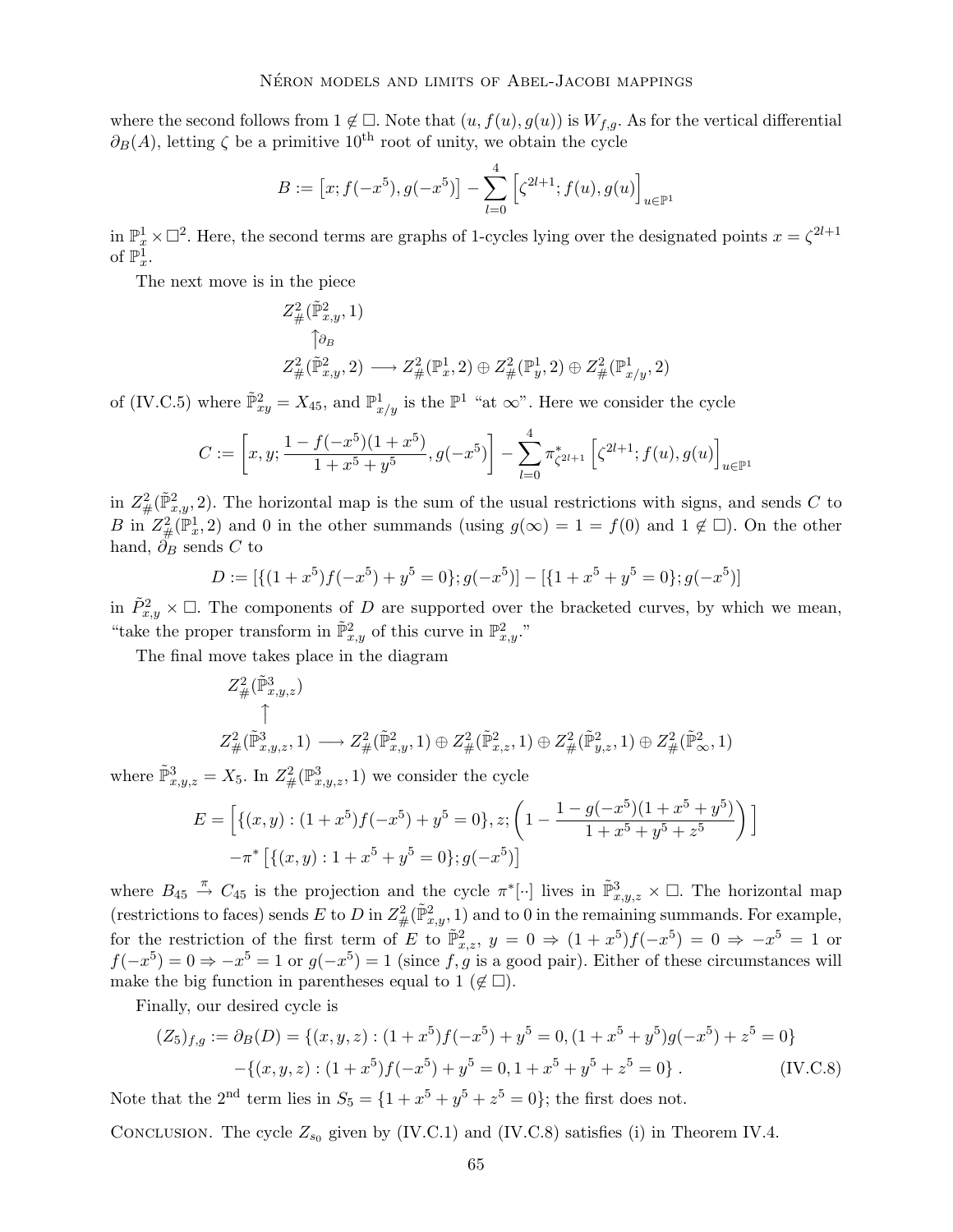where the second follows from $1 \notin \square$. Note that $(u, f(u), g(u))$ is $W_{f,g}$. As for the vertical differential $\partial_B(A)$, letting $\zeta$ be a primitive $10^{\text{th}}$ root of unity, we obtain the cycle

$$B := \left[x; f(-x^5), g(-x^5)\right] - \sum_{l=0}^{4} \left[\zeta^{2l+1}; f(u), g(u)\right]_{u \in \mathbb{P}^1}$$

in $\mathbb{P}^1_x \times \square^2$. Here, the second terms are graphs of 1-cycles lying over the designated points $x = \zeta^{2l+1}$ of $\mathbb{P}^1_x$.

The next move is in the piece

$$\begin{array}{c} Z^2_{\#}(\tilde{\mathbb{P}}^2_{x,y}, 1) \\ \uparrow \partial_B \\ Z^2_{\#}(\tilde{\mathbb{P}}^2_{x,y}, 2) \longrightarrow Z^2_{\#}(\mathbb{P}^1_x, 2) \oplus Z^2_{\#}(\mathbb{P}^1_y, 2) \oplus Z^2_{\#}(\mathbb{P}^1_{x/y}, 2) \end{array}$$

of (IV.C.5) where $\tilde{\mathbb{P}}^2_{xy} = X_{45}$, and $\mathbb{P}^1_{x/y}$ is the $\mathbb{P}^1$ "at $\infty$". Here we consider the cycle

$$C := \left[x, y; \frac{1 - f(-x^5)(1+x^5)}{1 + x^5 + y^5}, g(-x^5)\right] - \sum_{l=0}^{4} \pi^*_{\zeta^{2l+1}} \left[\zeta^{2l+1}; f(u), g(u)\right]_{u \in \mathbb{P}^1}$$

in $Z^2_{\#}(\tilde{\mathbb{P}}^2_{x,y}, 2)$. The horizontal map is the sum of the usual restrictions with signs, and sends $C$ to $B$ in $Z^2_{\#}(\mathbb{P}^1_x, 2)$ and 0 in the other summands (using $g(\infty) = 1 = f(0)$ and $1 \notin \square$). On the other hand, $\partial_B$ sends $C$ to

$$D := [\{(1+x^5)f(-x^5) + y^5 = 0\}; g(-x^5)] - [\{1 + x^5 + y^5 = 0\}; g(-x^5)]$$

in $\tilde{P}^2_{x,y} \times \square$. The components of $D$ are supported over the bracketed curves, by which we mean, "take the proper transform in $\tilde{\mathbb{P}}^2_{x,y}$ of this curve in $\mathbb{P}^2_{x,y}$."

The final move takes place in the diagram

$$\begin{array}{c} Z^2_{\#}(\tilde{\mathbb{P}}^3_{x,y,z}) \\ \uparrow \\ Z^2_{\#}(\tilde{\mathbb{P}}^3_{x,y,z}, 1) \longrightarrow Z^2_{\#}(\tilde{\mathbb{P}}^2_{x,y}, 1) \oplus Z^2_{\#}(\tilde{\mathbb{P}}^2_{x,z}, 1) \oplus Z^2_{\#}(\tilde{\mathbb{P}}^2_{y,z}, 1) \oplus Z^2_{\#}(\tilde{\mathbb{P}}^2_{\infty}, 1) \end{array}$$

where $\tilde{\mathbb{P}}^3_{x,y,z} = X_5$. In $Z^2_{\#}(\mathbb{P}^3_{x,y,z}, 1)$ we consider the cycle

$$\begin{aligned} E = \Big[ &\{(x,y) : (1+x^5)f(-x^5) + y^5 = 0\}, z; \left(1 - \frac{1 - g(-x^5)(1 + x^5 + y^5)}{1 + x^5 + y^5 + z^5}\right) \Big] \\ &- \pi^* \left[\{(x,y) : 1 + x^5 + y^5 = 0\}; g(-x^5)\right] \end{aligned}$$

where $B_{45} \xrightarrow{\pi} C_{45}$ is the projection and the cycle $\pi^*[\cdot\cdot]$ lives in $\tilde{\mathbb{P}}^3_{x,y,z} \times \square$. The horizontal map (restrictions to faces) sends $E$ to $D$ in $Z^2_{\#}(\tilde{\mathbb{P}}^2_{x,y}, 1)$ and to 0 in the remaining summands. For example, for the restriction of the first term of $E$ to $\tilde{\mathbb{P}}^2_{x,z}$, $y = 0 \Rightarrow (1+x^5)f(-x^5) = 0 \Rightarrow -x^5 = 1$ or $f(-x^5) = 0 \Rightarrow -x^5 = 1$ or $g(-x^5) = 1$ (since $f, g$ is a good pair). Either of these circumstances will make the big function in parentheses equal to 1 ($\notin \square$).

Finally, our desired cycle is

$$\begin{aligned} (Z_5)_{f,g} := \partial_B(D) = \{&(x,y,z) : (1+x^5)f(-x^5) + y^5 = 0, (1 + x^5 + y^5)g(-x^5) + z^5 = 0\} \\ -\{&(x,y,z) : (1+x^5)f(-x^5) + y^5 = 0, 1 + x^5 + y^5 + z^5 = 0\}. \end{aligned} \qquad \text{(IV.C.8)}$$

Note that the $2^{\text{nd}}$ term lies in $S_5 = \{1 + x^5 + y^5 + z^5 = 0\}$; the first does not.

Conclusion. The cycle $Z_{s_0}$ given by (IV.C.1) and (IV.C.8) satisfies (i) in Theorem IV.4.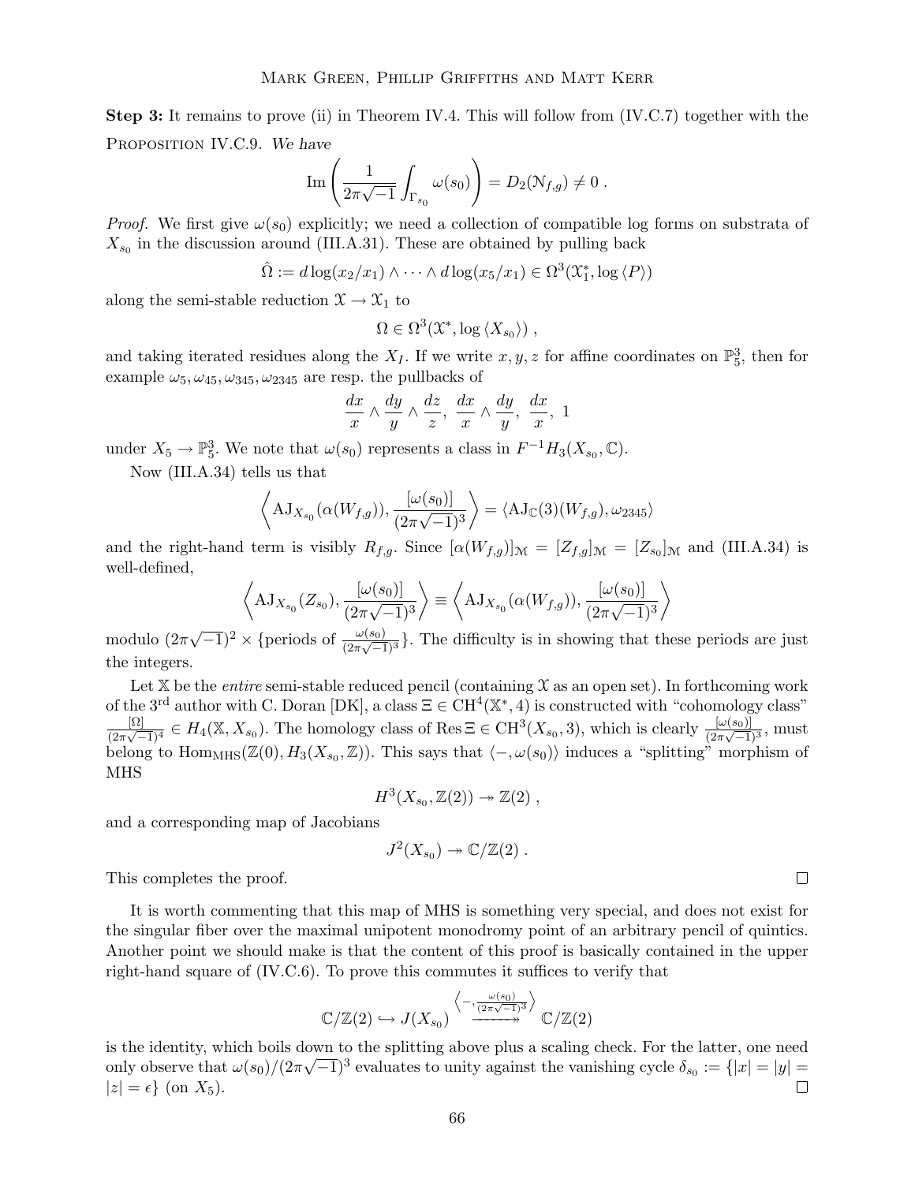**Step 3:** It remains to prove (ii) in Theorem IV.4. This will follow from (IV.C.7) together with the

Proposition IV.C.9. *We have*

$$\mathrm{Im}\left(\frac{1}{2\pi\sqrt{-1}}\int_{\Gamma_{s_0}}\omega(s_0)\right) = D_2(\mathcal{N}_{f,g}) \neq 0\ .$$

*Proof.* We first give $\omega(s_0)$ explicitly; we need a collection of compatible log forms on substrata of $X_{s_0}$ in the discussion around (III.A.31). These are obtained by pulling back

$$\hat{\Omega} := d\log(x_2/x_1)\wedge\cdots\wedge d\log(x_5/x_1) \in \Omega^3(\mathfrak{X}_1^*, \log\langle P\rangle)$$

along the semi-stable reduction $\mathfrak{X} \to \mathfrak{X}_1$ to

$$\Omega \in \Omega^3(\mathfrak{X}^*, \log\langle X_{s_0}\rangle)\ ,$$

and taking iterated residues along the $X_I$. If we write $x, y, z$ for affine coordinates on $\mathbb{P}^3_5$, then for example $\omega_5, \omega_{45}, \omega_{345}, \omega_{2345}$ are resp. the pullbacks of

$$\frac{dx}{x}\wedge\frac{dy}{y}\wedge\frac{dz}{z},\ \frac{dx}{x}\wedge\frac{dy}{y},\ \frac{dx}{x},\ 1$$

under $X_5 \to \mathbb{P}^3_5$. We note that $\omega(s_0)$ represents a class in $F^{-1}H_3(X_{s_0},\mathbb{C})$.

Now (III.A.34) tells us that

$$\left\langle \mathrm{AJ}_{X_{s_0}}(\alpha(W_{f,g})), \frac{[\omega(s_0)]}{(2\pi\sqrt{-1})^3}\right\rangle = \langle \mathrm{AJ}_{\mathbb{C}}(3)(W_{f,g}), \omega_{2345}\rangle$$

and the right-hand term is visibly $R_{f,g}$. Since $[\alpha(W_{f,g})]_{\mathcal{M}} = [Z_{f,g}]_{\mathcal{M}} = [Z_{s_0}]_{\mathcal{M}}$ and (III.A.34) is well-defined,

$$\left\langle \mathrm{AJ}_{X_{s_0}}(Z_{s_0}), \frac{[\omega(s_0)]}{(2\pi\sqrt{-1})^3}\right\rangle \equiv \left\langle \mathrm{AJ}_{X_{s_0}}(\alpha(W_{f,g})), \frac{[\omega(s_0)]}{(2\pi\sqrt{-1})^3}\right\rangle$$

modulo $(2\pi\sqrt{-1})^2 \times \{$periods of $\frac{\omega(s_0)}{(2\pi\sqrt{-1})^3}\}$. The difficulty is in showing that these periods are just the integers.

Let $\mathbb{X}$ be the *entire* semi-stable reduced pencil (containing $\mathfrak{X}$ as an open set). In forthcoming work of the 3rd author with C. Doran [DK], a class $\Xi \in \mathrm{CH}^4(\mathbb{X}^*, 4)$ is constructed with "cohomology class" $\frac{[\Omega]}{(2\pi\sqrt{-1})^4} \in H_4(\mathbb{X}, X_{s_0})$. The homology class of $\mathrm{Res}\,\Xi \in \mathrm{CH}^3(X_{s_0}, 3)$, which is clearly $\frac{[\omega(s_0)]}{(2\pi\sqrt{-1})^3}$, must belong to $\mathrm{Hom}_{\mathrm{MHS}}(\mathbb{Z}(0), H_3(X_{s_0},\mathbb{Z}))$. This says that $\langle -, \omega(s_0)\rangle$ induces a "splitting" morphism of MHS

$$H^3(X_{s_0}, \mathbb{Z}(2)) \twoheadrightarrow \mathbb{Z}(2)\ ,$$

and a corresponding map of Jacobians

$$J^2(X_{s_0}) \twoheadrightarrow \mathbb{C}/\mathbb{Z}(2)\ .$$

This completes the proof. $\square$

It is worth commenting that this map of MHS is something very special, and does not exist for the singular fiber over the maximal unipotent monodromy point of an arbitrary pencil of quintics. Another point we should make is that the content of this proof is basically contained in the upper right-hand square of (IV.C.6). To prove this commutes it suffices to verify that

$$\mathbb{C}/\mathbb{Z}(2) \hookrightarrow J(X_{s_0}) \xrightarrow{\left\langle -, \frac{\omega(s_0)}{(2\pi\sqrt{-1})^3}\right\rangle} \mathbb{C}/\mathbb{Z}(2)$$

is the identity, which boils down to the splitting above plus a scaling check. For the latter, one need only observe that $\omega(s_0)/(2\pi\sqrt{-1})^3$ evaluates to unity against the vanishing cycle $\delta_{s_0} := \{|x| = |y| = |z| = \epsilon\}$ (on $X_5$). $\square$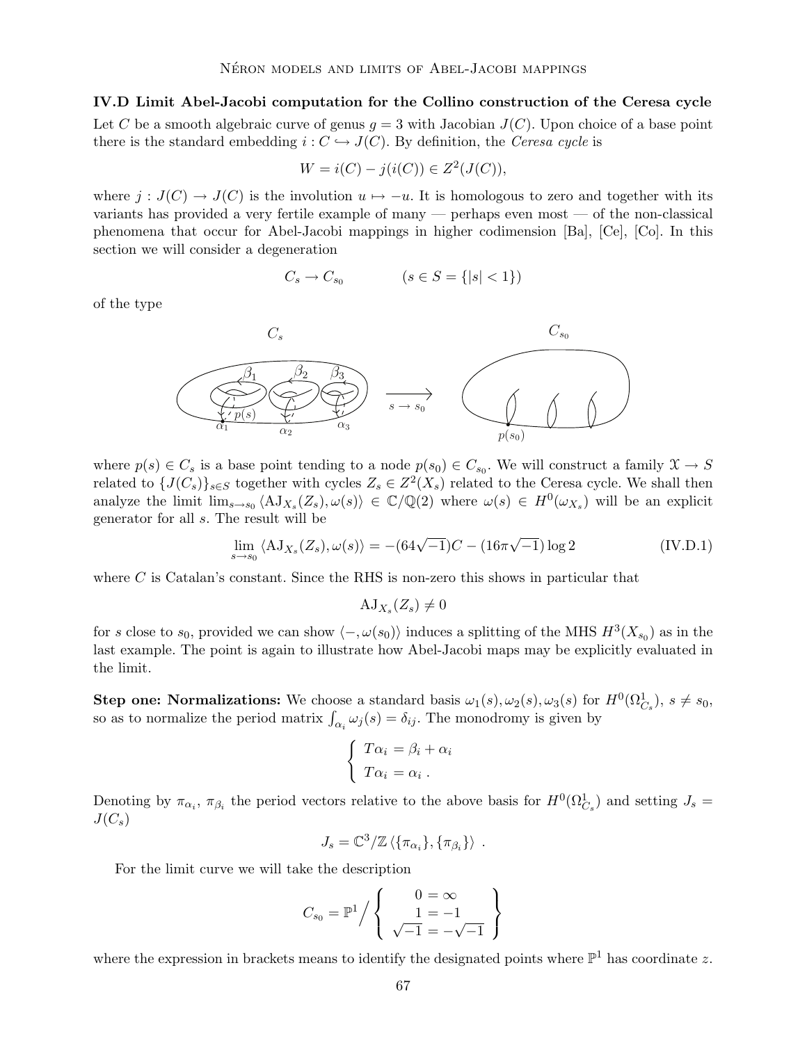### IV.D Limit Abel-Jacobi computation for the Collino construction of the Ceresa cycle

Let $C$ be a smooth algebraic curve of genus $g = 3$ with Jacobian $J(C)$. Upon choice of a base point there is the standard embedding $i : C \hookrightarrow J(C)$. By definition, the *Ceresa cycle* is

$$W = i(C) - j(i(C)) \in Z^2(J(C)),$$

where $j : J(C) \to J(C)$ is the involution $u \mapsto -u$. It is homologous to zero and together with its variants has provided a very fertile example of many — perhaps even most — of the non-classical phenomena that occur for Abel-Jacobi mappings in higher codimension [Ba], [Ce], [Co]. In this section we will consider a degeneration

$$C_s \to C_{s_0} \qquad (s \in S = \{|s| < 1\})$$

of the type

where $p(s) \in C_s$ is a base point tending to a node $p(s_0) \in C_{s_0}$. We will construct a family $\mathcal{X} \to S$ related to $\{J(C_s)\}_{s \in S}$ together with cycles $Z_s \in Z^2(X_s)$ related to the Ceresa cycle. We shall then analyze the limit $\lim_{s \to s_0} \langle \mathrm{AJ}_{X_s}(Z_s), \omega(s) \rangle \in \mathbb{C}/\mathbb{Q}(2)$ where $\omega(s) \in H^0(\omega_{X_s})$ will be an explicit generator for all $s$. The result will be

$$\lim_{s \to s_0} \langle \mathrm{AJ}_{X_s}(Z_s), \omega(s) \rangle = -(64\sqrt{-1})C - (16\pi\sqrt{-1}) \log 2 \tag{IV.D.1}$$

where $C$ is Catalan's constant. Since the RHS is non-zero this shows in particular that

$$\mathrm{AJ}_{X_s}(Z_s) \neq 0$$

for $s$ close to $s_0$, provided we can show $\langle -, \omega(s_0) \rangle$ induces a splitting of the MHS $H^3(X_{s_0})$ as in the last example. The point is again to illustrate how Abel-Jacobi maps may be explicitly evaluated in the limit.

**Step one: Normalizations:** We choose a standard basis $\omega_1(s), \omega_2(s), \omega_3(s)$ for $H^0(\Omega^1_{C_s})$, $s \neq s_0$, so as to normalize the period matrix $\int_{\alpha_i} \omega_j(s) = \delta_{ij}$. The monodromy is given by

$$\begin{cases} T\alpha_i = \beta_i + \alpha_i \\ T\alpha_i = \alpha_i \ . \end{cases}$$

Denoting by $\pi_{\alpha_i}$, $\pi_{\beta_i}$ the period vectors relative to the above basis for $H^0(\Omega^1_{C_s})$ and setting $J_s = J(C_s)$

$$J_s = \mathbb{C}^3 / \mathbb{Z} \langle \{\pi_{\alpha_i}\}, \{\pi_{\beta_i}\} \rangle \ .$$

For the limit curve we will take the description

$$C_{s_0} = \mathbb{P}^1 \Big/ \left\{ \begin{array}{c} 0 = \infty \\ 1 = -1 \\ \sqrt{-1} = -\sqrt{-1} \end{array} \right\}$$

where the expression in brackets means to identify the designated points where $\mathbb{P}^1$ has coordinate $z$.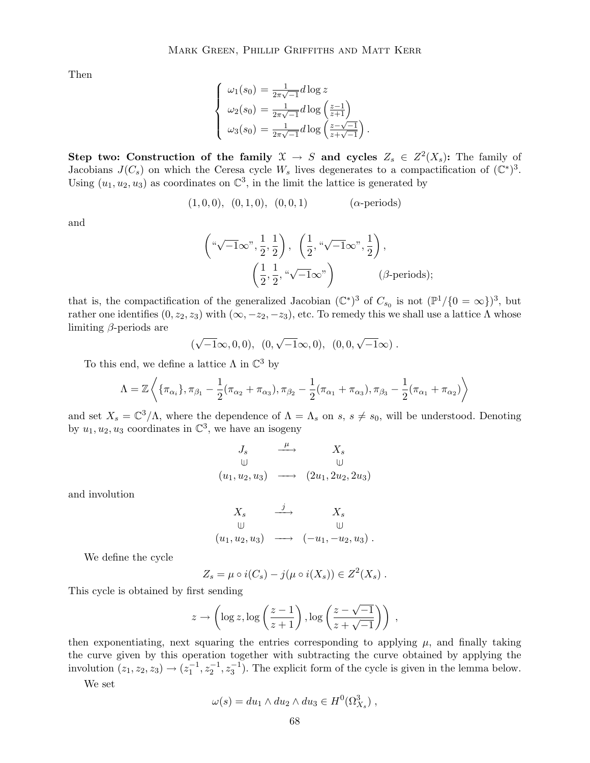Then

$$
\begin{cases}
\omega_1(s_0) = \frac{1}{2\pi\sqrt{-1}} d\log z \\
\omega_2(s_0) = \frac{1}{2\pi\sqrt{-1}} d\log\left(\frac{z-1}{z+1}\right) \\
\omega_3(s_0) = \frac{1}{2\pi\sqrt{-1}} d\log\left(\frac{z-\sqrt{-1}}{z+\sqrt{-1}}\right).
\end{cases}
$$

**Step two: Construction of the family $\mathcal{X} \to S$ and cycles $Z_s \in Z^2(X_s)$:** The family of Jacobians $J(C_s)$ on which the Ceresa cycle $W_s$ lives degenerates to a compactification of $(\mathbb{C}^*)^3$. Using $(u_1, u_2, u_3)$ as coordinates on $\mathbb{C}^3$, in the limit the lattice is generated by

$$
(1,0,0),\ (0,1,0),\ (0,0,1) \qquad\qquad (\alpha\text{-periods})
$$

and

$$
\left(\text{“}\sqrt{-1}\infty\text{”}, \frac{1}{2}, \frac{1}{2}\right),\ \left(\frac{1}{2}, \text{“}\sqrt{-1}\infty\text{”}, \frac{1}{2}\right),
$$
$$
\left(\frac{1}{2}, \frac{1}{2}, \text{“}\sqrt{-1}\infty\text{”}\right) \qquad\qquad (\beta\text{-periods});
$$

that is, the compactification of the generalized Jacobian $(\mathbb{C}^*)^3$ of $C_{s_0}$ is not $(\mathbb{P}^1/\{0=\infty\})^3$, but rather one identifies $(0, z_2, z_3)$ with $(\infty, -z_2, -z_3)$, etc. To remedy this we shall use a lattice $\Lambda$ whose limiting $\beta$-periods are

$$
(\sqrt{-1}\infty, 0, 0),\ (0, \sqrt{-1}\infty, 0),\ (0, 0, \sqrt{-1}\infty).
$$

To this end, we define a lattice $\Lambda$ in $\mathbb{C}^3$ by

$$
\Lambda = \mathbb{Z}\left\langle \{\pi_{\alpha_i}\}, \pi_{\beta_1} - \frac{1}{2}(\pi_{\alpha_2} + \pi_{\alpha_3}), \pi_{\beta_2} - \frac{1}{2}(\pi_{\alpha_1} + \pi_{\alpha_3}), \pi_{\beta_3} - \frac{1}{2}(\pi_{\alpha_1} + \pi_{\alpha_2}) \right\rangle
$$

and set $X_s = \mathbb{C}^3/\Lambda$, where the dependence of $\Lambda = \Lambda_s$ on $s$, $s \neq s_0$, will be understood. Denoting by $u_1, u_2, u_3$ coordinates in $\mathbb{C}^3$, we have an isogeny

$$
\begin{array}{ccc}
J_s & \xrightarrow{\mu} & X_s \\
\cup & & \cup \\
(u_1, u_2, u_3) & \longrightarrow & (2u_1, 2u_2, 2u_3)
\end{array}
$$

and involution

$$
\begin{array}{ccc}
X_s & \xrightarrow{j} & X_s \\
\cup & & \cup \\
(u_1, u_2, u_3) & \longrightarrow & (-u_1, -u_2, u_3).
\end{array}
$$

We define the cycle

$$
Z_s = \mu \circ i(C_s) - j(\mu \circ i(X_s)) \in Z^2(X_s).
$$

This cycle is obtained by first sending

$$
z \to \left(\log z, \log\left(\frac{z-1}{z+1}\right), \log\left(\frac{z-\sqrt{-1}}{z+\sqrt{-1}}\right)\right),
$$

then exponentiating, next squaring the entries corresponding to applying $\mu$, and finally taking the curve given by this operation together with subtracting the curve obtained by applying the involution $(z_1, z_2, z_3) \to (z_1^{-1}, z_2^{-1}, z_3^{-1})$. The explicit form of the cycle is given in the lemma below.

We set

$$
\omega(s) = du_1 \wedge du_2 \wedge du_3 \in H^0(\Omega^3_{X_s}),
$$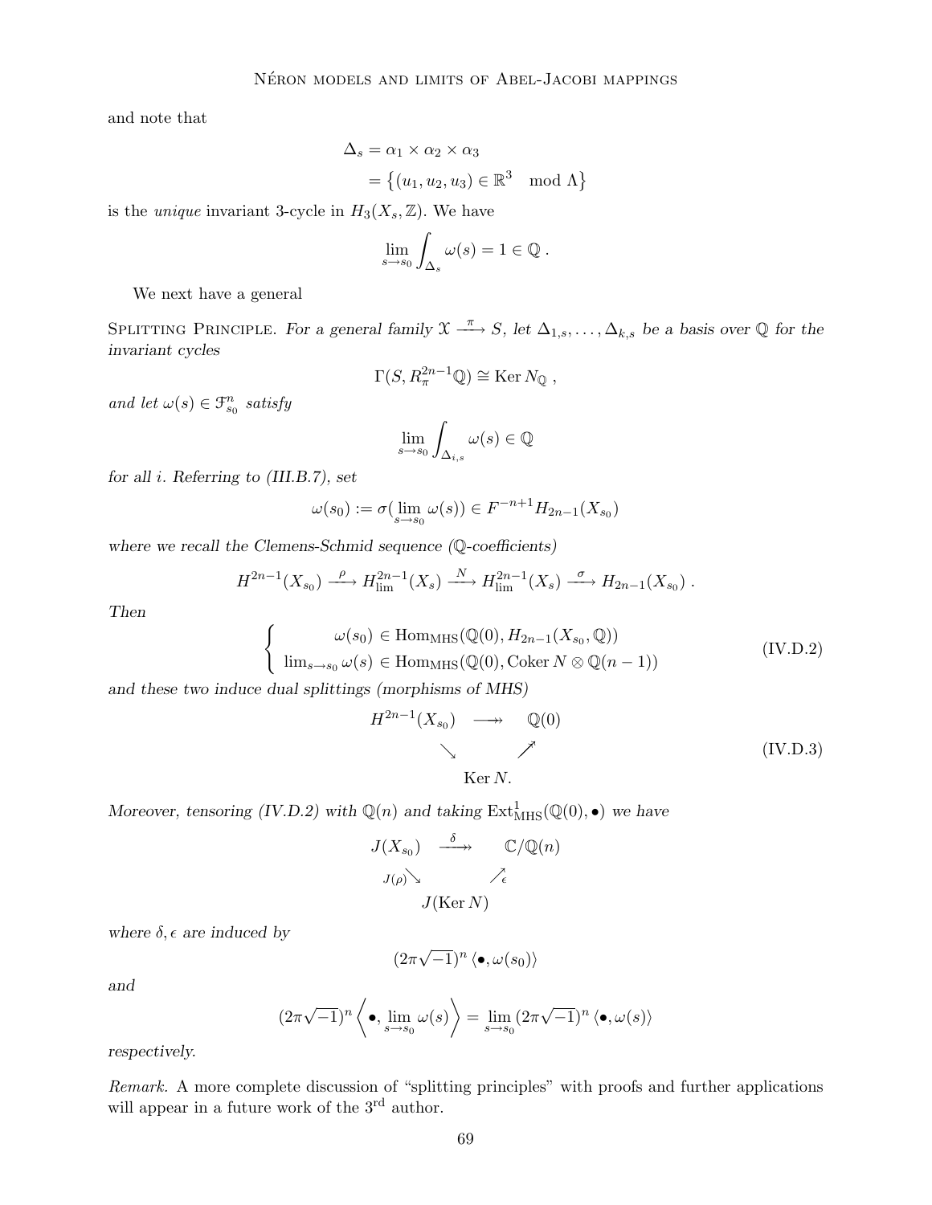and note that

$$\Delta_s = \alpha_1 \times \alpha_2 \times \alpha_3$$
$$= \left\{ (u_1, u_2, u_3) \in \mathbb{R}^3 \mod \Lambda \right\}$$

is the *unique* invariant 3-cycle in $H_3(X_s, \mathbb{Z})$. We have

$$\lim_{s \to s_0} \int_{\Delta_s} \omega(s) = 1 \in \mathbb{Q} \, .$$

We next have a general

Splitting Principle. *For a general family $\mathfrak{X} \xrightarrow{\pi} S$, let $\Delta_{1,s}, \ldots, \Delta_{k,s}$ be a basis over $\mathbb{Q}$ for the invariant cycles*

$$\Gamma(S, R_\pi^{2n-1}\mathbb{Q}) \cong \operatorname{Ker} N_{\mathbb{Q}} \, ,$$

*and let $\omega(s) \in \mathcal{F}^n_{s_0}$ satisfy*

$$\lim_{s \to s_0} \int_{\Delta_{i,s}} \omega(s) \in \mathbb{Q}$$

*for all $i$. Referring to (III.B.7), set*

$$\omega(s_0) := \sigma(\lim_{s \to s_0} \omega(s)) \in F^{-n+1} H_{2n-1}(X_{s_0})$$

*where we recall the Clemens-Schmid sequence ($\mathbb{Q}$-coefficients)*

$$H^{2n-1}(X_{s_0}) \xrightarrow{\rho} H^{2n-1}_{\lim}(X_s) \xrightarrow{N} H^{2n-1}_{\lim}(X_s) \xrightarrow{\sigma} H_{2n-1}(X_{s_0}) \, .$$

*Then*

$$\left\{ \begin{array}{r} \omega(s_0) \in \operatorname{Hom}_{\mathrm{MHS}}(\mathbb{Q}(0), H_{2n-1}(X_{s_0}, \mathbb{Q})) \\ \lim_{s \to s_0} \omega(s) \in \operatorname{Hom}_{\mathrm{MHS}}(\mathbb{Q}(0), \operatorname{Coker} N \otimes \mathbb{Q}(n-1)) \end{array} \right. \tag{IV.D.2}$$

*and these two induce dual splittings (morphisms of MHS)*

$$\begin{array}{ccc} H^{2n-1}(X_{s_0}) & \twoheadrightarrow & \mathbb{Q}(0) \\ & \searrow \quad \nearrow & \\ & \operatorname{Ker} N. & \end{array} \tag{IV.D.3}$$

*Moreover, tensoring (IV.D.2) with $\mathbb{Q}(n)$ and taking $\operatorname{Ext}^1_{\mathrm{MHS}}(\mathbb{Q}(0), \bullet)$ we have*

$$\begin{array}{ccc} J(X_{s_0}) & \xrightarrow{\delta} & \mathbb{C}/\mathbb{Q}(n) \\ & {\scriptstyle J(\rho)}\searrow \quad \nearrow{\scriptstyle \epsilon} & \\ & J(\operatorname{Ker} N) & \end{array}$$

*where $\delta, \epsilon$ are induced by*

$$(2\pi\sqrt{-1})^n \left\langle \bullet, \omega(s_0) \right\rangle$$

*and*

$$(2\pi\sqrt{-1})^n \left\langle \bullet, \lim_{s \to s_0} \omega(s) \right\rangle = \lim_{s \to s_0} (2\pi\sqrt{-1})^n \left\langle \bullet, \omega(s) \right\rangle$$

*respectively.*

*Remark.* A more complete discussion of "splitting principles" with proofs and further applications will appear in a future work of the 3rd author.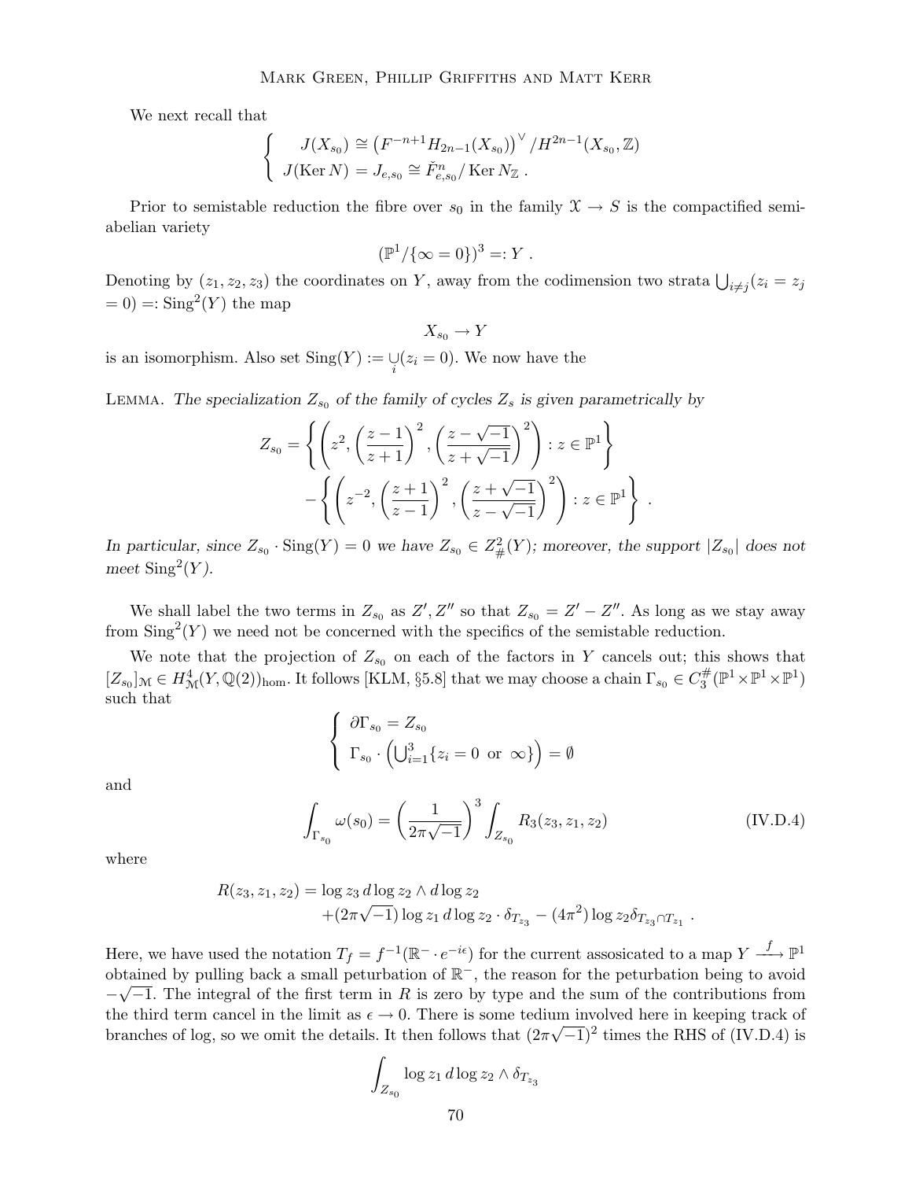We next recall that

$$\begin{cases} J(X_{s_0}) \cong \left(F^{-n+1}H_{2n-1}(X_{s_0})\right)^\vee / H^{2n-1}(X_{s_0},\mathbb{Z}) \\ J(\operatorname{Ker} N) = J_{e,s_0} \cong \check{F}^n_{e,s_0}/\operatorname{Ker} N_{\mathbb{Z}} \ . \end{cases}$$

Prior to semistable reduction the fibre over $s_0$ in the family $\mathcal{X} \to S$ is the compactified semi-abelian variety

$$(\mathbb{P}^1/\{\infty = 0\})^3 =: Y \ .$$

Denoting by $(z_1, z_2, z_3)$ the coordinates on $Y$, away from the codimension two strata $\bigcup_{i\neq j}(z_i = z_j = 0) =: \operatorname{Sing}^2(Y)$ the map

$$X_{s_0} \to Y$$

is an isomorphism. Also set $\operatorname{Sing}(Y) := \bigcup_i (z_i = 0)$. We now have the

LEMMA. *The specialization $Z_{s_0}$ of the family of cycles $Z_s$ is given parametrically by*

$$Z_{s_0} = \left\{ \left( z^2, \left(\frac{z-1}{z+1}\right)^2, \left(\frac{z-\sqrt{-1}}{z+\sqrt{-1}}\right)^2 \right) : z \in \mathbb{P}^1 \right\} - \left\{ \left( z^{-2}, \left(\frac{z+1}{z-1}\right)^2, \left(\frac{z+\sqrt{-1}}{z-\sqrt{-1}}\right)^2 \right) : z \in \mathbb{P}^1 \right\} \ .$$

*In particular, since $Z_{s_0} \cdot \operatorname{Sing}(Y) = 0$ we have $Z_{s_0} \in Z^2_{\#}(Y)$; moreover, the support $|Z_{s_0}|$ does not meet $\operatorname{Sing}^2(Y)$.*

We shall label the two terms in $Z_{s_0}$ as $Z', Z''$ so that $Z_{s_0} = Z' - Z''$. As long as we stay away from $\operatorname{Sing}^2(Y)$ we need not be concerned with the specifics of the semistable reduction.

We note that the projection of $Z_{s_0}$ on each of the factors in $Y$ cancels out; this shows that $[Z_{s_0}]_{\mathcal{M}} \in H^4_{\mathcal{M}}(Y, \mathbb{Q}(2))_{\text{hom}}$. It follows [KLM, §5.8] that we may choose a chain $\Gamma_{s_0} \in C^{\#}_3(\mathbb{P}^1 \times \mathbb{P}^1 \times \mathbb{P}^1)$ such that

$$\begin{cases} \partial \Gamma_{s_0} = Z_{s_0} \\ \Gamma_{s_0} \cdot \left( \bigcup_{i=1}^3 \{z_i = 0 \text{ or } \infty\} \right) = \emptyset \end{cases}$$

and

$$\int_{\Gamma_{s_0}} \omega(s_0) = \left(\frac{1}{2\pi\sqrt{-1}}\right)^3 \int_{Z_{s_0}} R_3(z_3, z_1, z_2) \tag{IV.D.4}$$

where

$$R(z_3, z_1, z_2) = \log z_3 \, d\log z_2 \wedge d\log z_2 + (2\pi\sqrt{-1}) \log z_1 \, d\log z_2 \cdot \delta_{T_{z_3}} - (4\pi^2) \log z_2 \delta_{T_{z_3} \cap T_{z_1}} \ .$$

Here, we have used the notation $T_f = f^{-1}(\mathbb{R}^- \cdot e^{-i\epsilon})$ for the current assosicated to a map $Y \xrightarrow{f} \mathbb{P}^1$ obtained by pulling back a small peturbation of $\mathbb{R}^-$, the reason for the peturbation being to avoid $-\sqrt{-1}$. The integral of the first term in $R$ is zero by type and the sum of the contributions from the third term cancel in the limit as $\epsilon \to 0$. There is some tedium involved here in keeping track of branches of log, so we omit the details. It then follows that $(2\pi\sqrt{-1})^2$ times the RHS of (IV.D.4) is

$$\int_{Z_{s_0}} \log z_1 \, d\log z_2 \wedge \delta_{T_{z_3}}$$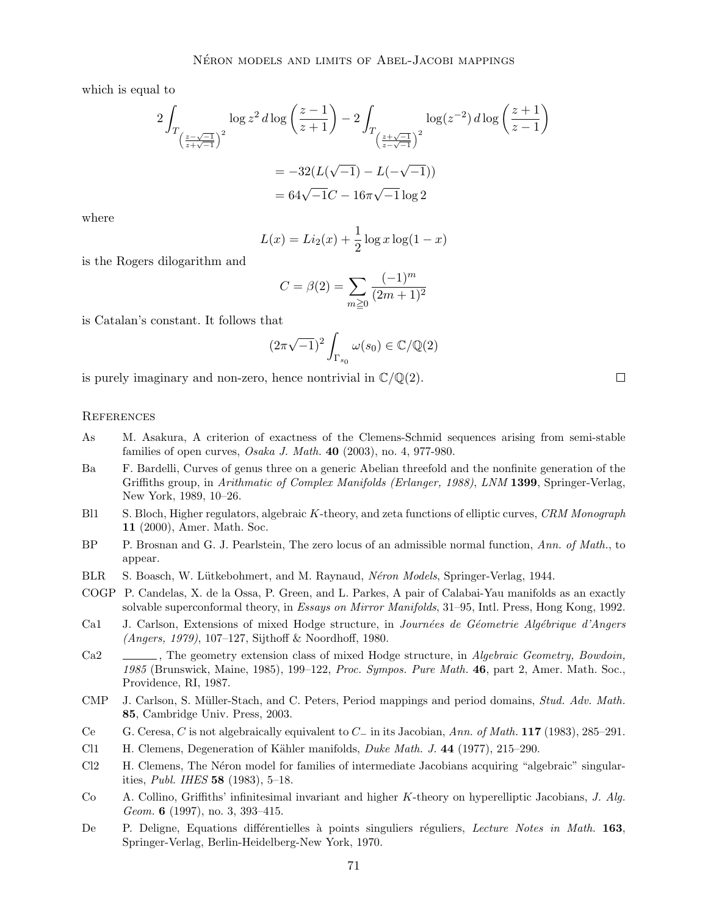which is equal to

$$2\int_{T_{\left(\frac{z-\sqrt{-1}}{z+\sqrt{-1}}\right)^2}} \log z^2 \, d\log\left(\frac{z-1}{z+1}\right) - 2\int_{T_{\left(\frac{z+\sqrt{-1}}{z-\sqrt{-1}}\right)^2}} \log(z^{-2}) \, d\log\left(\frac{z+1}{z-1}\right)$$

$$= -32(L(\sqrt{-1}) - L(-\sqrt{-1}))$$

$$= 64\sqrt{-1}C - 16\pi\sqrt{-1}\log 2$$

where

$$L(x) = Li_2(x) + \frac{1}{2}\log x \log(1-x)$$

is the Rogers dilogarithm and

$$C = \beta(2) = \sum_{m \geqq 0} \frac{(-1)^m}{(2m+1)^2}$$

is Catalan's constant. It follows that

$$(2\pi\sqrt{-1})^2 \int_{\Gamma_{s_0}} \omega(s_0) \in \mathbb{C}/\mathbb{Q}(2)$$

is purely imaginary and non-zero, hence nontrivial in $\mathbb{C}/\mathbb{Q}(2)$. □

## References

- As M. Asakura, A criterion of exactness of the Clemens-Schmid sequences arising from semi-stable families of open curves, *Osaka J. Math.* **40** (2003), no. 4, 977-980.
- Ba F. Bardelli, Curves of genus three on a generic Abelian threefold and the nonfinite generation of the Griffiths group, in *Arithmatic of Complex Manifolds (Erlanger, 1988)*, *LNM* **1399**, Springer-Verlag, New York, 1989, 10–26.
- Bl1 S. Bloch, Higher regulators, algebraic $K$-theory, and zeta functions of elliptic curves, *CRM Monograph* **11** (2000), Amer. Math. Soc.
- BP P. Brosnan and G. J. Pearlstein, The zero locus of an admissible normal function, *Ann. of Math.*, to appear.
- BLR S. Boasch, W. Lütkebohmert, and M. Raynaud, *Néron Models*, Springer-Verlag, 1944.
- COGP P. Candelas, X. de la Ossa, P. Green, and L. Parkes, A pair of Calabai-Yau manifolds as an exactly solvable superconformal theory, in *Essays on Mirror Manifolds*, 31–95, Intl. Press, Hong Kong, 1992.
- Ca1 J. Carlson, Extensions of mixed Hodge structure, in *Journées de Géometrie Algébrique d'Angers (Angers, 1979)*, 107–127, Sijthoff & Noordhoff, 1980.
- Ca2 ______, The geometry extension class of mixed Hodge structure, in *Algebraic Geometry, Bowdoin, 1985* (Brunswick, Maine, 1985), 199–122, *Proc. Sympos. Pure Math.* **46**, part 2, Amer. Math. Soc., Providence, RI, 1987.
- CMP J. Carlson, S. Müller-Stach, and C. Peters, Period mappings and period domains, *Stud. Adv. Math.* **85**, Cambridge Univ. Press, 2003.
- Ce G. Ceresa, $C$ is not algebraically equivalent to $C_-$ in its Jacobian, *Ann. of Math.* **117** (1983), 285–291.
- Cl1 H. Clemens, Degeneration of Kähler manifolds, *Duke Math. J.* **44** (1977), 215–290.
- Cl2 H. Clemens, The Néron model for families of intermediate Jacobians acquiring "algebraic" singularities, *Publ. IHES* **58** (1983), 5–18.
- Co A. Collino, Griffiths' infinitesimal invariant and higher $K$-theory on hyperelliptic Jacobians, *J. Alg. Geom.* **6** (1997), no. 3, 393–415.
- De P. Deligne, Equations différentielles à points singuliers réguliers, *Lecture Notes in Math.* **163**, Springer-Verlag, Berlin-Heidelberg-New York, 1970.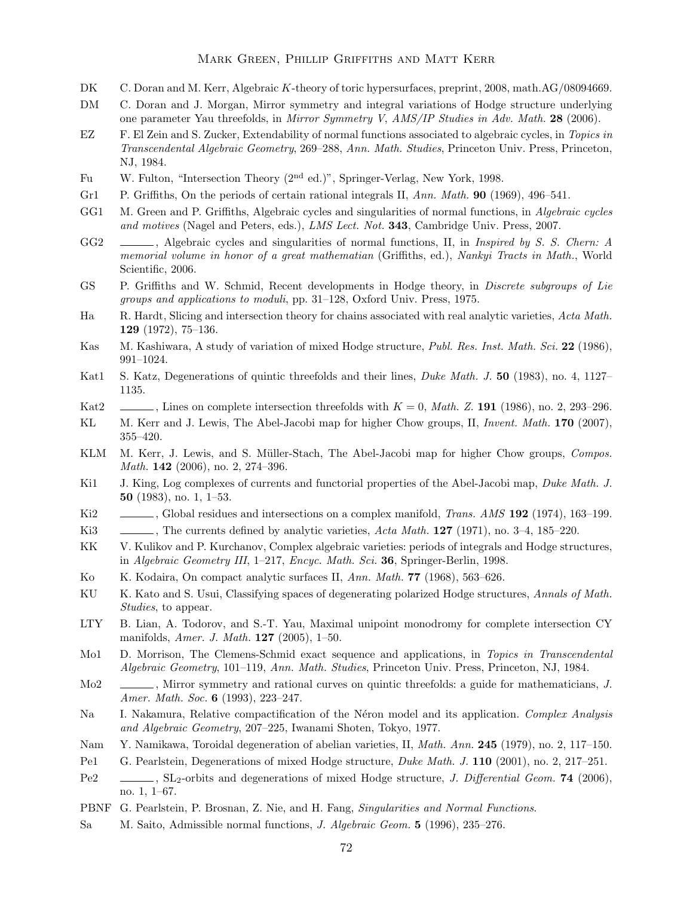DK C. Doran and M. Kerr, Algebraic $K$-theory of toric hypersurfaces, preprint, 2008, math.AG/08094669.

DM C. Doran and J. Morgan, Mirror symmetry and integral variations of Hodge structure underlying one parameter Yau threefolds, in *Mirror Symmetry V*, *AMS/IP Studies in Adv. Math.* **28** (2006).

EZ F. El Zein and S. Zucker, Extendability of normal functions associated to algebraic cycles, in *Topics in Transcendental Algebraic Geometry*, 269–288, *Ann. Math. Studies*, Princeton Univ. Press, Princeton, NJ, 1984.

Fu W. Fulton, "Intersection Theory (2nd ed.)", Springer-Verlag, New York, 1998.

Gr1 P. Griffiths, On the periods of certain rational integrals II, *Ann. Math.* **90** (1969), 496–541.

GG1 M. Green and P. Griffiths, Algebraic cycles and singularities of normal functions, in *Algebraic cycles and motives* (Nagel and Peters, eds.), *LMS Lect. Not.* **343**, Cambridge Univ. Press, 2007.

GG2 ———, Algebraic cycles and singularities of normal functions, II, in *Inspired by S. S. Chern: A memorial volume in honor of a great mathematian* (Griffiths, ed.), *Nankyi Tracts in Math.*, World Scientific, 2006.

GS P. Griffiths and W. Schmid, Recent developments in Hodge theory, in *Discrete subgroups of Lie groups and applications to moduli*, pp. 31–128, Oxford Univ. Press, 1975.

Ha R. Hardt, Slicing and intersection theory for chains associated with real analytic varieties, *Acta Math.* **129** (1972), 75–136.

Kas M. Kashiwara, A study of variation of mixed Hodge structure, *Publ. Res. Inst. Math. Sci.* **22** (1986), 991–1024.

Kat1 S. Katz, Degenerations of quintic threefolds and their lines, *Duke Math. J.* **50** (1983), no. 4, 1127–1135.

Kat2 ———, Lines on complete intersection threefolds with $K = 0$, *Math. Z.* **191** (1986), no. 2, 293–296.

KL M. Kerr and J. Lewis, The Abel-Jacobi map for higher Chow groups, II, *Invent. Math.* **170** (2007), 355–420.

KLM M. Kerr, J. Lewis, and S. Müller-Stach, The Abel-Jacobi map for higher Chow groups, *Compos. Math.* **142** (2006), no. 2, 274–396.

Ki1 J. King, Log complexes of currents and functorial properties of the Abel-Jacobi map, *Duke Math. J.* **50** (1983), no. 1, 1–53.

Ki2 ———, Global residues and intersections on a complex manifold, *Trans. AMS* **192** (1974), 163–199.

Ki3 ———, The currents defined by analytic varieties, *Acta Math.* **127** (1971), no. 3–4, 185–220.

KK V. Kulikov and P. Kurchanov, Complex algebraic varieties: periods of integrals and Hodge structures, in *Algebraic Geometry III*, 1–217, *Encyc. Math. Sci.* **36**, Springer-Berlin, 1998.

Ko K. Kodaira, On compact analytic surfaces II, *Ann. Math.* **77** (1968), 563–626.

KU K. Kato and S. Usui, Classifying spaces of degenerating polarized Hodge structures, *Annals of Math. Studies*, to appear.

LTY B. Lian, A. Todorov, and S.-T. Yau, Maximal unipoint monodromy for complete intersection CY manifolds, *Amer. J. Math.* **127** (2005), 1–50.

Mo1 D. Morrison, The Clemens-Schmid exact sequence and applications, in *Topics in Transcendental Algebraic Geometry*, 101–119, *Ann. Math. Studies*, Princeton Univ. Press, Princeton, NJ, 1984.

Mo2 ———, Mirror symmetry and rational curves on quintic threefolds: a guide for mathematicians, *J. Amer. Math. Soc.* **6** (1993), 223–247.

Na I. Nakamura, Relative compactification of the Néron model and its application. *Complex Analysis and Algebraic Geometry*, 207–225, Iwanami Shoten, Tokyo, 1977.

Nam Y. Namikawa, Toroidal degeneration of abelian varieties, II, *Math. Ann.* **245** (1979), no. 2, 117–150.

Pe1 G. Pearlstein, Degenerations of mixed Hodge structure, *Duke Math. J.* **110** (2001), no. 2, 217–251.

Pe2 ———, $\mathrm{SL}_2$-orbits and degenerations of mixed Hodge structure, *J. Differential Geom.* **74** (2006), no. 1, 1–67.

PBNF G. Pearlstein, P. Brosnan, Z. Nie, and H. Fang, *Singularities and Normal Functions*.

Sa M. Saito, Admissible normal functions, *J. Algebraic Geom.* **5** (1996), 235–276.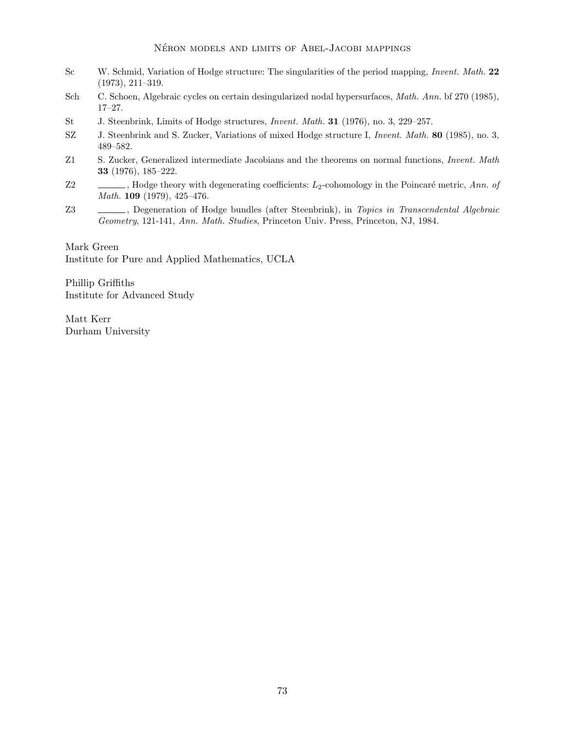Sc W. Schmid, Variation of Hodge structure: The singularities of the period mapping, *Invent. Math.* **22** (1973), 211–319.

Sch C. Schoen, Algebraic cycles on certain desingularized nodal hypersurfaces, *Math. Ann.* bf 270 (1985), 17–27.

St J. Steenbrink, Limits of Hodge structures, *Invent. Math.* **31** (1976), no. 3, 229–257.

SZ J. Steenbrink and S. Zucker, Variations of mixed Hodge structure I, *Invent. Math.* **80** (1985), no. 3, 489–582.

Z1 S. Zucker, Generalized intermediate Jacobians and the theorems on normal functions, *Invent. Math* **33** (1976), 185–222.

Z2 ______, Hodge theory with degenerating coefficients: $L_2$-cohomology in the Poincaré metric, *Ann. of Math.* **109** (1979), 425–476.

Z3 ______, Degeneration of Hodge bundles (after Steenbrink), in *Topics in Transcendental Algebraic Geometry*, 121-141, *Ann. Math. Studies*, Princeton Univ. Press, Princeton, NJ, 1984.

Mark Green
Institute for Pure and Applied Mathematics, UCLA

Phillip Griffiths
Institute for Advanced Study

Matt Kerr
Durham University